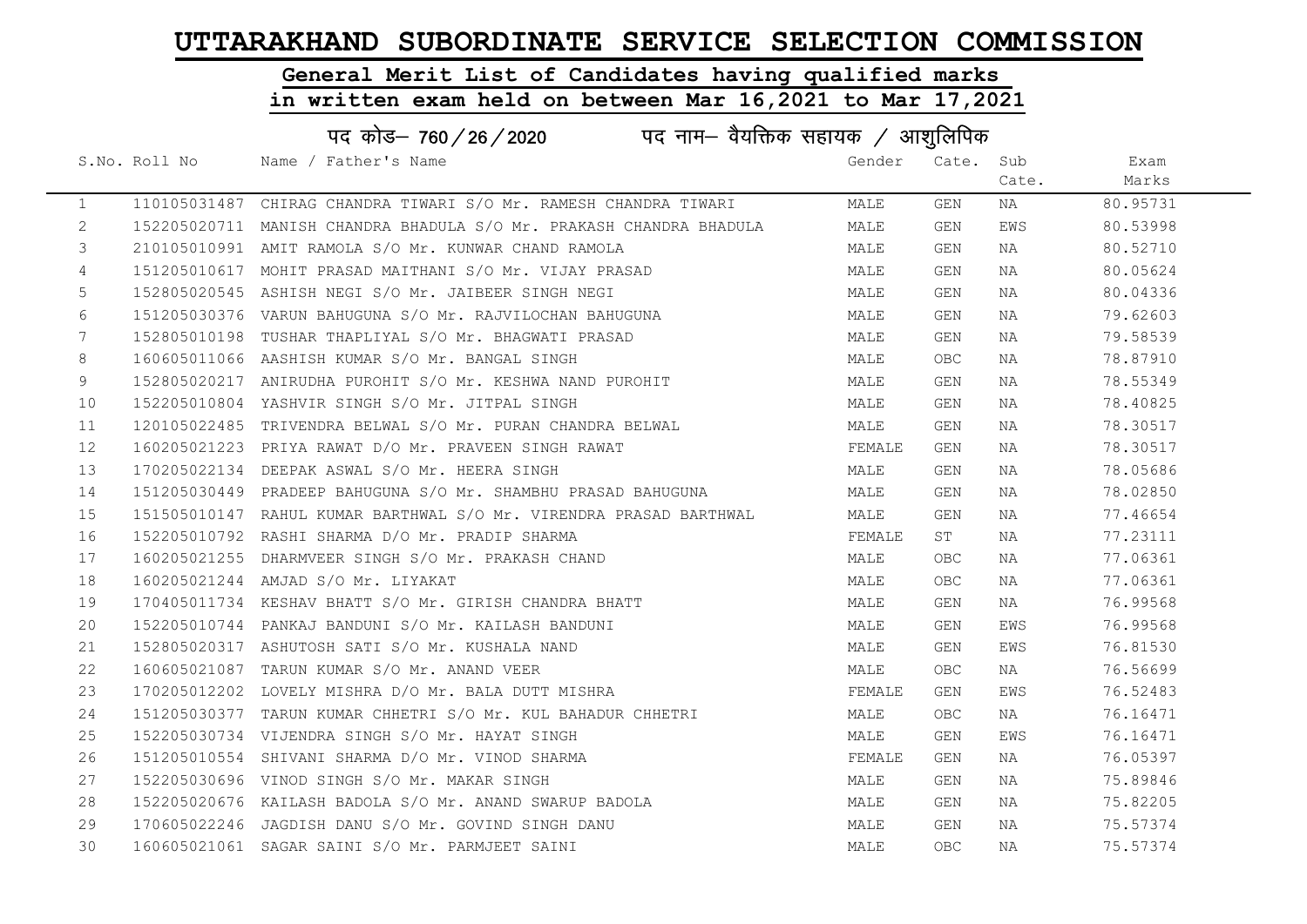# UTTARAKHAND SUBORDINATE SERVICE SELECTION COMMISSION

## General Merit List of Candidates having qualified marks in written exam held on between Mar 16,2021 to Mar 17,2021

### पद कोड– 760/26/2020 पद नाम– वैयक्तिक सहायक / आशुलिपिक

| S.No. | Roll No | Name / Father's Name | Gender | Cate. | Sub Cate. | Exam Marks |
|---|---|---|---|---|---|---|
| 1 | 110105031487 | CHIRAG CHANDRA TIWARI S/O Mr. RAMESH CHANDRA TIWARI | MALE | GEN | NA | 80.95731 |
| 2 | 152205020711 | MANISH CHANDRA BHADULA S/O Mr. PRAKASH CHANDRA BHADULA | MALE | GEN | EWS | 80.53998 |
| 3 | 210105010991 | AMIT RAMOLA S/O Mr. KUNWAR CHAND RAMOLA | MALE | GEN | NA | 80.52710 |
| 4 | 151205010617 | MOHIT PRASAD MAITHANI S/O Mr. VIJAY PRASAD | MALE | GEN | NA | 80.05624 |
| 5 | 152805020545 | ASHISH NEGI S/O Mr. JAIBEER SINGH NEGI | MALE | GEN | NA | 80.04336 |
| 6 | 151205030376 | VARUN BAHUGUNA S/O Mr. RAJVILOCHAN BAHUGUNA | MALE | GEN | NA | 79.62603 |
| 7 | 152805010198 | TUSHAR THAPLIYAL S/O Mr. BHAGWATI PRASAD | MALE | GEN | NA | 79.58539 |
| 8 | 160605011066 | AASHISH KUMAR S/O Mr. BANGAL SINGH | MALE | OBC | NA | 78.87910 |
| 9 | 152805020217 | ANIRUDHA PUROHIT S/O Mr. KESHWA NAND PUROHIT | MALE | GEN | NA | 78.55349 |
| 10 | 152205010804 | YASHVIR SINGH S/O Mr. JITPAL SINGH | MALE | GEN | NA | 78.40825 |
| 11 | 120105022485 | TRIVENDRA BELWAL S/O Mr. PURAN CHANDRA BELWAL | MALE | GEN | NA | 78.30517 |
| 12 | 160205021223 | PRIYA RAWAT D/O Mr. PRAVEEN SINGH RAWAT | FEMALE | GEN | NA | 78.30517 |
| 13 | 170205022134 | DEEPAK ASWAL S/O Mr. HEERA SINGH | MALE | GEN | NA | 78.05686 |
| 14 | 151205030449 | PRADEEP BAHUGUNA S/O Mr. SHAMBHU PRASAD BAHUGUNA | MALE | GEN | NA | 78.02850 |
| 15 | 151505010147 | RAHUL KUMAR BARTHWAL S/O Mr. VIRENDRA PRASAD BARTHWAL | MALE | GEN | NA | 77.46654 |
| 16 | 152205010792 | RASHI SHARMA D/O Mr. PRADIP SHARMA | FEMALE | ST | NA | 77.23111 |
| 17 | 160205021255 | DHARMVEER SINGH S/O Mr. PRAKASH CHAND | MALE | OBC | NA | 77.06361 |
| 18 | 160205021244 | AMJAD S/O Mr. LIYAKAT | MALE | OBC | NA | 77.06361 |
| 19 | 170405011734 | KESHAV BHATT S/O Mr. GIRISH CHANDRA BHATT | MALE | GEN | NA | 76.99568 |
| 20 | 152205010744 | PANKAJ BANDUNI S/O Mr. KAILASH BANDUNI | MALE | GEN | EWS | 76.99568 |
| 21 | 152805020317 | ASHUTOSH SATI S/O Mr. KUSHALA NAND | MALE | GEN | EWS | 76.81530 |
| 22 | 160605021087 | TARUN KUMAR S/O Mr. ANAND VEER | MALE | OBC | NA | 76.56699 |
| 23 | 170205012202 | LOVELY MISHRA D/O Mr. BALA DUTT MISHRA | FEMALE | GEN | EWS | 76.52483 |
| 24 | 151205030377 | TARUN KUMAR CHHETRI S/O Mr. KUL BAHADUR CHHETRI | MALE | OBC | NA | 76.16471 |
| 25 | 152205030734 | VIJENDRA SINGH S/O Mr. HAYAT SINGH | MALE | GEN | EWS | 76.16471 |
| 26 | 151205010554 | SHIVANI SHARMA D/O Mr. VINOD SHARMA | FEMALE | GEN | NA | 76.05397 |
| 27 | 152205030696 | VINOD SINGH S/O Mr. MAKAR SINGH | MALE | GEN | NA | 75.89846 |
| 28 | 152205020676 | KAILASH BADOLA S/O Mr. ANAND SWARUP BADOLA | MALE | GEN | NA | 75.82205 |
| 29 | 170605022246 | JAGDISH DANU S/O Mr. GOVIND SINGH DANU | MALE | GEN | NA | 75.57374 |
| 30 | 160605021061 | SAGAR SAINI S/O Mr. PARMJEET SAINI | MALE | OBC | NA | 75.57374 |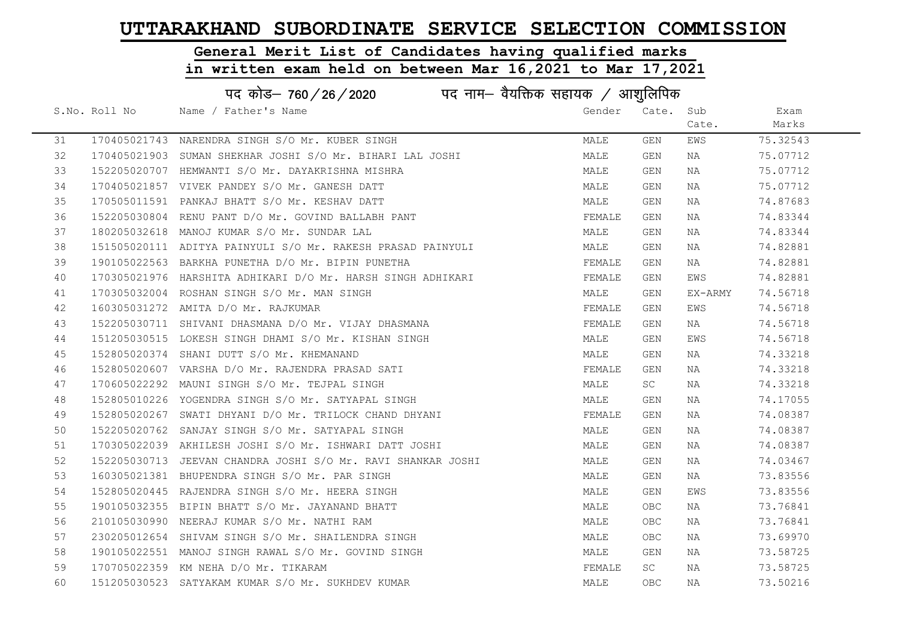# UTTARAKHAND SUBORDINATE SERVICE SELECTION COMMISSION

## General Merit List of Candidates having qualified marks in written exam held on between Mar 16,2021 to Mar 17,2021

### पद कोड– 760 / 26 / 2020 पद नाम– वैयक्तिक सहायक / आशुलिपिक

| S.No. | Roll No | Name / Father's Name | Gender | Cate. | Sub Cate. | Exam Marks |
|---|---|---|---|---|---|---|
| 31 | 170405021743 | NARENDRA SINGH S/O Mr. KUBER SINGH | MALE | GEN | EWS | 75.32543 |
| 32 | 170405021903 | SUMAN SHEKHAR JOSHI S/O Mr. BIHARI LAL JOSHI | MALE | GEN | NA | 75.07712 |
| 33 | 152205020707 | HEMWANTI S/O Mr. DAYAKRISHNA MISHRA | MALE | GEN | NA | 75.07712 |
| 34 | 170405021857 | VIVEK PANDEY S/O Mr. GANESH DATT | MALE | GEN | NA | 75.07712 |
| 35 | 170505011591 | PANKAJ BHATT S/O Mr. KESHAV DATT | MALE | GEN | NA | 74.87683 |
| 36 | 152205030804 | RENU PANT D/O Mr. GOVIND BALLABH PANT | FEMALE | GEN | NA | 74.83344 |
| 37 | 180205032618 | MANOJ KUMAR S/O Mr. SUNDAR LAL | MALE | GEN | NA | 74.83344 |
| 38 | 151505020111 | ADITYA PAINYULI S/O Mr. RAKESH PRASAD PAINYULI | MALE | GEN | NA | 74.82881 |
| 39 | 190105022563 | BARKHA PUNETHA D/O Mr. BIPIN PUNETHA | FEMALE | GEN | NA | 74.82881 |
| 40 | 170305021976 | HARSHITA ADHIKARI D/O Mr. HARSH SINGH ADHIKARI | FEMALE | GEN | EWS | 74.82881 |
| 41 | 170305032004 | ROSHAN SINGH S/O Mr. MAN SINGH | MALE | GEN | EX-ARMY | 74.56718 |
| 42 | 160305031272 | AMITA D/O Mr. RAJKUMAR | FEMALE | GEN | EWS | 74.56718 |
| 43 | 152205030711 | SHIVANI DHASMANA D/O Mr. VIJAY DHASMANA | FEMALE | GEN | NA | 74.56718 |
| 44 | 151205030515 | LOKESH SINGH DHAMI S/O Mr. KISHAN SINGH | MALE | GEN | EWS | 74.56718 |
| 45 | 152805020374 | SHANI DUTT S/O Mr. KHEMANAND | MALE | GEN | NA | 74.33218 |
| 46 | 152805020607 | VARSHA D/O Mr. RAJENDRA PRASAD SATI | FEMALE | GEN | NA | 74.33218 |
| 47 | 170605022292 | MAUNI SINGH S/O Mr. TEJPAL SINGH | MALE | SC | NA | 74.33218 |
| 48 | 152805010226 | YOGENDRA SINGH S/O Mr. SATYAPAL SINGH | MALE | GEN | NA | 74.17055 |
| 49 | 152805020267 | SWATI DHYANI D/O Mr. TRILOCK CHAND DHYANI | FEMALE | GEN | NA | 74.08387 |
| 50 | 152205020762 | SANJAY SINGH S/O Mr. SATYAPAL SINGH | MALE | GEN | NA | 74.08387 |
| 51 | 170305022039 | AKHILESH JOSHI S/O Mr. ISHWARI DATT JOSHI | MALE | GEN | NA | 74.08387 |
| 52 | 152205030713 | JEEVAN CHANDRA JOSHI S/O Mr. RAVI SHANKAR JOSHI | MALE | GEN | NA | 74.03467 |
| 53 | 160305021381 | BHUPENDRA SINGH S/O Mr. PAR SINGH | MALE | GEN | NA | 73.83556 |
| 54 | 152805020445 | RAJENDRA SINGH S/O Mr. HEERA SINGH | MALE | GEN | EWS | 73.83556 |
| 55 | 190105032355 | BIPIN BHATT S/O Mr. JAYANAND BHATT | MALE | OBC | NA | 73.76841 |
| 56 | 210105030990 | NEERAJ KUMAR S/O Mr. NATHI RAM | MALE | OBC | NA | 73.76841 |
| 57 | 230205012654 | SHIVAM SINGH S/O Mr. SHAILENDRA SINGH | MALE | OBC | NA | 73.69970 |
| 58 | 190105022551 | MANOJ SINGH RAWAL S/O Mr. GOVIND SINGH | MALE | GEN | NA | 73.58725 |
| 59 | 170705022359 | KM NEHA D/O Mr. TIKARAM | FEMALE | SC | NA | 73.58725 |
| 60 | 151205030523 | SATYAKAM KUMAR S/O Mr. SUKHDEV KUMAR | MALE | OBC | NA | 73.50216 |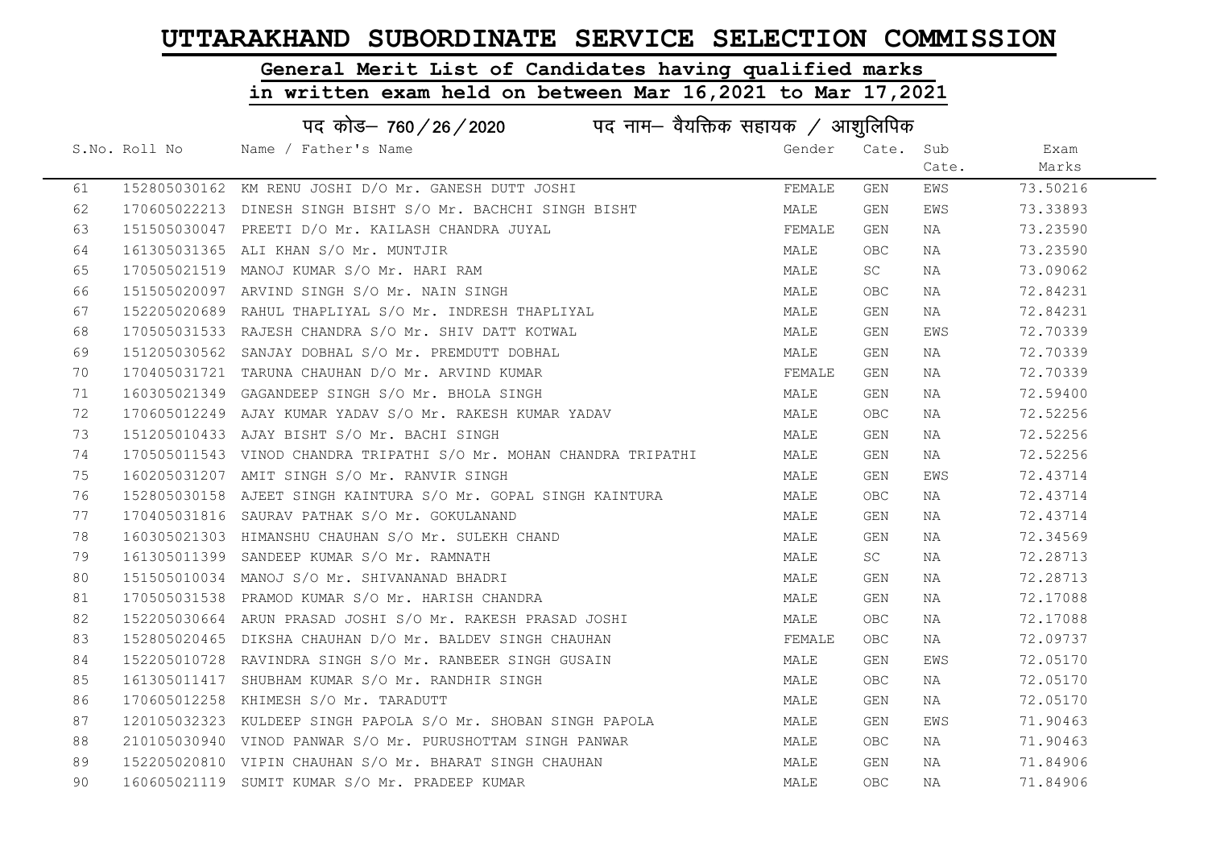# UTTARAKHAND SUBORDINATE SERVICE SELECTION COMMISSION

## General Merit List of Candidates having qualified marks in written exam held on between Mar 16,2021 to Mar 17,2021

### पद कोड– 760 / 26 / 2020 पद नाम– वैयक्तिक सहायक / आशुलिपिक

| S.No. | Roll No | Name / Father's Name | Gender | Cate. | Sub Cate. | Exam Marks |
|---|---|---|---|---|---|---|
| 61 | 152805030162 | KM RENU JOSHI D/O Mr. GANESH DUTT JOSHI | FEMALE | GEN | EWS | 73.50216 |
| 62 | 170605022213 | DINESH SINGH BISHT S/O Mr. BACHCHI SINGH BISHT | MALE | GEN | EWS | 73.33893 |
| 63 | 151505030047 | PREETI D/O Mr. KAILASH CHANDRA JUYAL | FEMALE | GEN | NA | 73.23590 |
| 64 | 161305031365 | ALI KHAN S/O Mr. MUNTJIR | MALE | OBC | NA | 73.23590 |
| 65 | 170505021519 | MANOJ KUMAR S/O Mr. HARI RAM | MALE | SC | NA | 73.09062 |
| 66 | 151505020097 | ARVIND SINGH S/O Mr. NAIN SINGH | MALE | OBC | NA | 72.84231 |
| 67 | 152205020689 | RAHUL THAPLIYAL S/O Mr. INDRESH THAPLIYAL | MALE | GEN | NA | 72.84231 |
| 68 | 170505031533 | RAJESH CHANDRA S/O Mr. SHIV DATT KOTWAL | MALE | GEN | EWS | 72.70339 |
| 69 | 151205030562 | SANJAY DOBHAL S/O Mr. PREMDUTT DOBHAL | MALE | GEN | NA | 72.70339 |
| 70 | 170405031721 | TARUNA CHAUHAN D/O Mr. ARVIND KUMAR | FEMALE | GEN | NA | 72.70339 |
| 71 | 160305021349 | GAGANDEEP SINGH S/O Mr. BHOLA SINGH | MALE | GEN | NA | 72.59400 |
| 72 | 170605012249 | AJAY KUMAR YADAV S/O Mr. RAKESH KUMAR YADAV | MALE | OBC | NA | 72.52256 |
| 73 | 151205010433 | AJAY BISHT S/O Mr. BACHI SINGH | MALE | GEN | NA | 72.52256 |
| 74 | 170505011543 | VINOD CHANDRA TRIPATHI S/O Mr. MOHAN CHANDRA TRIPATHI | MALE | GEN | NA | 72.52256 |
| 75 | 160205031207 | AMIT SINGH S/O Mr. RANVIR SINGH | MALE | GEN | EWS | 72.43714 |
| 76 | 152805030158 | AJEET SINGH KAINTURA S/O Mr. GOPAL SINGH KAINTURA | MALE | OBC | NA | 72.43714 |
| 77 | 170405031816 | SAURAV PATHAK S/O Mr. GOKULANAND | MALE | GEN | NA | 72.43714 |
| 78 | 160305021303 | HIMANSHU CHAUHAN S/O Mr. SULEKH CHAND | MALE | GEN | NA | 72.34569 |
| 79 | 161305011399 | SANDEEP KUMAR S/O Mr. RAMNATH | MALE | SC | NA | 72.28713 |
| 80 | 151505010034 | MANOJ S/O Mr. SHIVANANAD BHADRI | MALE | GEN | NA | 72.28713 |
| 81 | 170505031538 | PRAMOD KUMAR S/O Mr. HARISH CHANDRA | MALE | GEN | NA | 72.17088 |
| 82 | 152205030664 | ARUN PRASAD JOSHI S/O Mr. RAKESH PRASAD JOSHI | MALE | OBC | NA | 72.17088 |
| 83 | 152805020465 | DIKSHA CHAUHAN D/O Mr. BALDEV SINGH CHAUHAN | FEMALE | OBC | NA | 72.09737 |
| 84 | 152205010728 | RAVINDRA SINGH S/O Mr. RANBEER SINGH GUSAIN | MALE | GEN | EWS | 72.05170 |
| 85 | 161305011417 | SHUBHAM KUMAR S/O Mr. RANDHIR SINGH | MALE | OBC | NA | 72.05170 |
| 86 | 170605012258 | KHIMESH S/O Mr. TARADUTT | MALE | GEN | NA | 72.05170 |
| 87 | 120105032323 | KULDEEP SINGH PAPOLA S/O Mr. SHOBAN SINGH PAPOLA | MALE | GEN | EWS | 71.90463 |
| 88 | 210105030940 | VINOD PANWAR S/O Mr. PURUSHOTTAM SINGH PANWAR | MALE | OBC | NA | 71.90463 |
| 89 | 152205020810 | VIPIN CHAUHAN S/O Mr. BHARAT SINGH CHAUHAN | MALE | GEN | NA | 71.84906 |
| 90 | 160605021119 | SUMIT KUMAR S/O Mr. PRADEEP KUMAR | MALE | OBC | NA | 71.84906 |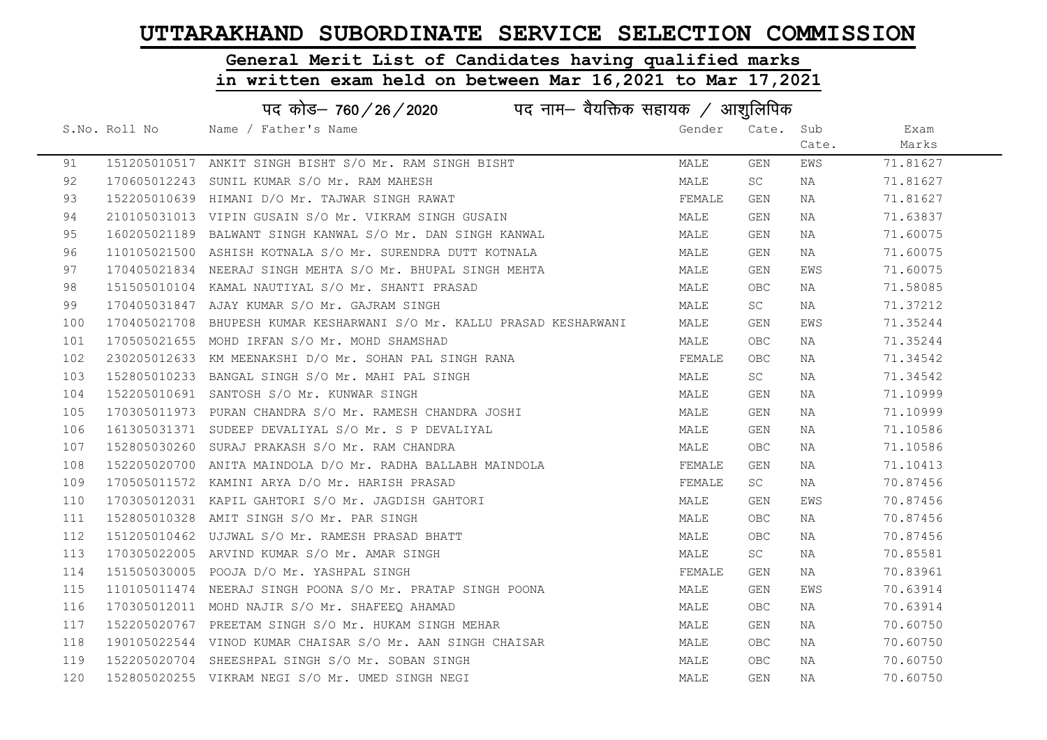# UTTARAKHAND SUBORDINATE SERVICE SELECTION COMMISSION

## General Merit List of Candidates having qualified marks in written exam held on between Mar 16,2021 to Mar 17,2021

### पद कोड– 760 / 26 / 2020 पद नाम– वैयक्तिक सहायक / आशुलिपिक

| S.No. | Roll No | Name / Father's Name | Gender | Cate. | Sub Cate. | Exam Marks |
|---|---|---|---|---|---|---|
| 91 | 151205010517 | ANKIT SINGH BISHT S/O Mr. RAM SINGH BISHT | MALE | GEN | EWS | 71.81627 |
| 92 | 170605012243 | SUNIL KUMAR S/O Mr. RAM MAHESH | MALE | SC | NA | 71.81627 |
| 93 | 152205010639 | HIMANI D/O Mr. TAJWAR SINGH RAWAT | FEMALE | GEN | NA | 71.81627 |
| 94 | 210105031013 | VIPIN GUSAIN S/O Mr. VIKRAM SINGH GUSAIN | MALE | GEN | NA | 71.63837 |
| 95 | 160205021189 | BALWANT SINGH KANWAL S/O Mr. DAN SINGH KANWAL | MALE | GEN | NA | 71.60075 |
| 96 | 110105021500 | ASHISH KOTNALA S/O Mr. SURENDRA DUTT KOTNALA | MALE | GEN | NA | 71.60075 |
| 97 | 170405021834 | NEERAJ SINGH MEHTA S/O Mr. BHUPAL SINGH MEHTA | MALE | GEN | EWS | 71.60075 |
| 98 | 151505010104 | KAMAL NAUTIYAL S/O Mr. SHANTI PRASAD | MALE | OBC | NA | 71.58085 |
| 99 | 170405031847 | AJAY KUMAR S/O Mr. GAJRAM SINGH | MALE | SC | NA | 71.37212 |
| 100 | 170405021708 | BHUPESH KUMAR KESHARWANI S/O Mr. KALLU PRASAD KESHARWANI | MALE | GEN | EWS | 71.35244 |
| 101 | 170505021655 | MOHD IRFAN S/O Mr. MOHD SHAMSHAD | MALE | OBC | NA | 71.35244 |
| 102 | 230205012633 | KM MEENAKSHI D/O Mr. SOHAN PAL SINGH RANA | FEMALE | OBC | NA | 71.34542 |
| 103 | 152805010233 | BANGAL SINGH S/O Mr. MAHI PAL SINGH | MALE | SC | NA | 71.34542 |
| 104 | 152205010691 | SANTOSH S/O Mr. KUNWAR SINGH | MALE | GEN | NA | 71.10999 |
| 105 | 170305011973 | PURAN CHANDRA S/O Mr. RAMESH CHANDRA JOSHI | MALE | GEN | NA | 71.10999 |
| 106 | 161305031371 | SUDEEP DEVALIYAL S/O Mr. S P DEVALIYAL | MALE | GEN | NA | 71.10586 |
| 107 | 152805030260 | SURAJ PRAKASH S/O Mr. RAM CHANDRA | MALE | OBC | NA | 71.10586 |
| 108 | 152205020700 | ANITA MAINDOLA D/O Mr. RADHA BALLABH MAINDOLA | FEMALE | GEN | NA | 71.10413 |
| 109 | 170505011572 | KAMINI ARYA D/O Mr. HARISH PRASAD | FEMALE | SC | NA | 70.87456 |
| 110 | 170305012031 | KAPIL GAHTORI S/O Mr. JAGDISH GAHTORI | MALE | GEN | EWS | 70.87456 |
| 111 | 152805010328 | AMIT SINGH S/O Mr. PAR SINGH | MALE | OBC | NA | 70.87456 |
| 112 | 151205010462 | UJJWAL S/O Mr. RAMESH PRASAD BHATT | MALE | OBC | NA | 70.87456 |
| 113 | 170305022005 | ARVIND KUMAR S/O Mr. AMAR SINGH | MALE | SC | NA | 70.85581 |
| 114 | 151505030005 | POOJA D/O Mr. YASHPAL SINGH | FEMALE | GEN | NA | 70.83961 |
| 115 | 110105011474 | NEERAJ SINGH POONA S/O Mr. PRATAP SINGH POONA | MALE | GEN | EWS | 70.63914 |
| 116 | 170305012011 | MOHD NAJIR S/O Mr. SHAFEEQ AHAMAD | MALE | OBC | NA | 70.63914 |
| 117 | 152205020767 | PREETAM SINGH S/O Mr. HUKAM SINGH MEHAR | MALE | GEN | NA | 70.60750 |
| 118 | 190105022544 | VINOD KUMAR CHAISAR S/O Mr. AAN SINGH CHAISAR | MALE | OBC | NA | 70.60750 |
| 119 | 152205020704 | SHEESHPAL SINGH S/O Mr. SOBAN SINGH | MALE | OBC | NA | 70.60750 |
| 120 | 152805020255 | VIKRAM NEGI S/O Mr. UMED SINGH NEGI | MALE | GEN | NA | 70.60750 |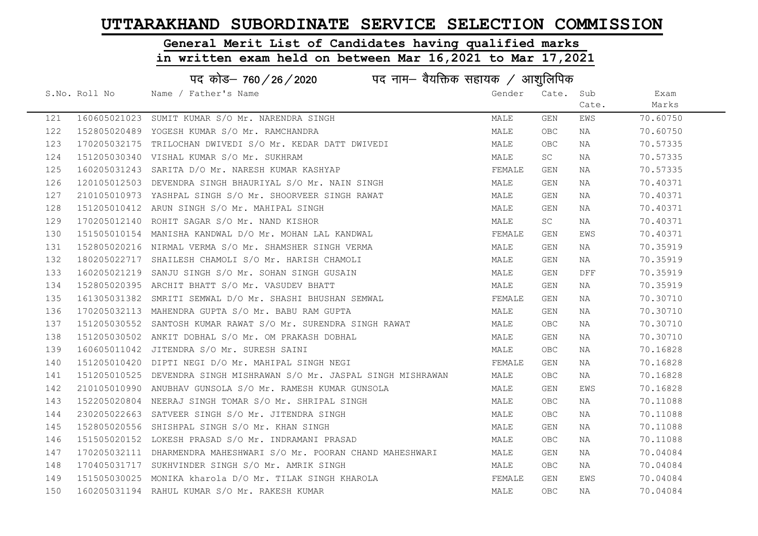# UTTARAKHAND SUBORDINATE SERVICE SELECTION COMMISSION

## General Merit List of Candidates having qualified marks in written exam held on between Mar 16,2021 to Mar 17,2021

### पद कोड– 760 / 26 / 2020 पद नाम– वैयक्तिक सहायक / आशुलिपिक

| S.No. | Roll No | Name / Father's Name | Gender | Cate. | Sub Cate. | Exam Marks |
|---|---|---|---|---|---|---|
| 121 | 160605021023 | SUMIT KUMAR S/O Mr. NARENDRA SINGH | MALE | GEN | EWS | 70.60750 |
| 122 | 152805020489 | YOGESH KUMAR S/O Mr. RAMCHANDRA | MALE | OBC | NA | 70.60750 |
| 123 | 170205032175 | TRILOCHAN DWIVEDI S/O Mr. KEDAR DATT DWIVEDI | MALE | OBC | NA | 70.57335 |
| 124 | 151205030340 | VISHAL KUMAR S/O Mr. SUKHRAM | MALE | SC | NA | 70.57335 |
| 125 | 160205031243 | SARITA D/O Mr. NARESH KUMAR KASHYAP | FEMALE | GEN | NA | 70.57335 |
| 126 | 120105012503 | DEVENDRA SINGH BHAURIYAL S/O Mr. NAIN SINGH | MALE | GEN | NA | 70.40371 |
| 127 | 210105010973 | YASHPAL SINGH S/O Mr. SHOORVEER SINGH RAWAT | MALE | GEN | NA | 70.40371 |
| 128 | 151205010412 | ARUN SINGH S/O Mr. MAHIPAL SINGH | MALE | GEN | NA | 70.40371 |
| 129 | 170205012140 | ROHIT SAGAR S/O Mr. NAND KISHOR | MALE | SC | NA | 70.40371 |
| 130 | 151505010154 | MANISHA KANDWAL D/O Mr. MOHAN LAL KANDWAL | FEMALE | GEN | EWS | 70.40371 |
| 131 | 152805020216 | NIRMAL VERMA S/O Mr. SHAMSHER SINGH VERMA | MALE | GEN | NA | 70.35919 |
| 132 | 180205022717 | SHAILESH CHAMOLI S/O Mr. HARISH CHAMOLI | MALE | GEN | NA | 70.35919 |
| 133 | 160205021219 | SANJU SINGH S/O Mr. SOHAN SINGH GUSAIN | MALE | GEN | DFF | 70.35919 |
| 134 | 152805020395 | ARCHIT BHATT S/O Mr. VASUDEV BHATT | MALE | GEN | NA | 70.35919 |
| 135 | 161305031382 | SMRITI SEMWAL D/O Mr. SHASHI BHUSHAN SEMWAL | FEMALE | GEN | NA | 70.30710 |
| 136 | 170205032113 | MAHENDRA GUPTA S/O Mr. BABU RAM GUPTA | MALE | GEN | NA | 70.30710 |
| 137 | 151205030552 | SANTOSH KUMAR RAWAT S/O Mr. SURENDRA SINGH RAWAT | MALE | OBC | NA | 70.30710 |
| 138 | 151205030502 | ANKIT DOBHAL S/O Mr. OM PRAKASH DOBHAL | MALE | GEN | NA | 70.30710 |
| 139 | 160605011042 | JITENDRA S/O Mr. SURESH SAINI | MALE | OBC | NA | 70.16828 |
| 140 | 151205010420 | DIPTI NEGI D/O Mr. MAHIPAL SINGH NEGI | FEMALE | GEN | NA | 70.16828 |
| 141 | 151205010525 | DEVENDRA SINGH MISHRAWAN S/O Mr. JASPAL SINGH MISHRAWAN | MALE | OBC | NA | 70.16828 |
| 142 | 210105010990 | ANUBHAV GUNSOLA S/O Mr. RAMESH KUMAR GUNSOLA | MALE | GEN | EWS | 70.16828 |
| 143 | 152205020804 | NEERAJ SINGH TOMAR S/O Mr. SHRIPAL SINGH | MALE | OBC | NA | 70.11088 |
| 144 | 230205022663 | SATVEER SINGH S/O Mr. JITENDRA SINGH | MALE | OBC | NA | 70.11088 |
| 145 | 152805020556 | SHISHPAL SINGH S/O Mr. KHAN SINGH | MALE | GEN | NA | 70.11088 |
| 146 | 151505020152 | LOKESH PRASAD S/O Mr. INDRAMANI PRASAD | MALE | OBC | NA | 70.11088 |
| 147 | 170205032111 | DHARMENDRA MAHESHWARI S/O Mr. POORAN CHAND MAHESHWARI | MALE | GEN | NA | 70.04084 |
| 148 | 170405031717 | SUKHVINDER SINGH S/O Mr. AMRIK SINGH | MALE | OBC | NA | 70.04084 |
| 149 | 151505030025 | MONIKA kharola D/O Mr. TILAK SINGH KHAROLA | FEMALE | GEN | EWS | 70.04084 |
| 150 | 160205031194 | RAHUL KUMAR S/O Mr. RAKESH KUMAR | MALE | OBC | NA | 70.04084 |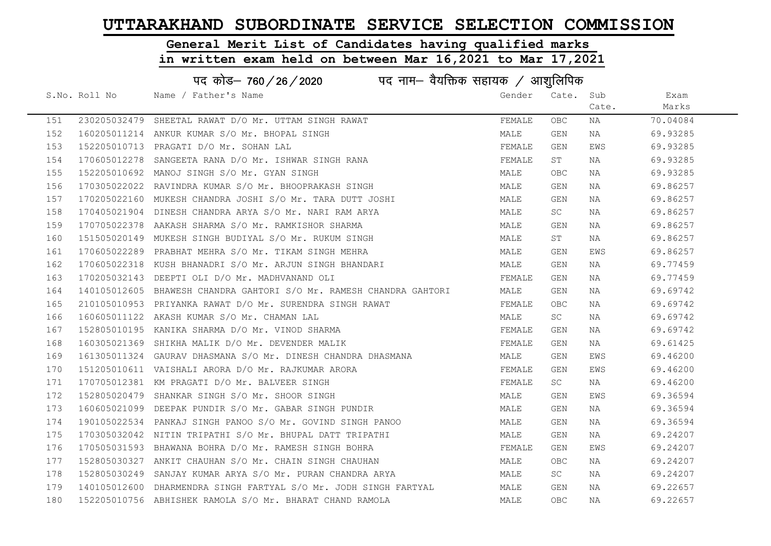# UTTARAKHAND SUBORDINATE SERVICE SELECTION COMMISSION

## General Merit List of Candidates having qualified marks in written exam held on between Mar 16,2021 to Mar 17,2021

### पद कोड– 760 / 26 / 2020 पद नाम– वैयक्तिक सहायक / आशुलिपिक

| S.No. | Roll No | Name / Father's Name | Gender | Cate. | Sub Cate. | Exam Marks |
|---|---|---|---|---|---|---|
| 151 | 230205032479 | SHEETAL RAWAT D/O Mr. UTTAM SINGH RAWAT | FEMALE | OBC | NA | 70.04084 |
| 152 | 160205011214 | ANKUR KUMAR S/O Mr. BHOPAL SINGH | MALE | GEN | NA | 69.93285 |
| 153 | 152205010713 | PRAGATI D/O Mr. SOHAN LAL | FEMALE | GEN | EWS | 69.93285 |
| 154 | 170605012278 | SANGEETA RANA D/O Mr. ISHWAR SINGH RANA | FEMALE | ST | NA | 69.93285 |
| 155 | 152205010692 | MANOJ SINGH S/O Mr. GYAN SINGH | MALE | OBC | NA | 69.93285 |
| 156 | 170305022022 | RAVINDRA KUMAR S/O Mr. BHOOPRAKASH SINGH | MALE | GEN | NA | 69.86257 |
| 157 | 170205022160 | MUKESH CHANDRA JOSHI S/O Mr. TARA DUTT JOSHI | MALE | GEN | NA | 69.86257 |
| 158 | 170405021904 | DINESH CHANDRA ARYA S/O Mr. NARI RAM ARYA | MALE | SC | NA | 69.86257 |
| 159 | 170705022378 | AAKASH SHARMA S/O Mr. RAMKISHOR SHARMA | MALE | GEN | NA | 69.86257 |
| 160 | 151505020149 | MUKESH SINGH BUDIYAL S/O Mr. RUKUM SINGH | MALE | ST | NA | 69.86257 |
| 161 | 170605022289 | PRABHAT MEHRA S/O Mr. TIKAM SINGH MEHRA | MALE | GEN | EWS | 69.86257 |
| 162 | 170605022318 | KUSH BHANADRI S/O Mr. ARJUN SINGH BHANDARI | MALE | GEN | NA | 69.77459 |
| 163 | 170205032143 | DEEPTI OLI D/O Mr. MADHVANAND OLI | FEMALE | GEN | NA | 69.77459 |
| 164 | 140105012605 | BHAWESH CHANDRA GAHTORI S/O Mr. RAMESH CHANDRA GAHTORI | MALE | GEN | NA | 69.69742 |
| 165 | 210105010953 | PRIYANKA RAWAT D/O Mr. SURENDRA SINGH RAWAT | FEMALE | OBC | NA | 69.69742 |
| 166 | 160605011122 | AKASH KUMAR S/O Mr. CHAMAN LAL | MALE | SC | NA | 69.69742 |
| 167 | 152805010195 | KANIKA SHARMA D/O Mr. VINOD SHARMA | FEMALE | GEN | NA | 69.69742 |
| 168 | 160305021369 | SHIKHA MALIK D/O Mr. DEVENDER MALIK | FEMALE | GEN | NA | 69.61425 |
| 169 | 161305011324 | GAURAV DHASMANA S/O Mr. DINESH CHANDRA DHASMANA | MALE | GEN | EWS | 69.46200 |
| 170 | 151205010611 | VAISHALI ARORA D/O Mr. RAJKUMAR ARORA | FEMALE | GEN | EWS | 69.46200 |
| 171 | 170705012381 | KM PRAGATI D/O Mr. BALVEER SINGH | FEMALE | SC | NA | 69.46200 |
| 172 | 152805020479 | SHANKAR SINGH S/O Mr. SHOOR SINGH | MALE | GEN | EWS | 69.36594 |
| 173 | 160605021099 | DEEPAK PUNDIR S/O Mr. GABAR SINGH PUNDIR | MALE | GEN | NA | 69.36594 |
| 174 | 190105022534 | PANKAJ SINGH PANOO S/O Mr. GOVIND SINGH PANOO | MALE | GEN | NA | 69.36594 |
| 175 | 170305032042 | NITIN TRIPATHI S/O Mr. BHUPAL DATT TRIPATHI | MALE | GEN | NA | 69.24207 |
| 176 | 170505031593 | BHAWANA BOHRA D/O Mr. RAMESH SINGH BOHRA | FEMALE | GEN | EWS | 69.24207 |
| 177 | 152805030327 | ANKIT CHAUHAN S/O Mr. CHAIN SINGH CHAUHAN | MALE | OBC | NA | 69.24207 |
| 178 | 152805030249 | SANJAY KUMAR ARYA S/O Mr. PURAN CHANDRA ARYA | MALE | SC | NA | 69.24207 |
| 179 | 140105012600 | DHARMENDRA SINGH FARTYAL S/O Mr. JODH SINGH FARTYAL | MALE | GEN | NA | 69.22657 |
| 180 | 152205010756 | ABHISHEK RAMOLA S/O Mr. BHARAT CHAND RAMOLA | MALE | OBC | NA | 69.22657 |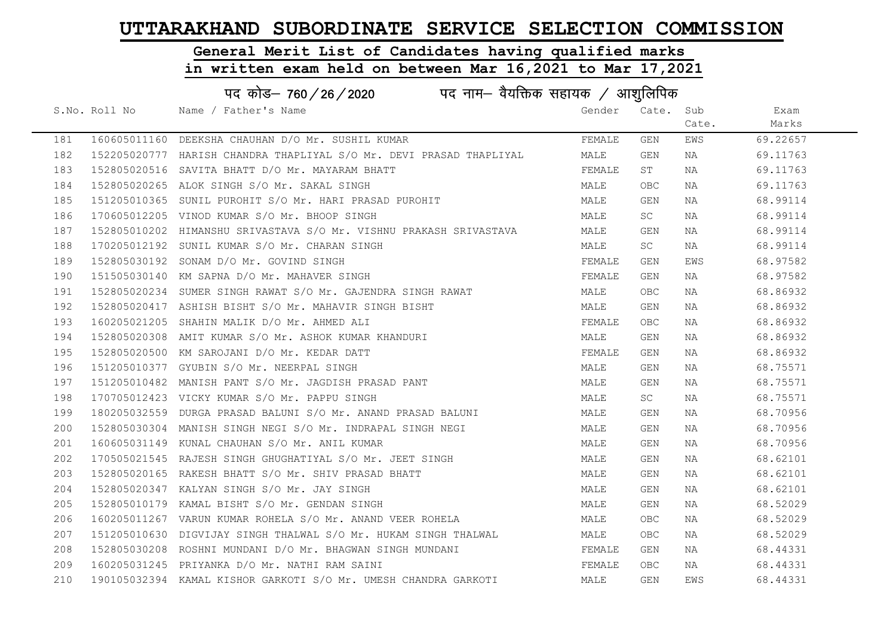# UTTARAKHAND SUBORDINATE SERVICE SELECTION COMMISSION

## General Merit List of Candidates having qualified marks in written exam held on between Mar 16,2021 to Mar 17,2021

### पद कोड– 760/26/2020 पद नाम– वैयक्तिक सहायक / आशुलिपिक

| S.No. | Roll No | Name / Father's Name | Gender | Cate. | Sub Cate. | Exam Marks |
|---|---|---|---|---|---|---|
| 181 | 160605011160 | DEEKSHA CHAUHAN D/O Mr. SUSHIL KUMAR | FEMALE | GEN | EWS | 69.22657 |
| 182 | 152205020777 | HARISH CHANDRA THAPLIYAL S/O Mr. DEVI PRASAD THAPLIYAL | MALE | GEN | NA | 69.11763 |
| 183 | 152805020516 | SAVITA BHATT D/O Mr. MAYARAM BHATT | FEMALE | ST | NA | 69.11763 |
| 184 | 152805020265 | ALOK SINGH S/O Mr. SAKAL SINGH | MALE | OBC | NA | 69.11763 |
| 185 | 151205010365 | SUNIL PUROHIT S/O Mr. HARI PRASAD PUROHIT | MALE | GEN | NA | 68.99114 |
| 186 | 170605012205 | VINOD KUMAR S/O Mr. BHOOP SINGH | MALE | SC | NA | 68.99114 |
| 187 | 152805010202 | HIMANSHU SRIVASTAVA S/O Mr. VISHNU PRAKASH SRIVASTAVA | MALE | GEN | NA | 68.99114 |
| 188 | 170205012192 | SUNIL KUMAR S/O Mr. CHARAN SINGH | MALE | SC | NA | 68.99114 |
| 189 | 152805030192 | SONAM D/O Mr. GOVIND SINGH | FEMALE | GEN | EWS | 68.97582 |
| 190 | 151505030140 | KM SAPNA D/O Mr. MAHAVER SINGH | FEMALE | GEN | NA | 68.97582 |
| 191 | 152805020234 | SUMER SINGH RAWAT S/O Mr. GAJENDRA SINGH RAWAT | MALE | OBC | NA | 68.86932 |
| 192 | 152805020417 | ASHISH BISHT S/O Mr. MAHAVIR SINGH BISHT | MALE | GEN | NA | 68.86932 |
| 193 | 160205021205 | SHAHIN MALIK D/O Mr. AHMED ALI | FEMALE | OBC | NA | 68.86932 |
| 194 | 152805020308 | AMIT KUMAR S/O Mr. ASHOK KUMAR KHANDURI | MALE | GEN | NA | 68.86932 |
| 195 | 152805020500 | KM SAROJANI D/O Mr. KEDAR DATT | FEMALE | GEN | NA | 68.86932 |
| 196 | 151205010377 | GYUBIN S/O Mr. NEERPAL SINGH | MALE | GEN | NA | 68.75571 |
| 197 | 151205010482 | MANISH PANT S/O Mr. JAGDISH PRASAD PANT | MALE | GEN | NA | 68.75571 |
| 198 | 170705012423 | VICKY KUMAR S/O Mr. PAPPU SINGH | MALE | SC | NA | 68.75571 |
| 199 | 180205032559 | DURGA PRASAD BALUNI S/O Mr. ANAND PRASAD BALUNI | MALE | GEN | NA | 68.70956 |
| 200 | 152805030304 | MANISH SINGH NEGI S/O Mr. INDRAPAL SINGH NEGI | MALE | GEN | NA | 68.70956 |
| 201 | 160605031149 | KUNAL CHAUHAN S/O Mr. ANIL KUMAR | MALE | GEN | NA | 68.70956 |
| 202 | 170505021545 | RAJESH SINGH GHUGHATIYAL S/O Mr. JEET SINGH | MALE | GEN | NA | 68.62101 |
| 203 | 152805020165 | RAKESH BHATT S/O Mr. SHIV PRASAD BHATT | MALE | GEN | NA | 68.62101 |
| 204 | 152805020347 | KALYAN SINGH S/O Mr. JAY SINGH | MALE | GEN | NA | 68.62101 |
| 205 | 152805010179 | KAMAL BISHT S/O Mr. GENDAN SINGH | MALE | GEN | NA | 68.52029 |
| 206 | 160205011267 | VARUN KUMAR ROHELA S/O Mr. ANAND VEER ROHELA | MALE | OBC | NA | 68.52029 |
| 207 | 151205010630 | DIGVIJAY SINGH THALWAL S/O Mr. HUKAM SINGH THALWAL | MALE | OBC | NA | 68.52029 |
| 208 | 152805030208 | ROSHNI MUNDANI D/O Mr. BHAGWAN SINGH MUNDANI | FEMALE | GEN | NA | 68.44331 |
| 209 | 160205031245 | PRIYANKA D/O Mr. NATHI RAM SAINI | FEMALE | OBC | NA | 68.44331 |
| 210 | 190105032394 | KAMAL KISHOR GARKOTI S/O Mr. UMESH CHANDRA GARKOTI | MALE | GEN | EWS | 68.44331 |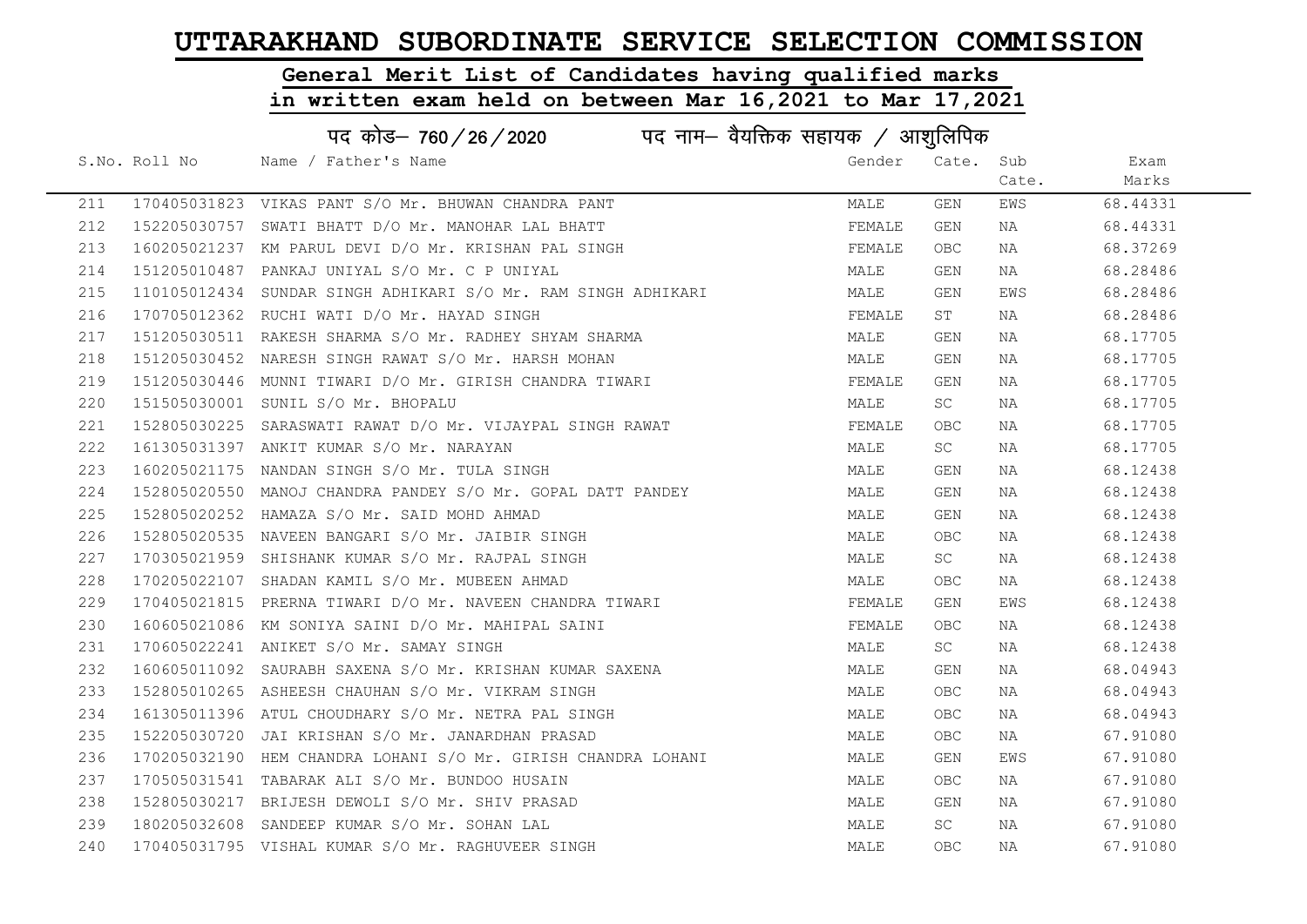# UTTARAKHAND SUBORDINATE SERVICE SELECTION COMMISSION

## General Merit List of Candidates having qualified marks in written exam held on between Mar 16,2021 to Mar 17,2021

### पद कोड– 760/26/2020 पद नाम– वैयक्तिक सहायक / आशुलिपिक

| S.No. | Roll No | Name / Father's Name | Gender | Cate. | Sub Cate. | Exam Marks |
|---|---|---|---|---|---|---|
| 211 | 170405031823 | VIKAS PANT S/O Mr. BHUWAN CHANDRA PANT | MALE | GEN | EWS | 68.44331 |
| 212 | 152205030757 | SWATI BHATT D/O Mr. MANOHAR LAL BHATT | FEMALE | GEN | NA | 68.44331 |
| 213 | 160205021237 | KM PARUL DEVI D/O Mr. KRISHAN PAL SINGH | FEMALE | OBC | NA | 68.37269 |
| 214 | 151205010487 | PANKAJ UNIYAL S/O Mr. C P UNIYAL | MALE | GEN | NA | 68.28486 |
| 215 | 110105012434 | SUNDAR SINGH ADHIKARI S/O Mr. RAM SINGH ADHIKARI | MALE | GEN | EWS | 68.28486 |
| 216 | 170705012362 | RUCHI WATI D/O Mr. HAYAD SINGH | FEMALE | ST | NA | 68.28486 |
| 217 | 151205030511 | RAKESH SHARMA S/O Mr. RADHEY SHYAM SHARMA | MALE | GEN | NA | 68.17705 |
| 218 | 151205030452 | NARESH SINGH RAWAT S/O Mr. HARSH MOHAN | MALE | GEN | NA | 68.17705 |
| 219 | 151205030446 | MUNNI TIWARI D/O Mr. GIRISH CHANDRA TIWARI | FEMALE | GEN | NA | 68.17705 |
| 220 | 151505030001 | SUNIL S/O Mr. BHOPALU | MALE | SC | NA | 68.17705 |
| 221 | 152805030225 | SARASWATI RAWAT D/O Mr. VIJAYPAL SINGH RAWAT | FEMALE | OBC | NA | 68.17705 |
| 222 | 161305031397 | ANKIT KUMAR S/O Mr. NARAYAN | MALE | SC | NA | 68.17705 |
| 223 | 160205021175 | NANDAN SINGH S/O Mr. TULA SINGH | MALE | GEN | NA | 68.12438 |
| 224 | 152805020550 | MANOJ CHANDRA PANDEY S/O Mr. GOPAL DATT PANDEY | MALE | GEN | NA | 68.12438 |
| 225 | 152805020252 | HAMAZA S/O Mr. SAID MOHD AHMAD | MALE | GEN | NA | 68.12438 |
| 226 | 152805020535 | NAVEEN BANGARI S/O Mr. JAIBIR SINGH | MALE | OBC | NA | 68.12438 |
| 227 | 170305021959 | SHISHANK KUMAR S/O Mr. RAJPAL SINGH | MALE | SC | NA | 68.12438 |
| 228 | 170205022107 | SHADAN KAMIL S/O Mr. MUBEEN AHMAD | MALE | OBC | NA | 68.12438 |
| 229 | 170405021815 | PRERNA TIWARI D/O Mr. NAVEEN CHANDRA TIWARI | FEMALE | GEN | EWS | 68.12438 |
| 230 | 160605021086 | KM SONIYA SAINI D/O Mr. MAHIPAL SAINI | FEMALE | OBC | NA | 68.12438 |
| 231 | 170605022241 | ANIKET S/O Mr. SAMAY SINGH | MALE | SC | NA | 68.12438 |
| 232 | 160605011092 | SAURABH SAXENA S/O Mr. KRISHAN KUMAR SAXENA | MALE | GEN | NA | 68.04943 |
| 233 | 152805010265 | ASHEESH CHAUHAN S/O Mr. VIKRAM SINGH | MALE | OBC | NA | 68.04943 |
| 234 | 161305011396 | ATUL CHOUDHARY S/O Mr. NETRA PAL SINGH | MALE | OBC | NA | 68.04943 |
| 235 | 152205030720 | JAI KRISHAN S/O Mr. JANARDHAN PRASAD | MALE | OBC | NA | 67.91080 |
| 236 | 170205032190 | HEM CHANDRA LOHANI S/O Mr. GIRISH CHANDRA LOHANI | MALE | GEN | EWS | 67.91080 |
| 237 | 170505031541 | TABARAK ALI S/O Mr. BUNDOO HUSAIN | MALE | OBC | NA | 67.91080 |
| 238 | 152805030217 | BRIJESH DEWOLI S/O Mr. SHIV PRASAD | MALE | GEN | NA | 67.91080 |
| 239 | 180205032608 | SANDEEP KUMAR S/O Mr. SOHAN LAL | MALE | SC | NA | 67.91080 |
| 240 | 170405031795 | VISHAL KUMAR S/O Mr. RAGHUVEER SINGH | MALE | OBC | NA | 67.91080 |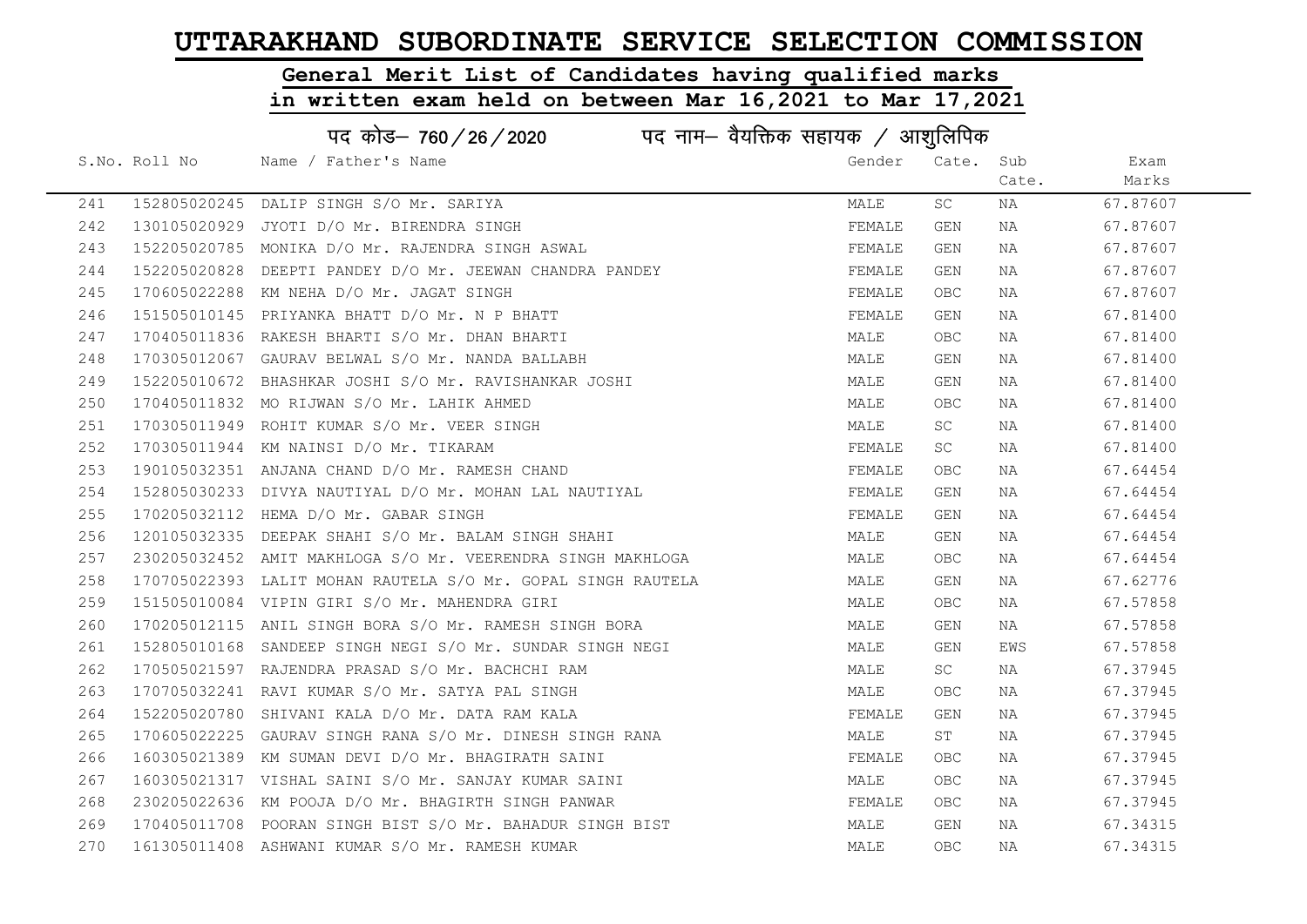# UTTARAKHAND SUBORDINATE SERVICE SELECTION COMMISSION

## General Merit List of Candidates having qualified marks in written exam held on between Mar 16,2021 to Mar 17,2021

### पद कोड– 760 / 26 / 2020 पद नाम– वैयक्तिक सहायक / आशुलिपिक

| S.No. | Roll No | Name / Father's Name | Gender | Cate. | Sub Cate. | Exam Marks |
|---|---|---|---|---|---|---|
| 241 | 152805020245 | DALIP SINGH S/O Mr. SARIYA | MALE | SC | NA | 67.87607 |
| 242 | 130105020929 | JYOTI D/O Mr. BIRENDRA SINGH | FEMALE | GEN | NA | 67.87607 |
| 243 | 152205020785 | MONIKA D/O Mr. RAJENDRA SINGH ASWAL | FEMALE | GEN | NA | 67.87607 |
| 244 | 152205020828 | DEEPTI PANDEY D/O Mr. JEEWAN CHANDRA PANDEY | FEMALE | GEN | NA | 67.87607 |
| 245 | 170605022288 | KM NEHA D/O Mr. JAGAT SINGH | FEMALE | OBC | NA | 67.87607 |
| 246 | 151505010145 | PRIYANKA BHATT D/O Mr. N P BHATT | FEMALE | GEN | NA | 67.81400 |
| 247 | 170405011836 | RAKESH BHARTI S/O Mr. DHAN BHARTI | MALE | OBC | NA | 67.81400 |
| 248 | 170305012067 | GAURAV BELWAL S/O Mr. NANDA BALLABH | MALE | GEN | NA | 67.81400 |
| 249 | 152205010672 | BHASHKAR JOSHI S/O Mr. RAVISHANKAR JOSHI | MALE | GEN | NA | 67.81400 |
| 250 | 170405011832 | MO RIJWAN S/O Mr. LAHIK AHMED | MALE | OBC | NA | 67.81400 |
| 251 | 170305011949 | ROHIT KUMAR S/O Mr. VEER SINGH | MALE | SC | NA | 67.81400 |
| 252 | 170305011944 | KM NAINSI D/O Mr. TIKARAM | FEMALE | SC | NA | 67.81400 |
| 253 | 190105032351 | ANJANA CHAND D/O Mr. RAMESH CHAND | FEMALE | OBC | NA | 67.64454 |
| 254 | 152805030233 | DIVYA NAUTIYAL D/O Mr. MOHAN LAL NAUTIYAL | FEMALE | GEN | NA | 67.64454 |
| 255 | 170205032112 | HEMA D/O Mr. GABAR SINGH | FEMALE | GEN | NA | 67.64454 |
| 256 | 120105032335 | DEEPAK SHAHI S/O Mr. BALAM SINGH SHAHI | MALE | GEN | NA | 67.64454 |
| 257 | 230205032452 | AMIT MAKHLOGA S/O Mr. VEERENDRA SINGH MAKHLOGA | MALE | OBC | NA | 67.64454 |
| 258 | 170705022393 | LALIT MOHAN RAUTELA S/O Mr. GOPAL SINGH RAUTELA | MALE | GEN | NA | 67.62776 |
| 259 | 151505010084 | VIPIN GIRI S/O Mr. MAHENDRA GIRI | MALE | OBC | NA | 67.57858 |
| 260 | 170205012115 | ANIL SINGH BORA S/O Mr. RAMESH SINGH BORA | MALE | GEN | NA | 67.57858 |
| 261 | 152805010168 | SANDEEP SINGH NEGI S/O Mr. SUNDAR SINGH NEGI | MALE | GEN | EWS | 67.57858 |
| 262 | 170505021597 | RAJENDRA PRASAD S/O Mr. BACHCHI RAM | MALE | SC | NA | 67.37945 |
| 263 | 170705032241 | RAVI KUMAR S/O Mr. SATYA PAL SINGH | MALE | OBC | NA | 67.37945 |
| 264 | 152205020780 | SHIVANI KALA D/O Mr. DATA RAM KALA | FEMALE | GEN | NA | 67.37945 |
| 265 | 170605022225 | GAURAV SINGH RANA S/O Mr. DINESH SINGH RANA | MALE | ST | NA | 67.37945 |
| 266 | 160305021389 | KM SUMAN DEVI D/O Mr. BHAGIRATH SAINI | FEMALE | OBC | NA | 67.37945 |
| 267 | 160305021317 | VISHAL SAINI S/O Mr. SANJAY KUMAR SAINI | MALE | OBC | NA | 67.37945 |
| 268 | 230205022636 | KM POOJA D/O Mr. BHAGIRTH SINGH PANWAR | FEMALE | OBC | NA | 67.37945 |
| 269 | 170405011708 | POORAN SINGH BIST S/O Mr. BAHADUR SINGH BIST | MALE | GEN | NA | 67.34315 |
| 270 | 161305011408 | ASHWANI KUMAR S/O Mr. RAMESH KUMAR | MALE | OBC | NA | 67.34315 |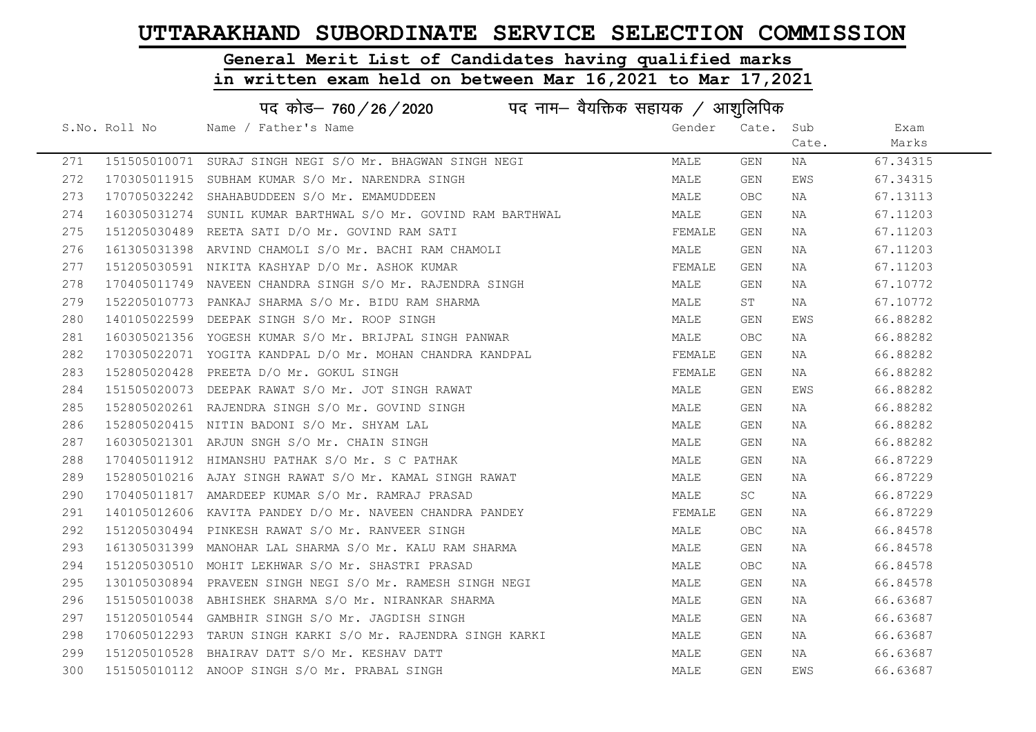# UTTARAKHAND SUBORDINATE SERVICE SELECTION COMMISSION

## General Merit List of Candidates having qualified marks in written exam held on between Mar 16,2021 to Mar 17,2021

### पद कोड– 760/26/2020 पद नाम– वैयक्तिक सहायक / आशुलिपिक

| S.No. | Roll No | Name / Father's Name | Gender | Cate. | Sub Cate. | Exam Marks |
|---|---|---|---|---|---|---|
| 271 | 151505010071 | SURAJ SINGH NEGI S/O Mr. BHAGWAN SINGH NEGI | MALE | GEN | NA | 67.34315 |
| 272 | 170305011915 | SUBHAM KUMAR S/O Mr. NARENDRA SINGH | MALE | GEN | EWS | 67.34315 |
| 273 | 170705032242 | SHAHABUDDEEN S/O Mr. EMAMUDDEEN | MALE | OBC | NA | 67.13113 |
| 274 | 160305031274 | SUNIL KUMAR BARTHWAL S/O Mr. GOVIND RAM BARTHWAL | MALE | GEN | NA | 67.11203 |
| 275 | 151205030489 | REETA SATI D/O Mr. GOVIND RAM SATI | FEMALE | GEN | NA | 67.11203 |
| 276 | 161305031398 | ARVIND CHAMOLI S/O Mr. BACHI RAM CHAMOLI | MALE | GEN | NA | 67.11203 |
| 277 | 151205030591 | NIKITA KASHYAP D/O Mr. ASHOK KUMAR | FEMALE | GEN | NA | 67.11203 |
| 278 | 170405011749 | NAVEEN CHANDRA SINGH S/O Mr. RAJENDRA SINGH | MALE | GEN | NA | 67.10772 |
| 279 | 152205010773 | PANKAJ SHARMA S/O Mr. BIDU RAM SHARMA | MALE | ST | NA | 67.10772 |
| 280 | 140105022599 | DEEPAK SINGH S/O Mr. ROOP SINGH | MALE | GEN | EWS | 66.88282 |
| 281 | 160305021356 | YOGESH KUMAR S/O Mr. BRIJPAL SINGH PANWAR | MALE | OBC | NA | 66.88282 |
| 282 | 170305022071 | YOGITA KANDPAL D/O Mr. MOHAN CHANDRA KANDPAL | FEMALE | GEN | NA | 66.88282 |
| 283 | 152805020428 | PREETA D/O Mr. GOKUL SINGH | FEMALE | GEN | NA | 66.88282 |
| 284 | 151505020073 | DEEPAK RAWAT S/O Mr. JOT SINGH RAWAT | MALE | GEN | EWS | 66.88282 |
| 285 | 152805020261 | RAJENDRA SINGH S/O Mr. GOVIND SINGH | MALE | GEN | NA | 66.88282 |
| 286 | 152805020415 | NITIN BADONI S/O Mr. SHYAM LAL | MALE | GEN | NA | 66.88282 |
| 287 | 160305021301 | ARJUN SNGH S/O Mr. CHAIN SINGH | MALE | GEN | NA | 66.88282 |
| 288 | 170405011912 | HIMANSHU PATHAK S/O Mr. S C PATHAK | MALE | GEN | NA | 66.87229 |
| 289 | 152805010216 | AJAY SINGH RAWAT S/O Mr. KAMAL SINGH RAWAT | MALE | GEN | NA | 66.87229 |
| 290 | 170405011817 | AMARDEEP KUMAR S/O Mr. RAMRAJ PRASAD | MALE | SC | NA | 66.87229 |
| 291 | 140105012606 | KAVITA PANDEY D/O Mr. NAVEEN CHANDRA PANDEY | FEMALE | GEN | NA | 66.87229 |
| 292 | 151205030494 | PINKESH RAWAT S/O Mr. RANVEER SINGH | MALE | OBC | NA | 66.84578 |
| 293 | 161305031399 | MANOHAR LAL SHARMA S/O Mr. KALU RAM SHARMA | MALE | GEN | NA | 66.84578 |
| 294 | 151205030510 | MOHIT LEKHWAR S/O Mr. SHASTRI PRASAD | MALE | OBC | NA | 66.84578 |
| 295 | 130105030894 | PRAVEEN SINGH NEGI S/O Mr. RAMESH SINGH NEGI | MALE | GEN | NA | 66.84578 |
| 296 | 151505010038 | ABHISHEK SHARMA S/O Mr. NIRANKAR SHARMA | MALE | GEN | NA | 66.63687 |
| 297 | 151205010544 | GAMBHIR SINGH S/O Mr. JAGDISH SINGH | MALE | GEN | NA | 66.63687 |
| 298 | 170605012293 | TARUN SINGH KARKI S/O Mr. RAJENDRA SINGH KARKI | MALE | GEN | NA | 66.63687 |
| 299 | 151205010528 | BHAIRAV DATT S/O Mr. KESHAV DATT | MALE | GEN | NA | 66.63687 |
| 300 | 151505010112 | ANOOP SINGH S/O Mr. PRABAL SINGH | MALE | GEN | EWS | 66.63687 |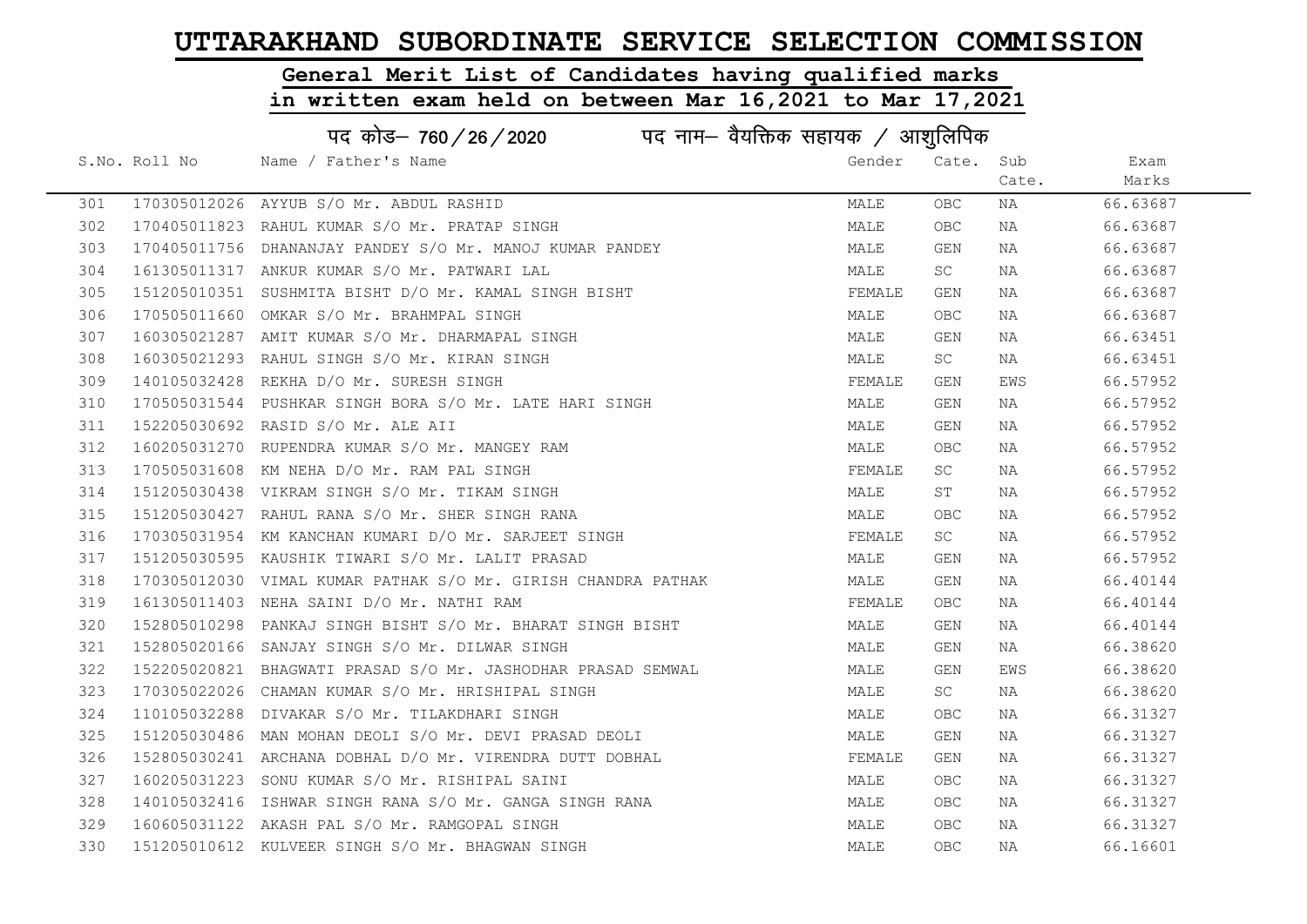# UTTARAKHAND SUBORDINATE SERVICE SELECTION COMMISSION

## General Merit List of Candidates having qualified marks in written exam held on between Mar 16,2021 to Mar 17,2021

### पद कोड– 760 / 26 / 2020 पद नाम– वैयक्तिक सहायक / आशुलिपिक

| S.No. | Roll No | Name / Father's Name | Gender | Cate. | Sub Cate. | Exam Marks |
|---|---|---|---|---|---|---|
| 301 | 170305012026 | AYYUB S/O Mr. ABDUL RASHID | MALE | OBC | NA | 66.63687 |
| 302 | 170405011823 | RAHUL KUMAR S/O Mr. PRATAP SINGH | MALE | OBC | NA | 66.63687 |
| 303 | 170405011756 | DHANANJAY PANDEY S/O Mr. MANOJ KUMAR PANDEY | MALE | GEN | NA | 66.63687 |
| 304 | 161305011317 | ANKUR KUMAR S/O Mr. PATWARI LAL | MALE | SC | NA | 66.63687 |
| 305 | 151205010351 | SUSHMITA BISHT D/O Mr. KAMAL SINGH BISHT | FEMALE | GEN | NA | 66.63687 |
| 306 | 170505011660 | OMKAR S/O Mr. BRAHMPAL SINGH | MALE | OBC | NA | 66.63687 |
| 307 | 160305021287 | AMIT KUMAR S/O Mr. DHARMAPAL SINGH | MALE | GEN | NA | 66.63451 |
| 308 | 160305021293 | RAHUL SINGH S/O Mr. KIRAN SINGH | MALE | SC | NA | 66.63451 |
| 309 | 140105032428 | REKHA D/O Mr. SURESH SINGH | FEMALE | GEN | EWS | 66.57952 |
| 310 | 170505031544 | PUSHKAR SINGH BORA S/O Mr. LATE HARI SINGH | MALE | GEN | NA | 66.57952 |
| 311 | 152205030692 | RASID S/O Mr. ALE AII | MALE | GEN | NA | 66.57952 |
| 312 | 160205031270 | RUPENDRA KUMAR S/O Mr. MANGEY RAM | MALE | OBC | NA | 66.57952 |
| 313 | 170505031608 | KM NEHA D/O Mr. RAM PAL SINGH | FEMALE | SC | NA | 66.57952 |
| 314 | 151205030438 | VIKRAM SINGH S/O Mr. TIKAM SINGH | MALE | ST | NA | 66.57952 |
| 315 | 151205030427 | RAHUL RANA S/O Mr. SHER SINGH RANA | MALE | OBC | NA | 66.57952 |
| 316 | 170305031954 | KM KANCHAN KUMARI D/O Mr. SARJEET SINGH | FEMALE | SC | NA | 66.57952 |
| 317 | 151205030595 | KAUSHIK TIWARI S/O Mr. LALIT PRASAD | MALE | GEN | NA | 66.57952 |
| 318 | 170305012030 | VIMAL KUMAR PATHAK S/O Mr. GIRISH CHANDRA PATHAK | MALE | GEN | NA | 66.40144 |
| 319 | 161305011403 | NEHA SAINI D/O Mr. NATHI RAM | FEMALE | OBC | NA | 66.40144 |
| 320 | 152805010298 | PANKAJ SINGH BISHT S/O Mr. BHARAT SINGH BISHT | MALE | GEN | NA | 66.40144 |
| 321 | 152805020166 | SANJAY SINGH S/O Mr. DILWAR SINGH | MALE | GEN | NA | 66.38620 |
| 322 | 152205020821 | BHAGWATI PRASAD S/O Mr. JASHODHAR PRASAD SEMWAL | MALE | GEN | EWS | 66.38620 |
| 323 | 170305022026 | CHAMAN KUMAR S/O Mr. HRISHIPAL SINGH | MALE | SC | NA | 66.38620 |
| 324 | 110105032288 | DIVAKAR S/O Mr. TILAKDHARI SINGH | MALE | OBC | NA | 66.31327 |
| 325 | 151205030486 | MAN MOHAN DEOLI S/O Mr. DEVI PRASAD DEOLI | MALE | GEN | NA | 66.31327 |
| 326 | 152805030241 | ARCHANA DOBHAL D/O Mr. VIRENDRA DUTT DOBHAL | FEMALE | GEN | NA | 66.31327 |
| 327 | 160205031223 | SONU KUMAR S/O Mr. RISHIPAL SAINI | MALE | OBC | NA | 66.31327 |
| 328 | 140105032416 | ISHWAR SINGH RANA S/O Mr. GANGA SINGH RANA | MALE | OBC | NA | 66.31327 |
| 329 | 160605031122 | AKASH PAL S/O Mr. RAMGOPAL SINGH | MALE | OBC | NA | 66.31327 |
| 330 | 151205010612 | KULVEER SINGH S/O Mr. BHAGWAN SINGH | MALE | OBC | NA | 66.16601 |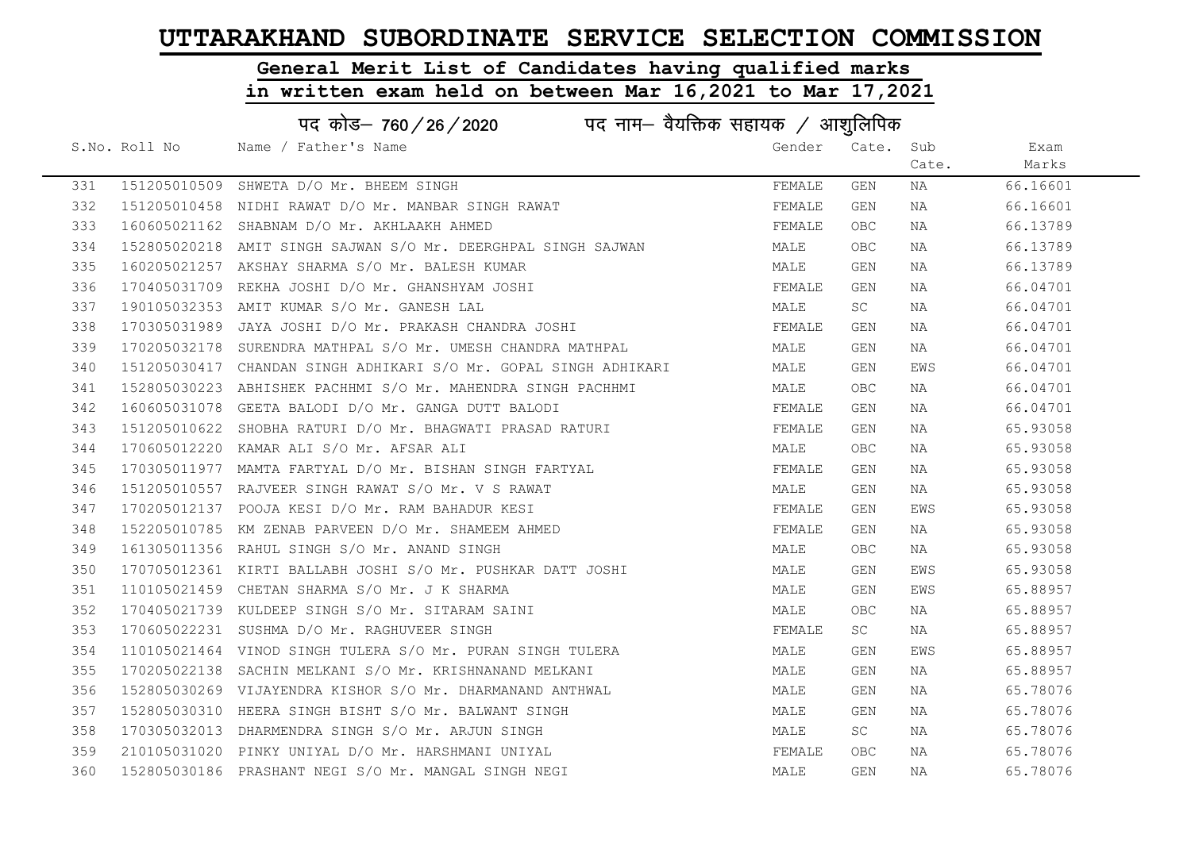# UTTARAKHAND SUBORDINATE SERVICE SELECTION COMMISSION

## General Merit List of Candidates having qualified marks in written exam held on between Mar 16,2021 to Mar 17,2021

### पद कोड– 760 / 26 / 2020 पद नाम– वैयक्तिक सहायक / आशुलिपिक

| S.No. | Roll No | Name / Father's Name | Gender | Cate. | Sub Cate. | Exam Marks |
|---|---|---|---|---|---|---|
| 331 | 151205010509 | SHWETA D/O Mr. BHEEM SINGH | FEMALE | GEN | NA | 66.16601 |
| 332 | 151205010458 | NIDHI RAWAT D/O Mr. MANBAR SINGH RAWAT | FEMALE | GEN | NA | 66.16601 |
| 333 | 160605021162 | SHABNAM D/O Mr. AKHLAAKH AHMED | FEMALE | OBC | NA | 66.13789 |
| 334 | 152805020218 | AMIT SINGH SAJWAN S/O Mr. DEERGHPAL SINGH SAJWAN | MALE | OBC | NA | 66.13789 |
| 335 | 160205021257 | AKSHAY SHARMA S/O Mr. BALESH KUMAR | MALE | GEN | NA | 66.13789 |
| 336 | 170405031709 | REKHA JOSHI D/O Mr. GHANSHYAM JOSHI | FEMALE | GEN | NA | 66.04701 |
| 337 | 190105032353 | AMIT KUMAR S/O Mr. GANESH LAL | MALE | SC | NA | 66.04701 |
| 338 | 170305031989 | JAYA JOSHI D/O Mr. PRAKASH CHANDRA JOSHI | FEMALE | GEN | NA | 66.04701 |
| 339 | 170205032178 | SURENDRA MATHPAL S/O Mr. UMESH CHANDRA MATHPAL | MALE | GEN | NA | 66.04701 |
| 340 | 151205030417 | CHANDAN SINGH ADHIKARI S/O Mr. GOPAL SINGH ADHIKARI | MALE | GEN | EWS | 66.04701 |
| 341 | 152805030223 | ABHISHEK PACHHMI S/O Mr. MAHENDRA SINGH PACHHMI | MALE | OBC | NA | 66.04701 |
| 342 | 160605031078 | GEETA BALODI D/O Mr. GANGA DUTT BALODI | FEMALE | GEN | NA | 66.04701 |
| 343 | 151205010622 | SHOBHA RATURI D/O Mr. BHAGWATI PRASAD RATURI | FEMALE | GEN | NA | 65.93058 |
| 344 | 170605012220 | KAMAR ALI S/O Mr. AFSAR ALI | MALE | OBC | NA | 65.93058 |
| 345 | 170305011977 | MAMTA FARTYAL D/O Mr. BISHAN SINGH FARTYAL | FEMALE | GEN | NA | 65.93058 |
| 346 | 151205010557 | RAJVEER SINGH RAWAT S/O Mr. V S RAWAT | MALE | GEN | NA | 65.93058 |
| 347 | 170205012137 | POOJA KESI D/O Mr. RAM BAHADUR KESI | FEMALE | GEN | EWS | 65.93058 |
| 348 | 152205010785 | KM ZENAB PARVEEN D/O Mr. SHAMEEM AHMED | FEMALE | GEN | NA | 65.93058 |
| 349 | 161305011356 | RAHUL SINGH S/O Mr. ANAND SINGH | MALE | OBC | NA | 65.93058 |
| 350 | 170705012361 | KIRTI BALLABH JOSHI S/O Mr. PUSHKAR DATT JOSHI | MALE | GEN | EWS | 65.93058 |
| 351 | 110105021459 | CHETAN SHARMA S/O Mr. J K SHARMA | MALE | GEN | EWS | 65.88957 |
| 352 | 170405021739 | KULDEEP SINGH S/O Mr. SITARAM SAINI | MALE | OBC | NA | 65.88957 |
| 353 | 170605022231 | SUSHMA D/O Mr. RAGHUVEER SINGH | FEMALE | SC | NA | 65.88957 |
| 354 | 110105021464 | VINOD SINGH TULERA S/O Mr. PURAN SINGH TULERA | MALE | GEN | EWS | 65.88957 |
| 355 | 170205022138 | SACHIN MELKANI S/O Mr. KRISHNANAND MELKANI | MALE | GEN | NA | 65.88957 |
| 356 | 152805030269 | VIJAYENDRA KISHOR S/O Mr. DHARMANAND ANTHWAL | MALE | GEN | NA | 65.78076 |
| 357 | 152805030310 | HEERA SINGH BISHT S/O Mr. BALWANT SINGH | MALE | GEN | NA | 65.78076 |
| 358 | 170305032013 | DHARMENDRA SINGH S/O Mr. ARJUN SINGH | MALE | SC | NA | 65.78076 |
| 359 | 210105031020 | PINKY UNIYAL D/O Mr. HARSHMANI UNIYAL | FEMALE | OBC | NA | 65.78076 |
| 360 | 152805030186 | PRASHANT NEGI S/O Mr. MANGAL SINGH NEGI | MALE | GEN | NA | 65.78076 |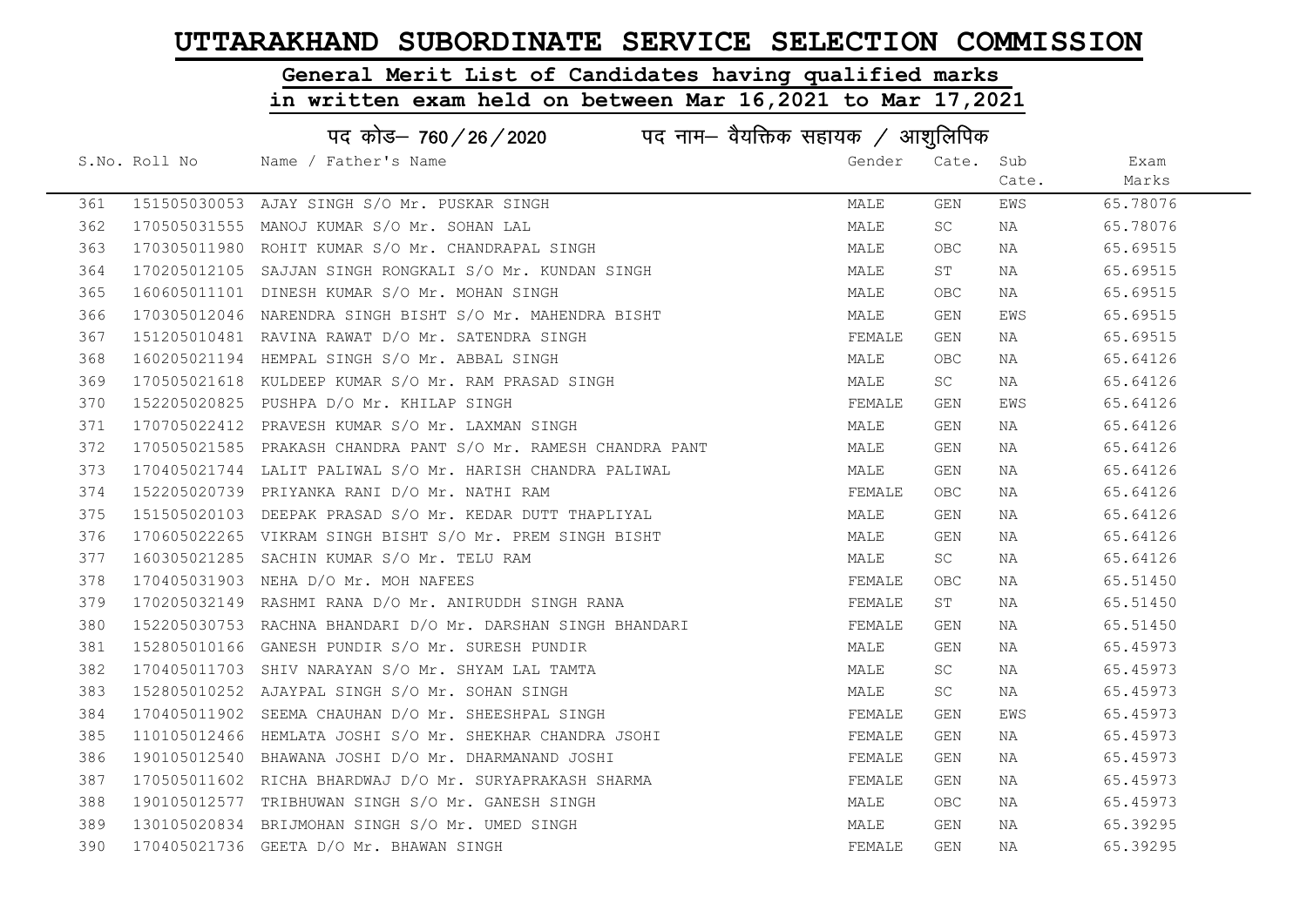# UTTARAKHAND SUBORDINATE SERVICE SELECTION COMMISSION

## General Merit List of Candidates having qualified marks in written exam held on between Mar 16,2021 to Mar 17,2021

### पद कोड– 760/26/2020 पद नाम– वैयक्तिक सहायक / आशुलिपिक

| S.No. | Roll No | Name / Father's Name | Gender | Cate. | Sub Cate. | Exam Marks |
|---|---|---|---|---|---|---|
| 361 | 151505030053 | AJAY SINGH S/O Mr. PUSKAR SINGH | MALE | GEN | EWS | 65.78076 |
| 362 | 170505031555 | MANOJ KUMAR S/O Mr. SOHAN LAL | MALE | SC | NA | 65.78076 |
| 363 | 170305011980 | ROHIT KUMAR S/O Mr. CHANDRAPAL SINGH | MALE | OBC | NA | 65.69515 |
| 364 | 170205012105 | SAJJAN SINGH RONGKALI S/O Mr. KUNDAN SINGH | MALE | ST | NA | 65.69515 |
| 365 | 160605011101 | DINESH KUMAR S/O Mr. MOHAN SINGH | MALE | OBC | NA | 65.69515 |
| 366 | 170305012046 | NARENDRA SINGH BISHT S/O Mr. MAHENDRA BISHT | MALE | GEN | EWS | 65.69515 |
| 367 | 151205010481 | RAVINA RAWAT D/O Mr. SATENDRA SINGH | FEMALE | GEN | NA | 65.69515 |
| 368 | 160205021194 | HEMPAL SINGH S/O Mr. ABBAL SINGH | MALE | OBC | NA | 65.64126 |
| 369 | 170505021618 | KULDEEP KUMAR S/O Mr. RAM PRASAD SINGH | MALE | SC | NA | 65.64126 |
| 370 | 152205020825 | PUSHPA D/O Mr. KHILAP SINGH | FEMALE | GEN | EWS | 65.64126 |
| 371 | 170705022412 | PRAVESH KUMAR S/O Mr. LAXMAN SINGH | MALE | GEN | NA | 65.64126 |
| 372 | 170505021585 | PRAKASH CHANDRA PANT S/O Mr. RAMESH CHANDRA PANT | MALE | GEN | NA | 65.64126 |
| 373 | 170405021744 | LALIT PALIWAL S/O Mr. HARISH CHANDRA PALIWAL | MALE | GEN | NA | 65.64126 |
| 374 | 152205020739 | PRIYANKA RANI D/O Mr. NATHI RAM | FEMALE | OBC | NA | 65.64126 |
| 375 | 151505020103 | DEEPAK PRASAD S/O Mr. KEDAR DUTT THAPLIYAL | MALE | GEN | NA | 65.64126 |
| 376 | 170605022265 | VIKRAM SINGH BISHT S/O Mr. PREM SINGH BISHT | MALE | GEN | NA | 65.64126 |
| 377 | 160305021285 | SACHIN KUMAR S/O Mr. TELU RAM | MALE | SC | NA | 65.64126 |
| 378 | 170405031903 | NEHA D/O Mr. MOH NAFEES | FEMALE | OBC | NA | 65.51450 |
| 379 | 170205032149 | RASHMI RANA D/O Mr. ANIRUDDH SINGH RANA | FEMALE | ST | NA | 65.51450 |
| 380 | 152205030753 | RACHNA BHANDARI D/O Mr. DARSHAN SINGH BHANDARI | FEMALE | GEN | NA | 65.51450 |
| 381 | 152805010166 | GANESH PUNDIR S/O Mr. SURESH PUNDIR | MALE | GEN | NA | 65.45973 |
| 382 | 170405011703 | SHIV NARAYAN S/O Mr. SHYAM LAL TAMTA | MALE | SC | NA | 65.45973 |
| 383 | 152805010252 | AJAYPAL SINGH S/O Mr. SOHAN SINGH | MALE | SC | NA | 65.45973 |
| 384 | 170405011902 | SEEMA CHAUHAN D/O Mr. SHEESHPAL SINGH | FEMALE | GEN | EWS | 65.45973 |
| 385 | 110105012466 | HEMLATA JOSHI S/O Mr. SHEKHAR CHANDRA JSOHI | FEMALE | GEN | NA | 65.45973 |
| 386 | 190105012540 | BHAWANA JOSHI D/O Mr. DHARMANAND JOSHI | FEMALE | GEN | NA | 65.45973 |
| 387 | 170505011602 | RICHA BHARDWAJ D/O Mr. SURYAPRAKASH SHARMA | FEMALE | GEN | NA | 65.45973 |
| 388 | 190105012577 | TRIBHUWAN SINGH S/O Mr. GANESH SINGH | MALE | OBC | NA | 65.45973 |
| 389 | 130105020834 | BRIJMOHAN SINGH S/O Mr. UMED SINGH | MALE | GEN | NA | 65.39295 |
| 390 | 170405021736 | GEETA D/O Mr. BHAWAN SINGH | FEMALE | GEN | NA | 65.39295 |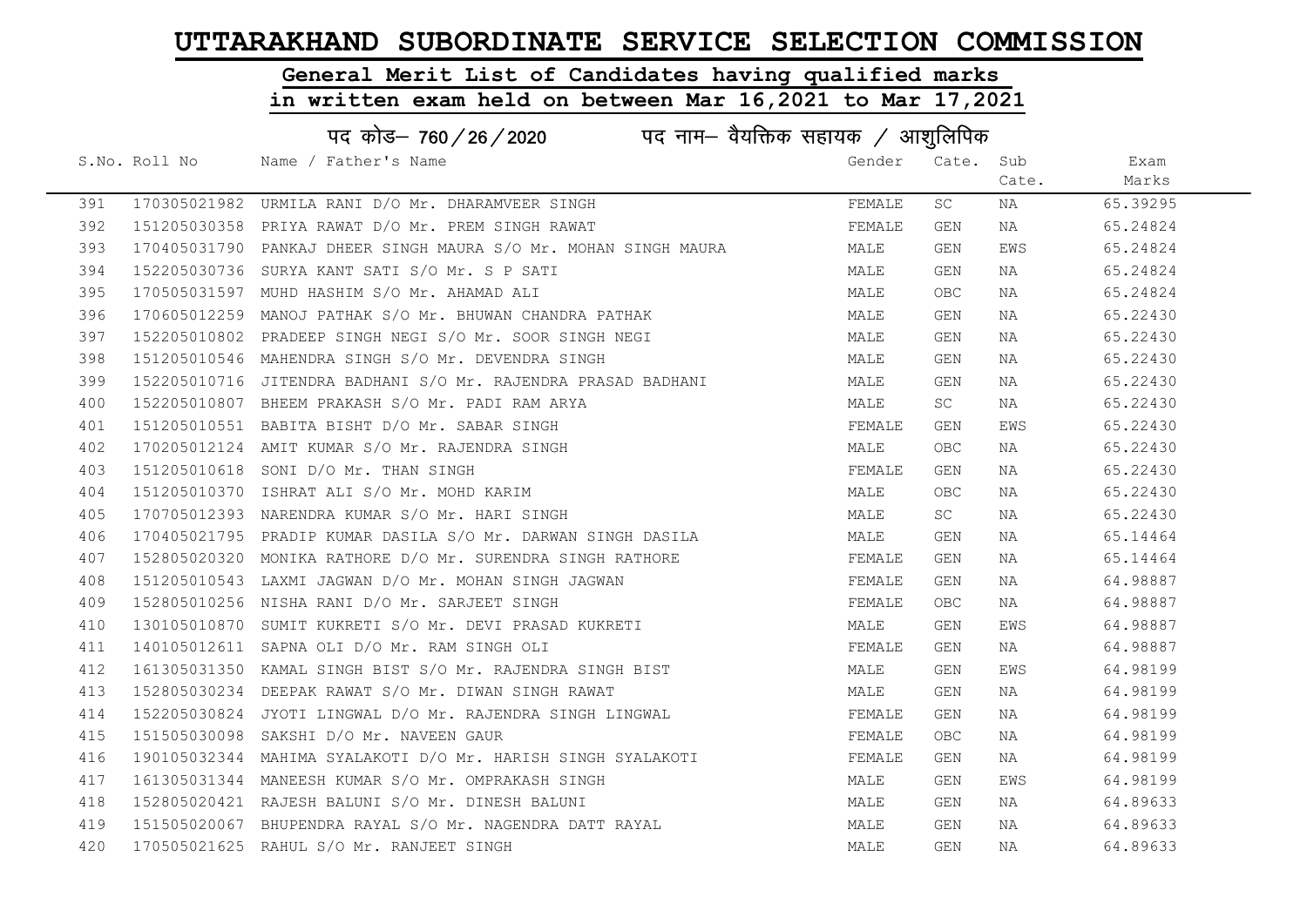# UTTARAKHAND SUBORDINATE SERVICE SELECTION COMMISSION

## General Merit List of Candidates having qualified marks in written exam held on between Mar 16,2021 to Mar 17,2021

### पद कोड– 760 / 26 / 2020 पद नाम– वैयक्तिक सहायक / आशुलिपिक

| S.No. | Roll No | Name / Father's Name | Gender | Cate. | Sub Cate. | Exam Marks |
|---|---|---|---|---|---|---|
| 391 | 170305021982 | URMILA RANI D/O Mr. DHARAMVEER SINGH | FEMALE | SC | NA | 65.39295 |
| 392 | 151205030358 | PRIYA RAWAT D/O Mr. PREM SINGH RAWAT | FEMALE | GEN | NA | 65.24824 |
| 393 | 170405031790 | PANKAJ DHEER SINGH MAURA S/O Mr. MOHAN SINGH MAURA | MALE | GEN | EWS | 65.24824 |
| 394 | 152205030736 | SURYA KANT SATI S/O Mr. S P SATI | MALE | GEN | NA | 65.24824 |
| 395 | 170505031597 | MUHD HASHIM S/O Mr. AHAMAD ALI | MALE | OBC | NA | 65.24824 |
| 396 | 170605012259 | MANOJ PATHAK S/O Mr. BHUWAN CHANDRA PATHAK | MALE | GEN | NA | 65.22430 |
| 397 | 152205010802 | PRADEEP SINGH NEGI S/O Mr. SOOR SINGH NEGI | MALE | GEN | NA | 65.22430 |
| 398 | 151205010546 | MAHENDRA SINGH S/O Mr. DEVENDRA SINGH | MALE | GEN | NA | 65.22430 |
| 399 | 152205010716 | JITENDRA BADHANI S/O Mr. RAJENDRA PRASAD BADHANI | MALE | GEN | NA | 65.22430 |
| 400 | 152205010807 | BHEEM PRAKASH S/O Mr. PADI RAM ARYA | MALE | SC | NA | 65.22430 |
| 401 | 151205010551 | BABITA BISHT D/O Mr. SABAR SINGH | FEMALE | GEN | EWS | 65.22430 |
| 402 | 170205012124 | AMIT KUMAR S/O Mr. RAJENDRA SINGH | MALE | OBC | NA | 65.22430 |
| 403 | 151205010618 | SONI D/O Mr. THAN SINGH | FEMALE | GEN | NA | 65.22430 |
| 404 | 151205010370 | ISHRAT ALI S/O Mr. MOHD KARIM | MALE | OBC | NA | 65.22430 |
| 405 | 170705012393 | NARENDRA KUMAR S/O Mr. HARI SINGH | MALE | SC | NA | 65.22430 |
| 406 | 170405021795 | PRADIP KUMAR DASILA S/O Mr. DARWAN SINGH DASILA | MALE | GEN | NA | 65.14464 |
| 407 | 152805020320 | MONIKA RATHORE D/O Mr. SURENDRA SINGH RATHORE | FEMALE | GEN | NA | 65.14464 |
| 408 | 151205010543 | LAXMI JAGWAN D/O Mr. MOHAN SINGH JAGWAN | FEMALE | GEN | NA | 64.98887 |
| 409 | 152805010256 | NISHA RANI D/O Mr. SARJEET SINGH | FEMALE | OBC | NA | 64.98887 |
| 410 | 130105010870 | SUMIT KUKRETI S/O Mr. DEVI PRASAD KUKRETI | MALE | GEN | EWS | 64.98887 |
| 411 | 140105012611 | SAPNA OLI D/O Mr. RAM SINGH OLI | FEMALE | GEN | NA | 64.98887 |
| 412 | 161305031350 | KAMAL SINGH BIST S/O Mr. RAJENDRA SINGH BIST | MALE | GEN | EWS | 64.98199 |
| 413 | 152805030234 | DEEPAK RAWAT S/O Mr. DIWAN SINGH RAWAT | MALE | GEN | NA | 64.98199 |
| 414 | 152205030824 | JYOTI LINGWAL D/O Mr. RAJENDRA SINGH LINGWAL | FEMALE | GEN | NA | 64.98199 |
| 415 | 151505030098 | SAKSHI D/O Mr. NAVEEN GAUR | FEMALE | OBC | NA | 64.98199 |
| 416 | 190105032344 | MAHIMA SYALAKOTI D/O Mr. HARISH SINGH SYALAKOTI | FEMALE | GEN | NA | 64.98199 |
| 417 | 161305031344 | MANEESH KUMAR S/O Mr. OMPRAKASH SINGH | MALE | GEN | EWS | 64.98199 |
| 418 | 152805020421 | RAJESH BALUNI S/O Mr. DINESH BALUNI | MALE | GEN | NA | 64.89633 |
| 419 | 151505020067 | BHUPENDRA RAYAL S/O Mr. NAGENDRA DATT RAYAL | MALE | GEN | NA | 64.89633 |
| 420 | 170505021625 | RAHUL S/O Mr. RANJEET SINGH | MALE | GEN | NA | 64.89633 |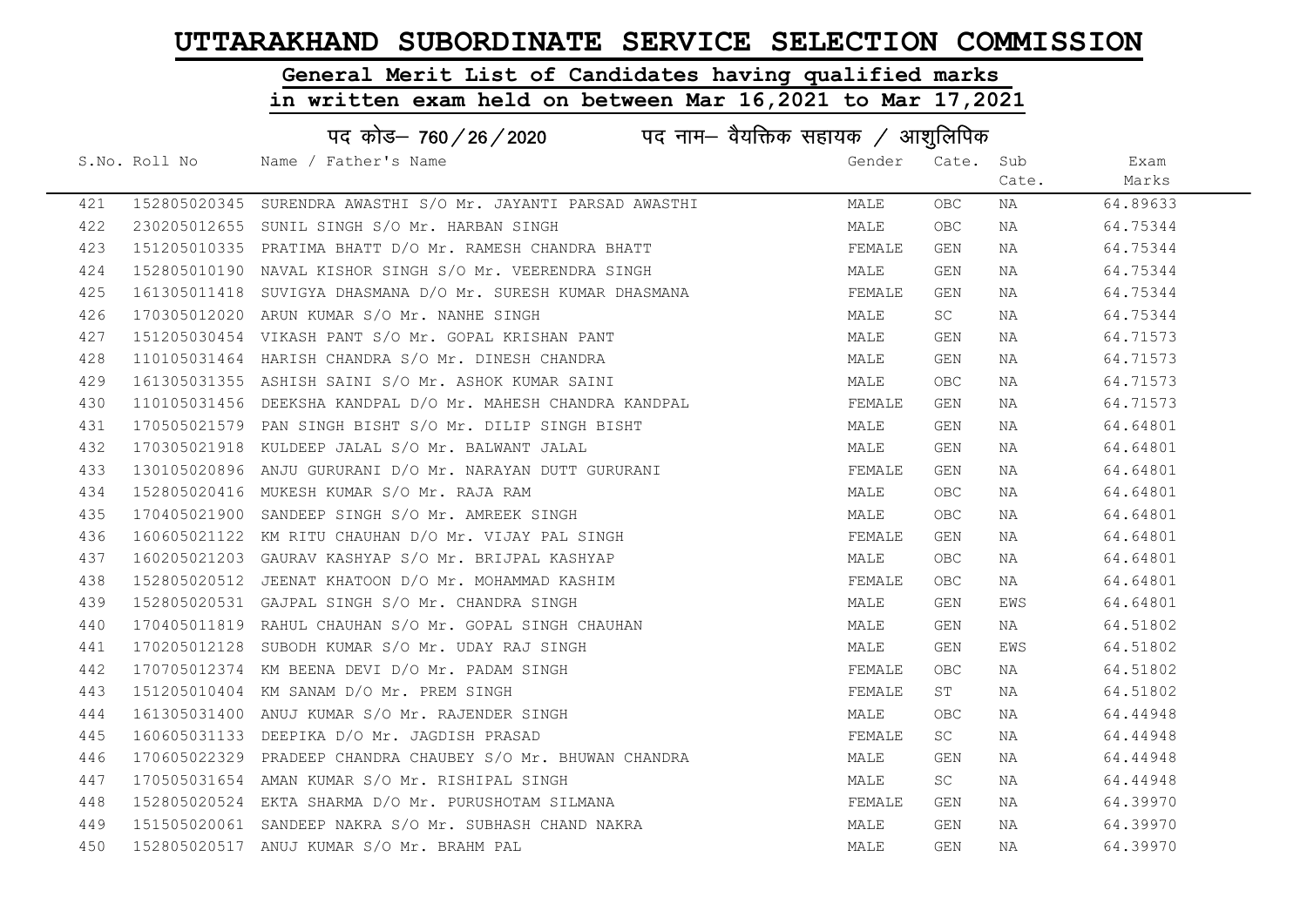# UTTARAKHAND SUBORDINATE SERVICE SELECTION COMMISSION

## General Merit List of Candidates having qualified marks in written exam held on between Mar 16,2021 to Mar 17,2021

### पद कोड– 760/26/2020 पद नाम– वैयक्तिक सहायक / आशुलिपिक

| S.No. | Roll No | Name / Father's Name | Gender | Cate. | Sub Cate. | Exam Marks |
|---|---|---|---|---|---|---|
| 421 | 152805020345 | SURENDRA AWASTHI S/O Mr. JAYANTI PARSAD AWASTHI | MALE | OBC | NA | 64.89633 |
| 422 | 230205012655 | SUNIL SINGH S/O Mr. HARBAN SINGH | MALE | OBC | NA | 64.75344 |
| 423 | 151205010335 | PRATIMA BHATT D/O Mr. RAMESH CHANDRA BHATT | FEMALE | GEN | NA | 64.75344 |
| 424 | 152805010190 | NAVAL KISHOR SINGH S/O Mr. VEERENDRA SINGH | MALE | GEN | NA | 64.75344 |
| 425 | 161305011418 | SUVIGYA DHASMANA D/O Mr. SURESH KUMAR DHASMANA | FEMALE | GEN | NA | 64.75344 |
| 426 | 170305012020 | ARUN KUMAR S/O Mr. NANHE SINGH | MALE | SC | NA | 64.75344 |
| 427 | 151205030454 | VIKASH PANT S/O Mr. GOPAL KRISHAN PANT | MALE | GEN | NA | 64.71573 |
| 428 | 110105031464 | HARISH CHANDRA S/O Mr. DINESH CHANDRA | MALE | GEN | NA | 64.71573 |
| 429 | 161305031355 | ASHISH SAINI S/O Mr. ASHOK KUMAR SAINI | MALE | OBC | NA | 64.71573 |
| 430 | 110105031456 | DEEKSHA KANDPAL D/O Mr. MAHESH CHANDRA KANDPAL | FEMALE | GEN | NA | 64.71573 |
| 431 | 170505021579 | PAN SINGH BISHT S/O Mr. DILIP SINGH BISHT | MALE | GEN | NA | 64.64801 |
| 432 | 170305021918 | KULDEEP JALAL S/O Mr. BALWANT JALAL | MALE | GEN | NA | 64.64801 |
| 433 | 130105020896 | ANJU GURURANI D/O Mr. NARAYAN DUTT GURURANI | FEMALE | GEN | NA | 64.64801 |
| 434 | 152805020416 | MUKESH KUMAR S/O Mr. RAJA RAM | MALE | OBC | NA | 64.64801 |
| 435 | 170405021900 | SANDEEP SINGH S/O Mr. AMREEK SINGH | MALE | OBC | NA | 64.64801 |
| 436 | 160605021122 | KM RITU CHAUHAN D/O Mr. VIJAY PAL SINGH | FEMALE | GEN | NA | 64.64801 |
| 437 | 160205021203 | GAURAV KASHYAP S/O Mr. BRIJPAL KASHYAP | MALE | OBC | NA | 64.64801 |
| 438 | 152805020512 | JEENAT KHATOON D/O Mr. MOHAMMAD KASHIM | FEMALE | OBC | NA | 64.64801 |
| 439 | 152805020531 | GAJPAL SINGH S/O Mr. CHANDRA SINGH | MALE | GEN | EWS | 64.64801 |
| 440 | 170405011819 | RAHUL CHAUHAN S/O Mr. GOPAL SINGH CHAUHAN | MALE | GEN | NA | 64.51802 |
| 441 | 170205012128 | SUBODH KUMAR S/O Mr. UDAY RAJ SINGH | MALE | GEN | EWS | 64.51802 |
| 442 | 170705012374 | KM BEENA DEVI D/O Mr. PADAM SINGH | FEMALE | OBC | NA | 64.51802 |
| 443 | 151205010404 | KM SANAM D/O Mr. PREM SINGH | FEMALE | ST | NA | 64.51802 |
| 444 | 161305031400 | ANUJ KUMAR S/O Mr. RAJENDER SINGH | MALE | OBC | NA | 64.44948 |
| 445 | 160605031133 | DEEPIKA D/O Mr. JAGDISH PRASAD | FEMALE | SC | NA | 64.44948 |
| 446 | 170605022329 | PRADEEP CHANDRA CHAUBEY S/O Mr. BHUWAN CHANDRA | MALE | GEN | NA | 64.44948 |
| 447 | 170505031654 | AMAN KUMAR S/O Mr. RISHIPAL SINGH | MALE | SC | NA | 64.44948 |
| 448 | 152805020524 | EKTA SHARMA D/O Mr. PURUSHOTAM SILMANA | FEMALE | GEN | NA | 64.39970 |
| 449 | 151505020061 | SANDEEP NAKRA S/O Mr. SUBHASH CHAND NAKRA | MALE | GEN | NA | 64.39970 |
| 450 | 152805020517 | ANUJ KUMAR S/O Mr. BRAHM PAL | MALE | GEN | NA | 64.39970 |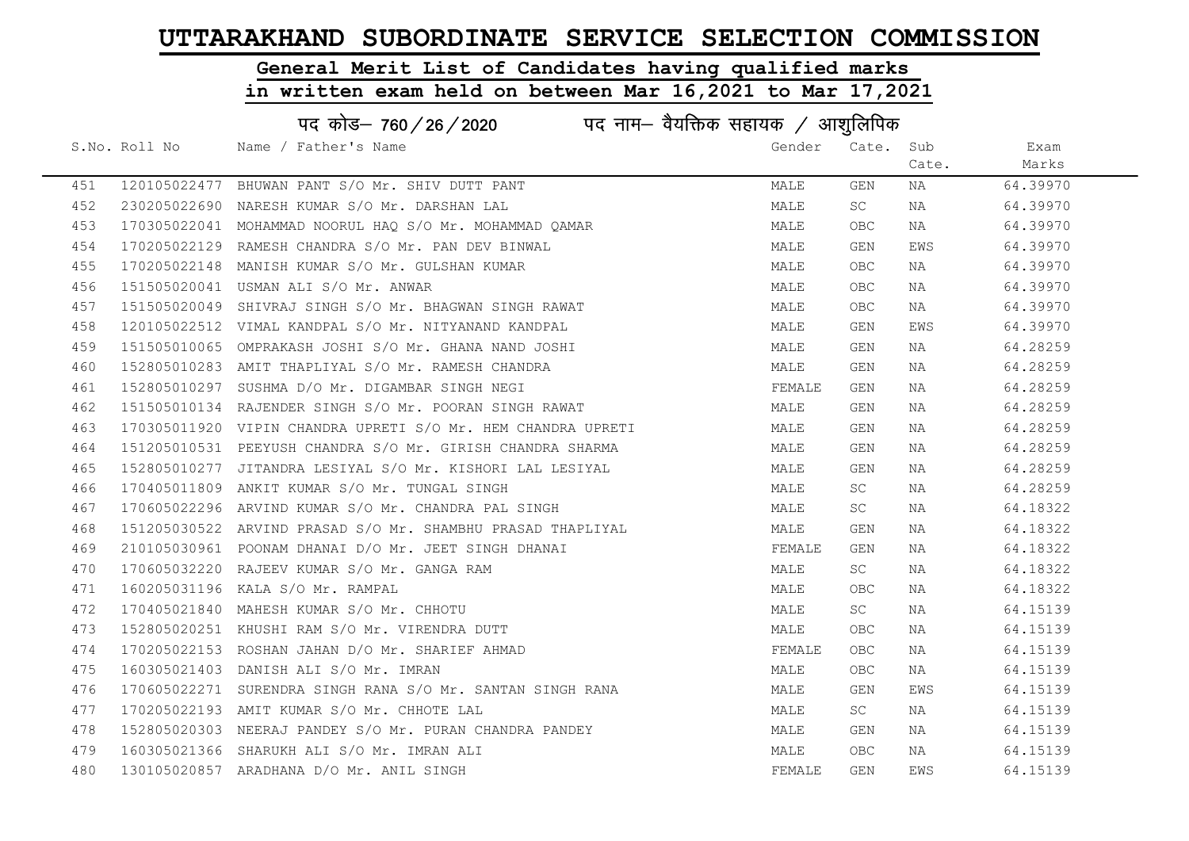# UTTARAKHAND SUBORDINATE SERVICE SELECTION COMMISSION

## General Merit List of Candidates having qualified marks in written exam held on between Mar 16,2021 to Mar 17,2021

### पद कोड– 760/26/2020 पद नाम– वैयक्तिक सहायक / आशुलिपिक

| S.No. | Roll No | Name / Father's Name | Gender | Cate. | Sub Cate. | Exam Marks |
|---|---|---|---|---|---|---|
| 451 | 120105022477 | BHUWAN PANT S/O Mr. SHIV DUTT PANT | MALE | GEN | NA | 64.39970 |
| 452 | 230205022690 | NARESH KUMAR S/O Mr. DARSHAN LAL | MALE | SC | NA | 64.39970 |
| 453 | 170305022041 | MOHAMMAD NOORUL HAQ S/O Mr. MOHAMMAD QAMAR | MALE | OBC | NA | 64.39970 |
| 454 | 170205022129 | RAMESH CHANDRA S/O Mr. PAN DEV BINWAL | MALE | GEN | EWS | 64.39970 |
| 455 | 170205022148 | MANISH KUMAR S/O Mr. GULSHAN KUMAR | MALE | OBC | NA | 64.39970 |
| 456 | 151505020041 | USMAN ALI S/O Mr. ANWAR | MALE | OBC | NA | 64.39970 |
| 457 | 151505020049 | SHIVRAJ SINGH S/O Mr. BHAGWAN SINGH RAWAT | MALE | OBC | NA | 64.39970 |
| 458 | 120105022512 | VIMAL KANDPAL S/O Mr. NITYANAND KANDPAL | MALE | GEN | EWS | 64.39970 |
| 459 | 151505010065 | OMPRAKASH JOSHI S/O Mr. GHANA NAND JOSHI | MALE | GEN | NA | 64.28259 |
| 460 | 152805010283 | AMIT THAPLIYAL S/O Mr. RAMESH CHANDRA | MALE | GEN | NA | 64.28259 |
| 461 | 152805010297 | SUSHMA D/O Mr. DIGAMBAR SINGH NEGI | FEMALE | GEN | NA | 64.28259 |
| 462 | 151505010134 | RAJENDER SINGH S/O Mr. POORAN SINGH RAWAT | MALE | GEN | NA | 64.28259 |
| 463 | 170305011920 | VIPIN CHANDRA UPRETI S/O Mr. HEM CHANDRA UPRETI | MALE | GEN | NA | 64.28259 |
| 464 | 151205010531 | PEEYUSH CHANDRA S/O Mr. GIRISH CHANDRA SHARMA | MALE | GEN | NA | 64.28259 |
| 465 | 152805010277 | JITANDRA LESIYAL S/O Mr. KISHORI LAL LESIYAL | MALE | GEN | NA | 64.28259 |
| 466 | 170405011809 | ANKIT KUMAR S/O Mr. TUNGAL SINGH | MALE | SC | NA | 64.28259 |
| 467 | 170605022296 | ARVIND KUMAR S/O Mr. CHANDRA PAL SINGH | MALE | SC | NA | 64.18322 |
| 468 | 151205030522 | ARVIND PRASAD S/O Mr. SHAMBHU PRASAD THAPLIYAL | MALE | GEN | NA | 64.18322 |
| 469 | 210105030961 | POONAM DHANAI D/O Mr. JEET SINGH DHANAI | FEMALE | GEN | NA | 64.18322 |
| 470 | 170605032220 | RAJEEV KUMAR S/O Mr. GANGA RAM | MALE | SC | NA | 64.18322 |
| 471 | 160205031196 | KALA S/O Mr. RAMPAL | MALE | OBC | NA | 64.18322 |
| 472 | 170405021840 | MAHESH KUMAR S/O Mr. CHHOTU | MALE | SC | NA | 64.15139 |
| 473 | 152805020251 | KHUSHI RAM S/O Mr. VIRENDRA DUTT | MALE | OBC | NA | 64.15139 |
| 474 | 170205022153 | ROSHAN JAHAN D/O Mr. SHARIEF AHMAD | FEMALE | OBC | NA | 64.15139 |
| 475 | 160305021403 | DANISH ALI S/O Mr. IMRAN | MALE | OBC | NA | 64.15139 |
| 476 | 170605022271 | SURENDRA SINGH RANA S/O Mr. SANTAN SINGH RANA | MALE | GEN | EWS | 64.15139 |
| 477 | 170205022193 | AMIT KUMAR S/O Mr. CHHOTE LAL | MALE | SC | NA | 64.15139 |
| 478 | 152805020303 | NEERAJ PANDEY S/O Mr. PURAN CHANDRA PANDEY | MALE | GEN | NA | 64.15139 |
| 479 | 160305021366 | SHARUKH ALI S/O Mr. IMRAN ALI | MALE | OBC | NA | 64.15139 |
| 480 | 130105020857 | ARADHANA D/O Mr. ANIL SINGH | FEMALE | GEN | EWS | 64.15139 |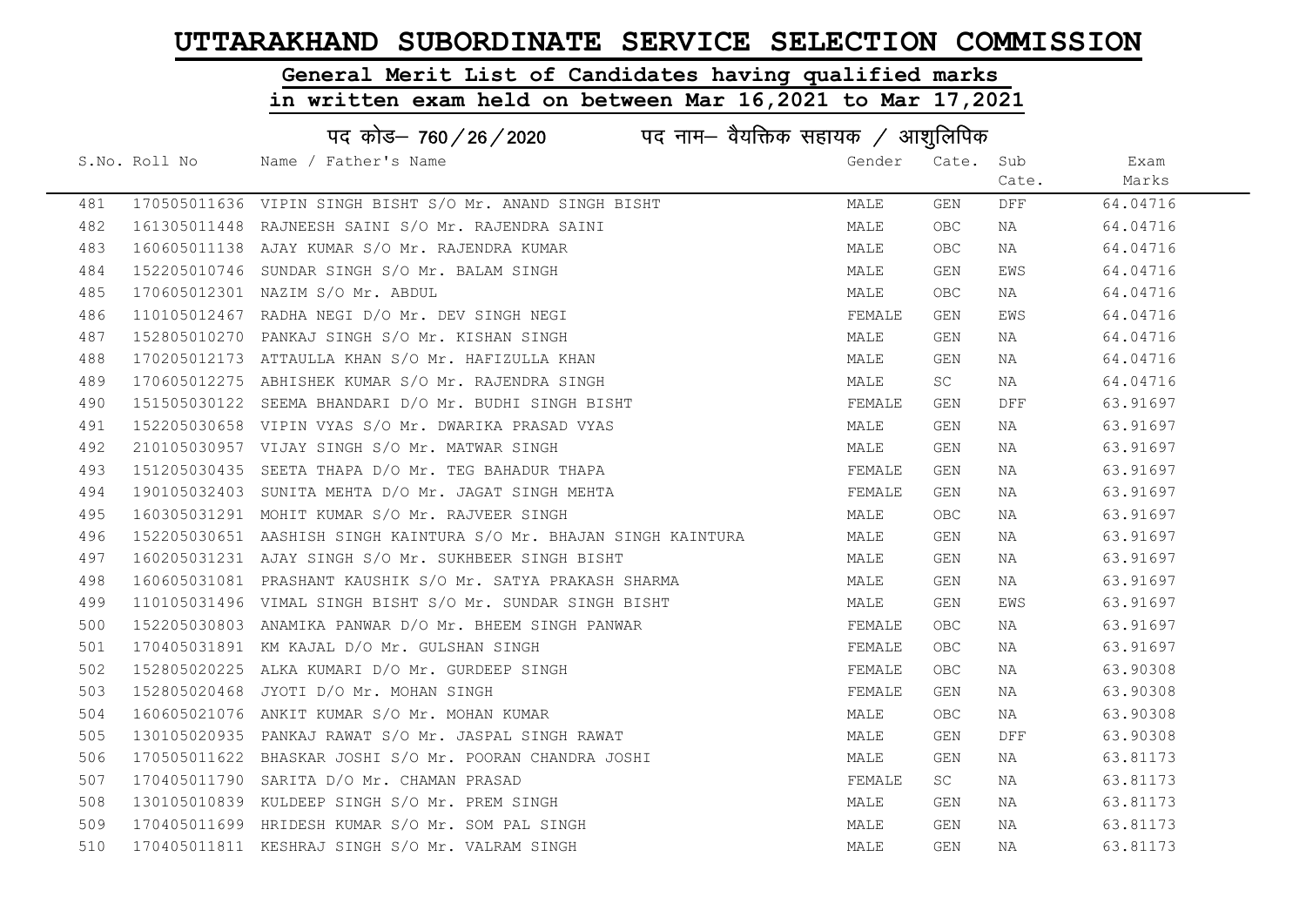# UTTARAKHAND SUBORDINATE SERVICE SELECTION COMMISSION

## General Merit List of Candidates having qualified marks in written exam held on between Mar 16,2021 to Mar 17,2021

### पद कोड– 760/26/2020 पद नाम– वैयक्तिक सहायक / आशुलिपिक

| S.No. | Roll No | Name / Father's Name | Gender | Cate. | Sub Cate. | Exam Marks |
|---|---|---|---|---|---|---|
| 481 | 170505011636 | VIPIN SINGH BISHT S/O Mr. ANAND SINGH BISHT | MALE | GEN | DFF | 64.04716 |
| 482 | 161305011448 | RAJNEESH SAINI S/O Mr. RAJENDRA SAINI | MALE | OBC | NA | 64.04716 |
| 483 | 160605011138 | AJAY KUMAR S/O Mr. RAJENDRA KUMAR | MALE | OBC | NA | 64.04716 |
| 484 | 152205010746 | SUNDAR SINGH S/O Mr. BALAM SINGH | MALE | GEN | EWS | 64.04716 |
| 485 | 170605012301 | NAZIM S/O Mr. ABDUL | MALE | OBC | NA | 64.04716 |
| 486 | 110105012467 | RADHA NEGI D/O Mr. DEV SINGH NEGI | FEMALE | GEN | EWS | 64.04716 |
| 487 | 152805010270 | PANKAJ SINGH S/O Mr. KISHAN SINGH | MALE | GEN | NA | 64.04716 |
| 488 | 170205012173 | ATTAULLA KHAN S/O Mr. HAFIZULLA KHAN | MALE | GEN | NA | 64.04716 |
| 489 | 170605012275 | ABHISHEK KUMAR S/O Mr. RAJENDRA SINGH | MALE | SC | NA | 64.04716 |
| 490 | 151505030122 | SEEMA BHANDARI D/O Mr. BUDHI SINGH BISHT | FEMALE | GEN | DFF | 63.91697 |
| 491 | 152205030658 | VIPIN VYAS S/O Mr. DWARIKA PRASAD VYAS | MALE | GEN | NA | 63.91697 |
| 492 | 210105030957 | VIJAY SINGH S/O Mr. MATWAR SINGH | MALE | GEN | NA | 63.91697 |
| 493 | 151205030435 | SEETA THAPA D/O Mr. TEG BAHADUR THAPA | FEMALE | GEN | NA | 63.91697 |
| 494 | 190105032403 | SUNITA MEHTA D/O Mr. JAGAT SINGH MEHTA | FEMALE | GEN | NA | 63.91697 |
| 495 | 160305031291 | MOHIT KUMAR S/O Mr. RAJVEER SINGH | MALE | OBC | NA | 63.91697 |
| 496 | 152205030651 | AASHISH SINGH KAINTURA S/O Mr. BHAJAN SINGH KAINTURA | MALE | GEN | NA | 63.91697 |
| 497 | 160205031231 | AJAY SINGH S/O Mr. SUKHBEER SINGH BISHT | MALE | GEN | NA | 63.91697 |
| 498 | 160605031081 | PRASHANT KAUSHIK S/O Mr. SATYA PRAKASH SHARMA | MALE | GEN | NA | 63.91697 |
| 499 | 110105031496 | VIMAL SINGH BISHT S/O Mr. SUNDAR SINGH BISHT | MALE | GEN | EWS | 63.91697 |
| 500 | 152205030803 | ANAMIKA PANWAR D/O Mr. BHEEM SINGH PANWAR | FEMALE | OBC | NA | 63.91697 |
| 501 | 170405031891 | KM KAJAL D/O Mr. GULSHAN SINGH | FEMALE | OBC | NA | 63.91697 |
| 502 | 152805020225 | ALKA KUMARI D/O Mr. GURDEEP SINGH | FEMALE | OBC | NA | 63.90308 |
| 503 | 152805020468 | JYOTI D/O Mr. MOHAN SINGH | FEMALE | GEN | NA | 63.90308 |
| 504 | 160605021076 | ANKIT KUMAR S/O Mr. MOHAN KUMAR | MALE | OBC | NA | 63.90308 |
| 505 | 130105020935 | PANKAJ RAWAT S/O Mr. JASPAL SINGH RAWAT | MALE | GEN | DFF | 63.90308 |
| 506 | 170505011622 | BHASKAR JOSHI S/O Mr. POORAN CHANDRA JOSHI | MALE | GEN | NA | 63.81173 |
| 507 | 170405011790 | SARITA D/O Mr. CHAMAN PRASAD | FEMALE | SC | NA | 63.81173 |
| 508 | 130105010839 | KULDEEP SINGH S/O Mr. PREM SINGH | MALE | GEN | NA | 63.81173 |
| 509 | 170405011699 | HRIDESH KUMAR S/O Mr. SOM PAL SINGH | MALE | GEN | NA | 63.81173 |
| 510 | 170405011811 | KESHRAJ SINGH S/O Mr. VALRAM SINGH | MALE | GEN | NA | 63.81173 |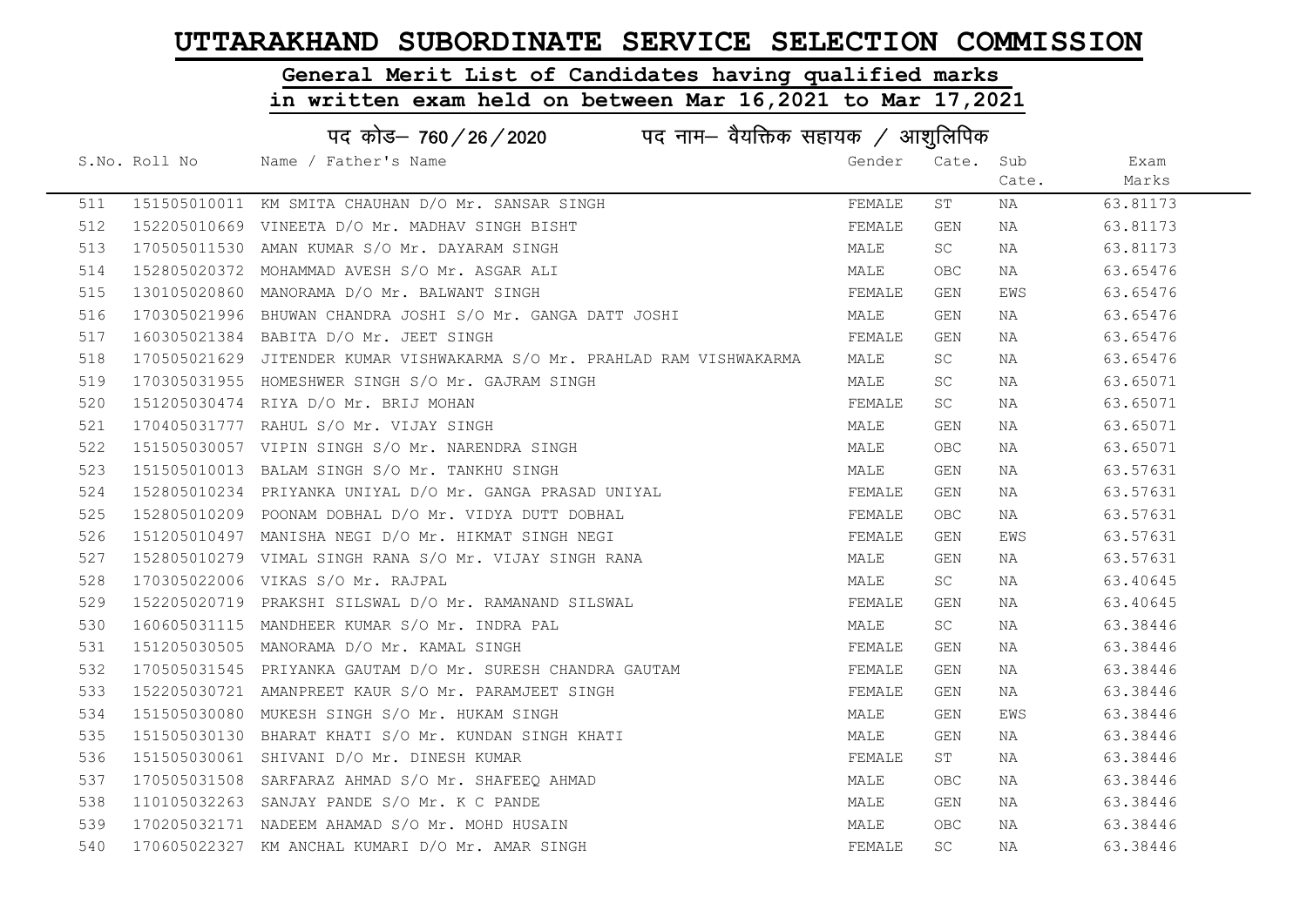# UTTARAKHAND SUBORDINATE SERVICE SELECTION COMMISSION

## General Merit List of Candidates having qualified marks in written exam held on between Mar 16,2021 to Mar 17,2021

### पद कोड– 760/26/2020 पद नाम– वैयक्तिक सहायक / आशुलिपिक

| S.No. | Roll No | Name / Father's Name | Gender | Cate. | Sub Cate. | Exam Marks |
|---|---|---|---|---|---|---|
| 511 | 151505010011 | KM SMITA CHAUHAN D/O Mr. SANSAR SINGH | FEMALE | ST | NA | 63.81173 |
| 512 | 152205010669 | VINEETA D/O Mr. MADHAV SINGH BISHT | FEMALE | GEN | NA | 63.81173 |
| 513 | 170505011530 | AMAN KUMAR S/O Mr. DAYARAM SINGH | MALE | SC | NA | 63.81173 |
| 514 | 152805020372 | MOHAMMAD AVESH S/O Mr. ASGAR ALI | MALE | OBC | NA | 63.65476 |
| 515 | 130105020860 | MANORAMA D/O Mr. BALWANT SINGH | FEMALE | GEN | EWS | 63.65476 |
| 516 | 170305021996 | BHUWAN CHANDRA JOSHI S/O Mr. GANGA DATT JOSHI | MALE | GEN | NA | 63.65476 |
| 517 | 160305021384 | BABITA D/O Mr. JEET SINGH | FEMALE | GEN | NA | 63.65476 |
| 518 | 170505021629 | JITENDER KUMAR VISHWAKARMA S/O Mr. PRAHLAD RAM VISHWAKARMA | MALE | SC | NA | 63.65476 |
| 519 | 170305031955 | HOMESHWER SINGH S/O Mr. GAJRAM SINGH | MALE | SC | NA | 63.65071 |
| 520 | 151205030474 | RIYA D/O Mr. BRIJ MOHAN | FEMALE | SC | NA | 63.65071 |
| 521 | 170405031777 | RAHUL S/O Mr. VIJAY SINGH | MALE | GEN | NA | 63.65071 |
| 522 | 151505030057 | VIPIN SINGH S/O Mr. NARENDRA SINGH | MALE | OBC | NA | 63.65071 |
| 523 | 151505010013 | BALAM SINGH S/O Mr. TANKHU SINGH | MALE | GEN | NA | 63.57631 |
| 524 | 152805010234 | PRIYANKA UNIYAL D/O Mr. GANGA PRASAD UNIYAL | FEMALE | GEN | NA | 63.57631 |
| 525 | 152805010209 | POONAM DOBHAL D/O Mr. VIDYA DUTT DOBHAL | FEMALE | OBC | NA | 63.57631 |
| 526 | 151205010497 | MANISHA NEGI D/O Mr. HIKMAT SINGH NEGI | FEMALE | GEN | EWS | 63.57631 |
| 527 | 152805010279 | VIMAL SINGH RANA S/O Mr. VIJAY SINGH RANA | MALE | GEN | NA | 63.57631 |
| 528 | 170305022006 | VIKAS S/O Mr. RAJPAL | MALE | SC | NA | 63.40645 |
| 529 | 152205020719 | PRAKSHI SILSWAL D/O Mr. RAMANAND SILSWAL | FEMALE | GEN | NA | 63.40645 |
| 530 | 160605031115 | MANDHEER KUMAR S/O Mr. INDRA PAL | MALE | SC | NA | 63.38446 |
| 531 | 151205030505 | MANORAMA D/O Mr. KAMAL SINGH | FEMALE | GEN | NA | 63.38446 |
| 532 | 170505031545 | PRIYANKA GAUTAM D/O Mr. SURESH CHANDRA GAUTAM | FEMALE | GEN | NA | 63.38446 |
| 533 | 152205030721 | AMANPREET KAUR S/O Mr. PARAMJEET SINGH | FEMALE | GEN | NA | 63.38446 |
| 534 | 151505030080 | MUKESH SINGH S/O Mr. HUKAM SINGH | MALE | GEN | EWS | 63.38446 |
| 535 | 151505030130 | BHARAT KHATI S/O Mr. KUNDAN SINGH KHATI | MALE | GEN | NA | 63.38446 |
| 536 | 151505030061 | SHIVANI D/O Mr. DINESH KUMAR | FEMALE | ST | NA | 63.38446 |
| 537 | 170505031508 | SARFARAZ AHMAD S/O Mr. SHAFEEQ AHMAD | MALE | OBC | NA | 63.38446 |
| 538 | 110105032263 | SANJAY PANDE S/O Mr. K C PANDE | MALE | GEN | NA | 63.38446 |
| 539 | 170205032171 | NADEEM AHAMAD S/O Mr. MOHD HUSAIN | MALE | OBC | NA | 63.38446 |
| 540 | 170605022327 | KM ANCHAL KUMARI D/O Mr. AMAR SINGH | FEMALE | SC | NA | 63.38446 |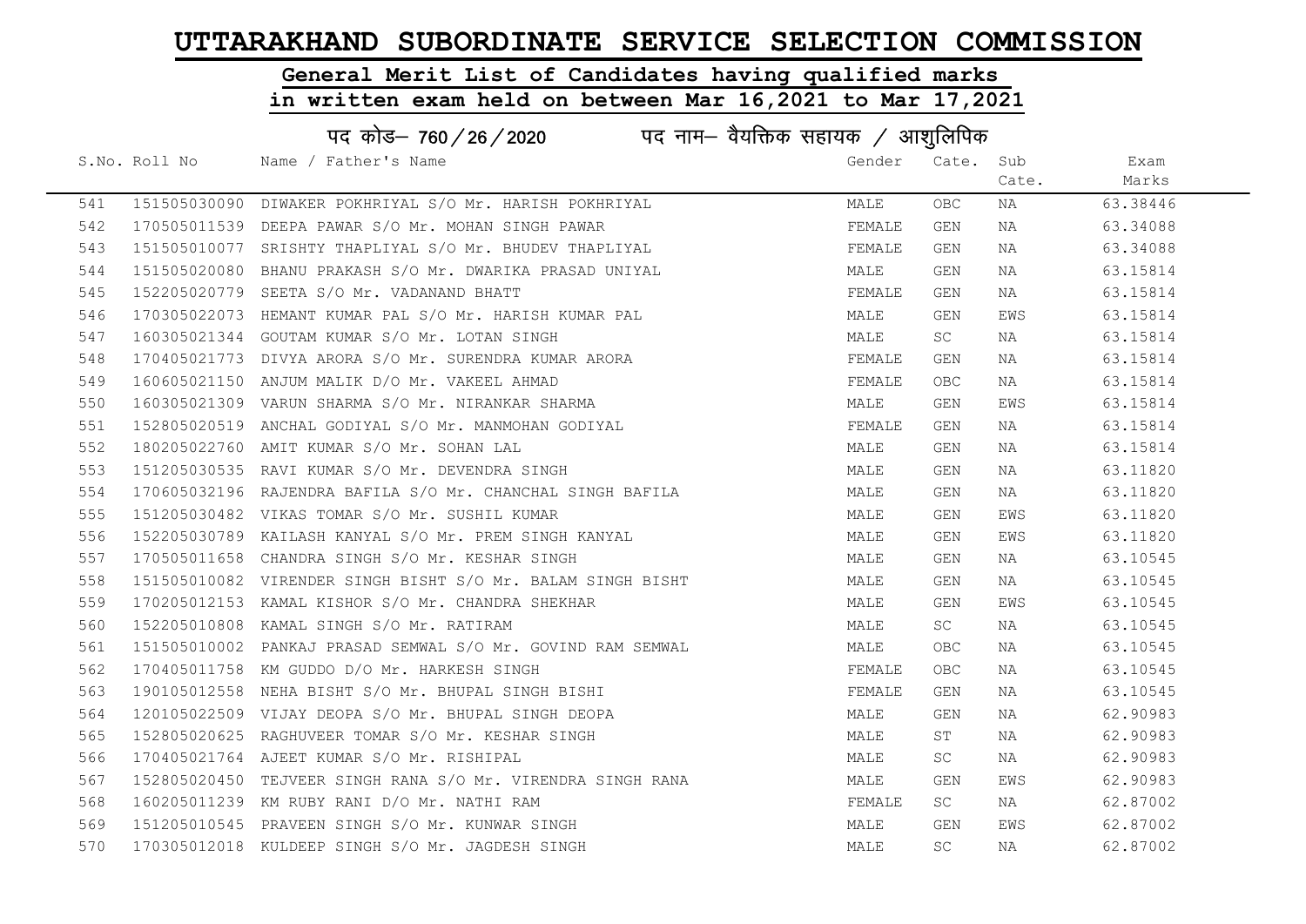# UTTARAKHAND SUBORDINATE SERVICE SELECTION COMMISSION

## General Merit List of Candidates having qualified marks in written exam held on between Mar 16,2021 to Mar 17,2021

### पद कोड– 760/26/2020 पद नाम– वैयक्तिक सहायक / आशुलिपिक

| S.No. | Roll No | Name / Father's Name | Gender | Cate. | Sub Cate. | Exam Marks |
|---|---|---|---|---|---|---|
| 541 | 151505030090 | DIWAKER POKHRIYAL S/O Mr. HARISH POKHRIYAL | MALE | OBC | NA | 63.38446 |
| 542 | 170505011539 | DEEPA PAWAR S/O Mr. MOHAN SINGH PAWAR | FEMALE | GEN | NA | 63.34088 |
| 543 | 151505010077 | SRISHTY THAPLIYAL S/O Mr. BHUDEV THAPLIYAL | FEMALE | GEN | NA | 63.34088 |
| 544 | 151505020080 | BHANU PRAKASH S/O Mr. DWARIKA PRASAD UNIYAL | MALE | GEN | NA | 63.15814 |
| 545 | 152205020779 | SEETA S/O Mr. VADANAND BHATT | FEMALE | GEN | NA | 63.15814 |
| 546 | 170305022073 | HEMANT KUMAR PAL S/O Mr. HARISH KUMAR PAL | MALE | GEN | EWS | 63.15814 |
| 547 | 160305021344 | GOUTAM KUMAR S/O Mr. LOTAN SINGH | MALE | SC | NA | 63.15814 |
| 548 | 170405021773 | DIVYA ARORA S/O Mr. SURENDRA KUMAR ARORA | FEMALE | GEN | NA | 63.15814 |
| 549 | 160605021150 | ANJUM MALIK D/O Mr. VAKEEL AHMAD | FEMALE | OBC | NA | 63.15814 |
| 550 | 160305021309 | VARUN SHARMA S/O Mr. NIRANKAR SHARMA | MALE | GEN | EWS | 63.15814 |
| 551 | 152805020519 | ANCHAL GODIYAL S/O Mr. MANMOHAN GODIYAL | FEMALE | GEN | NA | 63.15814 |
| 552 | 180205022760 | AMIT KUMAR S/O Mr. SOHAN LAL | MALE | GEN | NA | 63.15814 |
| 553 | 151205030535 | RAVI KUMAR S/O Mr. DEVENDRA SINGH | MALE | GEN | NA | 63.11820 |
| 554 | 170605032196 | RAJENDRA BAFILA S/O Mr. CHANCHAL SINGH BAFILA | MALE | GEN | NA | 63.11820 |
| 555 | 151205030482 | VIKAS TOMAR S/O Mr. SUSHIL KUMAR | MALE | GEN | EWS | 63.11820 |
| 556 | 152205030789 | KAILASH KANYAL S/O Mr. PREM SINGH KANYAL | MALE | GEN | EWS | 63.11820 |
| 557 | 170505011658 | CHANDRA SINGH S/O Mr. KESHAR SINGH | MALE | GEN | NA | 63.10545 |
| 558 | 151505010082 | VIRENDER SINGH BISHT S/O Mr. BALAM SINGH BISHT | MALE | GEN | NA | 63.10545 |
| 559 | 170205012153 | KAMAL KISHOR S/O Mr. CHANDRA SHEKHAR | MALE | GEN | EWS | 63.10545 |
| 560 | 152205010808 | KAMAL SINGH S/O Mr. RATIRAM | MALE | SC | NA | 63.10545 |
| 561 | 151505010002 | PANKAJ PRASAD SEMWAL S/O Mr. GOVIND RAM SEMWAL | MALE | OBC | NA | 63.10545 |
| 562 | 170405011758 | KM GUDDO D/O Mr. HARKESH SINGH | FEMALE | OBC | NA | 63.10545 |
| 563 | 190105012558 | NEHA BISHT S/O Mr. BHUPAL SINGH BISHI | FEMALE | GEN | NA | 63.10545 |
| 564 | 120105022509 | VIJAY DEOPA S/O Mr. BHUPAL SINGH DEOPA | MALE | GEN | NA | 62.90983 |
| 565 | 152805020625 | RAGHUVEER TOMAR S/O Mr. KESHAR SINGH | MALE | ST | NA | 62.90983 |
| 566 | 170405021764 | AJEET KUMAR S/O Mr. RISHIPAL | MALE | SC | NA | 62.90983 |
| 567 | 152805020450 | TEJVEER SINGH RANA S/O Mr. VIRENDRA SINGH RANA | MALE | GEN | EWS | 62.90983 |
| 568 | 160205011239 | KM RUBY RANI D/O Mr. NATHI RAM | FEMALE | SC | NA | 62.87002 |
| 569 | 151205010545 | PRAVEEN SINGH S/O Mr. KUNWAR SINGH | MALE | GEN | EWS | 62.87002 |
| 570 | 170305012018 | KULDEEP SINGH S/O Mr. JAGDESH SINGH | MALE | SC | NA | 62.87002 |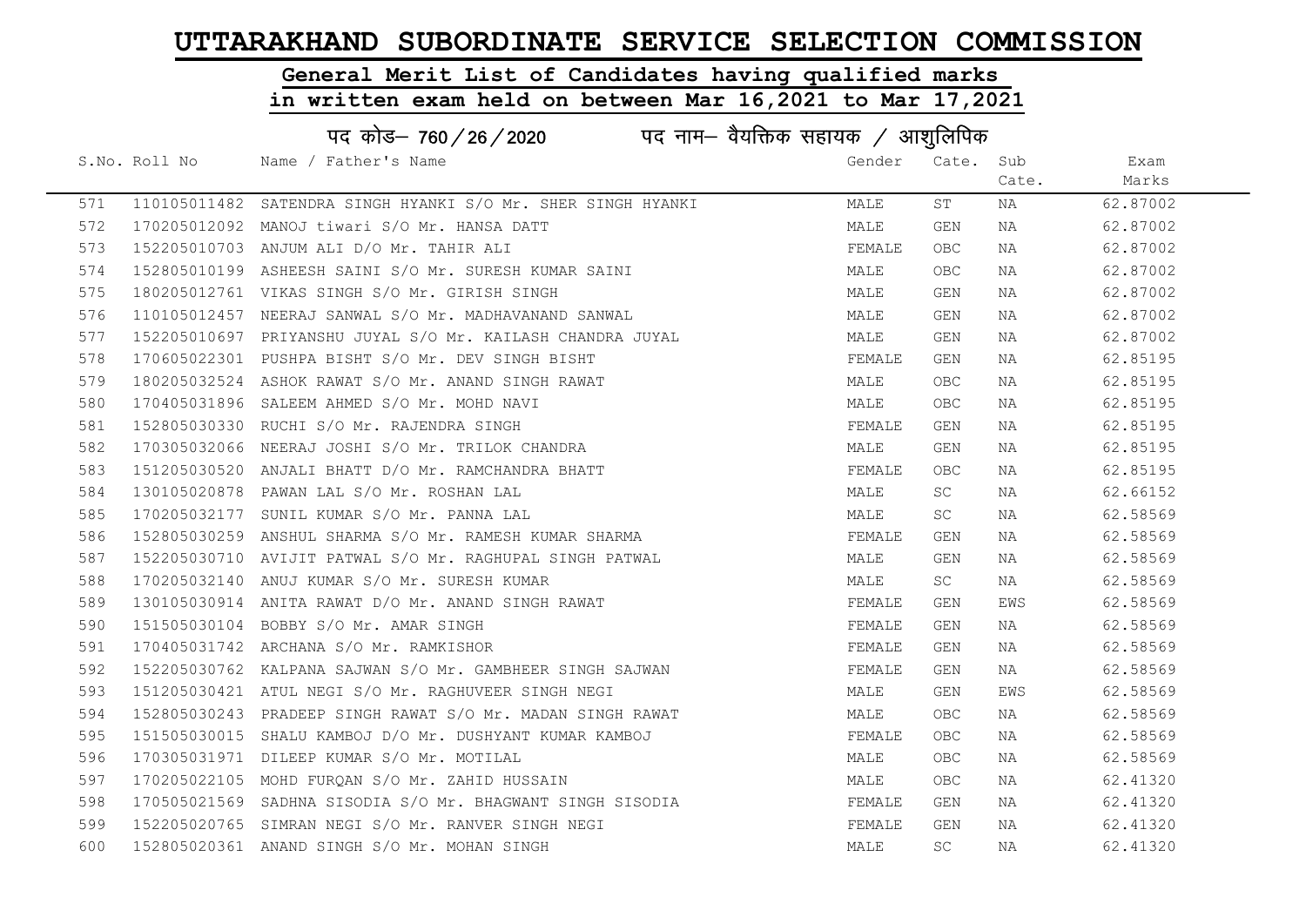# UTTARAKHAND SUBORDINATE SERVICE SELECTION COMMISSION

## General Merit List of Candidates having qualified marks in written exam held on between Mar 16,2021 to Mar 17,2021

### पद कोड– 760/26/2020 पद नाम– वैयक्तिक सहायक / आशुलिपिक

| S.No. | Roll No | Name / Father's Name | Gender | Cate. | Sub Cate. | Exam Marks |
|---|---|---|---|---|---|---|
| 571 | 110105011482 | SATENDRA SINGH HYANKI S/O Mr. SHER SINGH HYANKI | MALE | ST | NA | 62.87002 |
| 572 | 170205012092 | MANOJ tiwari S/O Mr. HANSA DATT | MALE | GEN | NA | 62.87002 |
| 573 | 152205010703 | ANJUM ALI D/O Mr. TAHIR ALI | FEMALE | OBC | NA | 62.87002 |
| 574 | 152805010199 | ASHEESH SAINI S/O Mr. SURESH KUMAR SAINI | MALE | OBC | NA | 62.87002 |
| 575 | 180205012761 | VIKAS SINGH S/O Mr. GIRISH SINGH | MALE | GEN | NA | 62.87002 |
| 576 | 110105012457 | NEERAJ SANWAL S/O Mr. MADHAVANAND SANWAL | MALE | GEN | NA | 62.87002 |
| 577 | 152205010697 | PRIYANSHU JUYAL S/O Mr. KAILASH CHANDRA JUYAL | MALE | GEN | NA | 62.87002 |
| 578 | 170605022301 | PUSHPA BISHT S/O Mr. DEV SINGH BISHT | FEMALE | GEN | NA | 62.85195 |
| 579 | 180205032524 | ASHOK RAWAT S/O Mr. ANAND SINGH RAWAT | MALE | OBC | NA | 62.85195 |
| 580 | 170405031896 | SALEEM AHMED S/O Mr. MOHD NAVI | MALE | OBC | NA | 62.85195 |
| 581 | 152805030330 | RUCHI S/O Mr. RAJENDRA SINGH | FEMALE | GEN | NA | 62.85195 |
| 582 | 170305032066 | NEERAJ JOSHI S/O Mr. TRILOK CHANDRA | MALE | GEN | NA | 62.85195 |
| 583 | 151205030520 | ANJALI BHATT D/O Mr. RAMCHANDRA BHATT | FEMALE | OBC | NA | 62.85195 |
| 584 | 130105020878 | PAWAN LAL S/O Mr. ROSHAN LAL | MALE | SC | NA | 62.66152 |
| 585 | 170205032177 | SUNIL KUMAR S/O Mr. PANNA LAL | MALE | SC | NA | 62.58569 |
| 586 | 152805030259 | ANSHUL SHARMA S/O Mr. RAMESH KUMAR SHARMA | FEMALE | GEN | NA | 62.58569 |
| 587 | 152205030710 | AVIJIT PATWAL S/O Mr. RAGHUPAL SINGH PATWAL | MALE | GEN | NA | 62.58569 |
| 588 | 170205032140 | ANUJ KUMAR S/O Mr. SURESH KUMAR | MALE | SC | NA | 62.58569 |
| 589 | 130105030914 | ANITA RAWAT D/O Mr. ANAND SINGH RAWAT | FEMALE | GEN | EWS | 62.58569 |
| 590 | 151505030104 | BOBBY S/O Mr. AMAR SINGH | FEMALE | GEN | NA | 62.58569 |
| 591 | 170405031742 | ARCHANA S/O Mr. RAMKISHOR | FEMALE | GEN | NA | 62.58569 |
| 592 | 152205030762 | KALPANA SAJWAN S/O Mr. GAMBHEER SINGH SAJWAN | FEMALE | GEN | NA | 62.58569 |
| 593 | 151205030421 | ATUL NEGI S/O Mr. RAGHUVEER SINGH NEGI | MALE | GEN | EWS | 62.58569 |
| 594 | 152805030243 | PRADEEP SINGH RAWAT S/O Mr. MADAN SINGH RAWAT | MALE | OBC | NA | 62.58569 |
| 595 | 151505030015 | SHALU KAMBOJ D/O Mr. DUSHYANT KUMAR KAMBOJ | FEMALE | OBC | NA | 62.58569 |
| 596 | 170305031971 | DILEEP KUMAR S/O Mr. MOTILAL | MALE | OBC | NA | 62.58569 |
| 597 | 170205022105 | MOHD FURQAN S/O Mr. ZAHID HUSSAIN | MALE | OBC | NA | 62.41320 |
| 598 | 170505021569 | SADHNA SISODIA S/O Mr. BHAGWANT SINGH SISODIA | FEMALE | GEN | NA | 62.41320 |
| 599 | 152205020765 | SIMRAN NEGI S/O Mr. RANVER SINGH NEGI | FEMALE | GEN | NA | 62.41320 |
| 600 | 152805020361 | ANAND SINGH S/O Mr. MOHAN SINGH | MALE | SC | NA | 62.41320 |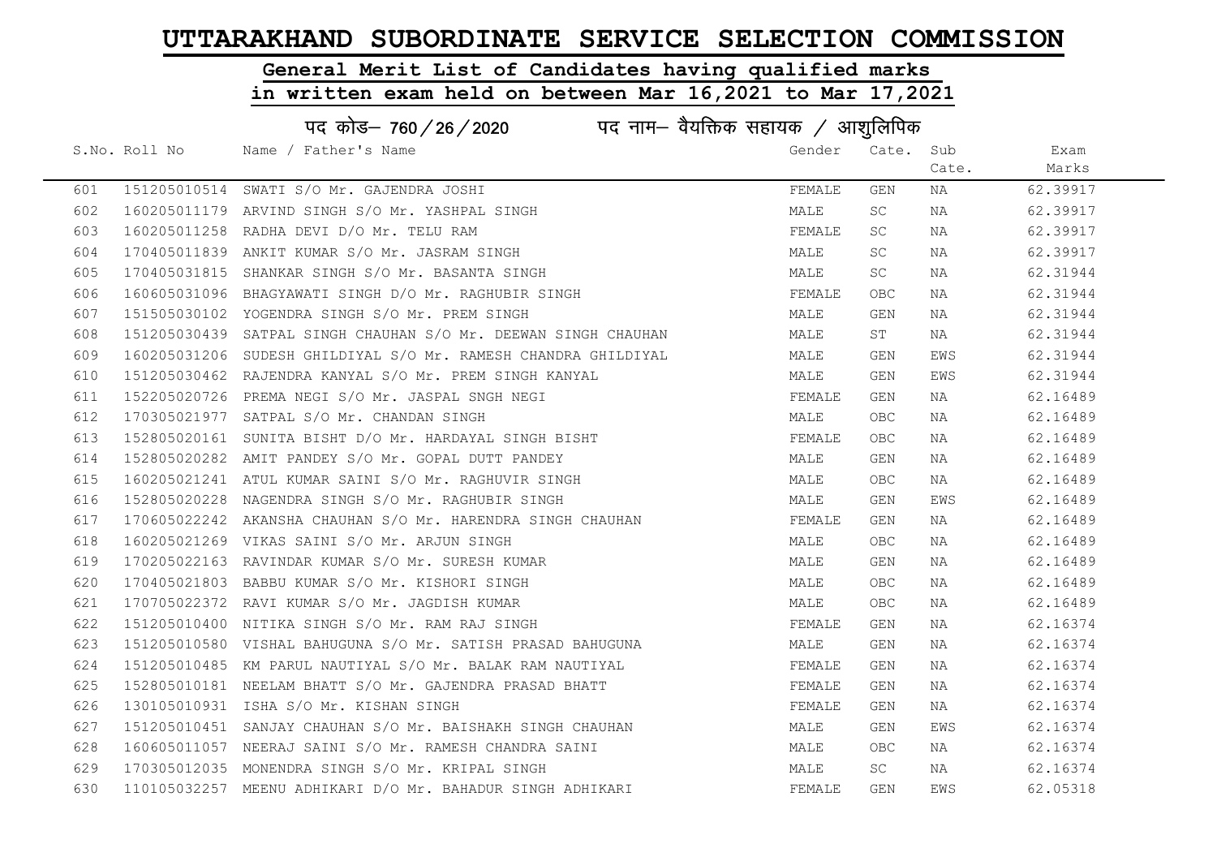# UTTARAKHAND SUBORDINATE SERVICE SELECTION COMMISSION

## General Merit List of Candidates having qualified marks in written exam held on between Mar 16,2021 to Mar 17,2021

### पद कोड– 760/26/2020 पद नाम– वैयक्तिक सहायक / आशुलिपिक

| S.No. | Roll No | Name / Father's Name | Gender | Cate. | Sub Cate. | Exam Marks |
|---|---|---|---|---|---|---|
| 601 | 151205010514 | SWATI S/O Mr. GAJENDRA JOSHI | FEMALE | GEN | NA | 62.39917 |
| 602 | 160205011179 | ARVIND SINGH S/O Mr. YASHPAL SINGH | MALE | SC | NA | 62.39917 |
| 603 | 160205011258 | RADHA DEVI D/O Mr. TELU RAM | FEMALE | SC | NA | 62.39917 |
| 604 | 170405011839 | ANKIT KUMAR S/O Mr. JASRAM SINGH | MALE | SC | NA | 62.39917 |
| 605 | 170405031815 | SHANKAR SINGH S/O Mr. BASANTA SINGH | MALE | SC | NA | 62.31944 |
| 606 | 160605031096 | BHAGYAWATI SINGH D/O Mr. RAGHUBIR SINGH | FEMALE | OBC | NA | 62.31944 |
| 607 | 151505030102 | YOGENDRA SINGH S/O Mr. PREM SINGH | MALE | GEN | NA | 62.31944 |
| 608 | 151205030439 | SATPAL SINGH CHAUHAN S/O Mr. DEEWAN SINGH CHAUHAN | MALE | ST | NA | 62.31944 |
| 609 | 160205031206 | SUDESH GHILDIYAL S/O Mr. RAMESH CHANDRA GHILDIYAL | MALE | GEN | EWS | 62.31944 |
| 610 | 151205030462 | RAJENDRA KANYAL S/O Mr. PREM SINGH KANYAL | MALE | GEN | EWS | 62.31944 |
| 611 | 152205020726 | PREMA NEGI S/O Mr. JASPAL SNGH NEGI | FEMALE | GEN | NA | 62.16489 |
| 612 | 170305021977 | SATPAL S/O Mr. CHANDAN SINGH | MALE | OBC | NA | 62.16489 |
| 613 | 152805020161 | SUNITA BISHT D/O Mr. HARDAYAL SINGH BISHT | FEMALE | OBC | NA | 62.16489 |
| 614 | 152805020282 | AMIT PANDEY S/O Mr. GOPAL DUTT PANDEY | MALE | GEN | NA | 62.16489 |
| 615 | 160205021241 | ATUL KUMAR SAINI S/O Mr. RAGHUVIR SINGH | MALE | OBC | NA | 62.16489 |
| 616 | 152805020228 | NAGENDRA SINGH S/O Mr. RAGHUBIR SINGH | MALE | GEN | EWS | 62.16489 |
| 617 | 170605022242 | AKANSHA CHAUHAN S/O Mr. HARENDRA SINGH CHAUHAN | FEMALE | GEN | NA | 62.16489 |
| 618 | 160205021269 | VIKAS SAINI S/O Mr. ARJUN SINGH | MALE | OBC | NA | 62.16489 |
| 619 | 170205022163 | RAVINDAR KUMAR S/O Mr. SURESH KUMAR | MALE | GEN | NA | 62.16489 |
| 620 | 170405021803 | BABBU KUMAR S/O Mr. KISHORI SINGH | MALE | OBC | NA | 62.16489 |
| 621 | 170705022372 | RAVI KUMAR S/O Mr. JAGDISH KUMAR | MALE | OBC | NA | 62.16489 |
| 622 | 151205010400 | NITIKA SINGH S/O Mr. RAM RAJ SINGH | FEMALE | GEN | NA | 62.16374 |
| 623 | 151205010580 | VISHAL BAHUGUNA S/O Mr. SATISH PRASAD BAHUGUNA | MALE | GEN | NA | 62.16374 |
| 624 | 151205010485 | KM PARUL NAUTIYAL S/O Mr. BALAK RAM NAUTIYAL | FEMALE | GEN | NA | 62.16374 |
| 625 | 152805010181 | NEELAM BHATT S/O Mr. GAJENDRA PRASAD BHATT | FEMALE | GEN | NA | 62.16374 |
| 626 | 130105010931 | ISHA S/O Mr. KISHAN SINGH | FEMALE | GEN | NA | 62.16374 |
| 627 | 151205010451 | SANJAY CHAUHAN S/O Mr. BAISHAKH SINGH CHAUHAN | MALE | GEN | EWS | 62.16374 |
| 628 | 160605011057 | NEERAJ SAINI S/O Mr. RAMESH CHANDRA SAINI | MALE | OBC | NA | 62.16374 |
| 629 | 170305012035 | MONENDRA SINGH S/O Mr. KRIPAL SINGH | MALE | SC | NA | 62.16374 |
| 630 | 110105032257 | MEENU ADHIKARI D/O Mr. BAHADUR SINGH ADHIKARI | FEMALE | GEN | EWS | 62.05318 |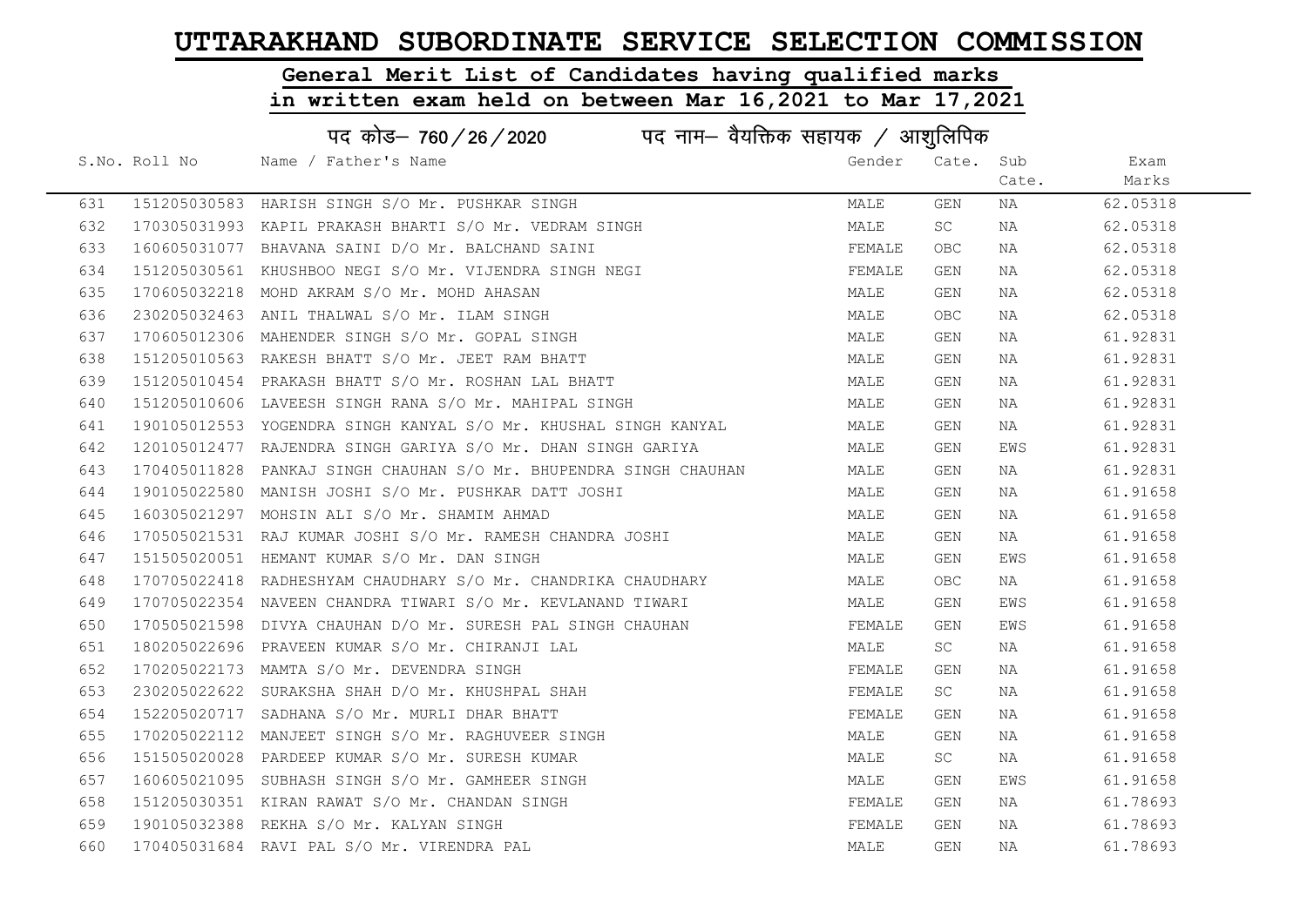# UTTARAKHAND SUBORDINATE SERVICE SELECTION COMMISSION

## General Merit List of Candidates having qualified marks in written exam held on between Mar 16,2021 to Mar 17,2021

### पद कोड– 760 / 26 / 2020 पद नाम– वैयक्तिक सहायक / आशुलिपिक

| S.No. | Roll No | Name / Father's Name | Gender | Cate. | Sub Cate. | Exam Marks |
|---|---|---|---|---|---|---|
| 631 | 151205030583 | HARISH SINGH S/O Mr. PUSHKAR SINGH | MALE | GEN | NA | 62.05318 |
| 632 | 170305031993 | KAPIL PRAKASH BHARTI S/O Mr. VEDRAM SINGH | MALE | SC | NA | 62.05318 |
| 633 | 160605031077 | BHAVANA SAINI D/O Mr. BALCHAND SAINI | FEMALE | OBC | NA | 62.05318 |
| 634 | 151205030561 | KHUSHBOO NEGI S/O Mr. VIJENDRA SINGH NEGI | FEMALE | GEN | NA | 62.05318 |
| 635 | 170605032218 | MOHD AKRAM S/O Mr. MOHD AHASAN | MALE | GEN | NA | 62.05318 |
| 636 | 230205032463 | ANIL THALWAL S/O Mr. ILAM SINGH | MALE | OBC | NA | 62.05318 |
| 637 | 170605012306 | MAHENDER SINGH S/O Mr. GOPAL SINGH | MALE | GEN | NA | 61.92831 |
| 638 | 151205010563 | RAKESH BHATT S/O Mr. JEET RAM BHATT | MALE | GEN | NA | 61.92831 |
| 639 | 151205010454 | PRAKASH BHATT S/O Mr. ROSHAN LAL BHATT | MALE | GEN | NA | 61.92831 |
| 640 | 151205010606 | LAVEESH SINGH RANA S/O Mr. MAHIPAL SINGH | MALE | GEN | NA | 61.92831 |
| 641 | 190105012553 | YOGENDRA SINGH KANYAL S/O Mr. KHUSHAL SINGH KANYAL | MALE | GEN | NA | 61.92831 |
| 642 | 120105012477 | RAJENDRA SINGH GARIYA S/O Mr. DHAN SINGH GARIYA | MALE | GEN | EWS | 61.92831 |
| 643 | 170405011828 | PANKAJ SINGH CHAUHAN S/O Mr. BHUPENDRA SINGH CHAUHAN | MALE | GEN | NA | 61.92831 |
| 644 | 190105022580 | MANISH JOSHI S/O Mr. PUSHKAR DATT JOSHI | MALE | GEN | NA | 61.91658 |
| 645 | 160305021297 | MOHSIN ALI S/O Mr. SHAMIM AHMAD | MALE | GEN | NA | 61.91658 |
| 646 | 170505021531 | RAJ KUMAR JOSHI S/O Mr. RAMESH CHANDRA JOSHI | MALE | GEN | NA | 61.91658 |
| 647 | 151505020051 | HEMANT KUMAR S/O Mr. DAN SINGH | MALE | GEN | EWS | 61.91658 |
| 648 | 170705022418 | RADHESHYAM CHAUDHARY S/O Mr. CHANDRIKA CHAUDHARY | MALE | OBC | NA | 61.91658 |
| 649 | 170705022354 | NAVEEN CHANDRA TIWARI S/O Mr. KEVLANAND TIWARI | MALE | GEN | EWS | 61.91658 |
| 650 | 170505021598 | DIVYA CHAUHAN D/O Mr. SURESH PAL SINGH CHAUHAN | FEMALE | GEN | EWS | 61.91658 |
| 651 | 180205022696 | PRAVEEN KUMAR S/O Mr. CHIRANJI LAL | MALE | SC | NA | 61.91658 |
| 652 | 170205022173 | MAMTA S/O Mr. DEVENDRA SINGH | FEMALE | GEN | NA | 61.91658 |
| 653 | 230205022622 | SURAKSHA SHAH D/O Mr. KHUSHPAL SHAH | FEMALE | SC | NA | 61.91658 |
| 654 | 152205020717 | SADHANA S/O Mr. MURLI DHAR BHATT | FEMALE | GEN | NA | 61.91658 |
| 655 | 170205022112 | MANJEET SINGH S/O Mr. RAGHUVEER SINGH | MALE | GEN | NA | 61.91658 |
| 656 | 151505020028 | PARDEEP KUMAR S/O Mr. SURESH KUMAR | MALE | SC | NA | 61.91658 |
| 657 | 160605021095 | SUBHASH SINGH S/O Mr. GAMHEER SINGH | MALE | GEN | EWS | 61.91658 |
| 658 | 151205030351 | KIRAN RAWAT S/O Mr. CHANDAN SINGH | FEMALE | GEN | NA | 61.78693 |
| 659 | 190105032388 | REKHA S/O Mr. KALYAN SINGH | FEMALE | GEN | NA | 61.78693 |
| 660 | 170405031684 | RAVI PAL S/O Mr. VIRENDRA PAL | MALE | GEN | NA | 61.78693 |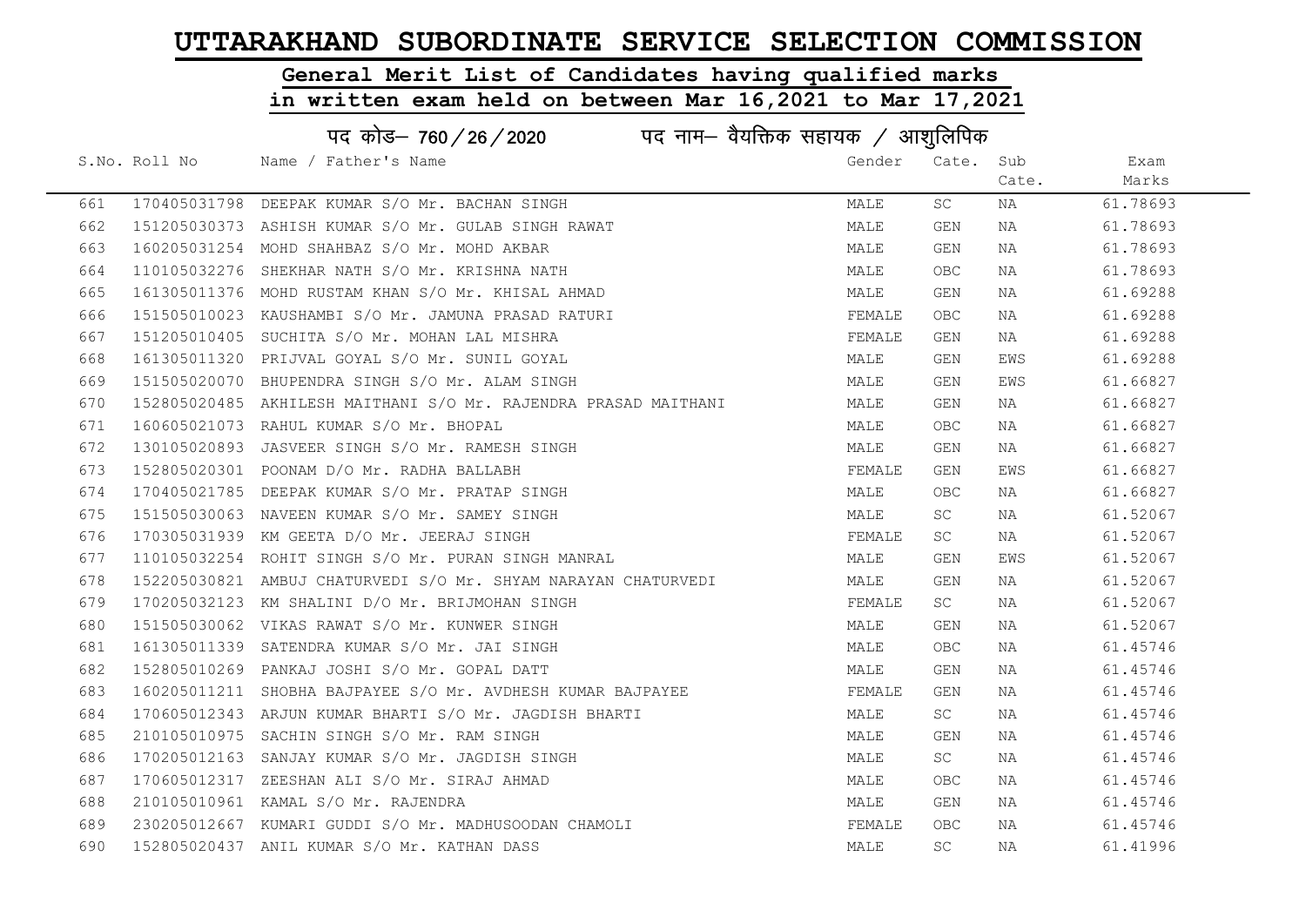# UTTARAKHAND SUBORDINATE SERVICE SELECTION COMMISSION

## General Merit List of Candidates having qualified marks in written exam held on between Mar 16,2021 to Mar 17,2021

### पद कोड– 760/26/2020 पद नाम– वैयक्तिक सहायक / आशुलिपिक

| S.No. | Roll No | Name / Father's Name | Gender | Cate. | Sub Cate. | Exam Marks |
|---|---|---|---|---|---|---|
| 661 | 170405031798 | DEEPAK KUMAR S/O Mr. BACHAN SINGH | MALE | SC | NA | 61.78693 |
| 662 | 151205030373 | ASHISH KUMAR S/O Mr. GULAB SINGH RAWAT | MALE | GEN | NA | 61.78693 |
| 663 | 160205031254 | MOHD SHAHBAZ S/O Mr. MOHD AKBAR | MALE | GEN | NA | 61.78693 |
| 664 | 110105032276 | SHEKHAR NATH S/O Mr. KRISHNA NATH | MALE | OBC | NA | 61.78693 |
| 665 | 161305011376 | MOHD RUSTAM KHAN S/O Mr. KHISAL AHMAD | MALE | GEN | NA | 61.69288 |
| 666 | 151505010023 | KAUSHAMBI S/O Mr. JAMUNA PRASAD RATURI | FEMALE | OBC | NA | 61.69288 |
| 667 | 151205010405 | SUCHITA S/O Mr. MOHAN LAL MISHRA | FEMALE | GEN | NA | 61.69288 |
| 668 | 161305011320 | PRIJVAL GOYAL S/O Mr. SUNIL GOYAL | MALE | GEN | EWS | 61.69288 |
| 669 | 151505020070 | BHUPENDRA SINGH S/O Mr. ALAM SINGH | MALE | GEN | EWS | 61.66827 |
| 670 | 152805020485 | AKHILESH MAITHANI S/O Mr. RAJENDRA PRASAD MAITHANI | MALE | GEN | NA | 61.66827 |
| 671 | 160605021073 | RAHUL KUMAR S/O Mr. BHOPAL | MALE | OBC | NA | 61.66827 |
| 672 | 130105020893 | JASVEER SINGH S/O Mr. RAMESH SINGH | MALE | GEN | NA | 61.66827 |
| 673 | 152805020301 | POONAM D/O Mr. RADHA BALLABH | FEMALE | GEN | EWS | 61.66827 |
| 674 | 170405021785 | DEEPAK KUMAR S/O Mr. PRATAP SINGH | MALE | OBC | NA | 61.66827 |
| 675 | 151505030063 | NAVEEN KUMAR S/O Mr. SAMEY SINGH | MALE | SC | NA | 61.52067 |
| 676 | 170305031939 | KM GEETA D/O Mr. JEERAJ SINGH | FEMALE | SC | NA | 61.52067 |
| 677 | 110105032254 | ROHIT SINGH S/O Mr. PURAN SINGH MANRAL | MALE | GEN | EWS | 61.52067 |
| 678 | 152205030821 | AMBUJ CHATURVEDI S/O Mr. SHYAM NARAYAN CHATURVEDI | MALE | GEN | NA | 61.52067 |
| 679 | 170205032123 | KM SHALINI D/O Mr. BRIJMOHAN SINGH | FEMALE | SC | NA | 61.52067 |
| 680 | 151505030062 | VIKAS RAWAT S/O Mr. KUNWER SINGH | MALE | GEN | NA | 61.52067 |
| 681 | 161305011339 | SATENDRA KUMAR S/O Mr. JAI SINGH | MALE | OBC | NA | 61.45746 |
| 682 | 152805010269 | PANKAJ JOSHI S/O Mr. GOPAL DATT | MALE | GEN | NA | 61.45746 |
| 683 | 160205011211 | SHOBHA BAJPAYEE S/O Mr. AVDHESH KUMAR BAJPAYEE | FEMALE | GEN | NA | 61.45746 |
| 684 | 170605012343 | ARJUN KUMAR BHARTI S/O Mr. JAGDISH BHARTI | MALE | SC | NA | 61.45746 |
| 685 | 210105010975 | SACHIN SINGH S/O Mr. RAM SINGH | MALE | GEN | NA | 61.45746 |
| 686 | 170205012163 | SANJAY KUMAR S/O Mr. JAGDISH SINGH | MALE | SC | NA | 61.45746 |
| 687 | 170605012317 | ZEESHAN ALI S/O Mr. SIRAJ AHMAD | MALE | OBC | NA | 61.45746 |
| 688 | 210105010961 | KAMAL S/O Mr. RAJENDRA | MALE | GEN | NA | 61.45746 |
| 689 | 230205012667 | KUMARI GUDDI S/O Mr. MADHUSOODAN CHAMOLI | FEMALE | OBC | NA | 61.45746 |
| 690 | 152805020437 | ANIL KUMAR S/O Mr. KATHAN DASS | MALE | SC | NA | 61.41996 |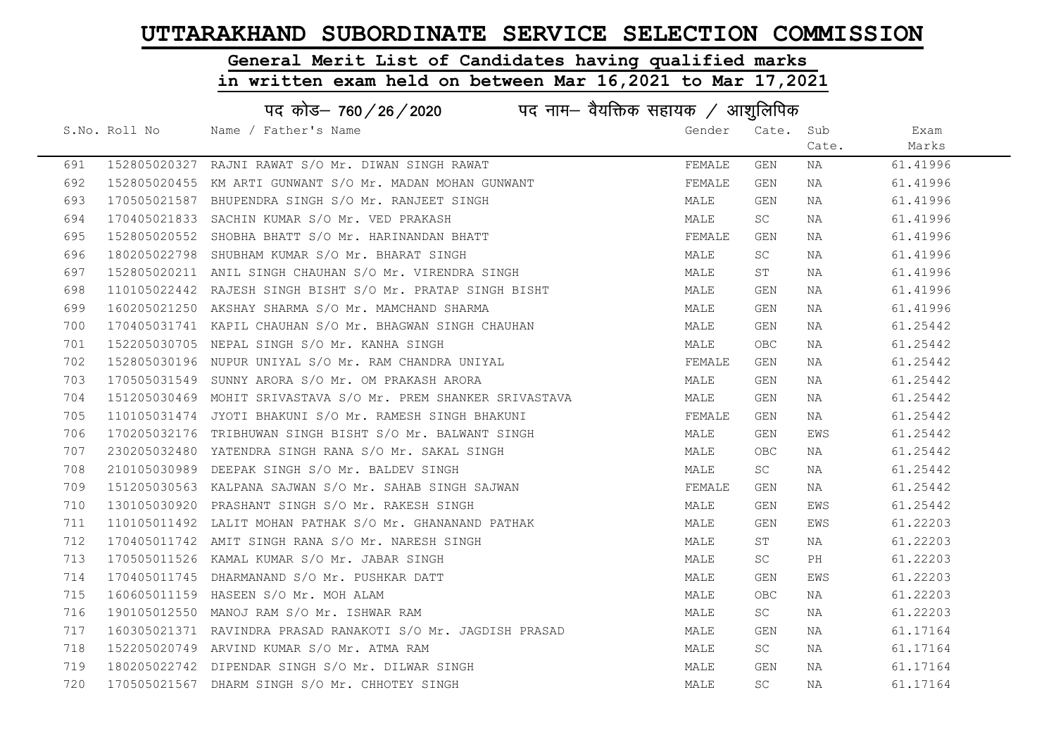# UTTARAKHAND SUBORDINATE SERVICE SELECTION COMMISSION

## General Merit List of Candidates having qualified marks in written exam held on between Mar 16,2021 to Mar 17,2021

### पद कोड– 760/26/2020 पद नाम– वैयक्तिक सहायक / आशुलिपिक

| S.No. | Roll No | Name / Father's Name | Gender | Cate. | Sub Cate. | Exam Marks |
|---|---|---|---|---|---|---|
| 691 | 152805020327 | RAJNI RAWAT S/O Mr. DIWAN SINGH RAWAT | FEMALE | GEN | NA | 61.41996 |
| 692 | 152805020455 | KM ARTI GUNWANT S/O Mr. MADAN MOHAN GUNWANT | FEMALE | GEN | NA | 61.41996 |
| 693 | 170505021587 | BHUPENDRA SINGH S/O Mr. RANJEET SINGH | MALE | GEN | NA | 61.41996 |
| 694 | 170405021833 | SACHIN KUMAR S/O Mr. VED PRAKASH | MALE | SC | NA | 61.41996 |
| 695 | 152805020552 | SHOBHA BHATT S/O Mr. HARINANDAN BHATT | FEMALE | GEN | NA | 61.41996 |
| 696 | 180205022798 | SHUBHAM KUMAR S/O Mr. BHARAT SINGH | MALE | SC | NA | 61.41996 |
| 697 | 152805020211 | ANIL SINGH CHAUHAN S/O Mr. VIRENDRA SINGH | MALE | ST | NA | 61.41996 |
| 698 | 110105022442 | RAJESH SINGH BISHT S/O Mr. PRATAP SINGH BISHT | MALE | GEN | NA | 61.41996 |
| 699 | 160205021250 | AKSHAY SHARMA S/O Mr. MAMCHAND SHARMA | MALE | GEN | NA | 61.41996 |
| 700 | 170405031741 | KAPIL CHAUHAN S/O Mr. BHAGWAN SINGH CHAUHAN | MALE | GEN | NA | 61.25442 |
| 701 | 152205030705 | NEPAL SINGH S/O Mr. KANHA SINGH | MALE | OBC | NA | 61.25442 |
| 702 | 152805030196 | NUPUR UNIYAL S/O Mr. RAM CHANDRA UNIYAL | FEMALE | GEN | NA | 61.25442 |
| 703 | 170505031549 | SUNNY ARORA S/O Mr. OM PRAKASH ARORA | MALE | GEN | NA | 61.25442 |
| 704 | 151205030469 | MOHIT SRIVASTAVA S/O Mr. PREM SHANKER SRIVASTAVA | MALE | GEN | NA | 61.25442 |
| 705 | 110105031474 | JYOTI BHAKUNI S/O Mr. RAMESH SINGH BHAKUNI | FEMALE | GEN | NA | 61.25442 |
| 706 | 170205032176 | TRIBHUWAN SINGH BISHT S/O Mr. BALWANT SINGH | MALE | GEN | EWS | 61.25442 |
| 707 | 230205032480 | YATENDRA SINGH RANA S/O Mr. SAKAL SINGH | MALE | OBC | NA | 61.25442 |
| 708 | 210105030989 | DEEPAK SINGH S/O Mr. BALDEV SINGH | MALE | SC | NA | 61.25442 |
| 709 | 151205030563 | KALPANA SAJWAN S/O Mr. SAHAB SINGH SAJWAN | FEMALE | GEN | NA | 61.25442 |
| 710 | 130105030920 | PRASHANT SINGH S/O Mr. RAKESH SINGH | MALE | GEN | EWS | 61.25442 |
| 711 | 110105011492 | LALIT MOHAN PATHAK S/O Mr. GHANANAND PATHAK | MALE | GEN | EWS | 61.22203 |
| 712 | 170405011742 | AMIT SINGH RANA S/O Mr. NARESH SINGH | MALE | ST | NA | 61.22203 |
| 713 | 170505011526 | KAMAL KUMAR S/O Mr. JABAR SINGH | MALE | SC | PH | 61.22203 |
| 714 | 170405011745 | DHARMANAND S/O Mr. PUSHKAR DATT | MALE | GEN | EWS | 61.22203 |
| 715 | 160605011159 | HASEEN S/O Mr. MOH ALAM | MALE | OBC | NA | 61.22203 |
| 716 | 190105012550 | MANOJ RAM S/O Mr. ISHWAR RAM | MALE | SC | NA | 61.22203 |
| 717 | 160305021371 | RAVINDRA PRASAD RANAKOTI S/O Mr. JAGDISH PRASAD | MALE | GEN | NA | 61.17164 |
| 718 | 152205020749 | ARVIND KUMAR S/O Mr. ATMA RAM | MALE | SC | NA | 61.17164 |
| 719 | 180205022742 | DIPENDAR SINGH S/O Mr. DILWAR SINGH | MALE | GEN | NA | 61.17164 |
| 720 | 170505021567 | DHARM SINGH S/O Mr. CHHOTEY SINGH | MALE | SC | NA | 61.17164 |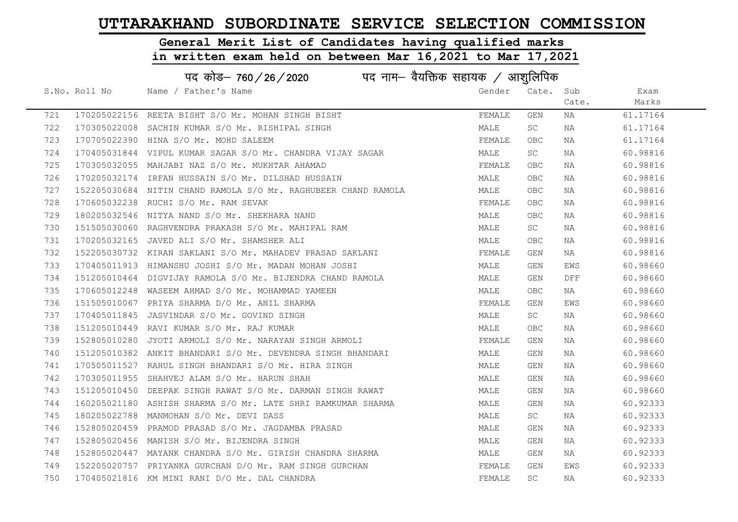# UTTARAKHAND SUBORDINATE SERVICE SELECTION COMMISSION

## General Merit List of Candidates having qualified marks in written exam held on between Mar 16,2021 to Mar 17,2021

### पद कोड– 760/26/2020 पद नाम– वैयक्तिक सहायक / आशुलिपिक

| S.No. | Roll No | Name / Father's Name | Gender | Cate. | Sub Cate. | Exam Marks |
|---|---|---|---|---|---|---|
| 721 | 170205022156 | REETA BISHT S/O Mr. MOHAN SINGH BISHT | FEMALE | GEN | NA | 61.17164 |
| 722 | 170305022008 | SACHIN KUMAR S/O Mr. RISHIPAL SINGH | MALE | SC | NA | 61.17164 |
| 723 | 170705022390 | HINA S/O Mr. MOHD SALEEM | FEMALE | OBC | NA | 61.17164 |
| 724 | 170405031844 | VIPUL KUMAR SAGAR S/O Mr. CHANDRA VIJAY SAGAR | MALE | SC | NA | 60.98816 |
| 725 | 170305032055 | MAHJABI NAZ S/O Mr. MUKHTAR AHAMAD | FEMALE | OBC | NA | 60.98816 |
| 726 | 170205032174 | IRFAN HUSSAIN S/O Mr. DILSHAD HUSSAIN | MALE | OBC | NA | 60.98816 |
| 727 | 152205030684 | NITIN CHAND RAMOLA S/O Mr. RAGHUBEER CHAND RAMOLA | MALE | OBC | NA | 60.98816 |
| 728 | 170605032238 | RUCHI S/O Mr. RAM SEVAK | FEMALE | OBC | NA | 60.98816 |
| 729 | 180205032546 | NITYA NAND S/O Mr. SHEKHARA NAND | MALE | OBC | NA | 60.98816 |
| 730 | 151505030060 | RAGHVENDRA PRAKASH S/O Mr. MAHIPAL RAM | MALE | SC | NA | 60.98816 |
| 731 | 170205032165 | JAVED ALI S/O Mr. SHAMSHER ALI | MALE | OBC | NA | 60.98816 |
| 732 | 152205030732 | KIRAN SAKLANI S/O Mr. MAHADEV PRASAD SAKLANI | FEMALE | GEN | NA | 60.98816 |
| 733 | 170405011913 | HIMANSHU JOSHI S/O Mr. MADAN MOHAN JOSHI | MALE | GEN | EWS | 60.98660 |
| 734 | 151205010464 | DIGVIJAY RAMOLA S/O Mr. BIJENDRA CHAND RAMOLA | MALE | GEN | DFF | 60.98660 |
| 735 | 170605012248 | WASEEM AHMAD S/O Mr. MOHAMMAD YAMEEN | MALE | OBC | NA | 60.98660 |
| 736 | 151505010067 | PRIYA SHARMA D/O Mr. ANIL SHARMA | FEMALE | GEN | EWS | 60.98660 |
| 737 | 170405011845 | JASVINDAR S/O Mr. GOVIND SINGH | MALE | SC | NA | 60.98660 |
| 738 | 151205010449 | RAVI KUMAR S/O Mr. RAJ KUMAR | MALE | OBC | NA | 60.98660 |
| 739 | 152805010280 | JYOTI ARMOLI S/O Mr. NARAYAN SINGH ARMOLI | FEMALE | GEN | NA | 60.98660 |
| 740 | 151205010382 | ANKIT BHANDARI S/O Mr. DEVENDRA SINGH BHANDARI | MALE | GEN | NA | 60.98660 |
| 741 | 170505011527 | RAHUL SINGH BHANDARI S/O Mr. HIRA SINGH | MALE | GEN | NA | 60.98660 |
| 742 | 170305011955 | SHAHVEJ ALAM S/O Mr. HARUN SHAH | MALE | GEN | NA | 60.98660 |
| 743 | 151205010450 | DEEPAK SINGH RAWAT S/O Mr. DARMAN SINGH RAWAT | MALE | GEN | NA | 60.98660 |
| 744 | 160205021180 | ASHISH SHARMA S/O Mr. LATE SHRI RAMKUMAR SHARMA | MALE | GEN | NA | 60.92333 |
| 745 | 180205022788 | MANMOHAN S/O Mr. DEVI DASS | MALE | SC | NA | 60.92333 |
| 746 | 152805020459 | PRAMOD PRASAD S/O Mr. JAGDAMBA PRASAD | MALE | GEN | NA | 60.92333 |
| 747 | 152805020456 | MANISH S/O Mr. BIJENDRA SINGH | MALE | GEN | NA | 60.92333 |
| 748 | 152805020447 | MAYANK CHANDRA S/O Mr. GIRISH CHANDRA SHARMA | MALE | GEN | NA | 60.92333 |
| 749 | 152205020757 | PRIYANKA GURCHAN D/O Mr. RAM SINGH GURCHAN | FEMALE | GEN | EWS | 60.92333 |
| 750 | 170405021816 | KM MINI RANI D/O Mr. DAL CHANDRA | FEMALE | SC | NA | 60.92333 |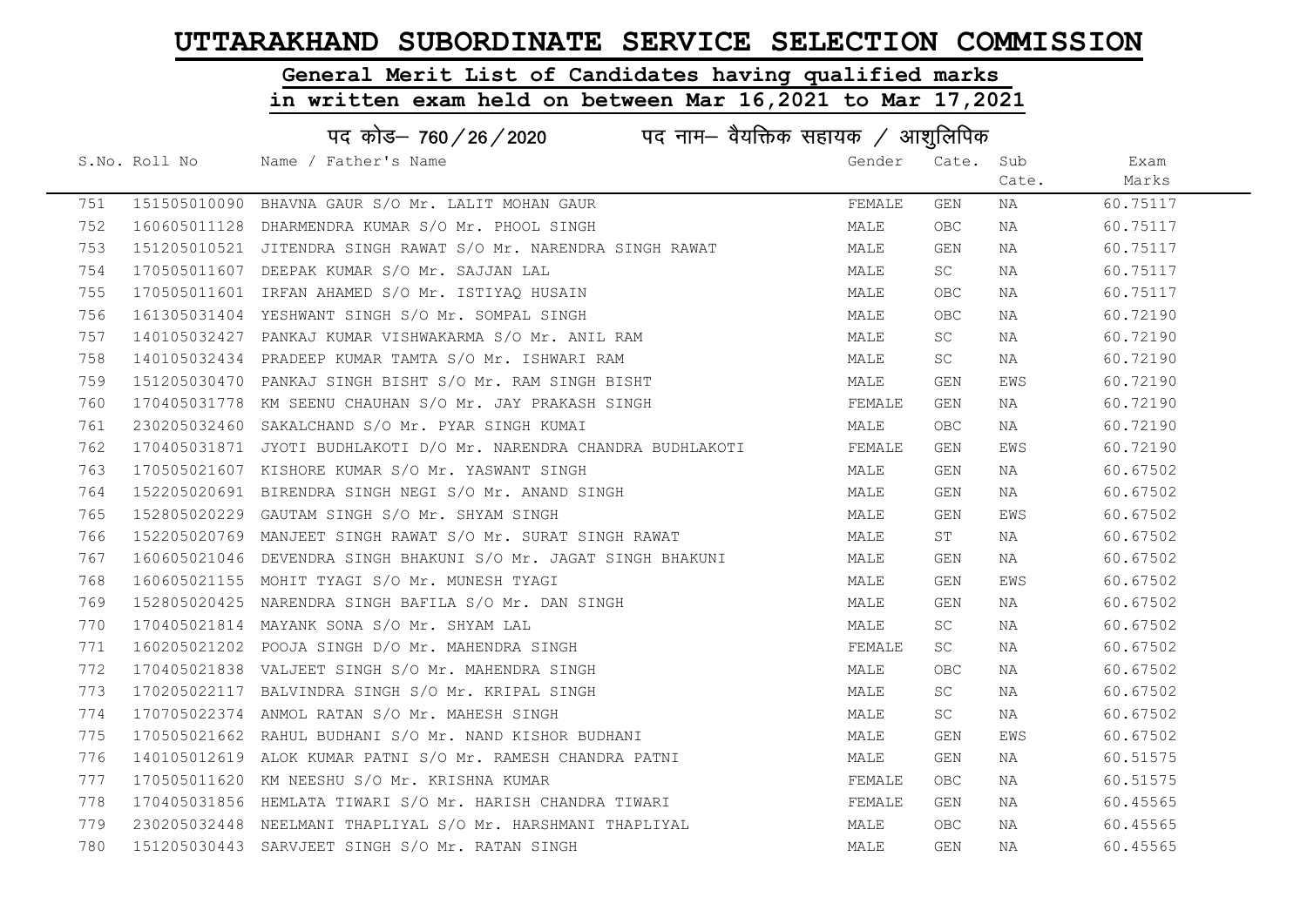# UTTARAKHAND SUBORDINATE SERVICE SELECTION COMMISSION

## General Merit List of Candidates having qualified marks in written exam held on between Mar 16,2021 to Mar 17,2021

### पद कोड– 760/26/2020 पद नाम– वैयक्तिक सहायक / आशुलिपिक

| S.No. | Roll No | Name / Father's Name | Gender | Cate. | Sub Cate. | Exam Marks |
|---|---|---|---|---|---|---|
| 751 | 151505010090 | BHAVNA GAUR S/O Mr. LALIT MOHAN GAUR | FEMALE | GEN | NA | 60.75117 |
| 752 | 160605011128 | DHARMENDRA KUMAR S/O Mr. PHOOL SINGH | MALE | OBC | NA | 60.75117 |
| 753 | 151205010521 | JITENDRA SINGH RAWAT S/O Mr. NARENDRA SINGH RAWAT | MALE | GEN | NA | 60.75117 |
| 754 | 170505011607 | DEEPAK KUMAR S/O Mr. SAJJAN LAL | MALE | SC | NA | 60.75117 |
| 755 | 170505011601 | IRFAN AHAMED S/O Mr. ISTIYAQ HUSAIN | MALE | OBC | NA | 60.75117 |
| 756 | 161305031404 | YESHWANT SINGH S/O Mr. SOMPAL SINGH | MALE | OBC | NA | 60.72190 |
| 757 | 140105032427 | PANKAJ KUMAR VISHWAKARMA S/O Mr. ANIL RAM | MALE | SC | NA | 60.72190 |
| 758 | 140105032434 | PRADEEP KUMAR TAMTA S/O Mr. ISHWARI RAM | MALE | SC | NA | 60.72190 |
| 759 | 151205030470 | PANKAJ SINGH BISHT S/O Mr. RAM SINGH BISHT | MALE | GEN | EWS | 60.72190 |
| 760 | 170405031778 | KM SEENU CHAUHAN S/O Mr. JAY PRAKASH SINGH | FEMALE | GEN | NA | 60.72190 |
| 761 | 230205032460 | SAKALCHAND S/O Mr. PYAR SINGH KUMAI | MALE | OBC | NA | 60.72190 |
| 762 | 170405031871 | JYOTI BUDHLAKOTI D/O Mr. NARENDRA CHANDRA BUDHLAKOTI | FEMALE | GEN | EWS | 60.72190 |
| 763 | 170505021607 | KISHORE KUMAR S/O Mr. YASWANT SINGH | MALE | GEN | NA | 60.67502 |
| 764 | 152205020691 | BIRENDRA SINGH NEGI S/O Mr. ANAND SINGH | MALE | GEN | NA | 60.67502 |
| 765 | 152805020229 | GAUTAM SINGH S/O Mr. SHYAM SINGH | MALE | GEN | EWS | 60.67502 |
| 766 | 152205020769 | MANJEET SINGH RAWAT S/O Mr. SURAT SINGH RAWAT | MALE | ST | NA | 60.67502 |
| 767 | 160605021046 | DEVENDRA SINGH BHAKUNI S/O Mr. JAGAT SINGH BHAKUNI | MALE | GEN | NA | 60.67502 |
| 768 | 160605021155 | MOHIT TYAGI S/O Mr. MUNESH TYAGI | MALE | GEN | EWS | 60.67502 |
| 769 | 152805020425 | NARENDRA SINGH BAFILA S/O Mr. DAN SINGH | MALE | GEN | NA | 60.67502 |
| 770 | 170405021814 | MAYANK SONA S/O Mr. SHYAM LAL | MALE | SC | NA | 60.67502 |
| 771 | 160205021202 | POOJA SINGH D/O Mr. MAHENDRA SINGH | FEMALE | SC | NA | 60.67502 |
| 772 | 170405021838 | VALJEET SINGH S/O Mr. MAHENDRA SINGH | MALE | OBC | NA | 60.67502 |
| 773 | 170205022117 | BALVINDRA SINGH S/O Mr. KRIPAL SINGH | MALE | SC | NA | 60.67502 |
| 774 | 170705022374 | ANMOL RATAN S/O Mr. MAHESH SINGH | MALE | SC | NA | 60.67502 |
| 775 | 170505021662 | RAHUL BUDHANI S/O Mr. NAND KISHOR BUDHANI | MALE | GEN | EWS | 60.67502 |
| 776 | 140105012619 | ALOK KUMAR PATNI S/O Mr. RAMESH CHANDRA PATNI | MALE | GEN | NA | 60.51575 |
| 777 | 170505011620 | KM NEESHU S/O Mr. KRISHNA KUMAR | FEMALE | OBC | NA | 60.51575 |
| 778 | 170405031856 | HEMLATA TIWARI S/O Mr. HARISH CHANDRA TIWARI | FEMALE | GEN | NA | 60.45565 |
| 779 | 230205032448 | NEELMANI THAPLIYAL S/O Mr. HARSHMANI THAPLIYAL | MALE | OBC | NA | 60.45565 |
| 780 | 151205030443 | SARVJEET SINGH S/O Mr. RATAN SINGH | MALE | GEN | NA | 60.45565 |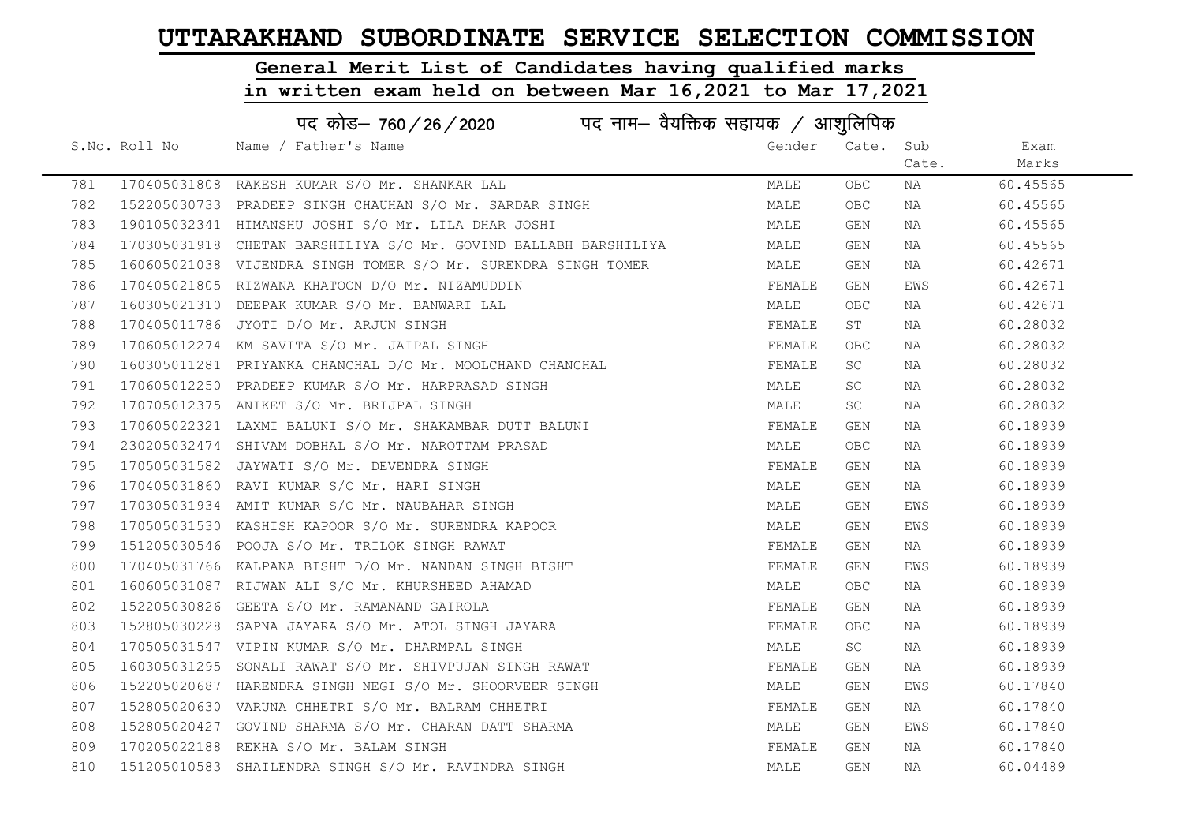# UTTARAKHAND SUBORDINATE SERVICE SELECTION COMMISSION

## General Merit List of Candidates having qualified marks in written exam held on between Mar 16,2021 to Mar 17,2021

### पद कोड– 760/26/2020 पद नाम– वैयक्तिक सहायक / आशुलिपिक

| S.No. | Roll No | Name / Father's Name | Gender | Cate. | Sub Cate. | Exam Marks |
|---|---|---|---|---|---|---|
| 781 | 170405031808 | RAKESH KUMAR S/O Mr. SHANKAR LAL | MALE | OBC | NA | 60.45565 |
| 782 | 152205030733 | PRADEEP SINGH CHAUHAN S/O Mr. SARDAR SINGH | MALE | OBC | NA | 60.45565 |
| 783 | 190105032341 | HIMANSHU JOSHI S/O Mr. LILA DHAR JOSHI | MALE | GEN | NA | 60.45565 |
| 784 | 170305031918 | CHETAN BARSHILIYA S/O Mr. GOVIND BALLABH BARSHILIYA | MALE | GEN | NA | 60.45565 |
| 785 | 160605021038 | VIJENDRA SINGH TOMER S/O Mr. SURENDRA SINGH TOMER | MALE | GEN | NA | 60.42671 |
| 786 | 170405021805 | RIZWANA KHATOON D/O Mr. NIZAMUDDIN | FEMALE | GEN | EWS | 60.42671 |
| 787 | 160305021310 | DEEPAK KUMAR S/O Mr. BANWARI LAL | MALE | OBC | NA | 60.42671 |
| 788 | 170405011786 | JYOTI D/O Mr. ARJUN SINGH | FEMALE | ST | NA | 60.28032 |
| 789 | 170605012274 | KM SAVITA S/O Mr. JAIPAL SINGH | FEMALE | OBC | NA | 60.28032 |
| 790 | 160305011281 | PRIYANKA CHANCHAL D/O Mr. MOOLCHAND CHANCHAL | FEMALE | SC | NA | 60.28032 |
| 791 | 170605012250 | PRADEEP KUMAR S/O Mr. HARPRASAD SINGH | MALE | SC | NA | 60.28032 |
| 792 | 170705012375 | ANIKET S/O Mr. BRIJPAL SINGH | MALE | SC | NA | 60.28032 |
| 793 | 170605022321 | LAXMI BALUNI S/O Mr. SHAKAMBAR DUTT BALUNI | FEMALE | GEN | NA | 60.18939 |
| 794 | 230205032474 | SHIVAM DOBHAL S/O Mr. NAROTTAM PRASAD | MALE | OBC | NA | 60.18939 |
| 795 | 170505031582 | JAYWATI S/O Mr. DEVENDRA SINGH | FEMALE | GEN | NA | 60.18939 |
| 796 | 170405031860 | RAVI KUMAR S/O Mr. HARI SINGH | MALE | GEN | NA | 60.18939 |
| 797 | 170305031934 | AMIT KUMAR S/O Mr. NAUBAHAR SINGH | MALE | GEN | EWS | 60.18939 |
| 798 | 170505031530 | KASHISH KAPOOR S/O Mr. SURENDRA KAPOOR | MALE | GEN | EWS | 60.18939 |
| 799 | 151205030546 | POOJA S/O Mr. TRILOK SINGH RAWAT | FEMALE | GEN | NA | 60.18939 |
| 800 | 170405031766 | KALPANA BISHT D/O Mr. NANDAN SINGH BISHT | FEMALE | GEN | EWS | 60.18939 |
| 801 | 160605031087 | RIJWAN ALI S/O Mr. KHURSHEED AHAMAD | MALE | OBC | NA | 60.18939 |
| 802 | 152205030826 | GEETA S/O Mr. RAMANAND GAIROLA | FEMALE | GEN | NA | 60.18939 |
| 803 | 152805030228 | SAPNA JAYARA S/O Mr. ATOL SINGH JAYARA | FEMALE | OBC | NA | 60.18939 |
| 804 | 170505031547 | VIPIN KUMAR S/O Mr. DHARMPAL SINGH | MALE | SC | NA | 60.18939 |
| 805 | 160305031295 | SONALI RAWAT S/O Mr. SHIVPUJAN SINGH RAWAT | FEMALE | GEN | NA | 60.18939 |
| 806 | 152205020687 | HARENDRA SINGH NEGI S/O Mr. SHOORVEER SINGH | MALE | GEN | EWS | 60.17840 |
| 807 | 152805020630 | VARUNA CHHETRI S/O Mr. BALRAM CHHETRI | FEMALE | GEN | NA | 60.17840 |
| 808 | 152805020427 | GOVIND SHARMA S/O Mr. CHARAN DATT SHARMA | MALE | GEN | EWS | 60.17840 |
| 809 | 170205022188 | REKHA S/O Mr. BALAM SINGH | FEMALE | GEN | NA | 60.17840 |
| 810 | 151205010583 | SHAILENDRA SINGH S/O Mr. RAVINDRA SINGH | MALE | GEN | NA | 60.04489 |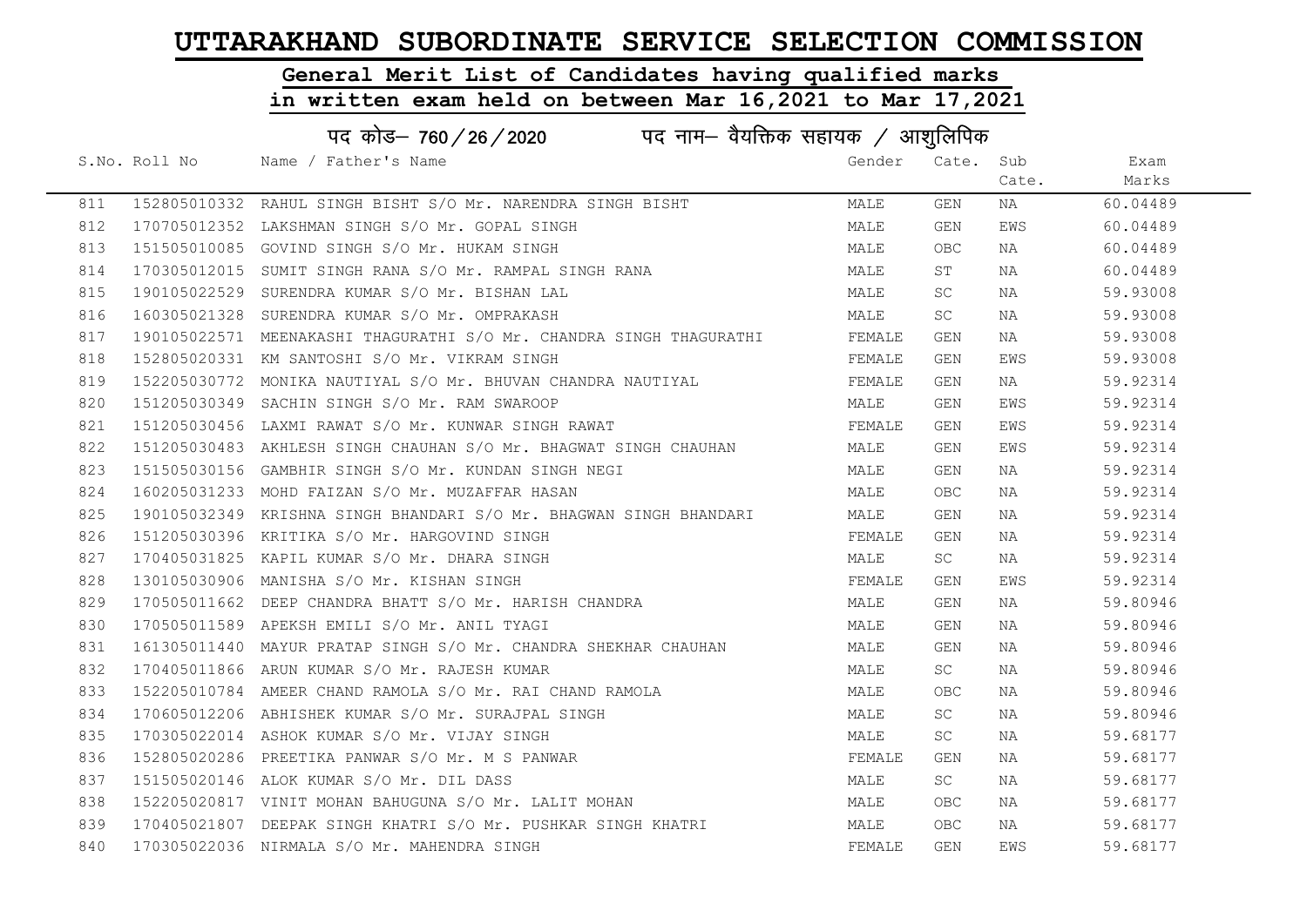# UTTARAKHAND SUBORDINATE SERVICE SELECTION COMMISSION

## General Merit List of Candidates having qualified marks in written exam held on between Mar 16,2021 to Mar 17,2021

### पद कोड– 760/26/2020 पद नाम– वैयक्तिक सहायक / आशुलिपिक

| S.No. | Roll No | Name / Father's Name | Gender | Cate. | Sub Cate. | Exam Marks |
|---|---|---|---|---|---|---|
| 811 | 152805010332 | RAHUL SINGH BISHT S/O Mr. NARENDRA SINGH BISHT | MALE | GEN | NA | 60.04489 |
| 812 | 170705012352 | LAKSHMAN SINGH S/O Mr. GOPAL SINGH | MALE | GEN | EWS | 60.04489 |
| 813 | 151505010085 | GOVIND SINGH S/O Mr. HUKAM SINGH | MALE | OBC | NA | 60.04489 |
| 814 | 170305012015 | SUMIT SINGH RANA S/O Mr. RAMPAL SINGH RANA | MALE | ST | NA | 60.04489 |
| 815 | 190105022529 | SURENDRA KUMAR S/O Mr. BISHAN LAL | MALE | SC | NA | 59.93008 |
| 816 | 160305021328 | SURENDRA KUMAR S/O Mr. OMPRAKASH | MALE | SC | NA | 59.93008 |
| 817 | 190105022571 | MEENAKASHI THAGURATHI S/O Mr. CHANDRA SINGH THAGURATHI | FEMALE | GEN | NA | 59.93008 |
| 818 | 152805020331 | KM SANTOSHI S/O Mr. VIKRAM SINGH | FEMALE | GEN | EWS | 59.93008 |
| 819 | 152205030772 | MONIKA NAUTIYAL S/O Mr. BHUVAN CHANDRA NAUTIYAL | FEMALE | GEN | NA | 59.92314 |
| 820 | 151205030349 | SACHIN SINGH S/O Mr. RAM SWAROOP | MALE | GEN | EWS | 59.92314 |
| 821 | 151205030456 | LAXMI RAWAT S/O Mr. KUNWAR SINGH RAWAT | FEMALE | GEN | EWS | 59.92314 |
| 822 | 151205030483 | AKHLESH SINGH CHAUHAN S/O Mr. BHAGWAT SINGH CHAUHAN | MALE | GEN | EWS | 59.92314 |
| 823 | 151505030156 | GAMBHIR SINGH S/O Mr. KUNDAN SINGH NEGI | MALE | GEN | NA | 59.92314 |
| 824 | 160205031233 | MOHD FAIZAN S/O Mr. MUZAFFAR HASAN | MALE | OBC | NA | 59.92314 |
| 825 | 190105032349 | KRISHNA SINGH BHANDARI S/O Mr. BHAGWAN SINGH BHANDARI | MALE | GEN | NA | 59.92314 |
| 826 | 151205030396 | KRITIKA S/O Mr. HARGOVIND SINGH | FEMALE | GEN | NA | 59.92314 |
| 827 | 170405031825 | KAPIL KUMAR S/O Mr. DHARA SINGH | MALE | SC | NA | 59.92314 |
| 828 | 130105030906 | MANISHA S/O Mr. KISHAN SINGH | FEMALE | GEN | EWS | 59.92314 |
| 829 | 170505011662 | DEEP CHANDRA BHATT S/O Mr. HARISH CHANDRA | MALE | GEN | NA | 59.80946 |
| 830 | 170505011589 | APEKSH EMILI S/O Mr. ANIL TYAGI | MALE | GEN | NA | 59.80946 |
| 831 | 161305011440 | MAYUR PRATAP SINGH S/O Mr. CHANDRA SHEKHAR CHAUHAN | MALE | GEN | NA | 59.80946 |
| 832 | 170405011866 | ARUN KUMAR S/O Mr. RAJESH KUMAR | MALE | SC | NA | 59.80946 |
| 833 | 152205010784 | AMEER CHAND RAMOLA S/O Mr. RAI CHAND RAMOLA | MALE | OBC | NA | 59.80946 |
| 834 | 170605012206 | ABHISHEK KUMAR S/O Mr. SURAJPAL SINGH | MALE | SC | NA | 59.80946 |
| 835 | 170305022014 | ASHOK KUMAR S/O Mr. VIJAY SINGH | MALE | SC | NA | 59.68177 |
| 836 | 152805020286 | PREETIKA PANWAR S/O Mr. M S PANWAR | FEMALE | GEN | NA | 59.68177 |
| 837 | 151505020146 | ALOK KUMAR S/O Mr. DIL DASS | MALE | SC | NA | 59.68177 |
| 838 | 152205020817 | VINIT MOHAN BAHUGUNA S/O Mr. LALIT MOHAN | MALE | OBC | NA | 59.68177 |
| 839 | 170405021807 | DEEPAK SINGH KHATRI S/O Mr. PUSHKAR SINGH KHATRI | MALE | OBC | NA | 59.68177 |
| 840 | 170305022036 | NIRMALA S/O Mr. MAHENDRA SINGH | FEMALE | GEN | EWS | 59.68177 |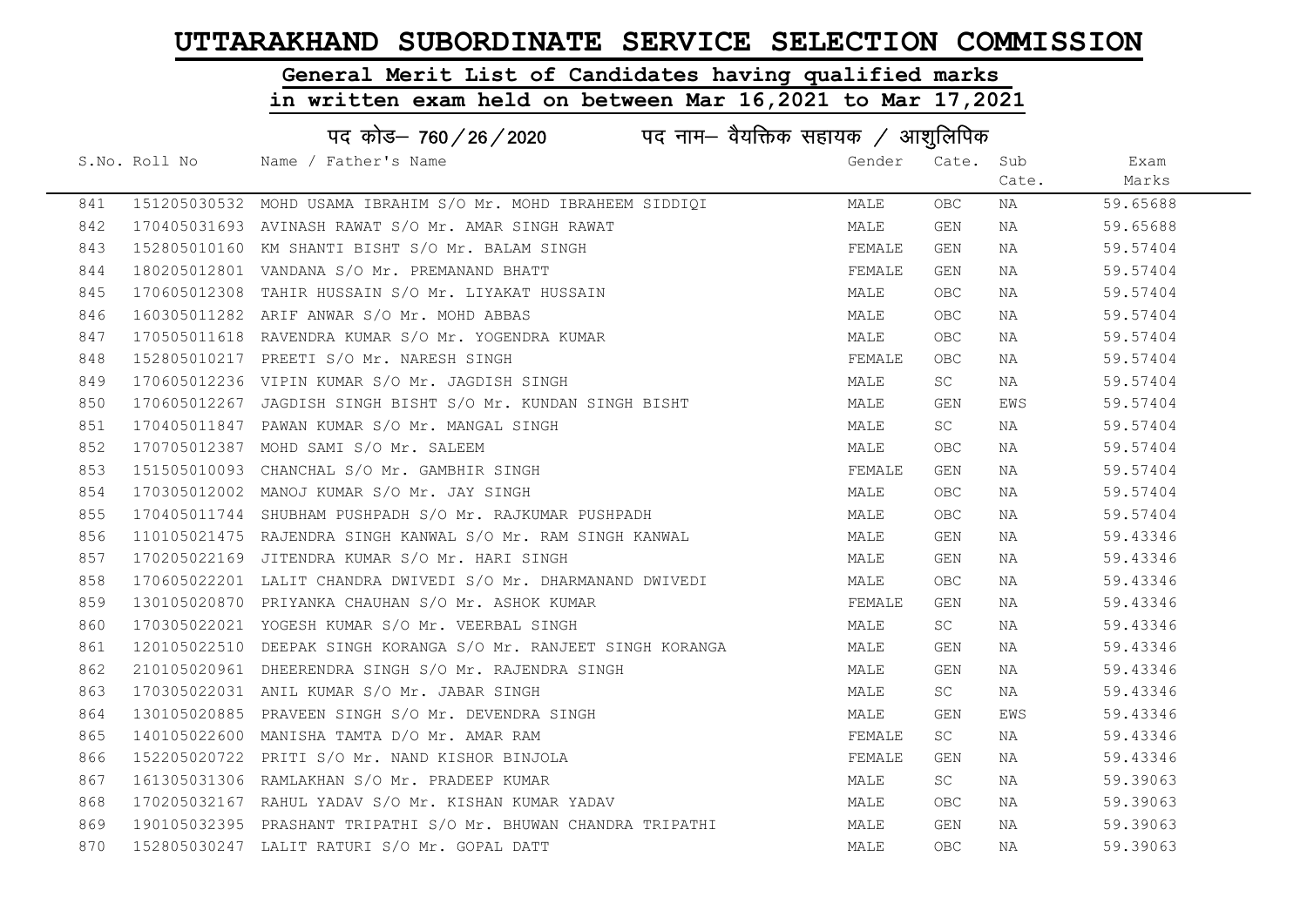# UTTARAKHAND SUBORDINATE SERVICE SELECTION COMMISSION

## General Merit List of Candidates having qualified marks in written exam held on between Mar 16,2021 to Mar 17,2021

### पद कोड– 760/26/2020 पद नाम– वैयक्तिक सहायक / आशुलिपिक

| S.No. | Roll No | Name / Father's Name | Gender | Cate. | Sub Cate. | Exam Marks |
|---|---|---|---|---|---|---|
| 841 | 151205030532 | MOHD USAMA IBRAHIM S/O Mr. MOHD IBRAHEEM SIDDIQI | MALE | OBC | NA | 59.65688 |
| 842 | 170405031693 | AVINASH RAWAT S/O Mr. AMAR SINGH RAWAT | MALE | GEN | NA | 59.65688 |
| 843 | 152805010160 | KM SHANTI BISHT S/O Mr. BALAM SINGH | FEMALE | GEN | NA | 59.57404 |
| 844 | 180205012801 | VANDANA S/O Mr. PREMANAND BHATT | FEMALE | GEN | NA | 59.57404 |
| 845 | 170605012308 | TAHIR HUSSAIN S/O Mr. LIYAKAT HUSSAIN | MALE | OBC | NA | 59.57404 |
| 846 | 160305011282 | ARIF ANWAR S/O Mr. MOHD ABBAS | MALE | OBC | NA | 59.57404 |
| 847 | 170505011618 | RAVENDRA KUMAR S/O Mr. YOGENDRA KUMAR | MALE | OBC | NA | 59.57404 |
| 848 | 152805010217 | PREETI S/O Mr. NARESH SINGH | FEMALE | OBC | NA | 59.57404 |
| 849 | 170605012236 | VIPIN KUMAR S/O Mr. JAGDISH SINGH | MALE | SC | NA | 59.57404 |
| 850 | 170605012267 | JAGDISH SINGH BISHT S/O Mr. KUNDAN SINGH BISHT | MALE | GEN | EWS | 59.57404 |
| 851 | 170405011847 | PAWAN KUMAR S/O Mr. MANGAL SINGH | MALE | SC | NA | 59.57404 |
| 852 | 170705012387 | MOHD SAMI S/O Mr. SALEEM | MALE | OBC | NA | 59.57404 |
| 853 | 151505010093 | CHANCHAL S/O Mr. GAMBHIR SINGH | FEMALE | GEN | NA | 59.57404 |
| 854 | 170305012002 | MANOJ KUMAR S/O Mr. JAY SINGH | MALE | OBC | NA | 59.57404 |
| 855 | 170405011744 | SHUBHAM PUSHPADH S/O Mr. RAJKUMAR PUSHPADH | MALE | OBC | NA | 59.57404 |
| 856 | 110105021475 | RAJENDRA SINGH KANWAL S/O Mr. RAM SINGH KANWAL | MALE | GEN | NA | 59.43346 |
| 857 | 170205022169 | JITENDRA KUMAR S/O Mr. HARI SINGH | MALE | GEN | NA | 59.43346 |
| 858 | 170605022201 | LALIT CHANDRA DWIVEDI S/O Mr. DHARMANAND DWIVEDI | MALE | OBC | NA | 59.43346 |
| 859 | 130105020870 | PRIYANKA CHAUHAN S/O Mr. ASHOK KUMAR | FEMALE | GEN | NA | 59.43346 |
| 860 | 170305022021 | YOGESH KUMAR S/O Mr. VEERBAL SINGH | MALE | SC | NA | 59.43346 |
| 861 | 120105022510 | DEEPAK SINGH KORANGA S/O Mr. RANJEET SINGH KORANGA | MALE | GEN | NA | 59.43346 |
| 862 | 210105020961 | DHEERENDRA SINGH S/O Mr. RAJENDRA SINGH | MALE | GEN | NA | 59.43346 |
| 863 | 170305022031 | ANIL KUMAR S/O Mr. JABAR SINGH | MALE | SC | NA | 59.43346 |
| 864 | 130105020885 | PRAVEEN SINGH S/O Mr. DEVENDRA SINGH | MALE | GEN | EWS | 59.43346 |
| 865 | 140105022600 | MANISHA TAMTA D/O Mr. AMAR RAM | FEMALE | SC | NA | 59.43346 |
| 866 | 152205020722 | PRITI S/O Mr. NAND KISHOR BINJOLA | FEMALE | GEN | NA | 59.43346 |
| 867 | 161305031306 | RAMLAKHAN S/O Mr. PRADEEP KUMAR | MALE | SC | NA | 59.39063 |
| 868 | 170205032167 | RAHUL YADAV S/O Mr. KISHAN KUMAR YADAV | MALE | OBC | NA | 59.39063 |
| 869 | 190105032395 | PRASHANT TRIPATHI S/O Mr. BHUWAN CHANDRA TRIPATHI | MALE | GEN | NA | 59.39063 |
| 870 | 152805030247 | LALIT RATURI S/O Mr. GOPAL DATT | MALE | OBC | NA | 59.39063 |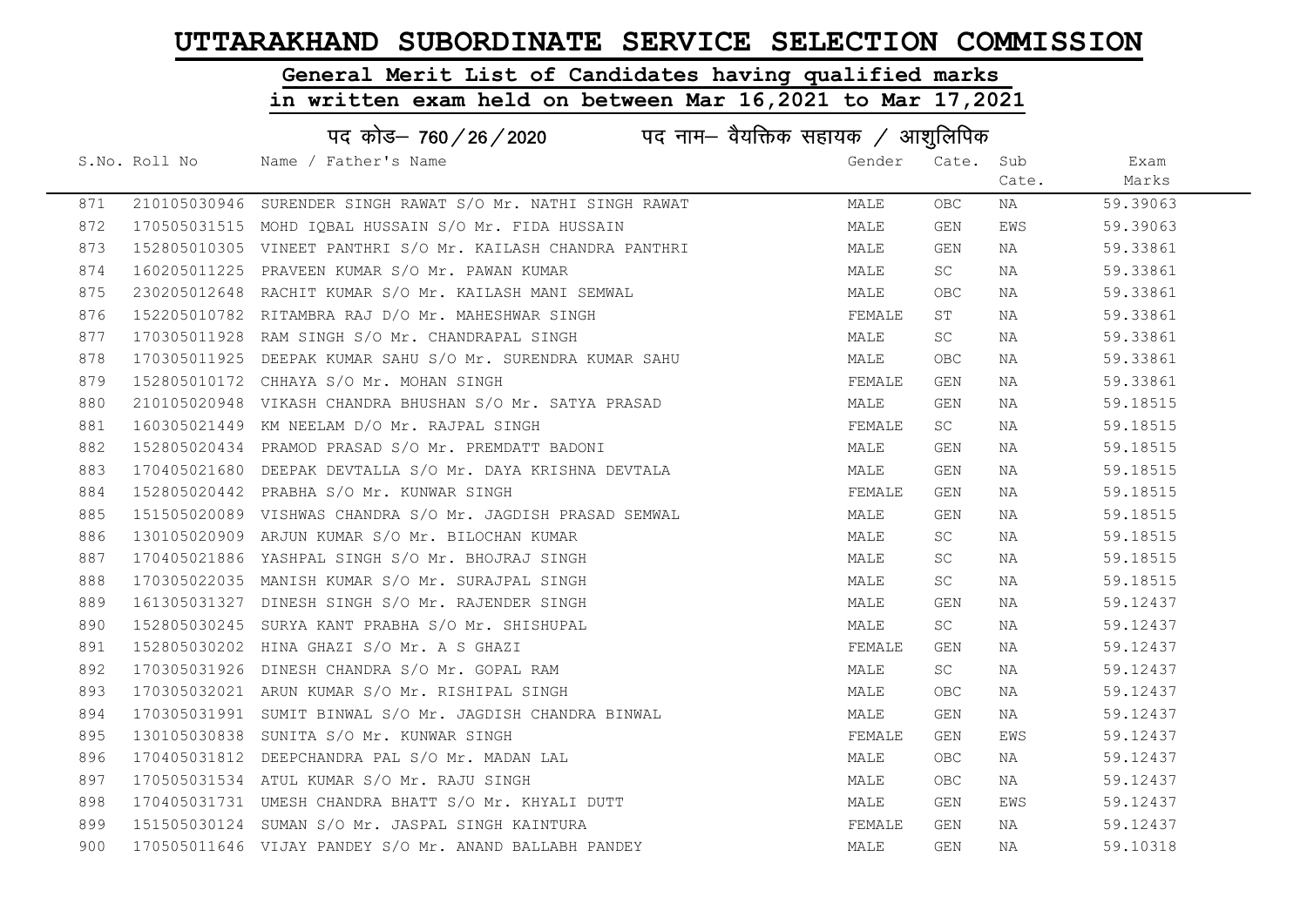# UTTARAKHAND SUBORDINATE SERVICE SELECTION COMMISSION

## General Merit List of Candidates having qualified marks in written exam held on between Mar 16,2021 to Mar 17,2021

### पद कोड– 760/26/2020 पद नाम– वैयक्तिक सहायक / आशुलिपिक

| S.No. | Roll No | Name / Father's Name | Gender | Cate. | Sub Cate. | Exam Marks |
|---|---|---|---|---|---|---|
| 871 | 210105030946 | SURENDER SINGH RAWAT S/O Mr. NATHI SINGH RAWAT | MALE | OBC | NA | 59.39063 |
| 872 | 170505031515 | MOHD IQBAL HUSSAIN S/O Mr. FIDA HUSSAIN | MALE | GEN | EWS | 59.39063 |
| 873 | 152805010305 | VINEET PANTHRI S/O Mr. KAILASH CHANDRA PANTHRI | MALE | GEN | NA | 59.33861 |
| 874 | 160205011225 | PRAVEEN KUMAR S/O Mr. PAWAN KUMAR | MALE | SC | NA | 59.33861 |
| 875 | 230205012648 | RACHIT KUMAR S/O Mr. KAILASH MANI SEMWAL | MALE | OBC | NA | 59.33861 |
| 876 | 152205010782 | RITAMBRA RAJ D/O Mr. MAHESHWAR SINGH | FEMALE | ST | NA | 59.33861 |
| 877 | 170305011928 | RAM SINGH S/O Mr. CHANDRAPAL SINGH | MALE | SC | NA | 59.33861 |
| 878 | 170305011925 | DEEPAK KUMAR SAHU S/O Mr. SURENDRA KUMAR SAHU | MALE | OBC | NA | 59.33861 |
| 879 | 152805010172 | CHHAYA S/O Mr. MOHAN SINGH | FEMALE | GEN | NA | 59.33861 |
| 880 | 210105020948 | VIKASH CHANDRA BHUSHAN S/O Mr. SATYA PRASAD | MALE | GEN | NA | 59.18515 |
| 881 | 160305021449 | KM NEELAM D/O Mr. RAJPAL SINGH | FEMALE | SC | NA | 59.18515 |
| 882 | 152805020434 | PRAMOD PRASAD S/O Mr. PREMDATT BADONI | MALE | GEN | NA | 59.18515 |
| 883 | 170405021680 | DEEPAK DEVTALLA S/O Mr. DAYA KRISHNA DEVTALA | MALE | GEN | NA | 59.18515 |
| 884 | 152805020442 | PRABHA S/O Mr. KUNWAR SINGH | FEMALE | GEN | NA | 59.18515 |
| 885 | 151505020089 | VISHWAS CHANDRA S/O Mr. JAGDISH PRASAD SEMWAL | MALE | GEN | NA | 59.18515 |
| 886 | 130105020909 | ARJUN KUMAR S/O Mr. BILOCHAN KUMAR | MALE | SC | NA | 59.18515 |
| 887 | 170405021886 | YASHPAL SINGH S/O Mr. BHOJRAJ SINGH | MALE | SC | NA | 59.18515 |
| 888 | 170305022035 | MANISH KUMAR S/O Mr. SURAJPAL SINGH | MALE | SC | NA | 59.18515 |
| 889 | 161305031327 | DINESH SINGH S/O Mr. RAJENDER SINGH | MALE | GEN | NA | 59.12437 |
| 890 | 152805030245 | SURYA KANT PRABHA S/O Mr. SHISHUPAL | MALE | SC | NA | 59.12437 |
| 891 | 152805030202 | HINA GHAZI S/O Mr. A S GHAZI | FEMALE | GEN | NA | 59.12437 |
| 892 | 170305031926 | DINESH CHANDRA S/O Mr. GOPAL RAM | MALE | SC | NA | 59.12437 |
| 893 | 170305032021 | ARUN KUMAR S/O Mr. RISHIPAL SINGH | MALE | OBC | NA | 59.12437 |
| 894 | 170305031991 | SUMIT BINWAL S/O Mr. JAGDISH CHANDRA BINWAL | MALE | GEN | NA | 59.12437 |
| 895 | 130105030838 | SUNITA S/O Mr. KUNWAR SINGH | FEMALE | GEN | EWS | 59.12437 |
| 896 | 170405031812 | DEEPCHANDRA PAL S/O Mr. MADAN LAL | MALE | OBC | NA | 59.12437 |
| 897 | 170505031534 | ATUL KUMAR S/O Mr. RAJU SINGH | MALE | OBC | NA | 59.12437 |
| 898 | 170405031731 | UMESH CHANDRA BHATT S/O Mr. KHYALI DUTT | MALE | GEN | EWS | 59.12437 |
| 899 | 151505030124 | SUMAN S/O Mr. JASPAL SINGH KAINTURA | FEMALE | GEN | NA | 59.12437 |
| 900 | 170505011646 | VIJAY PANDEY S/O Mr. ANAND BALLABH PANDEY | MALE | GEN | NA | 59.10318 |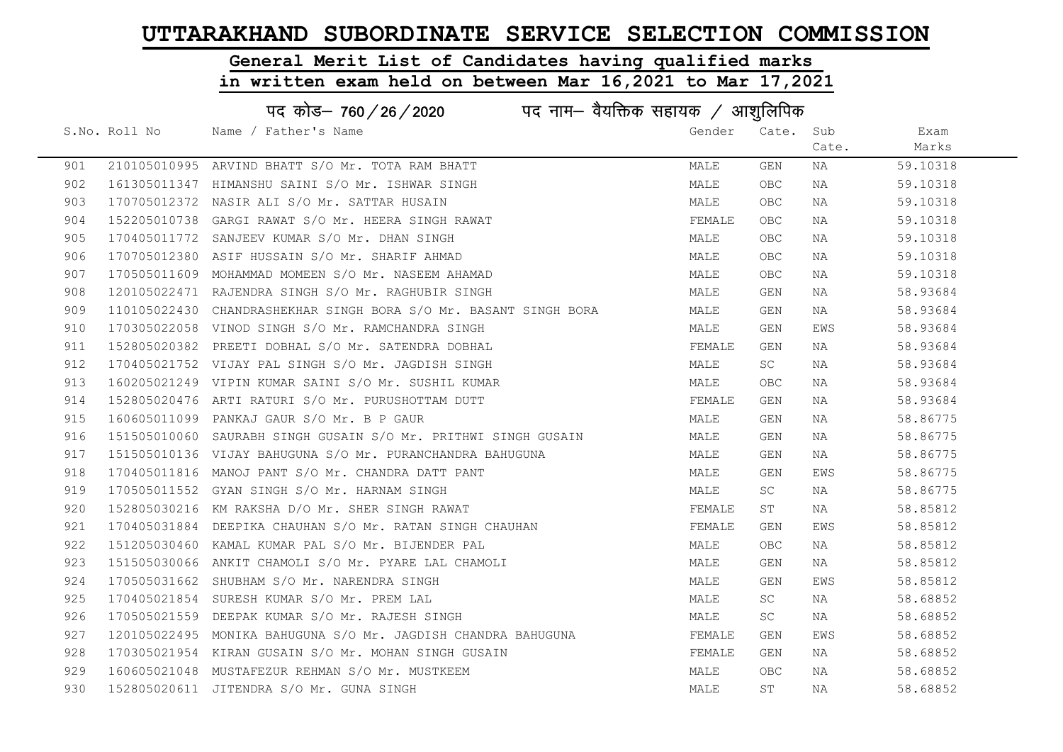# UTTARAKHAND SUBORDINATE SERVICE SELECTION COMMISSION

## General Merit List of Candidates having qualified marks in written exam held on between Mar 16,2021 to Mar 17,2021

### पद कोड– 760 / 26 / 2020 पद नाम– वैयक्तिक सहायक / आशुलिपिक

| S.No. | Roll No | Name / Father's Name | Gender | Cate. | Sub Cate. | Exam Marks |
|---|---|---|---|---|---|---|
| 901 | 210105010995 | ARVIND BHATT S/O Mr. TOTA RAM BHATT | MALE | GEN | NA | 59.10318 |
| 902 | 161305011347 | HIMANSHU SAINI S/O Mr. ISHWAR SINGH | MALE | OBC | NA | 59.10318 |
| 903 | 170705012372 | NASIR ALI S/O Mr. SATTAR HUSAIN | MALE | OBC | NA | 59.10318 |
| 904 | 152205010738 | GARGI RAWAT S/O Mr. HEERA SINGH RAWAT | FEMALE | OBC | NA | 59.10318 |
| 905 | 170405011772 | SANJEEV KUMAR S/O Mr. DHAN SINGH | MALE | OBC | NA | 59.10318 |
| 906 | 170705012380 | ASIF HUSSAIN S/O Mr. SHARIF AHMAD | MALE | OBC | NA | 59.10318 |
| 907 | 170505011609 | MOHAMMAD MOMEEN S/O Mr. NASEEM AHAMAD | MALE | OBC | NA | 59.10318 |
| 908 | 120105022471 | RAJENDRA SINGH S/O Mr. RAGHUBIR SINGH | MALE | GEN | NA | 58.93684 |
| 909 | 110105022430 | CHANDRASHEKHAR SINGH BORA S/O Mr. BASANT SINGH BORA | MALE | GEN | NA | 58.93684 |
| 910 | 170305022058 | VINOD SINGH S/O Mr. RAMCHANDRA SINGH | MALE | GEN | EWS | 58.93684 |
| 911 | 152805020382 | PREETI DOBHAL S/O Mr. SATENDRA DOBHAL | FEMALE | GEN | NA | 58.93684 |
| 912 | 170405021752 | VIJAY PAL SINGH S/O Mr. JAGDISH SINGH | MALE | SC | NA | 58.93684 |
| 913 | 160205021249 | VIPIN KUMAR SAINI S/O Mr. SUSHIL KUMAR | MALE | OBC | NA | 58.93684 |
| 914 | 152805020476 | ARTI RATURI S/O Mr. PURUSHOTTAM DUTT | FEMALE | GEN | NA | 58.93684 |
| 915 | 160605011099 | PANKAJ GAUR S/O Mr. B P GAUR | MALE | GEN | NA | 58.86775 |
| 916 | 151505010060 | SAURABH SINGH GUSAIN S/O Mr. PRITHWI SINGH GUSAIN | MALE | GEN | NA | 58.86775 |
| 917 | 151505010136 | VIJAY BAHUGUNA S/O Mr. PURANCHANDRA BAHUGUNA | MALE | GEN | NA | 58.86775 |
| 918 | 170405011816 | MANOJ PANT S/O Mr. CHANDRA DATT PANT | MALE | GEN | EWS | 58.86775 |
| 919 | 170505011552 | GYAN SINGH S/O Mr. HARNAM SINGH | MALE | SC | NA | 58.86775 |
| 920 | 152805030216 | KM RAKSHA D/O Mr. SHER SINGH RAWAT | FEMALE | ST | NA | 58.85812 |
| 921 | 170405031884 | DEEPIKA CHAUHAN S/O Mr. RATAN SINGH CHAUHAN | FEMALE | GEN | EWS | 58.85812 |
| 922 | 151205030460 | KAMAL KUMAR PAL S/O Mr. BIJENDER PAL | MALE | OBC | NA | 58.85812 |
| 923 | 151505030066 | ANKIT CHAMOLI S/O Mr. PYARE LAL CHAMOLI | MALE | GEN | NA | 58.85812 |
| 924 | 170505031662 | SHUBHAM S/O Mr. NARENDRA SINGH | MALE | GEN | EWS | 58.85812 |
| 925 | 170405021854 | SURESH KUMAR S/O Mr. PREM LAL | MALE | SC | NA | 58.68852 |
| 926 | 170505021559 | DEEPAK KUMAR S/O Mr. RAJESH SINGH | MALE | SC | NA | 58.68852 |
| 927 | 120105022495 | MONIKA BAHUGUNA S/O Mr. JAGDISH CHANDRA BAHUGUNA | FEMALE | GEN | EWS | 58.68852 |
| 928 | 170305021954 | KIRAN GUSAIN S/O Mr. MOHAN SINGH GUSAIN | FEMALE | GEN | NA | 58.68852 |
| 929 | 160605021048 | MUSTAFEZUR REHMAN S/O Mr. MUSTKEEM | MALE | OBC | NA | 58.68852 |
| 930 | 152805020611 | JITENDRA S/O Mr. GUNA SINGH | MALE | ST | NA | 58.68852 |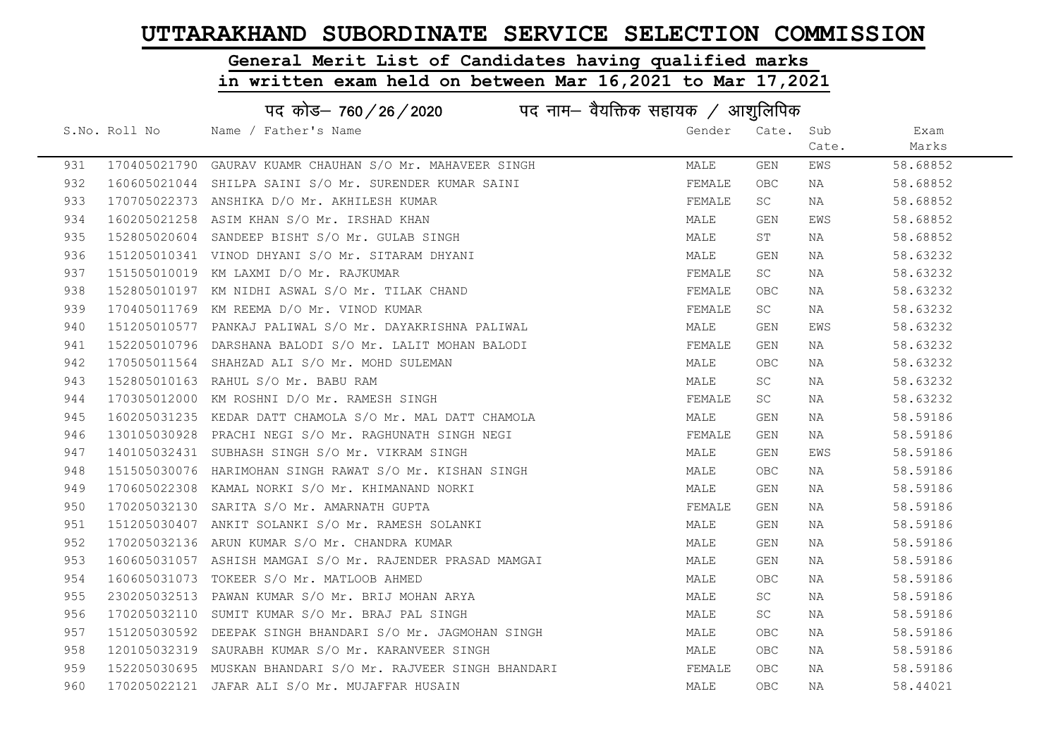# UTTARAKHAND SUBORDINATE SERVICE SELECTION COMMISSION

## General Merit List of Candidates having qualified marks in written exam held on between Mar 16,2021 to Mar 17,2021

### पद कोड– 760/26/2020 पद नाम– वैयक्तिक सहायक / आशुलिपिक

| S.No. | Roll No | Name / Father's Name | Gender | Cate. | Sub Cate. | Exam Marks |
|---|---|---|---|---|---|---|
| 931 | 170405021790 | GAURAV KUAMR CHAUHAN S/O Mr. MAHAVEER SINGH | MALE | GEN | EWS | 58.68852 |
| 932 | 160605021044 | SHILPA SAINI S/O Mr. SURENDER KUMAR SAINI | FEMALE | OBC | NA | 58.68852 |
| 933 | 170705022373 | ANSHIKA D/O Mr. AKHILESH KUMAR | FEMALE | SC | NA | 58.68852 |
| 934 | 160205021258 | ASIM KHAN S/O Mr. IRSHAD KHAN | MALE | GEN | EWS | 58.68852 |
| 935 | 152805020604 | SANDEEP BISHT S/O Mr. GULAB SINGH | MALE | ST | NA | 58.68852 |
| 936 | 151205010341 | VINOD DHYANI S/O Mr. SITARAM DHYANI | MALE | GEN | NA | 58.63232 |
| 937 | 151505010019 | KM LAXMI D/O Mr. RAJKUMAR | FEMALE | SC | NA | 58.63232 |
| 938 | 152805010197 | KM NIDHI ASWAL S/O Mr. TILAK CHAND | FEMALE | OBC | NA | 58.63232 |
| 939 | 170405011769 | KM REEMA D/O Mr. VINOD KUMAR | FEMALE | SC | NA | 58.63232 |
| 940 | 151205010577 | PANKAJ PALIWAL S/O Mr. DAYAKRISHNA PALIWAL | MALE | GEN | EWS | 58.63232 |
| 941 | 152205010796 | DARSHANA BALODI S/O Mr. LALIT MOHAN BALODI | FEMALE | GEN | NA | 58.63232 |
| 942 | 170505011564 | SHAHZAD ALI S/O Mr. MOHD SULEMAN | MALE | OBC | NA | 58.63232 |
| 943 | 152805010163 | RAHUL S/O Mr. BABU RAM | MALE | SC | NA | 58.63232 |
| 944 | 170305012000 | KM ROSHNI D/O Mr. RAMESH SINGH | FEMALE | SC | NA | 58.63232 |
| 945 | 160205031235 | KEDAR DATT CHAMOLA S/O Mr. MAL DATT CHAMOLA | MALE | GEN | NA | 58.59186 |
| 946 | 130105030928 | PRACHI NEGI S/O Mr. RAGHUNATH SINGH NEGI | FEMALE | GEN | NA | 58.59186 |
| 947 | 140105032431 | SUBHASH SINGH S/O Mr. VIKRAM SINGH | MALE | GEN | EWS | 58.59186 |
| 948 | 151505030076 | HARIMOHAN SINGH RAWAT S/O Mr. KISHAN SINGH | MALE | OBC | NA | 58.59186 |
| 949 | 170605022308 | KAMAL NORKI S/O Mr. KHIMANAND NORKI | MALE | GEN | NA | 58.59186 |
| 950 | 170205032130 | SARITA S/O Mr. AMARNATH GUPTA | FEMALE | GEN | NA | 58.59186 |
| 951 | 151205030407 | ANKIT SOLANKI S/O Mr. RAMESH SOLANKI | MALE | GEN | NA | 58.59186 |
| 952 | 170205032136 | ARUN KUMAR S/O Mr. CHANDRA KUMAR | MALE | GEN | NA | 58.59186 |
| 953 | 160605031057 | ASHISH MAMGAI S/O Mr. RAJENDER PRASAD MAMGAI | MALE | GEN | NA | 58.59186 |
| 954 | 160605031073 | TOKEER S/O Mr. MATLOOB AHMED | MALE | OBC | NA | 58.59186 |
| 955 | 230205032513 | PAWAN KUMAR S/O Mr. BRIJ MOHAN ARYA | MALE | SC | NA | 58.59186 |
| 956 | 170205032110 | SUMIT KUMAR S/O Mr. BRAJ PAL SINGH | MALE | SC | NA | 58.59186 |
| 957 | 151205030592 | DEEPAK SINGH BHANDARI S/O Mr. JAGMOHAN SINGH | MALE | OBC | NA | 58.59186 |
| 958 | 120105032319 | SAURABH KUMAR S/O Mr. KARANVEER SINGH | MALE | OBC | NA | 58.59186 |
| 959 | 152205030695 | MUSKAN BHANDARI S/O Mr. RAJVEER SINGH BHANDARI | FEMALE | OBC | NA | 58.59186 |
| 960 | 170205022121 | JAFAR ALI S/O Mr. MUJAFFAR HUSAIN | MALE | OBC | NA | 58.44021 |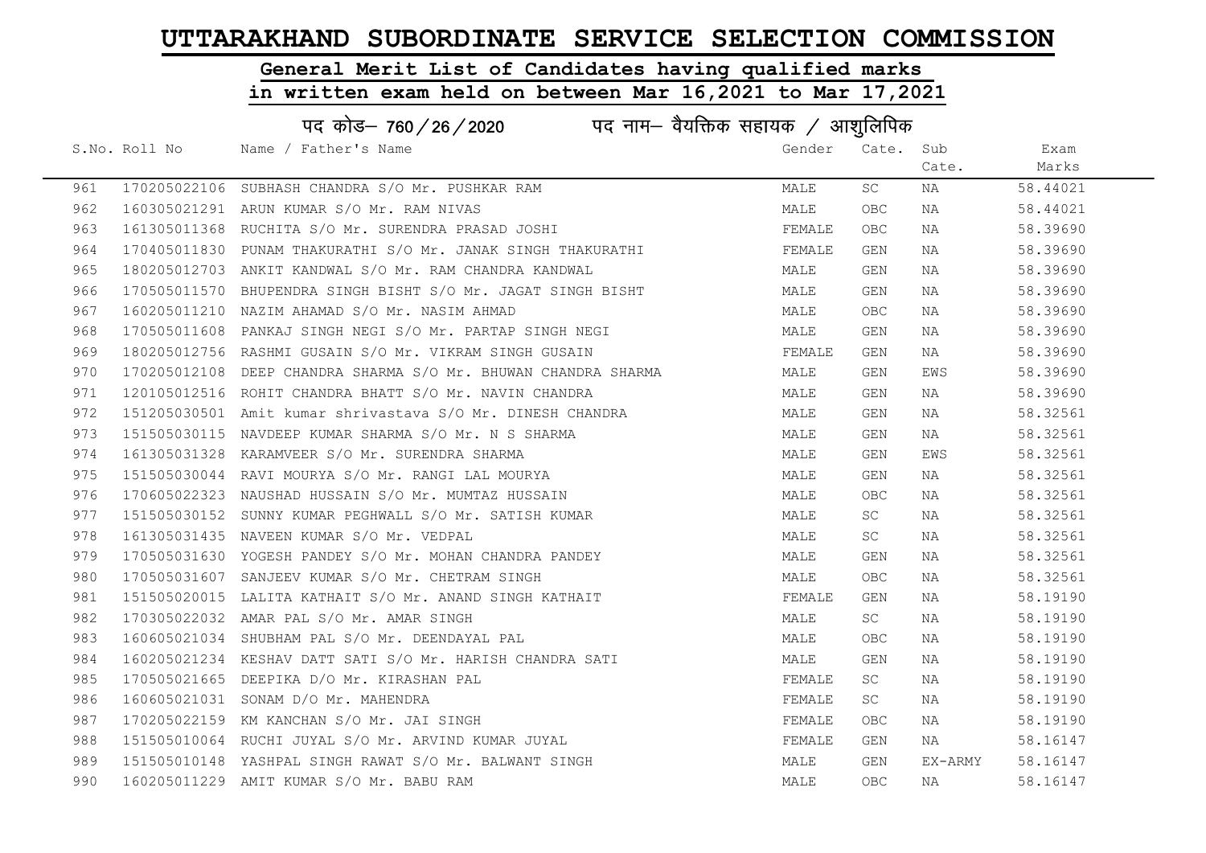# UTTARAKHAND SUBORDINATE SERVICE SELECTION COMMISSION

## General Merit List of Candidates having qualified marks in written exam held on between Mar 16,2021 to Mar 17,2021

### पद कोड– 760/26/2020 पद नाम– वैयक्तिक सहायक / आशुलिपिक

| S.No. | Roll No | Name / Father's Name | Gender | Cate. | Sub Cate. | Exam Marks |
|---|---|---|---|---|---|---|
| 961 | 170205022106 | SUBHASH CHANDRA S/O Mr. PUSHKAR RAM | MALE | SC | NA | 58.44021 |
| 962 | 160305021291 | ARUN KUMAR S/O Mr. RAM NIVAS | MALE | OBC | NA | 58.44021 |
| 963 | 161305011368 | RUCHITA S/O Mr. SURENDRA PRASAD JOSHI | FEMALE | OBC | NA | 58.39690 |
| 964 | 170405011830 | PUNAM THAKURATHI S/O Mr. JANAK SINGH THAKURATHI | FEMALE | GEN | NA | 58.39690 |
| 965 | 180205012703 | ANKIT KANDWAL S/O Mr. RAM CHANDRA KANDWAL | MALE | GEN | NA | 58.39690 |
| 966 | 170505011570 | BHUPENDRA SINGH BISHT S/O Mr. JAGAT SINGH BISHT | MALE | GEN | NA | 58.39690 |
| 967 | 160205011210 | NAZIM AHAMAD S/O Mr. NASIM AHMAD | MALE | OBC | NA | 58.39690 |
| 968 | 170505011608 | PANKAJ SINGH NEGI S/O Mr. PARTAP SINGH NEGI | MALE | GEN | NA | 58.39690 |
| 969 | 180205012756 | RASHMI GUSAIN S/O Mr. VIKRAM SINGH GUSAIN | FEMALE | GEN | NA | 58.39690 |
| 970 | 170205012108 | DEEP CHANDRA SHARMA S/O Mr. BHUWAN CHANDRA SHARMA | MALE | GEN | EWS | 58.39690 |
| 971 | 120105012516 | ROHIT CHANDRA BHATT S/O Mr. NAVIN CHANDRA | MALE | GEN | NA | 58.39690 |
| 972 | 151205030501 | Amit kumar shrivastava S/O Mr. DINESH CHANDRA | MALE | GEN | NA | 58.32561 |
| 973 | 151505030115 | NAVDEEP KUMAR SHARMA S/O Mr. N S SHARMA | MALE | GEN | NA | 58.32561 |
| 974 | 161305031328 | KARAMVEER S/O Mr. SURENDRA SHARMA | MALE | GEN | EWS | 58.32561 |
| 975 | 151505030044 | RAVI MOURYA S/O Mr. RANGI LAL MOURYA | MALE | GEN | NA | 58.32561 |
| 976 | 170605022323 | NAUSHAD HUSSAIN S/O Mr. MUMTAZ HUSSAIN | MALE | OBC | NA | 58.32561 |
| 977 | 151505030152 | SUNNY KUMAR PEGHWALL S/O Mr. SATISH KUMAR | MALE | SC | NA | 58.32561 |
| 978 | 161305031435 | NAVEEN KUMAR S/O Mr. VEDPAL | MALE | SC | NA | 58.32561 |
| 979 | 170505031630 | YOGESH PANDEY S/O Mr. MOHAN CHANDRA PANDEY | MALE | GEN | NA | 58.32561 |
| 980 | 170505031607 | SANJEEV KUMAR S/O Mr. CHETRAM SINGH | MALE | OBC | NA | 58.32561 |
| 981 | 151505020015 | LALITA KATHAIT S/O Mr. ANAND SINGH KATHAIT | FEMALE | GEN | NA | 58.19190 |
| 982 | 170305022032 | AMAR PAL S/O Mr. AMAR SINGH | MALE | SC | NA | 58.19190 |
| 983 | 160605021034 | SHUBHAM PAL S/O Mr. DEENDAYAL PAL | MALE | OBC | NA | 58.19190 |
| 984 | 160205021234 | KESHAV DATT SATI S/O Mr. HARISH CHANDRA SATI | MALE | GEN | NA | 58.19190 |
| 985 | 170505021665 | DEEPIKA D/O Mr. KIRASHAN PAL | FEMALE | SC | NA | 58.19190 |
| 986 | 160605021031 | SONAM D/O Mr. MAHENDRA | FEMALE | SC | NA | 58.19190 |
| 987 | 170205022159 | KM KANCHAN S/O Mr. JAI SINGH | FEMALE | OBC | NA | 58.19190 |
| 988 | 151505010064 | RUCHI JUYAL S/O Mr. ARVIND KUMAR JUYAL | FEMALE | GEN | NA | 58.16147 |
| 989 | 151505010148 | YASHPAL SINGH RAWAT S/O Mr. BALWANT SINGH | MALE | GEN | EX-ARMY | 58.16147 |
| 990 | 160205011229 | AMIT KUMAR S/O Mr. BABU RAM | MALE | OBC | NA | 58.16147 |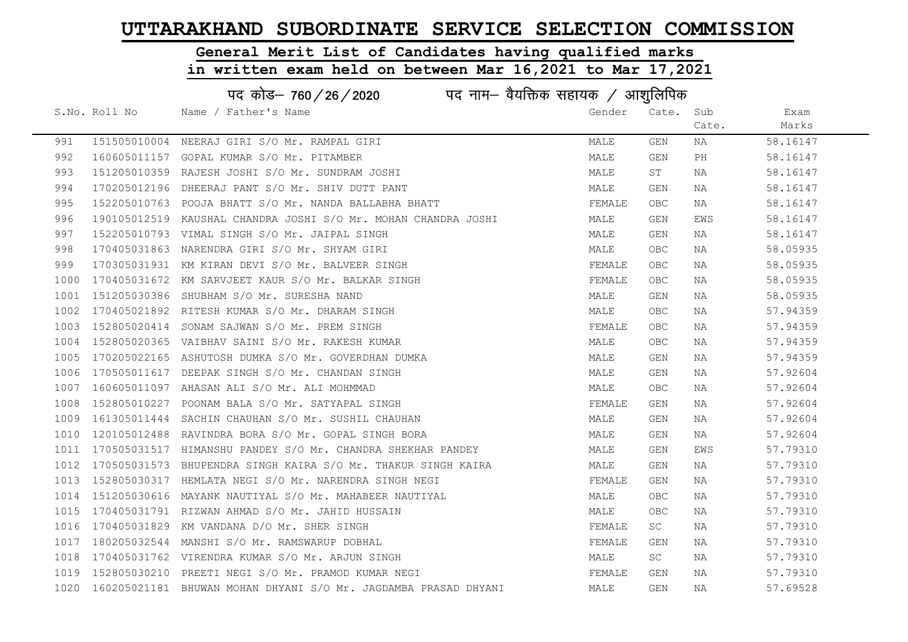# UTTARAKHAND SUBORDINATE SERVICE SELECTION COMMISSION

## General Merit List of Candidates having qualified marks in written exam held on between Mar 16,2021 to Mar 17,2021

### पद कोड– 760 / 26 / 2020 पद नाम– वैयक्तिक सहायक / आशुलिपिक

| S.No. | Roll No | Name / Father's Name | Gender | Cate. | Sub Cate. | Exam Marks |
|---|---|---|---|---|---|---|
| 991 | 151505010004 | NEERAJ GIRI S/O Mr. RAMPAL GIRI | MALE | GEN | NA | 58.16147 |
| 992 | 160605011157 | GOPAL KUMAR S/O Mr. PITAMBER | MALE | GEN | PH | 58.16147 |
| 993 | 151205010359 | RAJESH JOSHI S/O Mr. SUNDRAM JOSHI | MALE | ST | NA | 58.16147 |
| 994 | 170205012196 | DHEERAJ PANT S/O Mr. SHIV DUTT PANT | MALE | GEN | NA | 58.16147 |
| 995 | 152205010763 | POOJA BHATT S/O Mr. NANDA BALLABHA BHATT | FEMALE | OBC | NA | 58.16147 |
| 996 | 190105012519 | KAUSHAL CHANDRA JOSHI S/O Mr. MOHAN CHANDRA JOSHI | MALE | GEN | EWS | 58.16147 |
| 997 | 152205010793 | VIMAL SINGH S/O Mr. JAIPAL SINGH | MALE | GEN | NA | 58.16147 |
| 998 | 170405031863 | NARENDRA GIRI S/O Mr. SHYAM GIRI | MALE | OBC | NA | 58.05935 |
| 999 | 170305031931 | KM KIRAN DEVI S/O Mr. BALVEER SINGH | FEMALE | OBC | NA | 58.05935 |
| 1000 | 170405031672 | KM SARVJEET KAUR S/O Mr. BALKAR SINGH | FEMALE | OBC | NA | 58.05935 |
| 1001 | 151205030386 | SHUBHAM S/O Mr. SURESHA NAND | MALE | GEN | NA | 58.05935 |
| 1002 | 170405021892 | RITESH KUMAR S/O Mr. DHARAM SINGH | MALE | OBC | NA | 57.94359 |
| 1003 | 152805020414 | SONAM SAJWAN S/O Mr. PREM SINGH | FEMALE | OBC | NA | 57.94359 |
| 1004 | 152805020365 | VAIBHAV SAINI S/O Mr. RAKESH KUMAR | MALE | OBC | NA | 57.94359 |
| 1005 | 170205022165 | ASHUTOSH DUMKA S/O Mr. GOVERDHAN DUMKA | MALE | GEN | NA | 57.94359 |
| 1006 | 170505011617 | DEEPAK SINGH S/O Mr. CHANDAN SINGH | MALE | GEN | NA | 57.92604 |
| 1007 | 160605011097 | AHASAN ALI S/O Mr. ALI MOHMMAD | MALE | OBC | NA | 57.92604 |
| 1008 | 152805010227 | POONAM BALA S/O Mr. SATYAPAL SINGH | FEMALE | GEN | NA | 57.92604 |
| 1009 | 161305011444 | SACHIN CHAUHAN S/O Mr. SUSHIL CHAUHAN | MALE | GEN | NA | 57.92604 |
| 1010 | 120105012488 | RAVINDRA BORA S/O Mr. GOPAL SINGH BORA | MALE | GEN | NA | 57.92604 |
| 1011 | 170505031517 | HIMANSHU PANDEY S/O Mr. CHANDRA SHEKHAR PANDEY | MALE | GEN | EWS | 57.79310 |
| 1012 | 170505031573 | BHUPENDRA SINGH KAIRA S/O Mr. THAKUR SINGH KAIRA | MALE | GEN | NA | 57.79310 |
| 1013 | 152805030317 | HEMLATA NEGI S/O Mr. NARENDRA SINGH NEGI | FEMALE | GEN | NA | 57.79310 |
| 1014 | 151205030616 | MAYANK NAUTIYAL S/O Mr. MAHABEER NAUTIYAL | MALE | OBC | NA | 57.79310 |
| 1015 | 170405031791 | RIZWAN AHMAD S/O Mr. JAHID HUSSAIN | MALE | OBC | NA | 57.79310 |
| 1016 | 170405031829 | KM VANDANA D/O Mr. SHER SINGH | FEMALE | SC | NA | 57.79310 |
| 1017 | 180205032544 | MANSHI S/O Mr. RAMSWARUP DOBHAL | FEMALE | GEN | NA | 57.79310 |
| 1018 | 170405031762 | VIRENDRA KUMAR S/O Mr. ARJUN SINGH | MALE | SC | NA | 57.79310 |
| 1019 | 152805030210 | PREETI NEGI S/O Mr. PRAMOD KUMAR NEGI | FEMALE | GEN | NA | 57.79310 |
| 1020 | 160205021181 | BHUWAN MOHAN DHYANI S/O Mr. JAGDAMBA PRASAD DHYANI | MALE | GEN | NA | 57.69528 |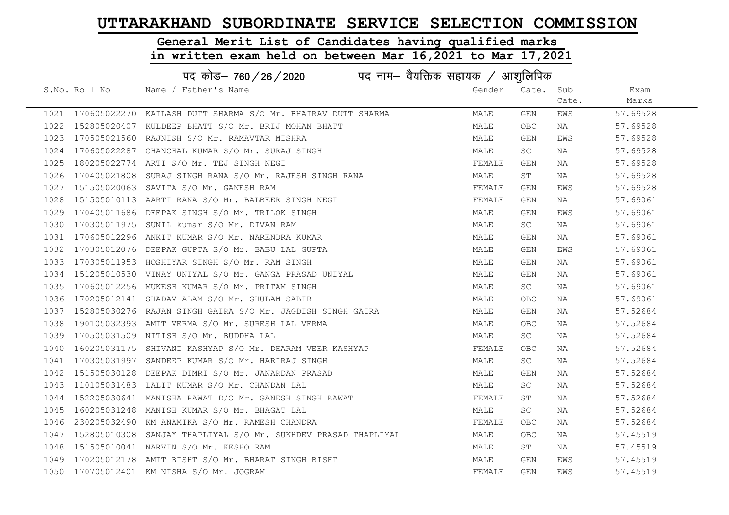# UTTARAKHAND SUBORDINATE SERVICE SELECTION COMMISSION

## General Merit List of Candidates having qualified marks in written exam held on between Mar 16,2021 to Mar 17,2021

### पद कोड– 760/26/2020 पद नाम– वैयक्तिक सहायक / आशुलिपिक

| S.No. | Roll No | Name / Father's Name | Gender | Cate. | Sub Cate. | Exam Marks |
|---|---|---|---|---|---|---|
| 1021 | 170605022270 | KAILASH DUTT SHARMA S/O Mr. BHAIRAV DUTT SHARMA | MALE | GEN | EWS | 57.69528 |
| 1022 | 152805020407 | KULDEEP BHATT S/O Mr. BRIJ MOHAN BHATT | MALE | OBC | NA | 57.69528 |
| 1023 | 170505021560 | RAJNISH S/O Mr. RAMAVTAR MISHRA | MALE | GEN | EWS | 57.69528 |
| 1024 | 170605022287 | CHANCHAL KUMAR S/O Mr. SURAJ SINGH | MALE | SC | NA | 57.69528 |
| 1025 | 180205022774 | ARTI S/O Mr. TEJ SINGH NEGI | FEMALE | GEN | NA | 57.69528 |
| 1026 | 170405021808 | SURAJ SINGH RANA S/O Mr. RAJESH SINGH RANA | MALE | ST | NA | 57.69528 |
| 1027 | 151505020063 | SAVITA S/O Mr. GANESH RAM | FEMALE | GEN | EWS | 57.69528 |
| 1028 | 151505010113 | AARTI RANA S/O Mr. BALBEER SINGH NEGI | FEMALE | GEN | NA | 57.69061 |
| 1029 | 170405011686 | DEEPAK SINGH S/O Mr. TRILOK SINGH | MALE | GEN | EWS | 57.69061 |
| 1030 | 170305011975 | SUNIL kumar S/O Mr. DIVAN RAM | MALE | SC | NA | 57.69061 |
| 1031 | 170605012296 | ANKIT KUMAR S/O Mr. NARENDRA KUMAR | MALE | GEN | NA | 57.69061 |
| 1032 | 170305012076 | DEEPAK GUPTA S/O Mr. BABU LAL GUPTA | MALE | GEN | EWS | 57.69061 |
| 1033 | 170305011953 | HOSHIYAR SINGH S/O Mr. RAM SINGH | MALE | GEN | NA | 57.69061 |
| 1034 | 151205010530 | VINAY UNIYAL S/O Mr. GANGA PRASAD UNIYAL | MALE | GEN | NA | 57.69061 |
| 1035 | 170605012256 | MUKESH KUMAR S/O Mr. PRITAM SINGH | MALE | SC | NA | 57.69061 |
| 1036 | 170205012141 | SHADAV ALAM S/O Mr. GHULAM SABIR | MALE | OBC | NA | 57.69061 |
| 1037 | 152805030276 | RAJAN SINGH GAIRA S/O Mr. JAGDISH SINGH GAIRA | MALE | GEN | NA | 57.52684 |
| 1038 | 190105032393 | AMIT VERMA S/O Mr. SURESH LAL VERMA | MALE | OBC | NA | 57.52684 |
| 1039 | 170505031509 | NITISH S/O Mr. BUDDHA LAL | MALE | SC | NA | 57.52684 |
| 1040 | 160205031175 | SHIVANI KASHYAP S/O Mr. DHARAM VEER KASHYAP | FEMALE | OBC | NA | 57.52684 |
| 1041 | 170305031997 | SANDEEP KUMAR S/O Mr. HARIRAJ SINGH | MALE | SC | NA | 57.52684 |
| 1042 | 151505030128 | DEEPAK DIMRI S/O Mr. JANARDAN PRASAD | MALE | GEN | NA | 57.52684 |
| 1043 | 110105031483 | LALIT KUMAR S/O Mr. CHANDAN LAL | MALE | SC | NA | 57.52684 |
| 1044 | 152205030641 | MANISHA RAWAT D/O Mr. GANESH SINGH RAWAT | FEMALE | ST | NA | 57.52684 |
| 1045 | 160205031248 | MANISH KUMAR S/O Mr. BHAGAT LAL | MALE | SC | NA | 57.52684 |
| 1046 | 230205032490 | KM ANAMIKA S/O Mr. RAMESH CHANDRA | FEMALE | OBC | NA | 57.52684 |
| 1047 | 152805010308 | SANJAY THAPLIYAL S/O Mr. SUKHDEV PRASAD THAPLIYAL | MALE | OBC | NA | 57.45519 |
| 1048 | 151505010041 | NARVIN S/O Mr. KESHO RAM | MALE | ST | NA | 57.45519 |
| 1049 | 170205012178 | AMIT BISHT S/O Mr. BHARAT SINGH BISHT | MALE | GEN | EWS | 57.45519 |
| 1050 | 170705012401 | KM NISHA S/O Mr. JOGRAM | FEMALE | GEN | EWS | 57.45519 |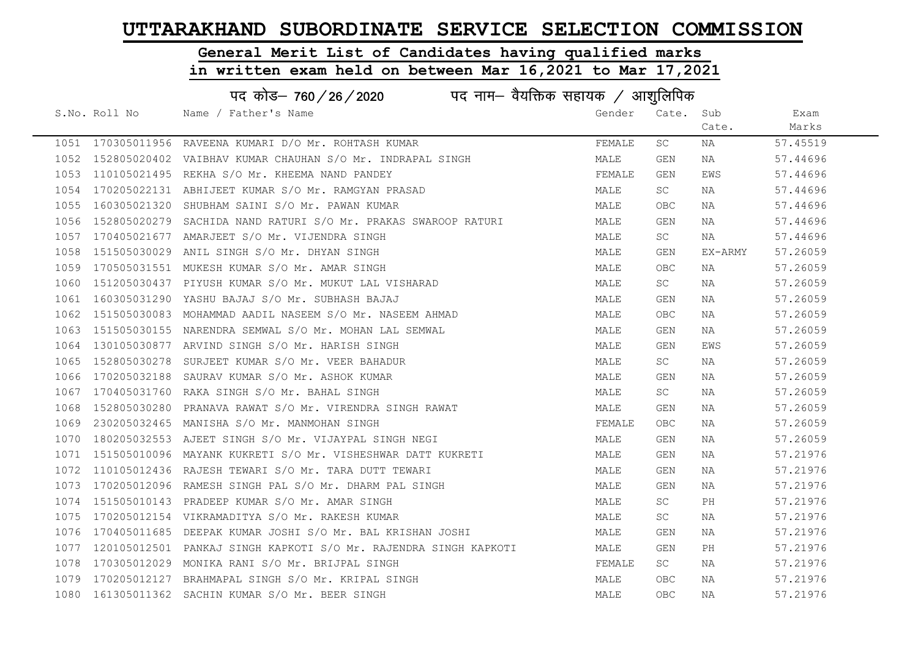# UTTARAKHAND SUBORDINATE SERVICE SELECTION COMMISSION

## General Merit List of Candidates having qualified marks in written exam held on between Mar 16,2021 to Mar 17,2021

### पद कोड– 760/26/2020 पद नाम– वैयक्तिक सहायक / आशुलिपिक

| S.No. | Roll No | Name / Father's Name | Gender | Cate. | Sub Cate. | Exam Marks |
|---|---|---|---|---|---|---|
| 1051 | 170305011956 | RAVEENA KUMARI D/O Mr. ROHTASH KUMAR | FEMALE | SC | NA | 57.45519 |
| 1052 | 152805020402 | VAIBHAV KUMAR CHAUHAN S/O Mr. INDRAPAL SINGH | MALE | GEN | NA | 57.44696 |
| 1053 | 110105021495 | REKHA S/O Mr. KHEEMA NAND PANDEY | FEMALE | GEN | EWS | 57.44696 |
| 1054 | 170205022131 | ABHIJEET KUMAR S/O Mr. RAMGYAN PRASAD | MALE | SC | NA | 57.44696 |
| 1055 | 160305021320 | SHUBHAM SAINI S/O Mr. PAWAN KUMAR | MALE | OBC | NA | 57.44696 |
| 1056 | 152805020279 | SACHIDA NAND RATURI S/O Mr. PRAKAS SWAROOP RATURI | MALE | GEN | NA | 57.44696 |
| 1057 | 170405021677 | AMARJEET S/O Mr. VIJENDRA SINGH | MALE | SC | NA | 57.44696 |
| 1058 | 151505030029 | ANIL SINGH S/O Mr. DHYAN SINGH | MALE | GEN | EX-ARMY | 57.26059 |
| 1059 | 170505031551 | MUKESH KUMAR S/O Mr. AMAR SINGH | MALE | OBC | NA | 57.26059 |
| 1060 | 151205030437 | PIYUSH KUMAR S/O Mr. MUKUT LAL VISHARAD | MALE | SC | NA | 57.26059 |
| 1061 | 160305031290 | YASHU BAJAJ S/O Mr. SUBHASH BAJAJ | MALE | GEN | NA | 57.26059 |
| 1062 | 151505030083 | MOHAMMAD AADIL NASEEM S/O Mr. NASEEM AHMAD | MALE | OBC | NA | 57.26059 |
| 1063 | 151505030155 | NARENDRA SEMWAL S/O Mr. MOHAN LAL SEMWAL | MALE | GEN | NA | 57.26059 |
| 1064 | 130105030877 | ARVIND SINGH S/O Mr. HARISH SINGH | MALE | GEN | EWS | 57.26059 |
| 1065 | 152805030278 | SURJEET KUMAR S/O Mr. VEER BAHADUR | MALE | SC | NA | 57.26059 |
| 1066 | 170205032188 | SAURAV KUMAR S/O Mr. ASHOK KUMAR | MALE | GEN | NA | 57.26059 |
| 1067 | 170405031760 | RAKA SINGH S/O Mr. BAHAL SINGH | MALE | SC | NA | 57.26059 |
| 1068 | 152805030280 | PRANAVA RAWAT S/O Mr. VIRENDRA SINGH RAWAT | MALE | GEN | NA | 57.26059 |
| 1069 | 230205032465 | MANISHA S/O Mr. MANMOHAN SINGH | FEMALE | OBC | NA | 57.26059 |
| 1070 | 180205032553 | AJEET SINGH S/O Mr. VIJAYPAL SINGH NEGI | MALE | GEN | NA | 57.26059 |
| 1071 | 151505010096 | MAYANK KUKRETI S/O Mr. VISHESHWAR DATT KUKRETI | MALE | GEN | NA | 57.21976 |
| 1072 | 110105012436 | RAJESH TEWARI S/O Mr. TARA DUTT TEWARI | MALE | GEN | NA | 57.21976 |
| 1073 | 170205012096 | RAMESH SINGH PAL S/O Mr. DHARM PAL SINGH | MALE | GEN | NA | 57.21976 |
| 1074 | 151505010143 | PRADEEP KUMAR S/O Mr. AMAR SINGH | MALE | SC | PH | 57.21976 |
| 1075 | 170205012154 | VIKRAMADITYA S/O Mr. RAKESH KUMAR | MALE | SC | NA | 57.21976 |
| 1076 | 170405011685 | DEEPAK KUMAR JOSHI S/O Mr. BAL KRISHAN JOSHI | MALE | GEN | NA | 57.21976 |
| 1077 | 120105012501 | PANKAJ SINGH KAPKOTI S/O Mr. RAJENDRA SINGH KAPKOTI | MALE | GEN | PH | 57.21976 |
| 1078 | 170305012029 | MONIKA RANI S/O Mr. BRIJPAL SINGH | FEMALE | SC | NA | 57.21976 |
| 1079 | 170205012127 | BRAHMAPAL SINGH S/O Mr. KRIPAL SINGH | MALE | OBC | NA | 57.21976 |
| 1080 | 161305011362 | SACHIN KUMAR S/O Mr. BEER SINGH | MALE | OBC | NA | 57.21976 |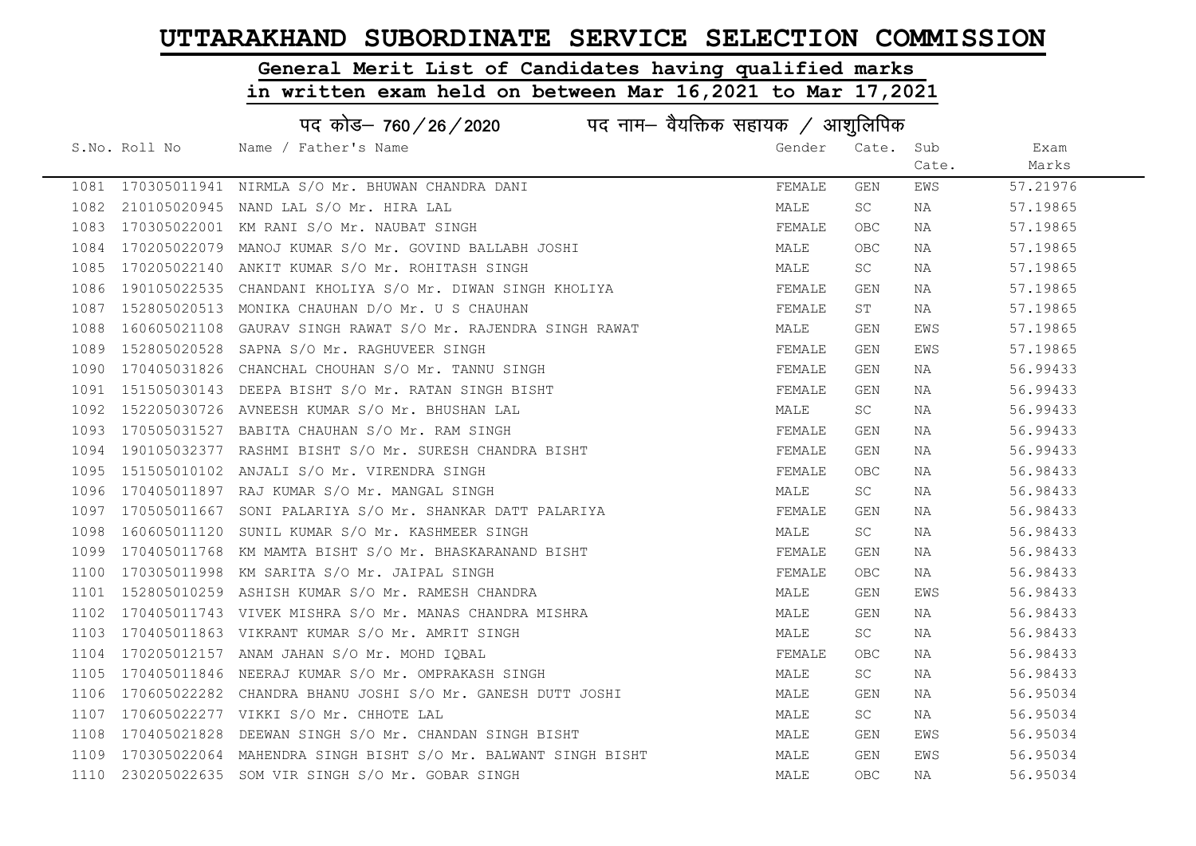# UTTARAKHAND SUBORDINATE SERVICE SELECTION COMMISSION

## General Merit List of Candidates having qualified marks in written exam held on between Mar 16,2021 to Mar 17,2021

### पद कोड– 760/26/2020 पद नाम– वैयक्तिक सहायक / आशुलिपिक

| S.No. | Roll No | Name / Father's Name | Gender | Cate. | Sub Cate. | Exam Marks |
|---|---|---|---|---|---|---|
| 1081 | 170305011941 | NIRMLA S/O Mr. BHUWAN CHANDRA DANI | FEMALE | GEN | EWS | 57.21976 |
| 1082 | 210105020945 | NAND LAL S/O Mr. HIRA LAL | MALE | SC | NA | 57.19865 |
| 1083 | 170305022001 | KM RANI S/O Mr. NAUBAT SINGH | FEMALE | OBC | NA | 57.19865 |
| 1084 | 170205022079 | MANOJ KUMAR S/O Mr. GOVIND BALLABH JOSHI | MALE | OBC | NA | 57.19865 |
| 1085 | 170205022140 | ANKIT KUMAR S/O Mr. ROHITASH SINGH | MALE | SC | NA | 57.19865 |
| 1086 | 190105022535 | CHANDANI KHOLIYA S/O Mr. DIWAN SINGH KHOLIYA | FEMALE | GEN | NA | 57.19865 |
| 1087 | 152805020513 | MONIKA CHAUHAN D/O Mr. U S CHAUHAN | FEMALE | ST | NA | 57.19865 |
| 1088 | 160605021108 | GAURAV SINGH RAWAT S/O Mr. RAJENDRA SINGH RAWAT | MALE | GEN | EWS | 57.19865 |
| 1089 | 152805020528 | SAPNA S/O Mr. RAGHUVEER SINGH | FEMALE | GEN | EWS | 57.19865 |
| 1090 | 170405031826 | CHANCHAL CHOUHAN S/O Mr. TANNU SINGH | FEMALE | GEN | NA | 56.99433 |
| 1091 | 151505030143 | DEEPA BISHT S/O Mr. RATAN SINGH BISHT | FEMALE | GEN | NA | 56.99433 |
| 1092 | 152205030726 | AVNEESH KUMAR S/O Mr. BHUSHAN LAL | MALE | SC | NA | 56.99433 |
| 1093 | 170505031527 | BABITA CHAUHAN S/O Mr. RAM SINGH | FEMALE | GEN | NA | 56.99433 |
| 1094 | 190105032377 | RASHMI BISHT S/O Mr. SURESH CHANDRA BISHT | FEMALE | GEN | NA | 56.99433 |
| 1095 | 151505010102 | ANJALI S/O Mr. VIRENDRA SINGH | FEMALE | OBC | NA | 56.98433 |
| 1096 | 170405011897 | RAJ KUMAR S/O Mr. MANGAL SINGH | MALE | SC | NA | 56.98433 |
| 1097 | 170505011667 | SONI PALARIYA S/O Mr. SHANKAR DATT PALARIYA | FEMALE | GEN | NA | 56.98433 |
| 1098 | 160605011120 | SUNIL KUMAR S/O Mr. KASHMEER SINGH | MALE | SC | NA | 56.98433 |
| 1099 | 170405011768 | KM MAMTA BISHT S/O Mr. BHASKARANAND BISHT | FEMALE | GEN | NA | 56.98433 |
| 1100 | 170305011998 | KM SARITA S/O Mr. JAIPAL SINGH | FEMALE | OBC | NA | 56.98433 |
| 1101 | 152805010259 | ASHISH KUMAR S/O Mr. RAMESH CHANDRA | MALE | GEN | EWS | 56.98433 |
| 1102 | 170405011743 | VIVEK MISHRA S/O Mr. MANAS CHANDRA MISHRA | MALE | GEN | NA | 56.98433 |
| 1103 | 170405011863 | VIKRANT KUMAR S/O Mr. AMRIT SINGH | MALE | SC | NA | 56.98433 |
| 1104 | 170205012157 | ANAM JAHAN S/O Mr. MOHD IQBAL | FEMALE | OBC | NA | 56.98433 |
| 1105 | 170405011846 | NEERAJ KUMAR S/O Mr. OMPRAKASH SINGH | MALE | SC | NA | 56.98433 |
| 1106 | 170605022282 | CHANDRA BHANU JOSHI S/O Mr. GANESH DUTT JOSHI | MALE | GEN | NA | 56.95034 |
| 1107 | 170605022277 | VIKKI S/O Mr. CHHOTE LAL | MALE | SC | NA | 56.95034 |
| 1108 | 170405021828 | DEEWAN SINGH S/O Mr. CHANDAN SINGH BISHT | MALE | GEN | EWS | 56.95034 |
| 1109 | 170305022064 | MAHENDRA SINGH BISHT S/O Mr. BALWANT SINGH BISHT | MALE | GEN | EWS | 56.95034 |
| 1110 | 230205022635 | SOM VIR SINGH S/O Mr. GOBAR SINGH | MALE | OBC | NA | 56.95034 |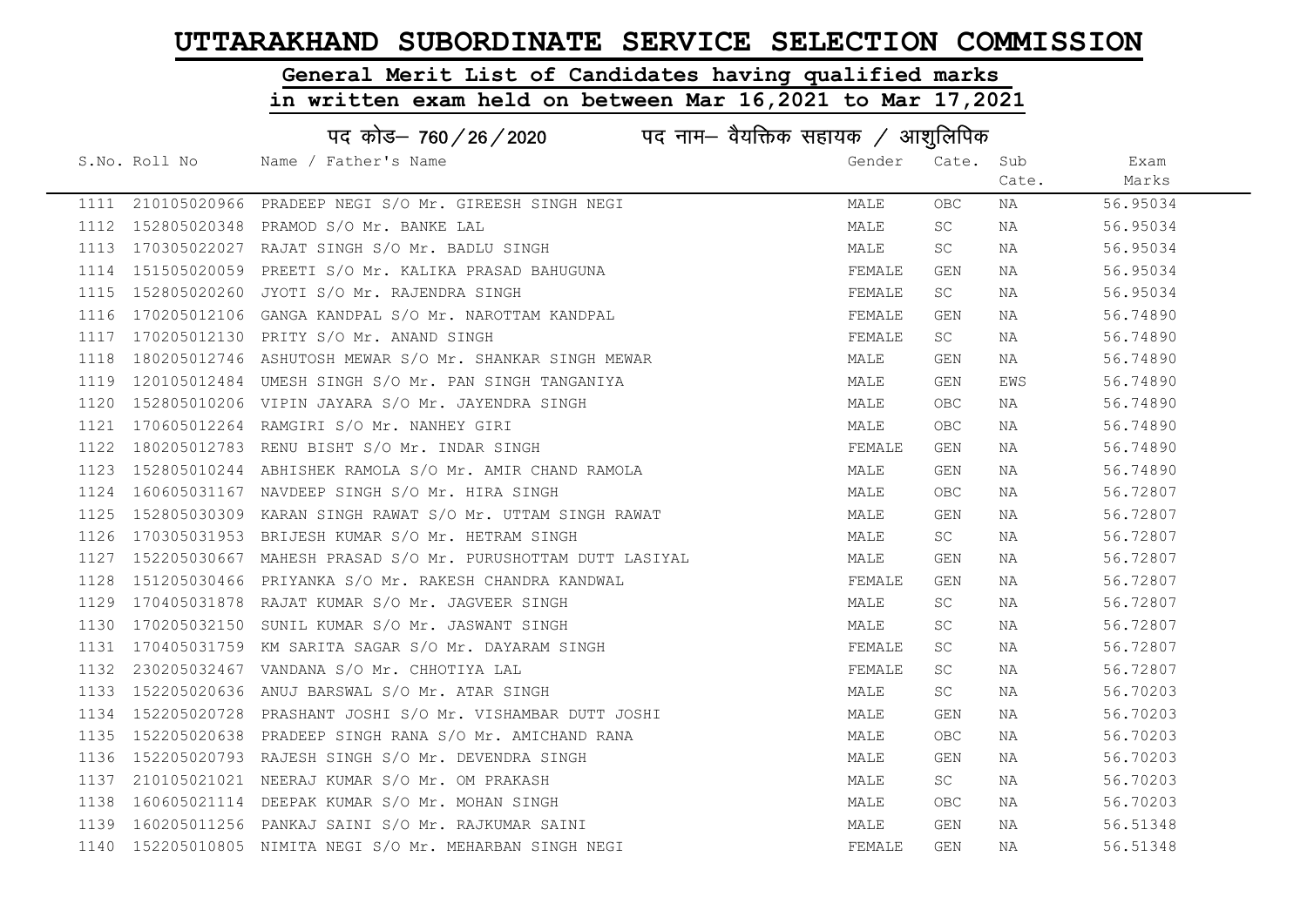# UTTARAKHAND SUBORDINATE SERVICE SELECTION COMMISSION

## General Merit List of Candidates having qualified marks in written exam held on between Mar 16,2021 to Mar 17,2021

### पद कोड– 760/26/2020 पद नाम– वैयक्तिक सहायक / आशुलिपिक

| S.No. | Roll No | Name / Father's Name | Gender | Cate. | Sub Cate. | Exam Marks |
|---|---|---|---|---|---|---|
| 1111 | 210105020966 | PRADEEP NEGI S/O Mr. GIREESH SINGH NEGI | MALE | OBC | NA | 56.95034 |
| 1112 | 152805020348 | PRAMOD S/O Mr. BANKE LAL | MALE | SC | NA | 56.95034 |
| 1113 | 170305022027 | RAJAT SINGH S/O Mr. BADLU SINGH | MALE | SC | NA | 56.95034 |
| 1114 | 151505020059 | PREETI S/O Mr. KALIKA PRASAD BAHUGUNA | FEMALE | GEN | NA | 56.95034 |
| 1115 | 152805020260 | JYOTI S/O Mr. RAJENDRA SINGH | FEMALE | SC | NA | 56.95034 |
| 1116 | 170205012106 | GANGA KANDPAL S/O Mr. NAROTTAM KANDPAL | FEMALE | GEN | NA | 56.74890 |
| 1117 | 170205012130 | PRITY S/O Mr. ANAND SINGH | FEMALE | SC | NA | 56.74890 |
| 1118 | 180205012746 | ASHUTOSH MEWAR S/O Mr. SHANKAR SINGH MEWAR | MALE | GEN | NA | 56.74890 |
| 1119 | 120105012484 | UMESH SINGH S/O Mr. PAN SINGH TANGANIYA | MALE | GEN | EWS | 56.74890 |
| 1120 | 152805010206 | VIPIN JAYARA S/O Mr. JAYENDRA SINGH | MALE | OBC | NA | 56.74890 |
| 1121 | 170605012264 | RAMGIRI S/O Mr. NANHEY GIRI | MALE | OBC | NA | 56.74890 |
| 1122 | 180205012783 | RENU BISHT S/O Mr. INDAR SINGH | FEMALE | GEN | NA | 56.74890 |
| 1123 | 152805010244 | ABHISHEK RAMOLA S/O Mr. AMIR CHAND RAMOLA | MALE | GEN | NA | 56.74890 |
| 1124 | 160605031167 | NAVDEEP SINGH S/O Mr. HIRA SINGH | MALE | OBC | NA | 56.72807 |
| 1125 | 152805030309 | KARAN SINGH RAWAT S/O Mr. UTTAM SINGH RAWAT | MALE | GEN | NA | 56.72807 |
| 1126 | 170305031953 | BRIJESH KUMAR S/O Mr. HETRAM SINGH | MALE | SC | NA | 56.72807 |
| 1127 | 152205030667 | MAHESH PRASAD S/O Mr. PURUSHOTTAM DUTT LASIYAL | MALE | GEN | NA | 56.72807 |
| 1128 | 151205030466 | PRIYANKA S/O Mr. RAKESH CHANDRA KANDWAL | FEMALE | GEN | NA | 56.72807 |
| 1129 | 170405031878 | RAJAT KUMAR S/O Mr. JAGVEER SINGH | MALE | SC | NA | 56.72807 |
| 1130 | 170205032150 | SUNIL KUMAR S/O Mr. JASWANT SINGH | MALE | SC | NA | 56.72807 |
| 1131 | 170405031759 | KM SARITA SAGAR S/O Mr. DAYARAM SINGH | FEMALE | SC | NA | 56.72807 |
| 1132 | 230205032467 | VANDANA S/O Mr. CHHOTIYA LAL | FEMALE | SC | NA | 56.72807 |
| 1133 | 152205020636 | ANUJ BARSWAL S/O Mr. ATAR SINGH | MALE | SC | NA | 56.70203 |
| 1134 | 152205020728 | PRASHANT JOSHI S/O Mr. VISHAMBAR DUTT JOSHI | MALE | GEN | NA | 56.70203 |
| 1135 | 152205020638 | PRADEEP SINGH RANA S/O Mr. AMICHAND RANA | MALE | OBC | NA | 56.70203 |
| 1136 | 152205020793 | RAJESH SINGH S/O Mr. DEVENDRA SINGH | MALE | GEN | NA | 56.70203 |
| 1137 | 210105021021 | NEERAJ KUMAR S/O Mr. OM PRAKASH | MALE | SC | NA | 56.70203 |
| 1138 | 160605021114 | DEEPAK KUMAR S/O Mr. MOHAN SINGH | MALE | OBC | NA | 56.70203 |
| 1139 | 160205011256 | PANKAJ SAINI S/O Mr. RAJKUMAR SAINI | MALE | GEN | NA | 56.51348 |
| 1140 | 152205010805 | NIMITA NEGI S/O Mr. MEHARBAN SINGH NEGI | FEMALE | GEN | NA | 56.51348 |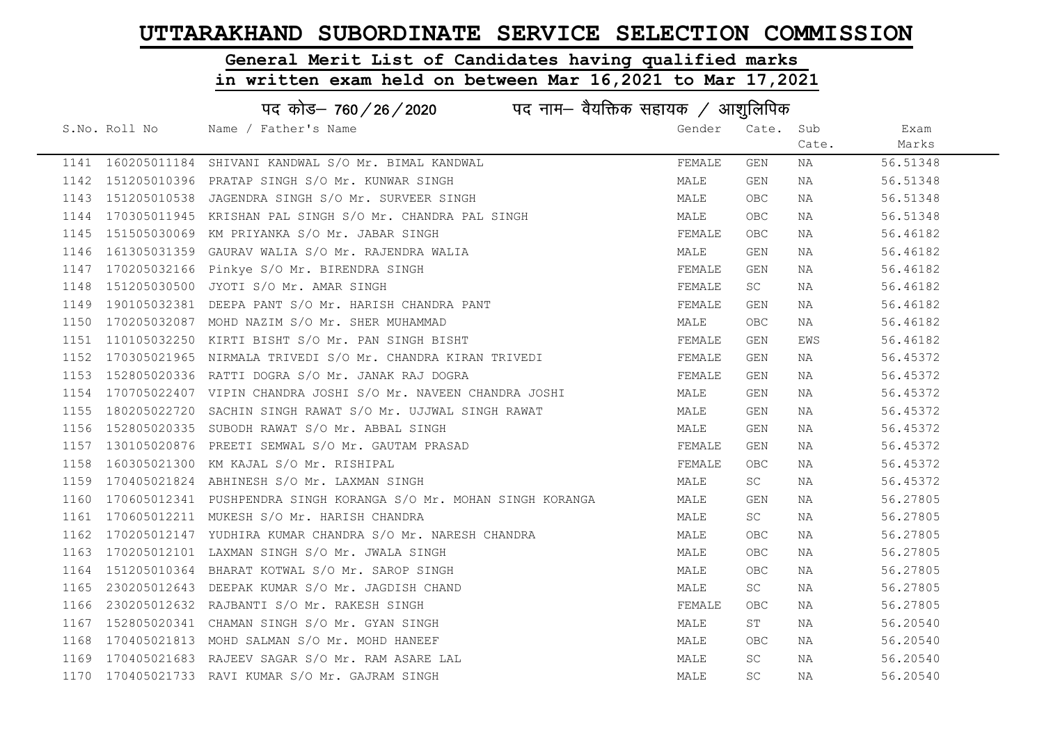# UTTARAKHAND SUBORDINATE SERVICE SELECTION COMMISSION

## General Merit List of Candidates having qualified marks in written exam held on between Mar 16,2021 to Mar 17,2021

### पद कोड– 760/26/2020 पद नाम– वैयक्तिक सहायक / आशुलिपिक

| S.No. | Roll No | Name / Father's Name | Gender | Cate. | Sub Cate. | Exam Marks |
|---|---|---|---|---|---|---|
| 1141 | 160205011184 | SHIVANI KANDWAL S/O Mr. BIMAL KANDWAL | FEMALE | GEN | NA | 56.51348 |
| 1142 | 151205010396 | PRATAP SINGH S/O Mr. KUNWAR SINGH | MALE | GEN | NA | 56.51348 |
| 1143 | 151205010538 | JAGENDRA SINGH S/O Mr. SURVEER SINGH | MALE | OBC | NA | 56.51348 |
| 1144 | 170305011945 | KRISHAN PAL SINGH S/O Mr. CHANDRA PAL SINGH | MALE | OBC | NA | 56.51348 |
| 1145 | 151505030069 | KM PRIYANKA S/O Mr. JABAR SINGH | FEMALE | OBC | NA | 56.46182 |
| 1146 | 161305031359 | GAURAV WALIA S/O Mr. RAJENDRA WALIA | MALE | GEN | NA | 56.46182 |
| 1147 | 170205032166 | Pinkye S/O Mr. BIRENDRA SINGH | FEMALE | GEN | NA | 56.46182 |
| 1148 | 151205030500 | JYOTI S/O Mr. AMAR SINGH | FEMALE | SC | NA | 56.46182 |
| 1149 | 190105032381 | DEEPA PANT S/O Mr. HARISH CHANDRA PANT | FEMALE | GEN | NA | 56.46182 |
| 1150 | 170205032087 | MOHD NAZIM S/O Mr. SHER MUHAMMAD | MALE | OBC | NA | 56.46182 |
| 1151 | 110105032250 | KIRTI BISHT S/O Mr. PAN SINGH BISHT | FEMALE | GEN | EWS | 56.46182 |
| 1152 | 170305021965 | NIRMALA TRIVEDI S/O Mr. CHANDRA KIRAN TRIVEDI | FEMALE | GEN | NA | 56.45372 |
| 1153 | 152805020336 | RATTI DOGRA S/O Mr. JANAK RAJ DOGRA | FEMALE | GEN | NA | 56.45372 |
| 1154 | 170705022407 | VIPIN CHANDRA JOSHI S/O Mr. NAVEEN CHANDRA JOSHI | MALE | GEN | NA | 56.45372 |
| 1155 | 180205022720 | SACHIN SINGH RAWAT S/O Mr. UJJWAL SINGH RAWAT | MALE | GEN | NA | 56.45372 |
| 1156 | 152805020335 | SUBODH RAWAT S/O Mr. ABBAL SINGH | MALE | GEN | NA | 56.45372 |
| 1157 | 130105020876 | PREETI SEMWAL S/O Mr. GAUTAM PRASAD | FEMALE | GEN | NA | 56.45372 |
| 1158 | 160305021300 | KM KAJAL S/O Mr. RISHIPAL | FEMALE | OBC | NA | 56.45372 |
| 1159 | 170405021824 | ABHINESH S/O Mr. LAXMAN SINGH | MALE | SC | NA | 56.45372 |
| 1160 | 170605012341 | PUSHPENDRA SINGH KORANGA S/O Mr. MOHAN SINGH KORANGA | MALE | GEN | NA | 56.27805 |
| 1161 | 170605012211 | MUKESH S/O Mr. HARISH CHANDRA | MALE | SC | NA | 56.27805 |
| 1162 | 170205012147 | YUDHIRA KUMAR CHANDRA S/O Mr. NARESH CHANDRA | MALE | OBC | NA | 56.27805 |
| 1163 | 170205012101 | LAXMAN SINGH S/O Mr. JWALA SINGH | MALE | OBC | NA | 56.27805 |
| 1164 | 151205010364 | BHARAT KOTWAL S/O Mr. SAROP SINGH | MALE | OBC | NA | 56.27805 |
| 1165 | 230205012643 | DEEPAK KUMAR S/O Mr. JAGDISH CHAND | MALE | SC | NA | 56.27805 |
| 1166 | 230205012632 | RAJBANTI S/O Mr. RAKESH SINGH | FEMALE | OBC | NA | 56.27805 |
| 1167 | 152805020341 | CHAMAN SINGH S/O Mr. GYAN SINGH | MALE | ST | NA | 56.20540 |
| 1168 | 170405021813 | MOHD SALMAN S/O Mr. MOHD HANEEF | MALE | OBC | NA | 56.20540 |
| 1169 | 170405021683 | RAJEEV SAGAR S/O Mr. RAM ASARE LAL | MALE | SC | NA | 56.20540 |
| 1170 | 170405021733 | RAVI KUMAR S/O Mr. GAJRAM SINGH | MALE | SC | NA | 56.20540 |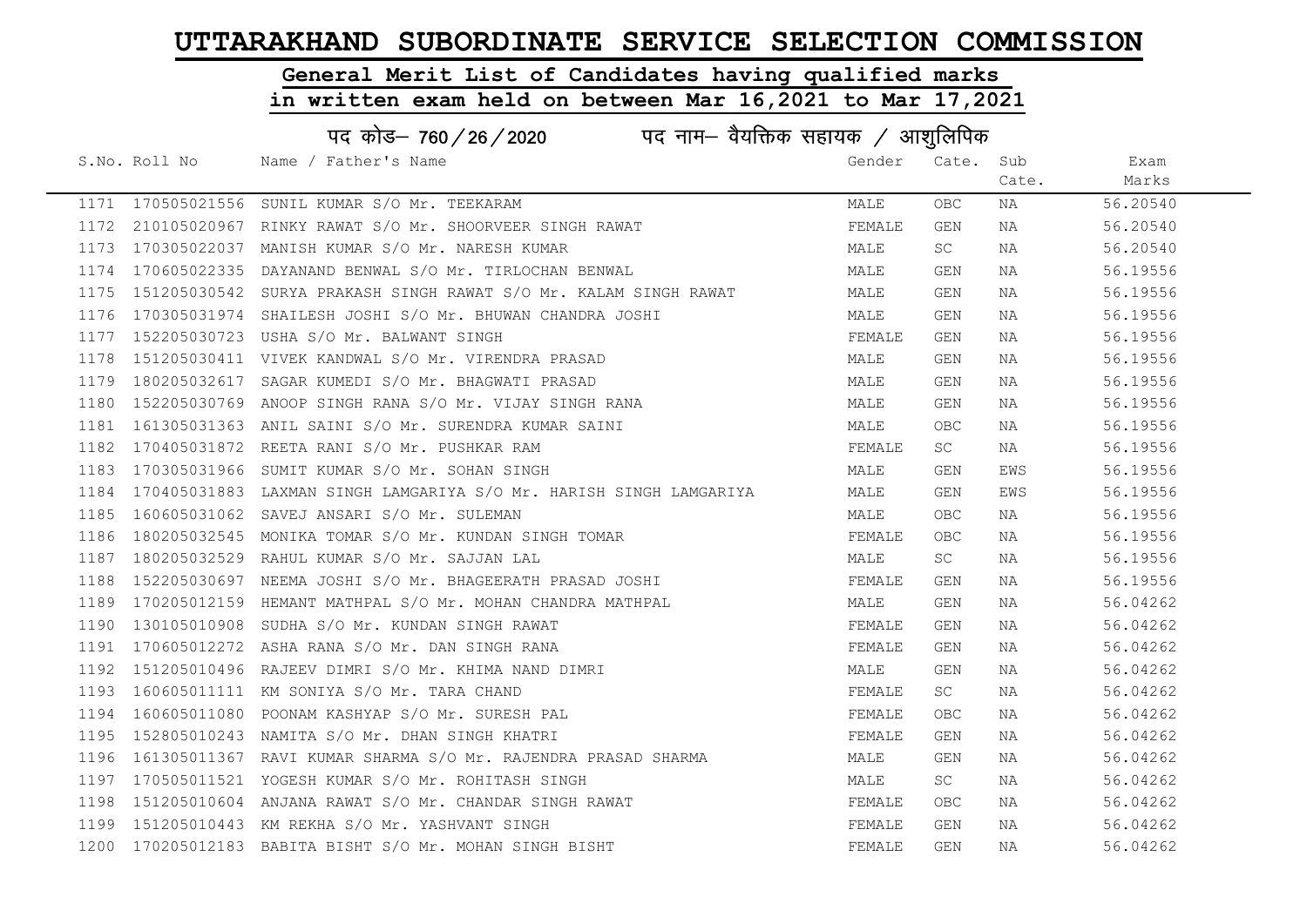# UTTARAKHAND SUBORDINATE SERVICE SELECTION COMMISSION

## General Merit List of Candidates having qualified marks in written exam held on between Mar 16,2021 to Mar 17,2021

### पद कोड– 760/26/2020 पद नाम– वैयक्तिक सहायक / आशुलिपिक

| S.No. | Roll No | Name / Father's Name | Gender | Cate. | Sub Cate. | Exam Marks |
|---|---|---|---|---|---|---|
| 1171 | 170505021556 | SUNIL KUMAR S/O Mr. TEEKARAM | MALE | OBC | NA | 56.20540 |
| 1172 | 210105020967 | RINKY RAWAT S/O Mr. SHOORVEER SINGH RAWAT | FEMALE | GEN | NA | 56.20540 |
| 1173 | 170305022037 | MANISH KUMAR S/O Mr. NARESH KUMAR | MALE | SC | NA | 56.20540 |
| 1174 | 170605022335 | DAYANAND BENWAL S/O Mr. TIRLOCHAN BENWAL | MALE | GEN | NA | 56.19556 |
| 1175 | 151205030542 | SURYA PRAKASH SINGH RAWAT S/O Mr. KALAM SINGH RAWAT | MALE | GEN | NA | 56.19556 |
| 1176 | 170305031974 | SHAILESH JOSHI S/O Mr. BHUWAN CHANDRA JOSHI | MALE | GEN | NA | 56.19556 |
| 1177 | 152205030723 | USHA S/O Mr. BALWANT SINGH | FEMALE | GEN | NA | 56.19556 |
| 1178 | 151205030411 | VIVEK KANDWAL S/O Mr. VIRENDRA PRASAD | MALE | GEN | NA | 56.19556 |
| 1179 | 180205032617 | SAGAR KUMEDI S/O Mr. BHAGWATI PRASAD | MALE | GEN | NA | 56.19556 |
| 1180 | 152205030769 | ANOOP SINGH RANA S/O Mr. VIJAY SINGH RANA | MALE | GEN | NA | 56.19556 |
| 1181 | 161305031363 | ANIL SAINI S/O Mr. SURENDRA KUMAR SAINI | MALE | OBC | NA | 56.19556 |
| 1182 | 170405031872 | REETA RANI S/O Mr. PUSHKAR RAM | FEMALE | SC | NA | 56.19556 |
| 1183 | 170305031966 | SUMIT KUMAR S/O Mr. SOHAN SINGH | MALE | GEN | EWS | 56.19556 |
| 1184 | 170405031883 | LAXMAN SINGH LAMGARIYA S/O Mr. HARISH SINGH LAMGARIYA | MALE | GEN | EWS | 56.19556 |
| 1185 | 160605031062 | SAVEJ ANSARI S/O Mr. SULEMAN | MALE | OBC | NA | 56.19556 |
| 1186 | 180205032545 | MONIKA TOMAR S/O Mr. KUNDAN SINGH TOMAR | FEMALE | OBC | NA | 56.19556 |
| 1187 | 180205032529 | RAHUL KUMAR S/O Mr. SAJJAN LAL | MALE | SC | NA | 56.19556 |
| 1188 | 152205030697 | NEEMA JOSHI S/O Mr. BHAGEERATH PRASAD JOSHI | FEMALE | GEN | NA | 56.19556 |
| 1189 | 170205012159 | HEMANT MATHPAL S/O Mr. MOHAN CHANDRA MATHPAL | MALE | GEN | NA | 56.04262 |
| 1190 | 130105010908 | SUDHA S/O Mr. KUNDAN SINGH RAWAT | FEMALE | GEN | NA | 56.04262 |
| 1191 | 170605012272 | ASHA RANA S/O Mr. DAN SINGH RANA | FEMALE | GEN | NA | 56.04262 |
| 1192 | 151205010496 | RAJEEV DIMRI S/O Mr. KHIMA NAND DIMRI | MALE | GEN | NA | 56.04262 |
| 1193 | 160605011111 | KM SONIYA S/O Mr. TARA CHAND | FEMALE | SC | NA | 56.04262 |
| 1194 | 160605011080 | POONAM KASHYAP S/O Mr. SURESH PAL | FEMALE | OBC | NA | 56.04262 |
| 1195 | 152805010243 | NAMITA S/O Mr. DHAN SINGH KHATRI | FEMALE | GEN | NA | 56.04262 |
| 1196 | 161305011367 | RAVI KUMAR SHARMA S/O Mr. RAJENDRA PRASAD SHARMA | MALE | GEN | NA | 56.04262 |
| 1197 | 170505011521 | YOGESH KUMAR S/O Mr. ROHITASH SINGH | MALE | SC | NA | 56.04262 |
| 1198 | 151205010604 | ANJANA RAWAT S/O Mr. CHANDAR SINGH RAWAT | FEMALE | OBC | NA | 56.04262 |
| 1199 | 151205010443 | KM REKHA S/O Mr. YASHVANT SINGH | FEMALE | GEN | NA | 56.04262 |
| 1200 | 170205012183 | BABITA BISHT S/O Mr. MOHAN SINGH BISHT | FEMALE | GEN | NA | 56.04262 |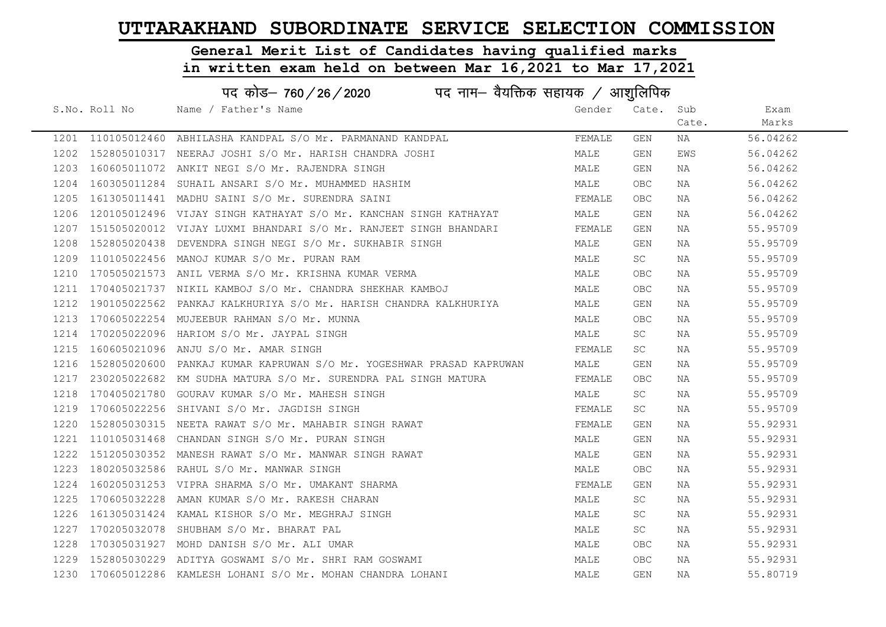# UTTARAKHAND SUBORDINATE SERVICE SELECTION COMMISSION

## General Merit List of Candidates having qualified marks in written exam held on between Mar 16,2021 to Mar 17,2021

### पद कोड– 760 / 26 / 2020 पद नाम– वैयक्तिक सहायक / आशुलिपिक

| S.No. | Roll No | Name / Father's Name | Gender | Cate. | Sub Cate. | Exam Marks |
|---|---|---|---|---|---|---|
| 1201 | 110105012460 | ABHILASHA KANDPAL S/O Mr. PARMANAND KANDPAL | FEMALE | GEN | NA | 56.04262 |
| 1202 | 152805010317 | NEERAJ JOSHI S/O Mr. HARISH CHANDRA JOSHI | MALE | GEN | EWS | 56.04262 |
| 1203 | 160605011072 | ANKIT NEGI S/O Mr. RAJENDRA SINGH | MALE | GEN | NA | 56.04262 |
| 1204 | 160305011284 | SUHAIL ANSARI S/O Mr. MUHAMMED HASHIM | MALE | OBC | NA | 56.04262 |
| 1205 | 161305011441 | MADHU SAINI S/O Mr. SURENDRA SAINI | FEMALE | OBC | NA | 56.04262 |
| 1206 | 120105012496 | VIJAY SINGH KATHAYAT S/O Mr. KANCHAN SINGH KATHAYAT | MALE | GEN | NA | 56.04262 |
| 1207 | 151505020012 | VIJAY LUXMI BHANDARI S/O Mr. RANJEET SINGH BHANDARI | FEMALE | GEN | NA | 55.95709 |
| 1208 | 152805020438 | DEVENDRA SINGH NEGI S/O Mr. SUKHABIR SINGH | MALE | GEN | NA | 55.95709 |
| 1209 | 110105022456 | MANOJ KUMAR S/O Mr. PURAN RAM | MALE | SC | NA | 55.95709 |
| 1210 | 170505021573 | ANIL VERMA S/O Mr. KRISHNA KUMAR VERMA | MALE | OBC | NA | 55.95709 |
| 1211 | 170405021737 | NIKIL KAMBOJ S/O Mr. CHANDRA SHEKHAR KAMBOJ | MALE | OBC | NA | 55.95709 |
| 1212 | 190105022562 | PANKAJ KALKHURIYA S/O Mr. HARISH CHANDRA KALKHURIYA | MALE | GEN | NA | 55.95709 |
| 1213 | 170605022254 | MUJEEBUR RAHMAN S/O Mr. MUNNA | MALE | OBC | NA | 55.95709 |
| 1214 | 170205022096 | HARIOM S/O Mr. JAYPAL SINGH | MALE | SC | NA | 55.95709 |
| 1215 | 160605021096 | ANJU S/O Mr. AMAR SINGH | FEMALE | SC | NA | 55.95709 |
| 1216 | 152805020600 | PANKAJ KUMAR KAPRUWAN S/O Mr. YOGESHWAR PRASAD KAPRUWAN | MALE | GEN | NA | 55.95709 |
| 1217 | 230205022682 | KM SUDHA MATURA S/O Mr. SURENDRA PAL SINGH MATURA | FEMALE | OBC | NA | 55.95709 |
| 1218 | 170405021780 | GOURAV KUMAR S/O Mr. MAHESH SINGH | MALE | SC | NA | 55.95709 |
| 1219 | 170605022256 | SHIVANI S/O Mr. JAGDISH SINGH | FEMALE | SC | NA | 55.95709 |
| 1220 | 152805030315 | NEETA RAWAT S/O Mr. MAHABIR SINGH RAWAT | FEMALE | GEN | NA | 55.92931 |
| 1221 | 110105031468 | CHANDAN SINGH S/O Mr. PURAN SINGH | MALE | GEN | NA | 55.92931 |
| 1222 | 151205030352 | MANESH RAWAT S/O Mr. MANWAR SINGH RAWAT | MALE | GEN | NA | 55.92931 |
| 1223 | 180205032586 | RAHUL S/O Mr. MANWAR SINGH | MALE | OBC | NA | 55.92931 |
| 1224 | 160205031253 | VIPRA SHARMA S/O Mr. UMAKANT SHARMA | FEMALE | GEN | NA | 55.92931 |
| 1225 | 170605032228 | AMAN KUMAR S/O Mr. RAKESH CHARAN | MALE | SC | NA | 55.92931 |
| 1226 | 161305031424 | KAMAL KISHOR S/O Mr. MEGHRAJ SINGH | MALE | SC | NA | 55.92931 |
| 1227 | 170205032078 | SHUBHAM S/O Mr. BHARAT PAL | MALE | SC | NA | 55.92931 |
| 1228 | 170305031927 | MOHD DANISH S/O Mr. ALI UMAR | MALE | OBC | NA | 55.92931 |
| 1229 | 152805030229 | ADITYA GOSWAMI S/O Mr. SHRI RAM GOSWAMI | MALE | OBC | NA | 55.92931 |
| 1230 | 170605012286 | KAMLESH LOHANI S/O Mr. MOHAN CHANDRA LOHANI | MALE | GEN | NA | 55.80719 |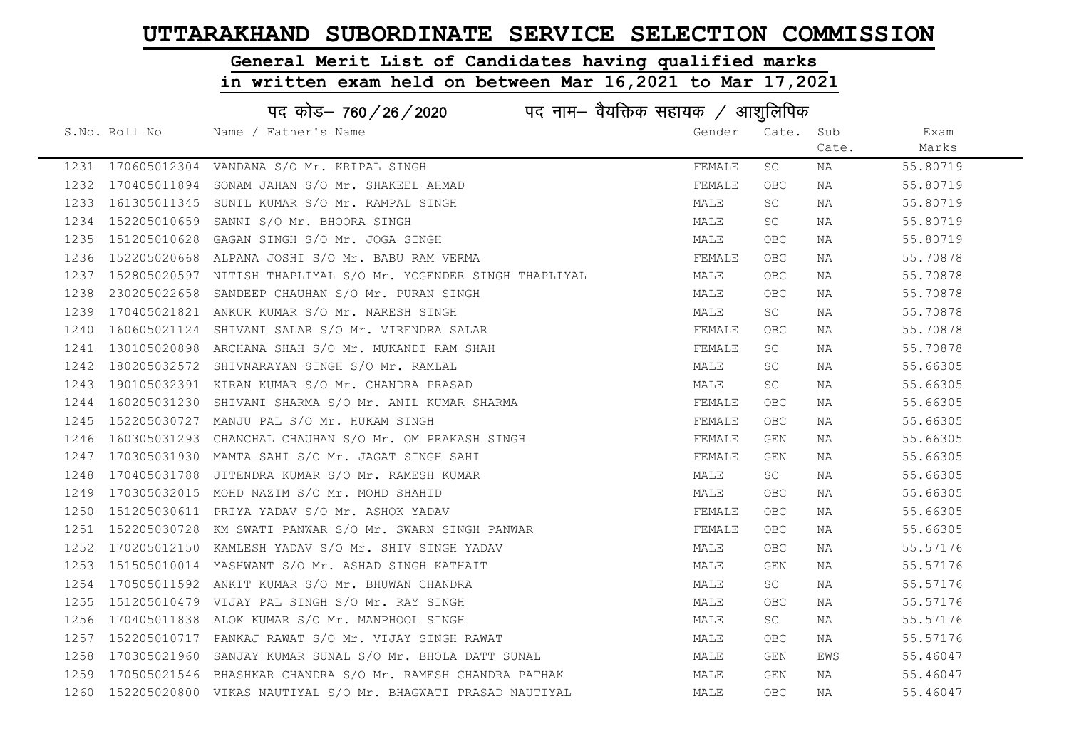# UTTARAKHAND SUBORDINATE SERVICE SELECTION COMMISSION

## General Merit List of Candidates having qualified marks in written exam held on between Mar 16,2021 to Mar 17,2021

पद कोड– 760/26/2020 पद नाम– वैयक्तिक सहायक / आशुलिपिक

| S.No. | Roll No | Name / Father's Name | Gender | Cate. | Sub Cate. | Exam Marks |
|---|---|---|---|---|---|---|
| 1231 | 170605012304 | VANDANA S/O Mr. KRIPAL SINGH | FEMALE | SC | NA | 55.80719 |
| 1232 | 170405011894 | SONAM JAHAN S/O Mr. SHAKEEL AHMAD | FEMALE | OBC | NA | 55.80719 |
| 1233 | 161305011345 | SUNIL KUMAR S/O Mr. RAMPAL SINGH | MALE | SC | NA | 55.80719 |
| 1234 | 152205010659 | SANNI S/O Mr. BHOORA SINGH | MALE | SC | NA | 55.80719 |
| 1235 | 151205010628 | GAGAN SINGH S/O Mr. JOGA SINGH | MALE | OBC | NA | 55.80719 |
| 1236 | 152205020668 | ALPANA JOSHI S/O Mr. BABU RAM VERMA | FEMALE | OBC | NA | 55.70878 |
| 1237 | 152805020597 | NITISH THAPLIYAL S/O Mr. YOGENDER SINGH THAPLIYAL | MALE | OBC | NA | 55.70878 |
| 1238 | 230205022658 | SANDEEP CHAUHAN S/O Mr. PURAN SINGH | MALE | OBC | NA | 55.70878 |
| 1239 | 170405021821 | ANKUR KUMAR S/O Mr. NARESH SINGH | MALE | SC | NA | 55.70878 |
| 1240 | 160605021124 | SHIVANI SALAR S/O Mr. VIRENDRA SALAR | FEMALE | OBC | NA | 55.70878 |
| 1241 | 130105020898 | ARCHANA SHAH S/O Mr. MUKANDI RAM SHAH | FEMALE | SC | NA | 55.70878 |
| 1242 | 180205032572 | SHIVNARAYAN SINGH S/O Mr. RAMLAL | MALE | SC | NA | 55.66305 |
| 1243 | 190105032391 | KIRAN KUMAR S/O Mr. CHANDRA PRASAD | MALE | SC | NA | 55.66305 |
| 1244 | 160205031230 | SHIVANI SHARMA S/O Mr. ANIL KUMAR SHARMA | FEMALE | OBC | NA | 55.66305 |
| 1245 | 152205030727 | MANJU PAL S/O Mr. HUKAM SINGH | FEMALE | OBC | NA | 55.66305 |
| 1246 | 160305031293 | CHANCHAL CHAUHAN S/O Mr. OM PRAKASH SINGH | FEMALE | GEN | NA | 55.66305 |
| 1247 | 170305031930 | MAMTA SAHI S/O Mr. JAGAT SINGH SAHI | FEMALE | GEN | NA | 55.66305 |
| 1248 | 170405031788 | JITENDRA KUMAR S/O Mr. RAMESH KUMAR | MALE | SC | NA | 55.66305 |
| 1249 | 170305032015 | MOHD NAZIM S/O Mr. MOHD SHAHID | MALE | OBC | NA | 55.66305 |
| 1250 | 151205030611 | PRIYA YADAV S/O Mr. ASHOK YADAV | FEMALE | OBC | NA | 55.66305 |
| 1251 | 152205030728 | KM SWATI PANWAR S/O Mr. SWARN SINGH PANWAR | FEMALE | OBC | NA | 55.66305 |
| 1252 | 170205012150 | KAMLESH YADAV S/O Mr. SHIV SINGH YADAV | MALE | OBC | NA | 55.57176 |
| 1253 | 151505010014 | YASHWANT S/O Mr. ASHAD SINGH KATHAIT | MALE | GEN | NA | 55.57176 |
| 1254 | 170505011592 | ANKIT KUMAR S/O Mr. BHUWAN CHANDRA | MALE | SC | NA | 55.57176 |
| 1255 | 151205010479 | VIJAY PAL SINGH S/O Mr. RAY SINGH | MALE | OBC | NA | 55.57176 |
| 1256 | 170405011838 | ALOK KUMAR S/O Mr. MANPHOOL SINGH | MALE | SC | NA | 55.57176 |
| 1257 | 152205010717 | PANKAJ RAWAT S/O Mr. VIJAY SINGH RAWAT | MALE | OBC | NA | 55.57176 |
| 1258 | 170305021960 | SANJAY KUMAR SUNAL S/O Mr. BHOLA DATT SUNAL | MALE | GEN | EWS | 55.46047 |
| 1259 | 170505021546 | BHASHKAR CHANDRA S/O Mr. RAMESH CHANDRA PATHAK | MALE | GEN | NA | 55.46047 |
| 1260 | 152205020800 | VIKAS NAUTIYAL S/O Mr. BHAGWATI PRASAD NAUTIYAL | MALE | OBC | NA | 55.46047 |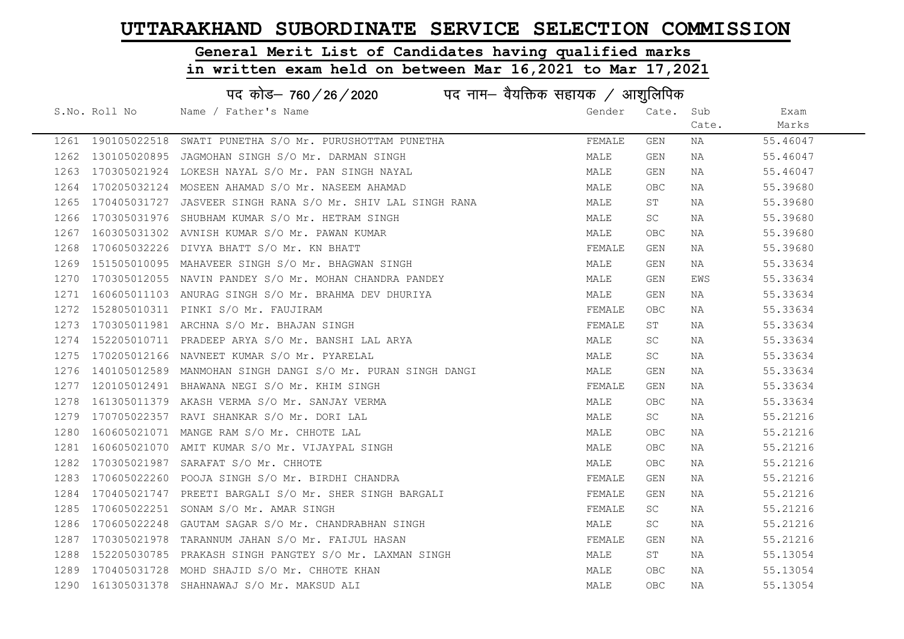# UTTARAKHAND SUBORDINATE SERVICE SELECTION COMMISSION

## General Merit List of Candidates having qualified marks in written exam held on between Mar 16,2021 to Mar 17,2021

### पद कोड– 760/26/2020 पद नाम– वैयक्तिक सहायक / आशुलिपिक

| S.No. | Roll No | Name / Father's Name | Gender | Cate. | Sub Cate. | Exam Marks |
|---|---|---|---|---|---|---|
| 1261 | 190105022518 | SWATI PUNETHA S/O Mr. PURUSHOTTAM PUNETHA | FEMALE | GEN | NA | 55.46047 |
| 1262 | 130105020895 | JAGMOHAN SINGH S/O Mr. DARMAN SINGH | MALE | GEN | NA | 55.46047 |
| 1263 | 170305021924 | LOKESH NAYAL S/O Mr. PAN SINGH NAYAL | MALE | GEN | NA | 55.46047 |
| 1264 | 170205032124 | MOSEEN AHAMAD S/O Mr. NASEEM AHAMAD | MALE | OBC | NA | 55.39680 |
| 1265 | 170405031727 | JASVEER SINGH RANA S/O Mr. SHIV LAL SINGH RANA | MALE | ST | NA | 55.39680 |
| 1266 | 170305031976 | SHUBHAM KUMAR S/O Mr. HETRAM SINGH | MALE | SC | NA | 55.39680 |
| 1267 | 160305031302 | AVNISH KUMAR S/O Mr. PAWAN KUMAR | MALE | OBC | NA | 55.39680 |
| 1268 | 170605032226 | DIVYA BHATT S/O Mr. KN BHATT | FEMALE | GEN | NA | 55.39680 |
| 1269 | 151505010095 | MAHAVEER SINGH S/O Mr. BHAGWAN SINGH | MALE | GEN | NA | 55.33634 |
| 1270 | 170305012055 | NAVIN PANDEY S/O Mr. MOHAN CHANDRA PANDEY | MALE | GEN | EWS | 55.33634 |
| 1271 | 160605011103 | ANURAG SINGH S/O Mr. BRAHMA DEV DHURIYA | MALE | GEN | NA | 55.33634 |
| 1272 | 152805010311 | PINKI S/O Mr. FAUJIRAM | FEMALE | OBC | NA | 55.33634 |
| 1273 | 170305011981 | ARCHNA S/O Mr. BHAJAN SINGH | FEMALE | ST | NA | 55.33634 |
| 1274 | 152205010711 | PRADEEP ARYA S/O Mr. BANSHI LAL ARYA | MALE | SC | NA | 55.33634 |
| 1275 | 170205012166 | NAVNEET KUMAR S/O Mr. PYARELAL | MALE | SC | NA | 55.33634 |
| 1276 | 140105012589 | MANMOHAN SINGH DANGI S/O Mr. PURAN SINGH DANGI | MALE | GEN | NA | 55.33634 |
| 1277 | 120105012491 | BHAWANA NEGI S/O Mr. KHIM SINGH | FEMALE | GEN | NA | 55.33634 |
| 1278 | 161305011379 | AKASH VERMA S/O Mr. SANJAY VERMA | MALE | OBC | NA | 55.33634 |
| 1279 | 170705022357 | RAVI SHANKAR S/O Mr. DORI LAL | MALE | SC | NA | 55.21216 |
| 1280 | 160605021071 | MANGE RAM S/O Mr. CHHOTE LAL | MALE | OBC | NA | 55.21216 |
| 1281 | 160605021070 | AMIT KUMAR S/O Mr. VIJAYPAL SINGH | MALE | OBC | NA | 55.21216 |
| 1282 | 170305021987 | SARAFAT S/O Mr. CHHOTE | MALE | OBC | NA | 55.21216 |
| 1283 | 170605022260 | POOJA SINGH S/O Mr. BIRDHI CHANDRA | FEMALE | GEN | NA | 55.21216 |
| 1284 | 170405021747 | PREETI BARGALI S/O Mr. SHER SINGH BARGALI | FEMALE | GEN | NA | 55.21216 |
| 1285 | 170605022251 | SONAM S/O Mr. AMAR SINGH | FEMALE | SC | NA | 55.21216 |
| 1286 | 170605022248 | GAUTAM SAGAR S/O Mr. CHANDRABHAN SINGH | MALE | SC | NA | 55.21216 |
| 1287 | 170305021978 | TARANNUM JAHAN S/O Mr. FAIJUL HASAN | FEMALE | GEN | NA | 55.21216 |
| 1288 | 152205030785 | PRAKASH SINGH PANGTEY S/O Mr. LAXMAN SINGH | MALE | ST | NA | 55.13054 |
| 1289 | 170405031728 | MOHD SHAJID S/O Mr. CHHOTE KHAN | MALE | OBC | NA | 55.13054 |
| 1290 | 161305031378 | SHAHNAWAJ S/O Mr. MAKSUD ALI | MALE | OBC | NA | 55.13054 |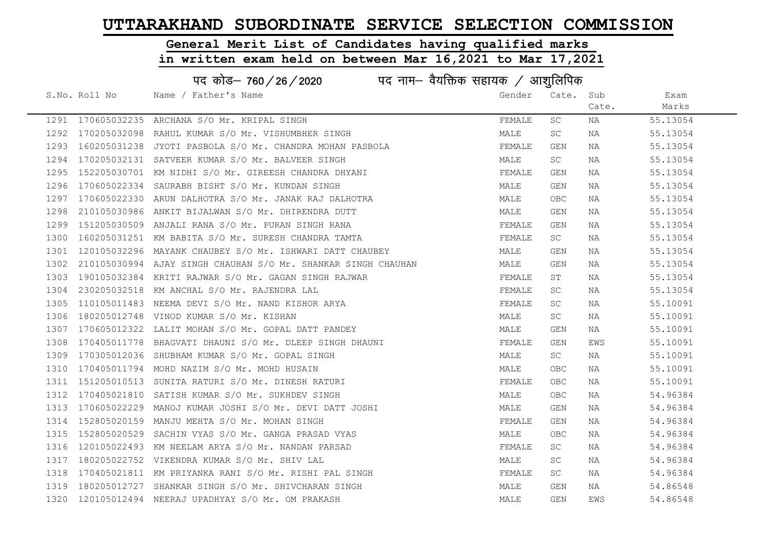# UTTARAKHAND SUBORDINATE SERVICE SELECTION COMMISSION

## General Merit List of Candidates having qualified marks in written exam held on between Mar 16,2021 to Mar 17,2021

### पद कोड– 760/26/2020 पद नाम– वैयक्तिक सहायक / आशुलिपिक

| S.No. | Roll No | Name / Father's Name | Gender | Cate. | Sub Cate. | Exam Marks |
|---|---|---|---|---|---|---|
| 1291 | 170605032235 | ARCHANA S/O Mr. KRIPAL SINGH | FEMALE | SC | NA | 55.13054 |
| 1292 | 170205032098 | RAHUL KUMAR S/O Mr. VISHUMBHER SINGH | MALE | SC | NA | 55.13054 |
| 1293 | 160205031238 | JYOTI PASBOLA S/O Mr. CHANDRA MOHAN PASBOLA | FEMALE | GEN | NA | 55.13054 |
| 1294 | 170205032131 | SATVEER KUMAR S/O Mr. BALVEER SINGH | MALE | SC | NA | 55.13054 |
| 1295 | 152205030701 | KM NIDHI S/O Mr. GIREESH CHANDRA DHYANI | FEMALE | GEN | NA | 55.13054 |
| 1296 | 170605022334 | SAURABH BISHT S/O Mr. KUNDAN SINGH | MALE | GEN | NA | 55.13054 |
| 1297 | 170605022330 | ARUN DALHOTRA S/O Mr. JANAK RAJ DALHOTRA | MALE | OBC | NA | 55.13054 |
| 1298 | 210105030986 | ANKIT BIJALWAN S/O Mr. DHIRENDRA DUTT | MALE | GEN | NA | 55.13054 |
| 1299 | 151205030509 | ANJALI RANA S/O Mr. PURAN SINGH RANA | FEMALE | GEN | NA | 55.13054 |
| 1300 | 160205031251 | KM BABITA S/O Mr. SURESH CHANDRA TAMTA | FEMALE | SC | NA | 55.13054 |
| 1301 | 120105032296 | MAYANK CHAUBEY S/O Mr. ISHWARI DATT CHAUBEY | MALE | GEN | NA | 55.13054 |
| 1302 | 210105030994 | AJAY SINGH CHAUHAN S/O Mr. SHANKAR SINGH CHAUHAN | MALE | GEN | NA | 55.13054 |
| 1303 | 190105032384 | KRITI RAJWAR S/O Mr. GAGAN SINGH RAJWAR | FEMALE | ST | NA | 55.13054 |
| 1304 | 230205032518 | KM ANCHAL S/O Mr. RAJENDRA LAL | FEMALE | SC | NA | 55.13054 |
| 1305 | 110105011483 | NEEMA DEVI S/O Mr. NAND KISHOR ARYA | FEMALE | SC | NA | 55.10091 |
| 1306 | 180205012748 | VINOD KUMAR S/O Mr. KISHAN | MALE | SC | NA | 55.10091 |
| 1307 | 170605012322 | LALIT MOHAN S/O Mr. GOPAL DATT PANDEY | MALE | GEN | NA | 55.10091 |
| 1308 | 170405011778 | BHAGVATI DHAUNI S/O Mr. DLEEP SINGH DHAUNI | FEMALE | GEN | EWS | 55.10091 |
| 1309 | 170305012036 | SHUBHAM KUMAR S/O Mr. GOPAL SINGH | MALE | SC | NA | 55.10091 |
| 1310 | 170405011794 | MOHD NAZIM S/O Mr. MOHD HUSAIN | MALE | OBC | NA | 55.10091 |
| 1311 | 151205010513 | SUNITA RATURI S/O Mr. DINESH RATURI | FEMALE | OBC | NA | 55.10091 |
| 1312 | 170405021810 | SATISH KUMAR S/O Mr. SUKHDEV SINGH | MALE | OBC | NA | 54.96384 |
| 1313 | 170605022229 | MANOJ KUMAR JOSHI S/O Mr. DEVI DATT JOSHI | MALE | GEN | NA | 54.96384 |
| 1314 | 152805020159 | MANJU MEHTA S/O Mr. MOHAN SINGH | FEMALE | GEN | NA | 54.96384 |
| 1315 | 152805020529 | SACHIN VYAS S/O Mr. GANGA PRASAD VYAS | MALE | OBC | NA | 54.96384 |
| 1316 | 120105022493 | KM NEELAM ARYA S/O Mr. NANDAN PARSAD | FEMALE | SC | NA | 54.96384 |
| 1317 | 180205022752 | VIKENDRA KUMAR S/O Mr. SHIV LAL | MALE | SC | NA | 54.96384 |
| 1318 | 170405021811 | KM PRIYANKA RANI S/O Mr. RISHI PAL SINGH | FEMALE | SC | NA | 54.96384 |
| 1319 | 180205012727 | SHANKAR SINGH S/O Mr. SHIVCHARAN SINGH | MALE | GEN | NA | 54.86548 |
| 1320 | 120105012494 | NEERAJ UPADHYAY S/O Mr. OM PRAKASH | MALE | GEN | EWS | 54.86548 |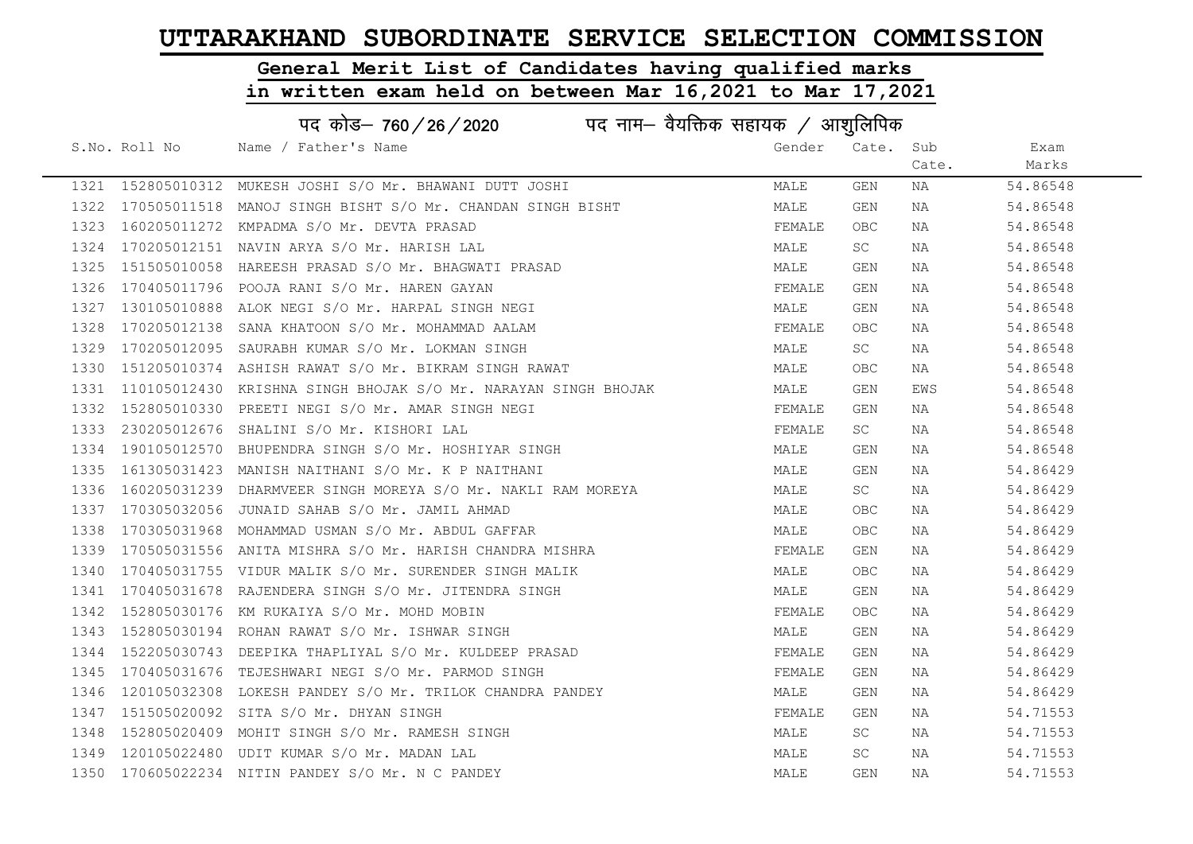# UTTARAKHAND SUBORDINATE SERVICE SELECTION COMMISSION

## General Merit List of Candidates having qualified marks in written exam held on between Mar 16,2021 to Mar 17,2021

### पद कोड– 760/26/2020 पद नाम– वैयक्तिक सहायक / आशुलिपिक

| S.No. | Roll No | Name / Father's Name | Gender | Cate. | Sub Cate. | Exam Marks |
|---|---|---|---|---|---|---|
| 1321 | 152805010312 | MUKESH JOSHI S/O Mr. BHAWANI DUTT JOSHI | MALE | GEN | NA | 54.86548 |
| 1322 | 170505011518 | MANOJ SINGH BISHT S/O Mr. CHANDAN SINGH BISHT | MALE | GEN | NA | 54.86548 |
| 1323 | 160205011272 | KMPADMA S/O Mr. DEVTA PRASAD | FEMALE | OBC | NA | 54.86548 |
| 1324 | 170205012151 | NAVIN ARYA S/O Mr. HARISH LAL | MALE | SC | NA | 54.86548 |
| 1325 | 151505010058 | HAREESH PRASAD S/O Mr. BHAGWATI PRASAD | MALE | GEN | NA | 54.86548 |
| 1326 | 170405011796 | POOJA RANI S/O Mr. HAREN GAYAN | FEMALE | GEN | NA | 54.86548 |
| 1327 | 130105010888 | ALOK NEGI S/O Mr. HARPAL SINGH NEGI | MALE | GEN | NA | 54.86548 |
| 1328 | 170205012138 | SANA KHATOON S/O Mr. MOHAMMAD AALAM | FEMALE | OBC | NA | 54.86548 |
| 1329 | 170205012095 | SAURABH KUMAR S/O Mr. LOKMAN SINGH | MALE | SC | NA | 54.86548 |
| 1330 | 151205010374 | ASHISH RAWAT S/O Mr. BIKRAM SINGH RAWAT | MALE | OBC | NA | 54.86548 |
| 1331 | 110105012430 | KRISHNA SINGH BHOJAK S/O Mr. NARAYAN SINGH BHOJAK | MALE | GEN | EWS | 54.86548 |
| 1332 | 152805010330 | PREETI NEGI S/O Mr. AMAR SINGH NEGI | FEMALE | GEN | NA | 54.86548 |
| 1333 | 230205012676 | SHALINI S/O Mr. KISHORI LAL | FEMALE | SC | NA | 54.86548 |
| 1334 | 190105012570 | BHUPENDRA SINGH S/O Mr. HOSHIYAR SINGH | MALE | GEN | NA | 54.86548 |
| 1335 | 161305031423 | MANISH NAITHANI S/O Mr. K P NAITHANI | MALE | GEN | NA | 54.86429 |
| 1336 | 160205031239 | DHARMVEER SINGH MOREYA S/O Mr. NAKLI RAM MOREYA | MALE | SC | NA | 54.86429 |
| 1337 | 170305032056 | JUNAID SAHAB S/O Mr. JAMIL AHMAD | MALE | OBC | NA | 54.86429 |
| 1338 | 170305031968 | MOHAMMAD USMAN S/O Mr. ABDUL GAFFAR | MALE | OBC | NA | 54.86429 |
| 1339 | 170505031556 | ANITA MISHRA S/O Mr. HARISH CHANDRA MISHRA | FEMALE | GEN | NA | 54.86429 |
| 1340 | 170405031755 | VIDUR MALIK S/O Mr. SURENDER SINGH MALIK | MALE | OBC | NA | 54.86429 |
| 1341 | 170405031678 | RAJENDERA SINGH S/O Mr. JITENDRA SINGH | MALE | GEN | NA | 54.86429 |
| 1342 | 152805030176 | KM RUKAIYA S/O Mr. MOHD MOBIN | FEMALE | OBC | NA | 54.86429 |
| 1343 | 152805030194 | ROHAN RAWAT S/O Mr. ISHWAR SINGH | MALE | GEN | NA | 54.86429 |
| 1344 | 152205030743 | DEEPIKA THAPLIYAL S/O Mr. KULDEEP PRASAD | FEMALE | GEN | NA | 54.86429 |
| 1345 | 170405031676 | TEJESHWARI NEGI S/O Mr. PARMOD SINGH | FEMALE | GEN | NA | 54.86429 |
| 1346 | 120105032308 | LOKESH PANDEY S/O Mr. TRILOK CHANDRA PANDEY | MALE | GEN | NA | 54.86429 |
| 1347 | 151505020092 | SITA S/O Mr. DHYAN SINGH | FEMALE | GEN | NA | 54.71553 |
| 1348 | 152805020409 | MOHIT SINGH S/O Mr. RAMESH SINGH | MALE | SC | NA | 54.71553 |
| 1349 | 120105022480 | UDIT KUMAR S/O Mr. MADAN LAL | MALE | SC | NA | 54.71553 |
| 1350 | 170605022234 | NITIN PANDEY S/O Mr. N C PANDEY | MALE | GEN | NA | 54.71553 |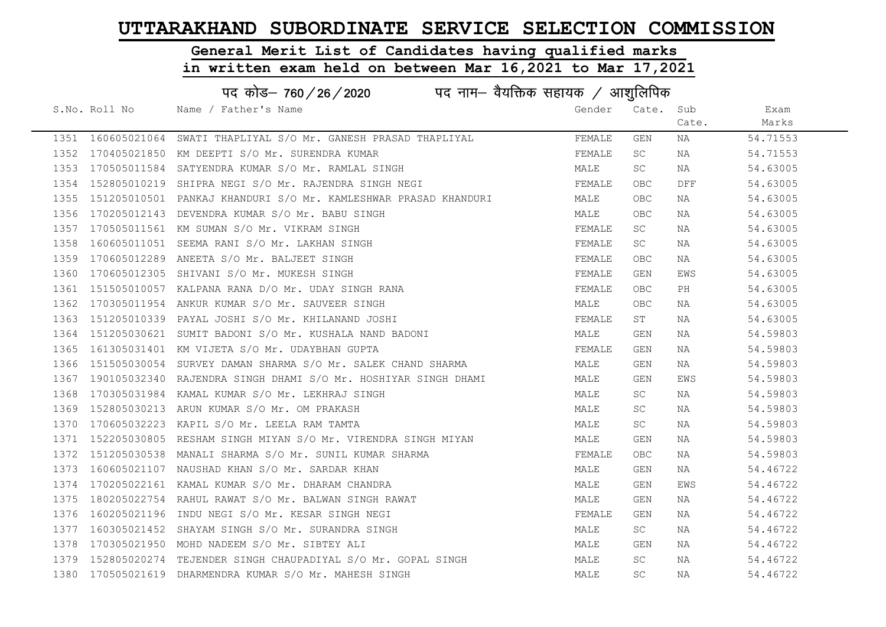# UTTARAKHAND SUBORDINATE SERVICE SELECTION COMMISSION

## General Merit List of Candidates having qualified marks in written exam held on between Mar 16,2021 to Mar 17,2021

### पद कोड– 760 / 26 / 2020 पद नाम– वैयक्तिक सहायक / आशुलिपिक

| S.No. | Roll No | Name / Father's Name | Gender | Cate. | Sub Cate. | Exam Marks |
|---|---|---|---|---|---|---|
| 1351 | 160605021064 | SWATI THAPLIYAL S/O Mr. GANESH PRASAD THAPLIYAL | FEMALE | GEN | NA | 54.71553 |
| 1352 | 170405021850 | KM DEEPTI S/O Mr. SURENDRA KUMAR | FEMALE | SC | NA | 54.71553 |
| 1353 | 170505011584 | SATYENDRA KUMAR S/O Mr. RAMLAL SINGH | MALE | SC | NA | 54.63005 |
| 1354 | 152805010219 | SHIPRA NEGI S/O Mr. RAJENDRA SINGH NEGI | FEMALE | OBC | DFF | 54.63005 |
| 1355 | 151205010501 | PANKAJ KHANDURI S/O Mr. KAMLESHWAR PRASAD KHANDURI | MALE | OBC | NA | 54.63005 |
| 1356 | 170205012143 | DEVENDRA KUMAR S/O Mr. BABU SINGH | MALE | OBC | NA | 54.63005 |
| 1357 | 170505011561 | KM SUMAN S/O Mr. VIKRAM SINGH | FEMALE | SC | NA | 54.63005 |
| 1358 | 160605011051 | SEEMA RANI S/O Mr. LAKHAN SINGH | FEMALE | SC | NA | 54.63005 |
| 1359 | 170605012289 | ANEETA S/O Mr. BALJEET SINGH | FEMALE | OBC | NA | 54.63005 |
| 1360 | 170605012305 | SHIVANI S/O Mr. MUKESH SINGH | FEMALE | GEN | EWS | 54.63005 |
| 1361 | 151505010057 | KALPANA RANA D/O Mr. UDAY SINGH RANA | FEMALE | OBC | PH | 54.63005 |
| 1362 | 170305011954 | ANKUR KUMAR S/O Mr. SAUVEER SINGH | MALE | OBC | NA | 54.63005 |
| 1363 | 151205010339 | PAYAL JOSHI S/O Mr. KHILANAND JOSHI | FEMALE | ST | NA | 54.63005 |
| 1364 | 151205030621 | SUMIT BADONI S/O Mr. KUSHALA NAND BADONI | MALE | GEN | NA | 54.59803 |
| 1365 | 161305031401 | KM VIJETA S/O Mr. UDAYBHAN GUPTA | FEMALE | GEN | NA | 54.59803 |
| 1366 | 151505030054 | SURVEY DAMAN SHARMA S/O Mr. SALEK CHAND SHARMA | MALE | GEN | NA | 54.59803 |
| 1367 | 190105032340 | RAJENDRA SINGH DHAMI S/O Mr. HOSHIYAR SINGH DHAMI | MALE | GEN | EWS | 54.59803 |
| 1368 | 170305031984 | KAMAL KUMAR S/O Mr. LEKHRAJ SINGH | MALE | SC | NA | 54.59803 |
| 1369 | 152805030213 | ARUN KUMAR S/O Mr. OM PRAKASH | MALE | SC | NA | 54.59803 |
| 1370 | 170605032223 | KAPIL S/O Mr. LEELA RAM TAMTA | MALE | SC | NA | 54.59803 |
| 1371 | 152205030805 | RESHAM SINGH MIYAN S/O Mr. VIRENDRA SINGH MIYAN | MALE | GEN | NA | 54.59803 |
| 1372 | 151205030538 | MANALI SHARMA S/O Mr. SUNIL KUMAR SHARMA | FEMALE | OBC | NA | 54.59803 |
| 1373 | 160605021107 | NAUSHAD KHAN S/O Mr. SARDAR KHAN | MALE | GEN | NA | 54.46722 |
| 1374 | 170205022161 | KAMAL KUMAR S/O Mr. DHARAM CHANDRA | MALE | GEN | EWS | 54.46722 |
| 1375 | 180205022754 | RAHUL RAWAT S/O Mr. BALWAN SINGH RAWAT | MALE | GEN | NA | 54.46722 |
| 1376 | 160205021196 | INDU NEGI S/O Mr. KESAR SINGH NEGI | FEMALE | GEN | NA | 54.46722 |
| 1377 | 160305021452 | SHAYAM SINGH S/O Mr. SURANDRA SINGH | MALE | SC | NA | 54.46722 |
| 1378 | 170305021950 | MOHD NADEEM S/O Mr. SIBTEY ALI | MALE | GEN | NA | 54.46722 |
| 1379 | 152805020274 | TEJENDER SINGH CHAUPADIYAL S/O Mr. GOPAL SINGH | MALE | SC | NA | 54.46722 |
| 1380 | 170505021619 | DHARMENDRA KUMAR S/O Mr. MAHESH SINGH | MALE | SC | NA | 54.46722 |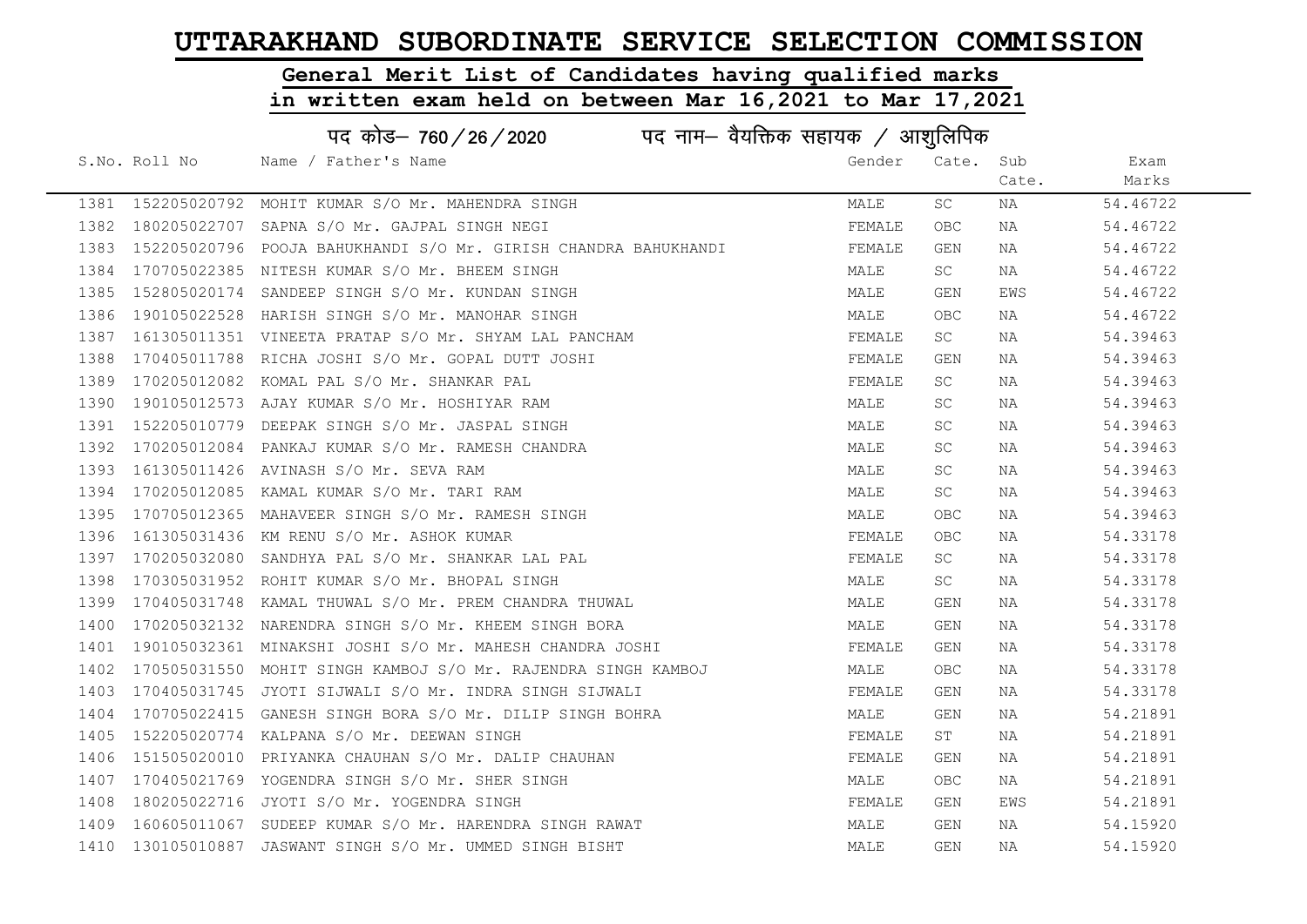# UTTARAKHAND SUBORDINATE SERVICE SELECTION COMMISSION

## General Merit List of Candidates having qualified marks in written exam held on between Mar 16,2021 to Mar 17,2021

### पद कोड– 760/26/2020 पद नाम– वैयक्तिक सहायक / आशुलिपिक

| S.No. | Roll No | Name / Father's Name | Gender | Cate. | Sub Cate. | Exam Marks |
|---|---|---|---|---|---|---|
| 1381 | 152205020792 | MOHIT KUMAR S/O Mr. MAHENDRA SINGH | MALE | SC | NA | 54.46722 |
| 1382 | 180205022707 | SAPNA S/O Mr. GAJPAL SINGH NEGI | FEMALE | OBC | NA | 54.46722 |
| 1383 | 152205020796 | POOJA BAHUKHANDI S/O Mr. GIRISH CHANDRA BAHUKHANDI | FEMALE | GEN | NA | 54.46722 |
| 1384 | 170705022385 | NITESH KUMAR S/O Mr. BHEEM SINGH | MALE | SC | NA | 54.46722 |
| 1385 | 152805020174 | SANDEEP SINGH S/O Mr. KUNDAN SINGH | MALE | GEN | EWS | 54.46722 |
| 1386 | 190105022528 | HARISH SINGH S/O Mr. MANOHAR SINGH | MALE | OBC | NA | 54.46722 |
| 1387 | 161305011351 | VINEETA PRATAP S/O Mr. SHYAM LAL PANCHAM | FEMALE | SC | NA | 54.39463 |
| 1388 | 170405011788 | RICHA JOSHI S/O Mr. GOPAL DUTT JOSHI | FEMALE | GEN | NA | 54.39463 |
| 1389 | 170205012082 | KOMAL PAL S/O Mr. SHANKAR PAL | FEMALE | SC | NA | 54.39463 |
| 1390 | 190105012573 | AJAY KUMAR S/O Mr. HOSHIYAR RAM | MALE | SC | NA | 54.39463 |
| 1391 | 152205010779 | DEEPAK SINGH S/O Mr. JASPAL SINGH | MALE | SC | NA | 54.39463 |
| 1392 | 170205012084 | PANKAJ KUMAR S/O Mr. RAMESH CHANDRA | MALE | SC | NA | 54.39463 |
| 1393 | 161305011426 | AVINASH S/O Mr. SEVA RAM | MALE | SC | NA | 54.39463 |
| 1394 | 170205012085 | KAMAL KUMAR S/O Mr. TARI RAM | MALE | SC | NA | 54.39463 |
| 1395 | 170705012365 | MAHAVEER SINGH S/O Mr. RAMESH SINGH | MALE | OBC | NA | 54.39463 |
| 1396 | 161305031436 | KM RENU S/O Mr. ASHOK KUMAR | FEMALE | OBC | NA | 54.33178 |
| 1397 | 170205032080 | SANDHYA PAL S/O Mr. SHANKAR LAL PAL | FEMALE | SC | NA | 54.33178 |
| 1398 | 170305031952 | ROHIT KUMAR S/O Mr. BHOPAL SINGH | MALE | SC | NA | 54.33178 |
| 1399 | 170405031748 | KAMAL THUWAL S/O Mr. PREM CHANDRA THUWAL | MALE | GEN | NA | 54.33178 |
| 1400 | 170205032132 | NARENDRA SINGH S/O Mr. KHEEM SINGH BORA | MALE | GEN | NA | 54.33178 |
| 1401 | 190105032361 | MINAKSHI JOSHI S/O Mr. MAHESH CHANDRA JOSHI | FEMALE | GEN | NA | 54.33178 |
| 1402 | 170505031550 | MOHIT SINGH KAMBOJ S/O Mr. RAJENDRA SINGH KAMBOJ | MALE | OBC | NA | 54.33178 |
| 1403 | 170405031745 | JYOTI SIJWALI S/O Mr. INDRA SINGH SIJWALI | FEMALE | GEN | NA | 54.33178 |
| 1404 | 170705022415 | GANESH SINGH BORA S/O Mr. DILIP SINGH BOHRA | MALE | GEN | NA | 54.21891 |
| 1405 | 152205020774 | KALPANA S/O Mr. DEEWAN SINGH | FEMALE | ST | NA | 54.21891 |
| 1406 | 151505020010 | PRIYANKA CHAUHAN S/O Mr. DALIP CHAUHAN | FEMALE | GEN | NA | 54.21891 |
| 1407 | 170405021769 | YOGENDRA SINGH S/O Mr. SHER SINGH | MALE | OBC | NA | 54.21891 |
| 1408 | 180205022716 | JYOTI S/O Mr. YOGENDRA SINGH | FEMALE | GEN | EWS | 54.21891 |
| 1409 | 160605011067 | SUDEEP KUMAR S/O Mr. HARENDRA SINGH RAWAT | MALE | GEN | NA | 54.15920 |
| 1410 | 130105010887 | JASWANT SINGH S/O Mr. UMMED SINGH BISHT | MALE | GEN | NA | 54.15920 |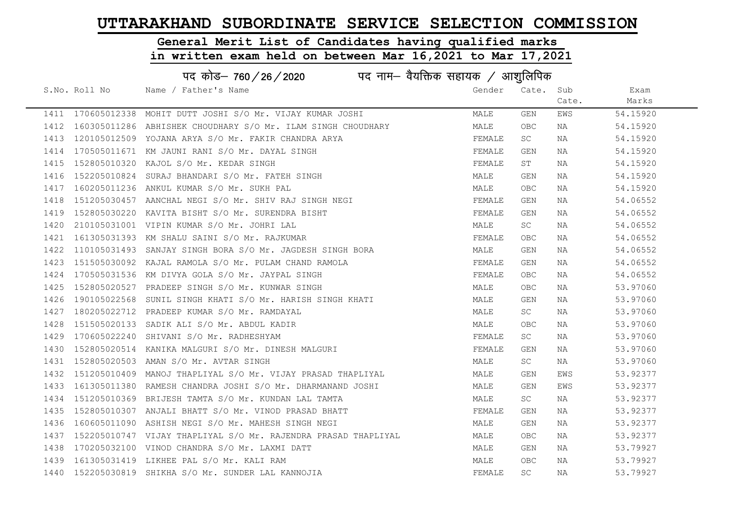# UTTARAKHAND SUBORDINATE SERVICE SELECTION COMMISSION

## General Merit List of Candidates having qualified marks in written exam held on between Mar 16,2021 to Mar 17,2021

### पद कोड– 760 / 26 / 2020 पद नाम– वैयक्तिक सहायक / आशुलिपिक

| S.No. | Roll No | Name / Father's Name | Gender | Cate. | Sub Cate. | Exam Marks |
|---|---|---|---|---|---|---|
| 1411 | 170605012338 | MOHIT DUTT JOSHI S/O Mr. VIJAY KUMAR JOSHI | MALE | GEN | EWS | 54.15920 |
| 1412 | 160305011286 | ABHISHEK CHOUDHARY S/O Mr. ILAM SINGH CHOUDHARY | MALE | OBC | NA | 54.15920 |
| 1413 | 120105012509 | YOJANA ARYA S/O Mr. FAKIR CHANDRA ARYA | FEMALE | SC | NA | 54.15920 |
| 1414 | 170505011671 | KM JAUNI RANI S/O Mr. DAYAL SINGH | FEMALE | GEN | NA | 54.15920 |
| 1415 | 152805010320 | KAJOL S/O Mr. KEDAR SINGH | FEMALE | ST | NA | 54.15920 |
| 1416 | 152205010824 | SURAJ BHANDARI S/O Mr. FATEH SINGH | MALE | GEN | NA | 54.15920 |
| 1417 | 160205011236 | ANKUL KUMAR S/O Mr. SUKH PAL | MALE | OBC | NA | 54.15920 |
| 1418 | 151205030457 | AANCHAL NEGI S/O Mr. SHIV RAJ SINGH NEGI | FEMALE | GEN | NA | 54.06552 |
| 1419 | 152805030220 | KAVITA BISHT S/O Mr. SURENDRA BISHT | FEMALE | GEN | NA | 54.06552 |
| 1420 | 210105031001 | VIPIN KUMAR S/O Mr. JOHRI LAL | MALE | SC | NA | 54.06552 |
| 1421 | 161305031393 | KM SHALU SAINI S/O Mr. RAJKUMAR | FEMALE | OBC | NA | 54.06552 |
| 1422 | 110105031493 | SANJAY SINGH BORA S/O Mr. JAGDESH SINGH BORA | MALE | GEN | NA | 54.06552 |
| 1423 | 151505030092 | KAJAL RAMOLA S/O Mr. PULAM CHAND RAMOLA | FEMALE | GEN | NA | 54.06552 |
| 1424 | 170505031536 | KM DIVYA GOLA S/O Mr. JAYPAL SINGH | FEMALE | OBC | NA | 54.06552 |
| 1425 | 152805020527 | PRADEEP SINGH S/O Mr. KUNWAR SINGH | MALE | OBC | NA | 53.97060 |
| 1426 | 190105022568 | SUNIL SINGH KHATI S/O Mr. HARISH SINGH KHATI | MALE | GEN | NA | 53.97060 |
| 1427 | 180205022712 | PRADEEP KUMAR S/O Mr. RAMDAYAL | MALE | SC | NA | 53.97060 |
| 1428 | 151505020133 | SADIK ALI S/O Mr. ABDUL KADIR | MALE | OBC | NA | 53.97060 |
| 1429 | 170605022240 | SHIVANI S/O Mr. RADHESHYAM | FEMALE | SC | NA | 53.97060 |
| 1430 | 152805020514 | KANIKA MALGURI S/O Mr. DINESH MALGURI | FEMALE | GEN | NA | 53.97060 |
| 1431 | 152805020503 | AMAN S/O Mr. AVTAR SINGH | MALE | SC | NA | 53.97060 |
| 1432 | 151205010409 | MANOJ THAPLIYAL S/O Mr. VIJAY PRASAD THAPLIYAL | MALE | GEN | EWS | 53.92377 |
| 1433 | 161305011380 | RAMESH CHANDRA JOSHI S/O Mr. DHARMANAND JOSHI | MALE | GEN | EWS | 53.92377 |
| 1434 | 151205010369 | BRIJESH TAMTA S/O Mr. KUNDAN LAL TAMTA | MALE | SC | NA | 53.92377 |
| 1435 | 152805010307 | ANJALI BHATT S/O Mr. VINOD PRASAD BHATT | FEMALE | GEN | NA | 53.92377 |
| 1436 | 160605011090 | ASHISH NEGI S/O Mr. MAHESH SINGH NEGI | MALE | GEN | NA | 53.92377 |
| 1437 | 152205010747 | VIJAY THAPLIYAL S/O Mr. RAJENDRA PRASAD THAPLIYAL | MALE | OBC | NA | 53.92377 |
| 1438 | 170205032100 | VINOD CHANDRA S/O Mr. LAXMI DATT | MALE | GEN | NA | 53.79927 |
| 1439 | 161305031419 | LIKHEE PAL S/O Mr. KALI RAM | MALE | OBC | NA | 53.79927 |
| 1440 | 152205030819 | SHIKHA S/O Mr. SUNDER LAL KANNOJIA | FEMALE | SC | NA | 53.79927 |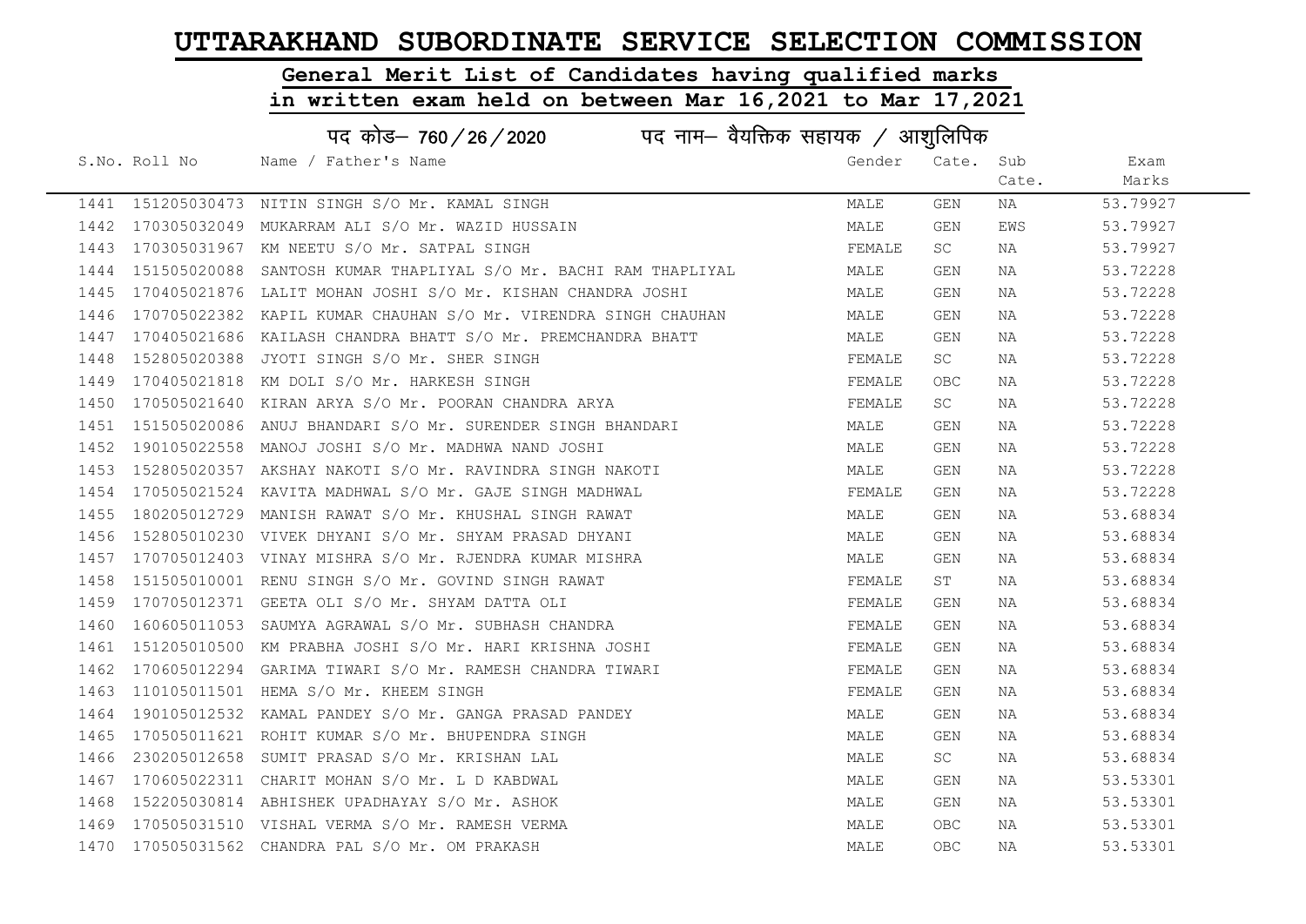# UTTARAKHAND SUBORDINATE SERVICE SELECTION COMMISSION

## General Merit List of Candidates having qualified marks in written exam held on between Mar 16,2021 to Mar 17,2021

### पद कोड– 760/26/2020 पद नाम– वैयक्तिक सहायक / आशुलिपिक

| S.No. | Roll No | Name / Father's Name | Gender | Cate. | Sub Cate. | Exam Marks |
|---|---|---|---|---|---|---|
| 1441 | 151205030473 | NITIN SINGH S/O Mr. KAMAL SINGH | MALE | GEN | NA | 53.79927 |
| 1442 | 170305032049 | MUKARRAM ALI S/O Mr. WAZID HUSSAIN | MALE | GEN | EWS | 53.79927 |
| 1443 | 170305031967 | KM NEETU S/O Mr. SATPAL SINGH | FEMALE | SC | NA | 53.79927 |
| 1444 | 151505020088 | SANTOSH KUMAR THAPLIYAL S/O Mr. BACHI RAM THAPLIYAL | MALE | GEN | NA | 53.72228 |
| 1445 | 170405021876 | LALIT MOHAN JOSHI S/O Mr. KISHAN CHANDRA JOSHI | MALE | GEN | NA | 53.72228 |
| 1446 | 170705022382 | KAPIL KUMAR CHAUHAN S/O Mr. VIRENDRA SINGH CHAUHAN | MALE | GEN | NA | 53.72228 |
| 1447 | 170405021686 | KAILASH CHANDRA BHATT S/O Mr. PREMCHANDRA BHATT | MALE | GEN | NA | 53.72228 |
| 1448 | 152805020388 | JYOTI SINGH S/O Mr. SHER SINGH | FEMALE | SC | NA | 53.72228 |
| 1449 | 170405021818 | KM DOLI S/O Mr. HARKESH SINGH | FEMALE | OBC | NA | 53.72228 |
| 1450 | 170505021640 | KIRAN ARYA S/O Mr. POORAN CHANDRA ARYA | FEMALE | SC | NA | 53.72228 |
| 1451 | 151505020086 | ANUJ BHANDARI S/O Mr. SURENDER SINGH BHANDARI | MALE | GEN | NA | 53.72228 |
| 1452 | 190105022558 | MANOJ JOSHI S/O Mr. MADHWA NAND JOSHI | MALE | GEN | NA | 53.72228 |
| 1453 | 152805020357 | AKSHAY NAKOTI S/O Mr. RAVINDRA SINGH NAKOTI | MALE | GEN | NA | 53.72228 |
| 1454 | 170505021524 | KAVITA MADHWAL S/O Mr. GAJE SINGH MADHWAL | FEMALE | GEN | NA | 53.72228 |
| 1455 | 180205012729 | MANISH RAWAT S/O Mr. KHUSHAL SINGH RAWAT | MALE | GEN | NA | 53.68834 |
| 1456 | 152805010230 | VIVEK DHYANI S/O Mr. SHYAM PRASAD DHYANI | MALE | GEN | NA | 53.68834 |
| 1457 | 170705012403 | VINAY MISHRA S/O Mr. RJENDRA KUMAR MISHRA | MALE | GEN | NA | 53.68834 |
| 1458 | 151505010001 | RENU SINGH S/O Mr. GOVIND SINGH RAWAT | FEMALE | ST | NA | 53.68834 |
| 1459 | 170705012371 | GEETA OLI S/O Mr. SHYAM DATTA OLI | FEMALE | GEN | NA | 53.68834 |
| 1460 | 160605011053 | SAUMYA AGRAWAL S/O Mr. SUBHASH CHANDRA | FEMALE | GEN | NA | 53.68834 |
| 1461 | 151205010500 | KM PRABHA JOSHI S/O Mr. HARI KRISHNA JOSHI | FEMALE | GEN | NA | 53.68834 |
| 1462 | 170605012294 | GARIMA TIWARI S/O Mr. RAMESH CHANDRA TIWARI | FEMALE | GEN | NA | 53.68834 |
| 1463 | 110105011501 | HEMA S/O Mr. KHEEM SINGH | FEMALE | GEN | NA | 53.68834 |
| 1464 | 190105012532 | KAMAL PANDEY S/O Mr. GANGA PRASAD PANDEY | MALE | GEN | NA | 53.68834 |
| 1465 | 170505011621 | ROHIT KUMAR S/O Mr. BHUPENDRA SINGH | MALE | GEN | NA | 53.68834 |
| 1466 | 230205012658 | SUMIT PRASAD S/O Mr. KRISHAN LAL | MALE | SC | NA | 53.68834 |
| 1467 | 170605022311 | CHARIT MOHAN S/O Mr. L D KABDWAL | MALE | GEN | NA | 53.53301 |
| 1468 | 152205030814 | ABHISHEK UPADHAYAY S/O Mr. ASHOK | MALE | GEN | NA | 53.53301 |
| 1469 | 170505031510 | VISHAL VERMA S/O Mr. RAMESH VERMA | MALE | OBC | NA | 53.53301 |
| 1470 | 170505031562 | CHANDRA PAL S/O Mr. OM PRAKASH | MALE | OBC | NA | 53.53301 |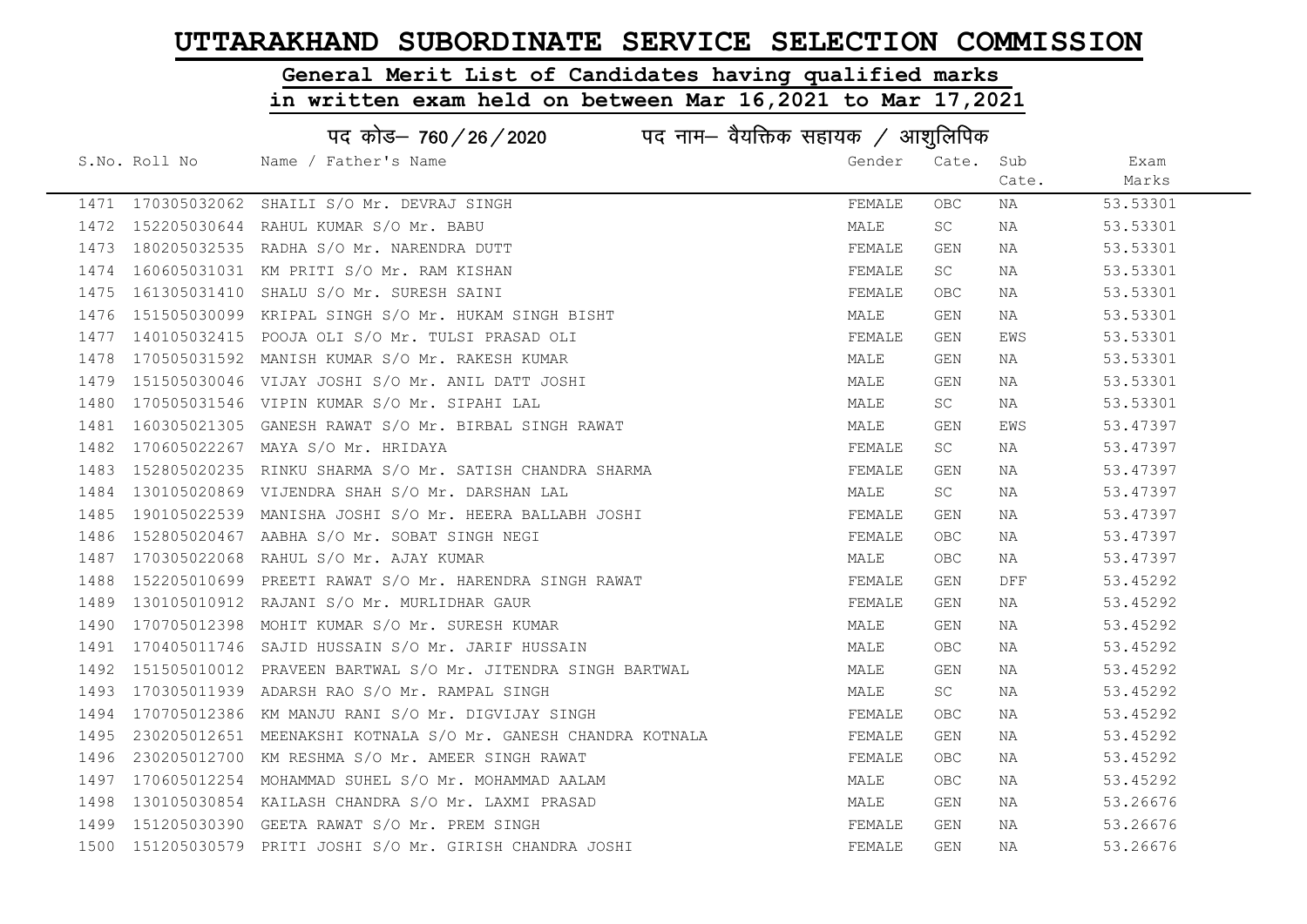# UTTARAKHAND SUBORDINATE SERVICE SELECTION COMMISSION

## General Merit List of Candidates having qualified marks in written exam held on between Mar 16,2021 to Mar 17,2021

### पद कोड– 760/26/2020 पद नाम– वैयक्तिक सहायक / आशुलिपिक

| S.No. | Roll No | Name / Father's Name | Gender | Cate. | Sub Cate. | Exam Marks |
|---|---|---|---|---|---|---|
| 1471 | 170305032062 | SHAILI S/O Mr. DEVRAJ SINGH | FEMALE | OBC | NA | 53.53301 |
| 1472 | 152205030644 | RAHUL KUMAR S/O Mr. BABU | MALE | SC | NA | 53.53301 |
| 1473 | 180205032535 | RADHA S/O Mr. NARENDRA DUTT | FEMALE | GEN | NA | 53.53301 |
| 1474 | 160605031031 | KM PRITI S/O Mr. RAM KISHAN | FEMALE | SC | NA | 53.53301 |
| 1475 | 161305031410 | SHALU S/O Mr. SURESH SAINI | FEMALE | OBC | NA | 53.53301 |
| 1476 | 151505030099 | KRIPAL SINGH S/O Mr. HUKAM SINGH BISHT | MALE | GEN | NA | 53.53301 |
| 1477 | 140105032415 | POOJA OLI S/O Mr. TULSI PRASAD OLI | FEMALE | GEN | EWS | 53.53301 |
| 1478 | 170505031592 | MANISH KUMAR S/O Mr. RAKESH KUMAR | MALE | GEN | NA | 53.53301 |
| 1479 | 151505030046 | VIJAY JOSHI S/O Mr. ANIL DATT JOSHI | MALE | GEN | NA | 53.53301 |
| 1480 | 170505031546 | VIPIN KUMAR S/O Mr. SIPAHI LAL | MALE | SC | NA | 53.53301 |
| 1481 | 160305021305 | GANESH RAWAT S/O Mr. BIRBAL SINGH RAWAT | MALE | GEN | EWS | 53.47397 |
| 1482 | 170605022267 | MAYA S/O Mr. HRIDAYA | FEMALE | SC | NA | 53.47397 |
| 1483 | 152805020235 | RINKU SHARMA S/O Mr. SATISH CHANDRA SHARMA | FEMALE | GEN | NA | 53.47397 |
| 1484 | 130105020869 | VIJENDRA SHAH S/O Mr. DARSHAN LAL | MALE | SC | NA | 53.47397 |
| 1485 | 190105022539 | MANISHA JOSHI S/O Mr. HEERA BALLABH JOSHI | FEMALE | GEN | NA | 53.47397 |
| 1486 | 152805020467 | AABHA S/O Mr. SOBAT SINGH NEGI | FEMALE | OBC | NA | 53.47397 |
| 1487 | 170305022068 | RAHUL S/O Mr. AJAY KUMAR | MALE | OBC | NA | 53.47397 |
| 1488 | 152205010699 | PREETI RAWAT S/O Mr. HARENDRA SINGH RAWAT | FEMALE | GEN | DFF | 53.45292 |
| 1489 | 130105010912 | RAJANI S/O Mr. MURLIDHAR GAUR | FEMALE | GEN | NA | 53.45292 |
| 1490 | 170705012398 | MOHIT KUMAR S/O Mr. SURESH KUMAR | MALE | GEN | NA | 53.45292 |
| 1491 | 170405011746 | SAJID HUSSAIN S/O Mr. JARIF HUSSAIN | MALE | OBC | NA | 53.45292 |
| 1492 | 151505010012 | PRAVEEN BARTWAL S/O Mr. JITENDRA SINGH BARTWAL | MALE | GEN | NA | 53.45292 |
| 1493 | 170305011939 | ADARSH RAO S/O Mr. RAMPAL SINGH | MALE | SC | NA | 53.45292 |
| 1494 | 170705012386 | KM MANJU RANI S/O Mr. DIGVIJAY SINGH | FEMALE | OBC | NA | 53.45292 |
| 1495 | 230205012651 | MEENAKSHI KOTNALA S/O Mr. GANESH CHANDRA KOTNALA | FEMALE | GEN | NA | 53.45292 |
| 1496 | 230205012700 | KM RESHMA S/O Mr. AMEER SINGH RAWAT | FEMALE | OBC | NA | 53.45292 |
| 1497 | 170605012254 | MOHAMMAD SUHEL S/O Mr. MOHAMMAD AALAM | MALE | OBC | NA | 53.45292 |
| 1498 | 130105030854 | KAILASH CHANDRA S/O Mr. LAXMI PRASAD | MALE | GEN | NA | 53.26676 |
| 1499 | 151205030390 | GEETA RAWAT S/O Mr. PREM SINGH | FEMALE | GEN | NA | 53.26676 |
| 1500 | 151205030579 | PRITI JOSHI S/O Mr. GIRISH CHANDRA JOSHI | FEMALE | GEN | NA | 53.26676 |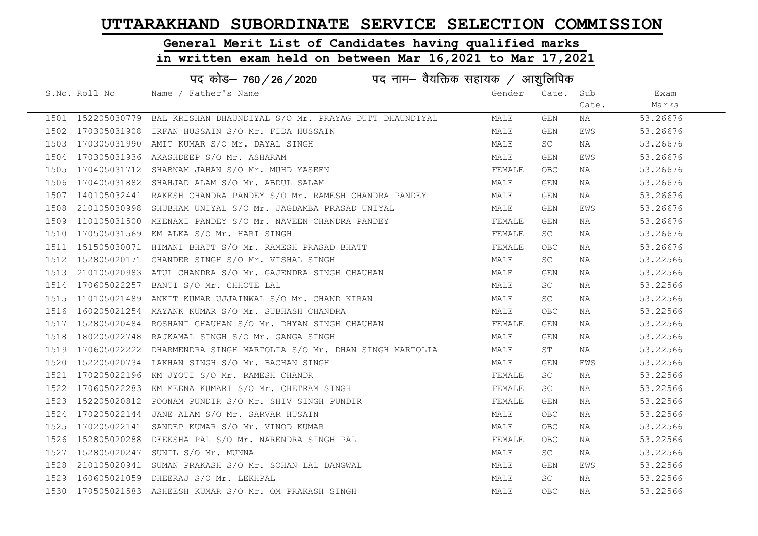# UTTARAKHAND SUBORDINATE SERVICE SELECTION COMMISSION

## General Merit List of Candidates having qualified marks in written exam held on between Mar 16,2021 to Mar 17,2021

### पद कोड– 760/26/2020 पद नाम– वैयक्तिक सहायक / आशुलिपिक

| S.No. | Roll No | Name / Father's Name | Gender | Cate. | Sub Cate. | Exam Marks |
|---|---|---|---|---|---|---|
| 1501 | 152205030779 | BAL KRISHAN DHAUNDIYAL S/O Mr. PRAYAG DUTT DHAUNDIYAL | MALE | GEN | NA | 53.26676 |
| 1502 | 170305031908 | IRFAN HUSSAIN S/O Mr. FIDA HUSSAIN | MALE | GEN | EWS | 53.26676 |
| 1503 | 170305031990 | AMIT KUMAR S/O Mr. DAYAL SINGH | MALE | SC | NA | 53.26676 |
| 1504 | 170305031936 | AKASHDEEP S/O Mr. ASHARAM | MALE | GEN | EWS | 53.26676 |
| 1505 | 170405031712 | SHABNAM JAHAN S/O Mr. MUHD YASEEN | FEMALE | OBC | NA | 53.26676 |
| 1506 | 170405031882 | SHAHJAD ALAM S/O Mr. ABDUL SALAM | MALE | GEN | NA | 53.26676 |
| 1507 | 140105032441 | RAKESH CHANDRA PANDEY S/O Mr. RAMESH CHANDRA PANDEY | MALE | GEN | NA | 53.26676 |
| 1508 | 210105030998 | SHUBHAM UNIYAL S/O Mr. JAGDAMBA PRASAD UNIYAL | MALE | GEN | EWS | 53.26676 |
| 1509 | 110105031500 | MEENAXI PANDEY S/O Mr. NAVEEN CHANDRA PANDEY | FEMALE | GEN | NA | 53.26676 |
| 1510 | 170505031569 | KM ALKA S/O Mr. HARI SINGH | FEMALE | SC | NA | 53.26676 |
| 1511 | 151505030071 | HIMANI BHATT S/O Mr. RAMESH PRASAD BHATT | FEMALE | OBC | NA | 53.26676 |
| 1512 | 152805020171 | CHANDER SINGH S/O Mr. VISHAL SINGH | MALE | SC | NA | 53.22566 |
| 1513 | 210105020983 | ATUL CHANDRA S/O Mr. GAJENDRA SINGH CHAUHAN | MALE | GEN | NA | 53.22566 |
| 1514 | 170605022257 | BANTI S/O Mr. CHHOTE LAL | MALE | SC | NA | 53.22566 |
| 1515 | 110105021489 | ANKIT KUMAR UJJAINWAL S/O Mr. CHAND KIRAN | MALE | SC | NA | 53.22566 |
| 1516 | 160205021254 | MAYANK KUMAR S/O Mr. SUBHASH CHANDRA | MALE | OBC | NA | 53.22566 |
| 1517 | 152805020484 | ROSHANI CHAUHAN S/O Mr. DHYAN SINGH CHAUHAN | FEMALE | GEN | NA | 53.22566 |
| 1518 | 180205022748 | RAJKAMAL SINGH S/O Mr. GANGA SINGH | MALE | GEN | NA | 53.22566 |
| 1519 | 170605022222 | DHARMENDRA SINGH MARTOLIA S/O Mr. DHAN SINGH MARTOLIA | MALE | ST | NA | 53.22566 |
| 1520 | 152205020734 | LAKHAN SINGH S/O Mr. BACHAN SINGH | MALE | GEN | EWS | 53.22566 |
| 1521 | 170205022196 | KM JYOTI S/O Mr. RAMESH CHANDR | FEMALE | SC | NA | 53.22566 |
| 1522 | 170605022283 | KM MEENA KUMARI S/O Mr. CHETRAM SINGH | FEMALE | SC | NA | 53.22566 |
| 1523 | 152205020812 | POONAM PUNDIR S/O Mr. SHIV SINGH PUNDIR | FEMALE | GEN | NA | 53.22566 |
| 1524 | 170205022144 | JANE ALAM S/O Mr. SARVAR HUSAIN | MALE | OBC | NA | 53.22566 |
| 1525 | 170205022141 | SANDEP KUMAR S/O Mr. VINOD KUMAR | MALE | OBC | NA | 53.22566 |
| 1526 | 152805020288 | DEEKSHA PAL S/O Mr. NARENDRA SINGH PAL | FEMALE | OBC | NA | 53.22566 |
| 1527 | 152805020247 | SUNIL S/O Mr. MUNNA | MALE | SC | NA | 53.22566 |
| 1528 | 210105020941 | SUMAN PRAKASH S/O Mr. SOHAN LAL DANGWAL | MALE | GEN | EWS | 53.22566 |
| 1529 | 160605021059 | DHEERAJ S/O Mr. LEKHPAL | MALE | SC | NA | 53.22566 |
| 1530 | 170505021583 | ASHEESH KUMAR S/O Mr. OM PRAKASH SINGH | MALE | OBC | NA | 53.22566 |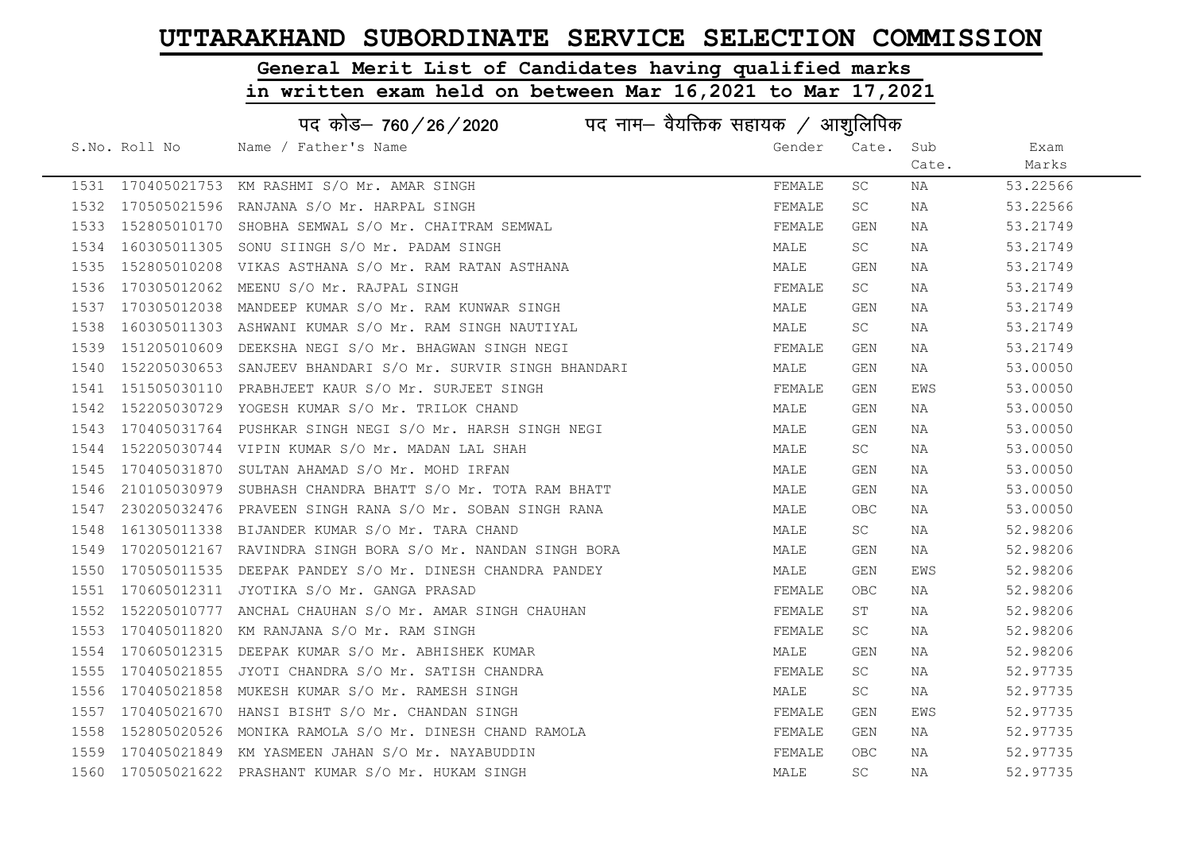# UTTARAKHAND SUBORDINATE SERVICE SELECTION COMMISSION

## General Merit List of Candidates having qualified marks in written exam held on between Mar 16,2021 to Mar 17,2021

### पद कोड– 760/26/2020 पद नाम– वैयक्तिक सहायक / आशुलिपिक

| S.No. | Roll No | Name / Father's Name | Gender | Cate. | Sub Cate. | Exam Marks |
|---|---|---|---|---|---|---|
| 1531 | 170405021753 | KM RASHMI S/O Mr. AMAR SINGH | FEMALE | SC | NA | 53.22566 |
| 1532 | 170505021596 | RANJANA S/O Mr. HARPAL SINGH | FEMALE | SC | NA | 53.22566 |
| 1533 | 152805010170 | SHOBHA SEMWAL S/O Mr. CHAITRAM SEMWAL | FEMALE | GEN | NA | 53.21749 |
| 1534 | 160305011305 | SONU SIINGH S/O Mr. PADAM SINGH | MALE | SC | NA | 53.21749 |
| 1535 | 152805010208 | VIKAS ASTHANA S/O Mr. RAM RATAN ASTHANA | MALE | GEN | NA | 53.21749 |
| 1536 | 170305012062 | MEENU S/O Mr. RAJPAL SINGH | FEMALE | SC | NA | 53.21749 |
| 1537 | 170305012038 | MANDEEP KUMAR S/O Mr. RAM KUNWAR SINGH | MALE | GEN | NA | 53.21749 |
| 1538 | 160305011303 | ASHWANI KUMAR S/O Mr. RAM SINGH NAUTIYAL | MALE | SC | NA | 53.21749 |
| 1539 | 151205010609 | DEEKSHA NEGI S/O Mr. BHAGWAN SINGH NEGI | FEMALE | GEN | NA | 53.21749 |
| 1540 | 152205030653 | SANJEEV BHANDARI S/O Mr. SURVIR SINGH BHANDARI | MALE | GEN | NA | 53.00050 |
| 1541 | 151505030110 | PRABHJEET KAUR S/O Mr. SURJEET SINGH | FEMALE | GEN | EWS | 53.00050 |
| 1542 | 152205030729 | YOGESH KUMAR S/O Mr. TRILOK CHAND | MALE | GEN | NA | 53.00050 |
| 1543 | 170405031764 | PUSHKAR SINGH NEGI S/O Mr. HARSH SINGH NEGI | MALE | GEN | NA | 53.00050 |
| 1544 | 152205030744 | VIPIN KUMAR S/O Mr. MADAN LAL SHAH | MALE | SC | NA | 53.00050 |
| 1545 | 170405031870 | SULTAN AHAMAD S/O Mr. MOHD IRFAN | MALE | GEN | NA | 53.00050 |
| 1546 | 210105030979 | SUBHASH CHANDRA BHATT S/O Mr. TOTA RAM BHATT | MALE | GEN | NA | 53.00050 |
| 1547 | 230205032476 | PRAVEEN SINGH RANA S/O Mr. SOBAN SINGH RANA | MALE | OBC | NA | 53.00050 |
| 1548 | 161305011338 | BIJANDER KUMAR S/O Mr. TARA CHAND | MALE | SC | NA | 52.98206 |
| 1549 | 170205012167 | RAVINDRA SINGH BORA S/O Mr. NANDAN SINGH BORA | MALE | GEN | NA | 52.98206 |
| 1550 | 170505011535 | DEEPAK PANDEY S/O Mr. DINESH CHANDRA PANDEY | MALE | GEN | EWS | 52.98206 |
| 1551 | 170605012311 | JYOTIKA S/O Mr. GANGA PRASAD | FEMALE | OBC | NA | 52.98206 |
| 1552 | 152205010777 | ANCHAL CHAUHAN S/O Mr. AMAR SINGH CHAUHAN | FEMALE | ST | NA | 52.98206 |
| 1553 | 170405011820 | KM RANJANA S/O Mr. RAM SINGH | FEMALE | SC | NA | 52.98206 |
| 1554 | 170605012315 | DEEPAK KUMAR S/O Mr. ABHISHEK KUMAR | MALE | GEN | NA | 52.98206 |
| 1555 | 170405021855 | JYOTI CHANDRA S/O Mr. SATISH CHANDRA | FEMALE | SC | NA | 52.97735 |
| 1556 | 170405021858 | MUKESH KUMAR S/O Mr. RAMESH SINGH | MALE | SC | NA | 52.97735 |
| 1557 | 170405021670 | HANSI BISHT S/O Mr. CHANDAN SINGH | FEMALE | GEN | EWS | 52.97735 |
| 1558 | 152805020526 | MONIKA RAMOLA S/O Mr. DINESH CHAND RAMOLA | FEMALE | GEN | NA | 52.97735 |
| 1559 | 170405021849 | KM YASMEEN JAHAN S/O Mr. NAYABUDDIN | FEMALE | OBC | NA | 52.97735 |
| 1560 | 170505021622 | PRASHANT KUMAR S/O Mr. HUKAM SINGH | MALE | SC | NA | 52.97735 |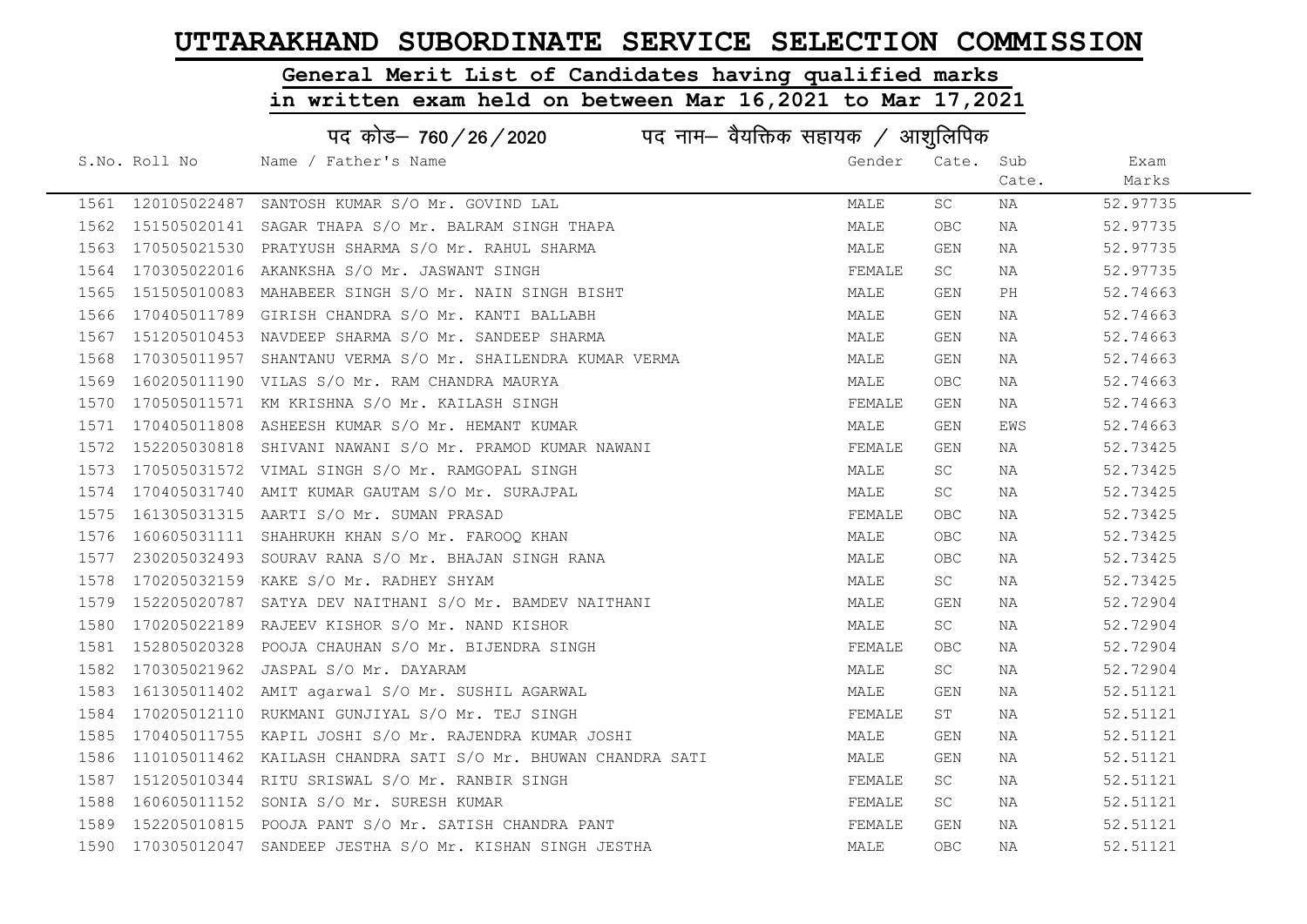# UTTARAKHAND SUBORDINATE SERVICE SELECTION COMMISSION

## General Merit List of Candidates having qualified marks in written exam held on between Mar 16,2021 to Mar 17,2021

### पद कोड– 760/26/2020 पद नाम– वैयक्तिक सहायक / आशुलिपिक

| S.No. | Roll No | Name / Father's Name | Gender | Cate. | Sub Cate. | Exam Marks |
|---|---|---|---|---|---|---|
| 1561 | 120105022487 | SANTOSH KUMAR S/O Mr. GOVIND LAL | MALE | SC | NA | 52.97735 |
| 1562 | 151505020141 | SAGAR THAPA S/O Mr. BALRAM SINGH THAPA | MALE | OBC | NA | 52.97735 |
| 1563 | 170505021530 | PRATYUSH SHARMA S/O Mr. RAHUL SHARMA | MALE | GEN | NA | 52.97735 |
| 1564 | 170305022016 | AKANKSHA S/O Mr. JASWANT SINGH | FEMALE | SC | NA | 52.97735 |
| 1565 | 151505010083 | MAHABEER SINGH S/O Mr. NAIN SINGH BISHT | MALE | GEN | PH | 52.74663 |
| 1566 | 170405011789 | GIRISH CHANDRA S/O Mr. KANTI BALLABH | MALE | GEN | NA | 52.74663 |
| 1567 | 151205010453 | NAVDEEP SHARMA S/O Mr. SANDEEP SHARMA | MALE | GEN | NA | 52.74663 |
| 1568 | 170305011957 | SHANTANU VERMA S/O Mr. SHAILENDRA KUMAR VERMA | MALE | GEN | NA | 52.74663 |
| 1569 | 160205011190 | VILAS S/O Mr. RAM CHANDRA MAURYA | MALE | OBC | NA | 52.74663 |
| 1570 | 170505011571 | KM KRISHNA S/O Mr. KAILASH SINGH | FEMALE | GEN | NA | 52.74663 |
| 1571 | 170405011808 | ASHEESH KUMAR S/O Mr. HEMANT KUMAR | MALE | GEN | EWS | 52.74663 |
| 1572 | 152205030818 | SHIVANI NAWANI S/O Mr. PRAMOD KUMAR NAWANI | FEMALE | GEN | NA | 52.73425 |
| 1573 | 170505031572 | VIMAL SINGH S/O Mr. RAMGOPAL SINGH | MALE | SC | NA | 52.73425 |
| 1574 | 170405031740 | AMIT KUMAR GAUTAM S/O Mr. SURAJPAL | MALE | SC | NA | 52.73425 |
| 1575 | 161305031315 | AARTI S/O Mr. SUMAN PRASAD | FEMALE | OBC | NA | 52.73425 |
| 1576 | 160605031111 | SHAHRUKH KHAN S/O Mr. FAROOQ KHAN | MALE | OBC | NA | 52.73425 |
| 1577 | 230205032493 | SOURAV RANA S/O Mr. BHAJAN SINGH RANA | MALE | OBC | NA | 52.73425 |
| 1578 | 170205032159 | KAKE S/O Mr. RADHEY SHYAM | MALE | SC | NA | 52.73425 |
| 1579 | 152205020787 | SATYA DEV NAITHANI S/O Mr. BAMDEV NAITHANI | MALE | GEN | NA | 52.72904 |
| 1580 | 170205022189 | RAJEEV KISHOR S/O Mr. NAND KISHOR | MALE | SC | NA | 52.72904 |
| 1581 | 152805020328 | POOJA CHAUHAN S/O Mr. BIJENDRA SINGH | FEMALE | OBC | NA | 52.72904 |
| 1582 | 170305021962 | JASPAL S/O Mr. DAYARAM | MALE | SC | NA | 52.72904 |
| 1583 | 161305011402 | AMIT agarwal S/O Mr. SUSHIL AGARWAL | MALE | GEN | NA | 52.51121 |
| 1584 | 170205012110 | RUKMANI GUNJIYAL S/O Mr. TEJ SINGH | FEMALE | ST | NA | 52.51121 |
| 1585 | 170405011755 | KAPIL JOSHI S/O Mr. RAJENDRA KUMAR JOSHI | MALE | GEN | NA | 52.51121 |
| 1586 | 110105011462 | KAILASH CHANDRA SATI S/O Mr. BHUWAN CHANDRA SATI | MALE | GEN | NA | 52.51121 |
| 1587 | 151205010344 | RITU SRISWAL S/O Mr. RANBIR SINGH | FEMALE | SC | NA | 52.51121 |
| 1588 | 160605011152 | SONIA S/O Mr. SURESH KUMAR | FEMALE | SC | NA | 52.51121 |
| 1589 | 152205010815 | POOJA PANT S/O Mr. SATISH CHANDRA PANT | FEMALE | GEN | NA | 52.51121 |
| 1590 | 170305012047 | SANDEEP JESTHA S/O Mr. KISHAN SINGH JESTHA | MALE | OBC | NA | 52.51121 |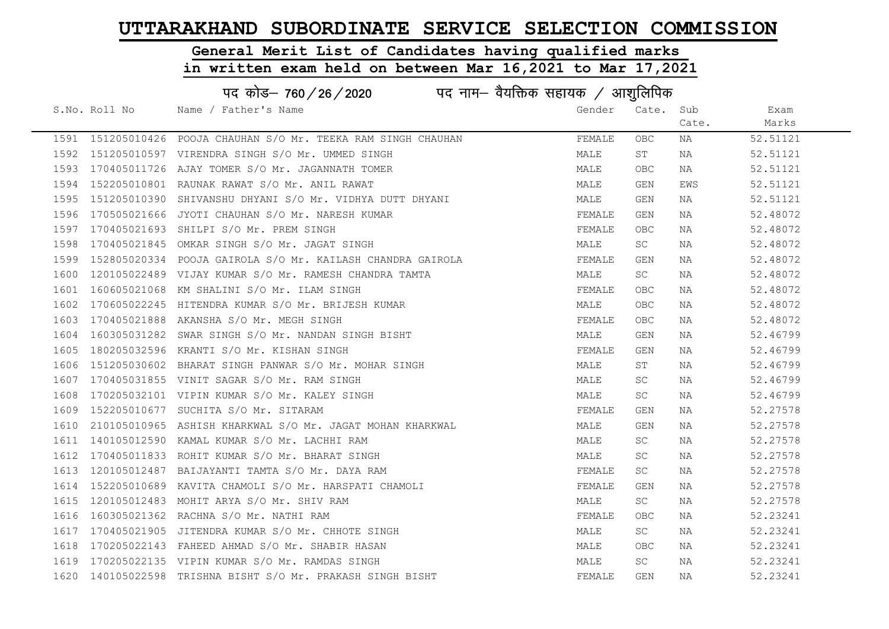# UTTARAKHAND SUBORDINATE SERVICE SELECTION COMMISSION

## General Merit List of Candidates having qualified marks in written exam held on between Mar 16,2021 to Mar 17,2021

### पद कोड– 760 / 26 / 2020 पद नाम– वैयक्तिक सहायक / आशुलिपिक

| S.No. | Roll No | Name / Father's Name | Gender | Cate. | Sub Cate. | Exam Marks |
|---|---|---|---|---|---|---|
| 1591 | 151205010426 | POOJA CHAUHAN S/O Mr. TEEKA RAM SINGH CHAUHAN | FEMALE | OBC | NA | 52.51121 |
| 1592 | 151205010597 | VIRENDRA SINGH S/O Mr. UMMED SINGH | MALE | ST | NA | 52.51121 |
| 1593 | 170405011726 | AJAY TOMER S/O Mr. JAGANNATH TOMER | MALE | OBC | NA | 52.51121 |
| 1594 | 152205010801 | RAUNAK RAWAT S/O Mr. ANIL RAWAT | MALE | GEN | EWS | 52.51121 |
| 1595 | 151205010390 | SHIVANSHU DHYANI S/O Mr. VIDHYA DUTT DHYANI | MALE | GEN | NA | 52.51121 |
| 1596 | 170505021666 | JYOTI CHAUHAN S/O Mr. NARESH KUMAR | FEMALE | GEN | NA | 52.48072 |
| 1597 | 170405021693 | SHILPI S/O Mr. PREM SINGH | FEMALE | OBC | NA | 52.48072 |
| 1598 | 170405021845 | OMKAR SINGH S/O Mr. JAGAT SINGH | MALE | SC | NA | 52.48072 |
| 1599 | 152805020334 | POOJA GAIROLA S/O Mr. KAILASH CHANDRA GAIROLA | FEMALE | GEN | NA | 52.48072 |
| 1600 | 120105022489 | VIJAY KUMAR S/O Mr. RAMESH CHANDRA TAMTA | MALE | SC | NA | 52.48072 |
| 1601 | 160605021068 | KM SHALINI S/O Mr. ILAM SINGH | FEMALE | OBC | NA | 52.48072 |
| 1602 | 170605022245 | HITENDRA KUMAR S/O Mr. BRIJESH KUMAR | MALE | OBC | NA | 52.48072 |
| 1603 | 170405021888 | AKANSHA S/O Mr. MEGH SINGH | FEMALE | OBC | NA | 52.48072 |
| 1604 | 160305031282 | SWAR SINGH S/O Mr. NANDAN SINGH BISHT | MALE | GEN | NA | 52.46799 |
| 1605 | 180205032596 | KRANTI S/O Mr. KISHAN SINGH | FEMALE | GEN | NA | 52.46799 |
| 1606 | 151205030602 | BHARAT SINGH PANWAR S/O Mr. MOHAR SINGH | MALE | ST | NA | 52.46799 |
| 1607 | 170405031855 | VINIT SAGAR S/O Mr. RAM SINGH | MALE | SC | NA | 52.46799 |
| 1608 | 170205032101 | VIPIN KUMAR S/O Mr. KALEY SINGH | MALE | SC | NA | 52.46799 |
| 1609 | 152205010677 | SUCHITA S/O Mr. SITARAM | FEMALE | GEN | NA | 52.27578 |
| 1610 | 210105010965 | ASHISH KHARKWAL S/O Mr. JAGAT MOHAN KHARKWAL | MALE | GEN | NA | 52.27578 |
| 1611 | 140105012590 | KAMAL KUMAR S/O Mr. LACHHI RAM | MALE | SC | NA | 52.27578 |
| 1612 | 170405011833 | ROHIT KUMAR S/O Mr. BHARAT SINGH | MALE | SC | NA | 52.27578 |
| 1613 | 120105012487 | BAIJAYANTI TAMTA S/O Mr. DAYA RAM | FEMALE | SC | NA | 52.27578 |
| 1614 | 152205010689 | KAVITA CHAMOLI S/O Mr. HARSPATI CHAMOLI | FEMALE | GEN | NA | 52.27578 |
| 1615 | 120105012483 | MOHIT ARYA S/O Mr. SHIV RAM | MALE | SC | NA | 52.27578 |
| 1616 | 160305021362 | RACHNA S/O Mr. NATHI RAM | FEMALE | OBC | NA | 52.23241 |
| 1617 | 170405021905 | JITENDRA KUMAR S/O Mr. CHHOTE SINGH | MALE | SC | NA | 52.23241 |
| 1618 | 170205022143 | FAHEED AHMAD S/O Mr. SHABIR HASAN | MALE | OBC | NA | 52.23241 |
| 1619 | 170205022135 | VIPIN KUMAR S/O Mr. RAMDAS SINGH | MALE | SC | NA | 52.23241 |
| 1620 | 140105022598 | TRISHNA BISHT S/O Mr. PRAKASH SINGH BISHT | FEMALE | GEN | NA | 52.23241 |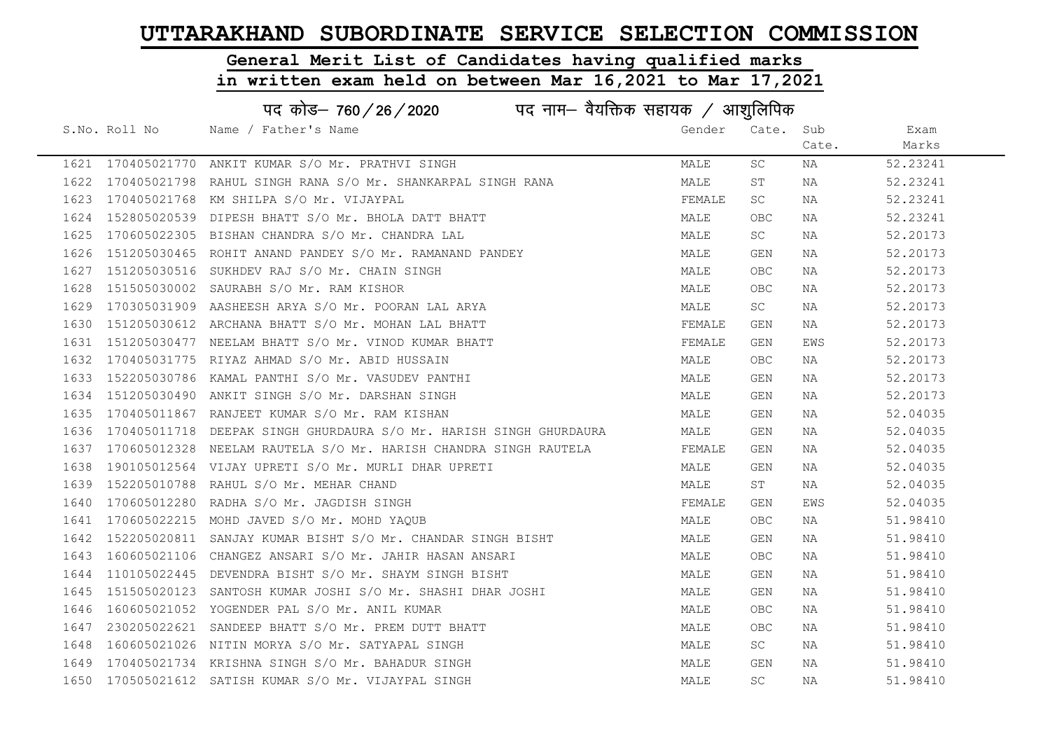# UTTARAKHAND SUBORDINATE SERVICE SELECTION COMMISSION

## General Merit List of Candidates having qualified marks in written exam held on between Mar 16,2021 to Mar 17,2021

### पद कोड– 760/26/2020 पद नाम– वैयक्तिक सहायक / आशुलिपिक

| S.No. | Roll No | Name / Father's Name | Gender | Cate. | Sub Cate. | Exam Marks |
|---|---|---|---|---|---|---|
| 1621 | 170405021770 | ANKIT KUMAR S/O Mr. PRATHVI SINGH | MALE | SC | NA | 52.23241 |
| 1622 | 170405021798 | RAHUL SINGH RANA S/O Mr. SHANKARPAL SINGH RANA | MALE | ST | NA | 52.23241 |
| 1623 | 170405021768 | KM SHILPA S/O Mr. VIJAYPAL | FEMALE | SC | NA | 52.23241 |
| 1624 | 152805020539 | DIPESH BHATT S/O Mr. BHOLA DATT BHATT | MALE | OBC | NA | 52.23241 |
| 1625 | 170605022305 | BISHAN CHANDRA S/O Mr. CHANDRA LAL | MALE | SC | NA | 52.20173 |
| 1626 | 151205030465 | ROHIT ANAND PANDEY S/O Mr. RAMANAND PANDEY | MALE | GEN | NA | 52.20173 |
| 1627 | 151205030516 | SUKHDEV RAJ S/O Mr. CHAIN SINGH | MALE | OBC | NA | 52.20173 |
| 1628 | 151505030002 | SAURABH S/O Mr. RAM KISHOR | MALE | OBC | NA | 52.20173 |
| 1629 | 170305031909 | AASHEESH ARYA S/O Mr. POORAN LAL ARYA | MALE | SC | NA | 52.20173 |
| 1630 | 151205030612 | ARCHANA BHATT S/O Mr. MOHAN LAL BHATT | FEMALE | GEN | NA | 52.20173 |
| 1631 | 151205030477 | NEELAM BHATT S/O Mr. VINOD KUMAR BHATT | FEMALE | GEN | EWS | 52.20173 |
| 1632 | 170405031775 | RIYAZ AHMAD S/O Mr. ABID HUSSAIN | MALE | OBC | NA | 52.20173 |
| 1633 | 152205030786 | KAMAL PANTHI S/O Mr. VASUDEV PANTHI | MALE | GEN | NA | 52.20173 |
| 1634 | 151205030490 | ANKIT SINGH S/O Mr. DARSHAN SINGH | MALE | GEN | NA | 52.20173 |
| 1635 | 170405011867 | RANJEET KUMAR S/O Mr. RAM KISHAN | MALE | GEN | NA | 52.04035 |
| 1636 | 170405011718 | DEEPAK SINGH GHURDAURA S/O Mr. HARISH SINGH GHURDAURA | MALE | GEN | NA | 52.04035 |
| 1637 | 170605012328 | NEELAM RAUTELA S/O Mr. HARISH CHANDRA SINGH RAUTELA | FEMALE | GEN | NA | 52.04035 |
| 1638 | 190105012564 | VIJAY UPRETI S/O Mr. MURLI DHAR UPRETI | MALE | GEN | NA | 52.04035 |
| 1639 | 152205010788 | RAHUL S/O Mr. MEHAR CHAND | MALE | ST | NA | 52.04035 |
| 1640 | 170605012280 | RADHA S/O Mr. JAGDISH SINGH | FEMALE | GEN | EWS | 52.04035 |
| 1641 | 170605022215 | MOHD JAVED S/O Mr. MOHD YAQUB | MALE | OBC | NA | 51.98410 |
| 1642 | 152205020811 | SANJAY KUMAR BISHT S/O Mr. CHANDAR SINGH BISHT | MALE | GEN | NA | 51.98410 |
| 1643 | 160605021106 | CHANGEZ ANSARI S/O Mr. JAHIR HASAN ANSARI | MALE | OBC | NA | 51.98410 |
| 1644 | 110105022445 | DEVENDRA BISHT S/O Mr. SHAYM SINGH BISHT | MALE | GEN | NA | 51.98410 |
| 1645 | 151505020123 | SANTOSH KUMAR JOSHI S/O Mr. SHASHI DHAR JOSHI | MALE | GEN | NA | 51.98410 |
| 1646 | 160605021052 | YOGENDER PAL S/O Mr. ANIL KUMAR | MALE | OBC | NA | 51.98410 |
| 1647 | 230205022621 | SANDEEP BHATT S/O Mr. PREM DUTT BHATT | MALE | OBC | NA | 51.98410 |
| 1648 | 160605021026 | NITIN MORYA S/O Mr. SATYAPAL SINGH | MALE | SC | NA | 51.98410 |
| 1649 | 170405021734 | KRISHNA SINGH S/O Mr. BAHADUR SINGH | MALE | GEN | NA | 51.98410 |
| 1650 | 170505021612 | SATISH KUMAR S/O Mr. VIJAYPAL SINGH | MALE | SC | NA | 51.98410 |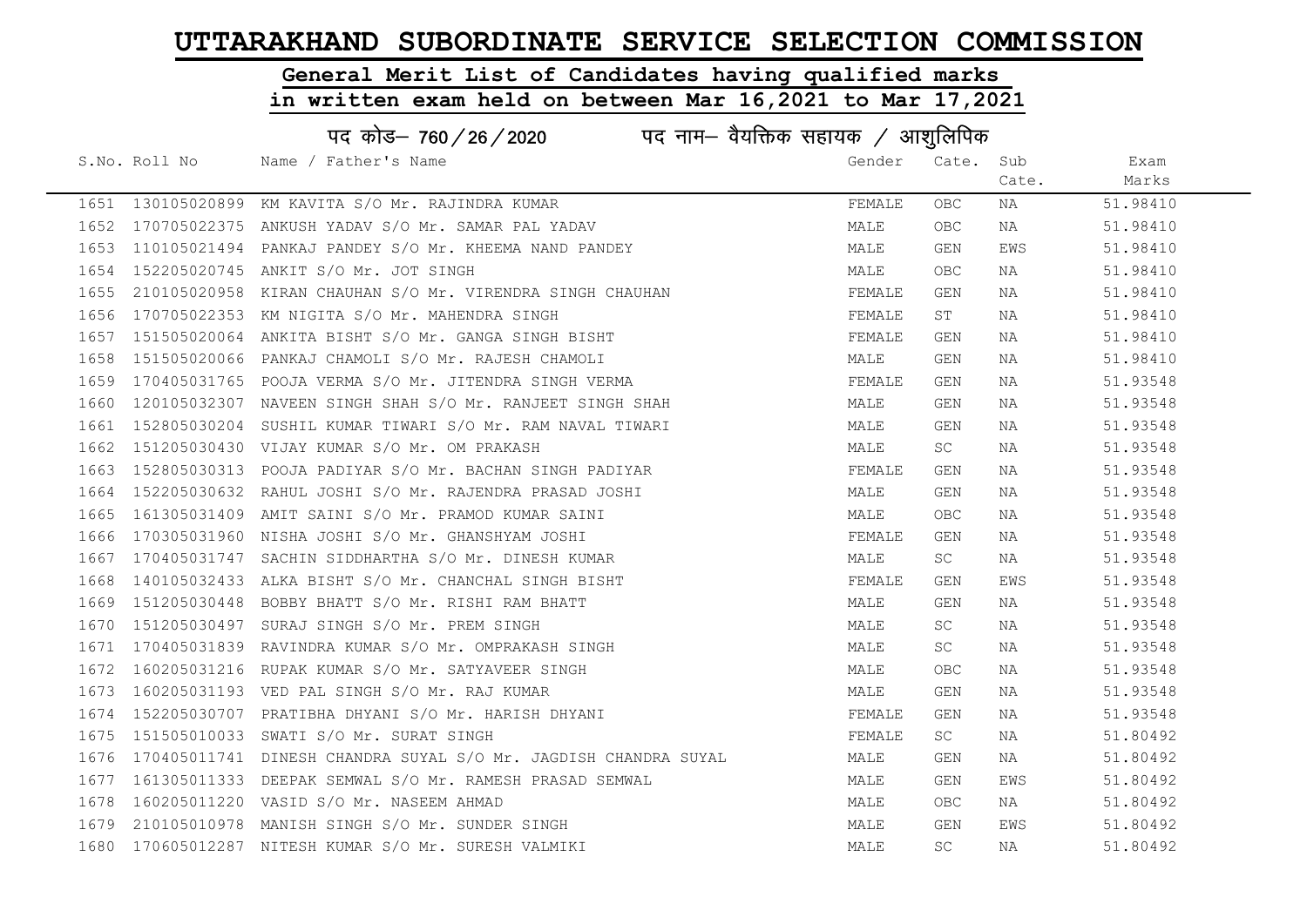# UTTARAKHAND SUBORDINATE SERVICE SELECTION COMMISSION

## General Merit List of Candidates having qualified marks in written exam held on between Mar 16,2021 to Mar 17,2021

### पद कोड– 760/26/2020 पद नाम– वैयक्तिक सहायक / आशुलिपिक

| S.No. | Roll No | Name / Father's Name | Gender | Cate. | Sub Cate. | Exam Marks |
|---|---|---|---|---|---|---|
| 1651 | 130105020899 | KM KAVITA S/O Mr. RAJINDRA KUMAR | FEMALE | OBC | NA | 51.98410 |
| 1652 | 170705022375 | ANKUSH YADAV S/O Mr. SAMAR PAL YADAV | MALE | OBC | NA | 51.98410 |
| 1653 | 110105021494 | PANKAJ PANDEY S/O Mr. KHEEMA NAND PANDEY | MALE | GEN | EWS | 51.98410 |
| 1654 | 152205020745 | ANKIT S/O Mr. JOT SINGH | MALE | OBC | NA | 51.98410 |
| 1655 | 210105020958 | KIRAN CHAUHAN S/O Mr. VIRENDRA SINGH CHAUHAN | FEMALE | GEN | NA | 51.98410 |
| 1656 | 170705022353 | KM NIGITA S/O Mr. MAHENDRA SINGH | FEMALE | ST | NA | 51.98410 |
| 1657 | 151505020064 | ANKITA BISHT S/O Mr. GANGA SINGH BISHT | FEMALE | GEN | NA | 51.98410 |
| 1658 | 151505020066 | PANKAJ CHAMOLI S/O Mr. RAJESH CHAMOLI | MALE | GEN | NA | 51.98410 |
| 1659 | 170405031765 | POOJA VERMA S/O Mr. JITENDRA SINGH VERMA | FEMALE | GEN | NA | 51.93548 |
| 1660 | 120105032307 | NAVEEN SINGH SHAH S/O Mr. RANJEET SINGH SHAH | MALE | GEN | NA | 51.93548 |
| 1661 | 152805030204 | SUSHIL KUMAR TIWARI S/O Mr. RAM NAVAL TIWARI | MALE | GEN | NA | 51.93548 |
| 1662 | 151205030430 | VIJAY KUMAR S/O Mr. OM PRAKASH | MALE | SC | NA | 51.93548 |
| 1663 | 152805030313 | POOJA PADIYAR S/O Mr. BACHAN SINGH PADIYAR | FEMALE | GEN | NA | 51.93548 |
| 1664 | 152205030632 | RAHUL JOSHI S/O Mr. RAJENDRA PRASAD JOSHI | MALE | GEN | NA | 51.93548 |
| 1665 | 161305031409 | AMIT SAINI S/O Mr. PRAMOD KUMAR SAINI | MALE | OBC | NA | 51.93548 |
| 1666 | 170305031960 | NISHA JOSHI S/O Mr. GHANSHYAM JOSHI | FEMALE | GEN | NA | 51.93548 |
| 1667 | 170405031747 | SACHIN SIDDHARTHA S/O Mr. DINESH KUMAR | MALE | SC | NA | 51.93548 |
| 1668 | 140105032433 | ALKA BISHT S/O Mr. CHANCHAL SINGH BISHT | FEMALE | GEN | EWS | 51.93548 |
| 1669 | 151205030448 | BOBBY BHATT S/O Mr. RISHI RAM BHATT | MALE | GEN | NA | 51.93548 |
| 1670 | 151205030497 | SURAJ SINGH S/O Mr. PREM SINGH | MALE | SC | NA | 51.93548 |
| 1671 | 170405031839 | RAVINDRA KUMAR S/O Mr. OMPRAKASH SINGH | MALE | SC | NA | 51.93548 |
| 1672 | 160205031216 | RUPAK KUMAR S/O Mr. SATYAVEER SINGH | MALE | OBC | NA | 51.93548 |
| 1673 | 160205031193 | VED PAL SINGH S/O Mr. RAJ KUMAR | MALE | GEN | NA | 51.93548 |
| 1674 | 152205030707 | PRATIBHA DHYANI S/O Mr. HARISH DHYANI | FEMALE | GEN | NA | 51.93548 |
| 1675 | 151505010033 | SWATI S/O Mr. SURAT SINGH | FEMALE | SC | NA | 51.80492 |
| 1676 | 170405011741 | DINESH CHANDRA SUYAL S/O Mr. JAGDISH CHANDRA SUYAL | MALE | GEN | NA | 51.80492 |
| 1677 | 161305011333 | DEEPAK SEMWAL S/O Mr. RAMESH PRASAD SEMWAL | MALE | GEN | EWS | 51.80492 |
| 1678 | 160205011220 | VASID S/O Mr. NASEEM AHMAD | MALE | OBC | NA | 51.80492 |
| 1679 | 210105010978 | MANISH SINGH S/O Mr. SUNDER SINGH | MALE | GEN | EWS | 51.80492 |
| 1680 | 170605012287 | NITESH KUMAR S/O Mr. SURESH VALMIKI | MALE | SC | NA | 51.80492 |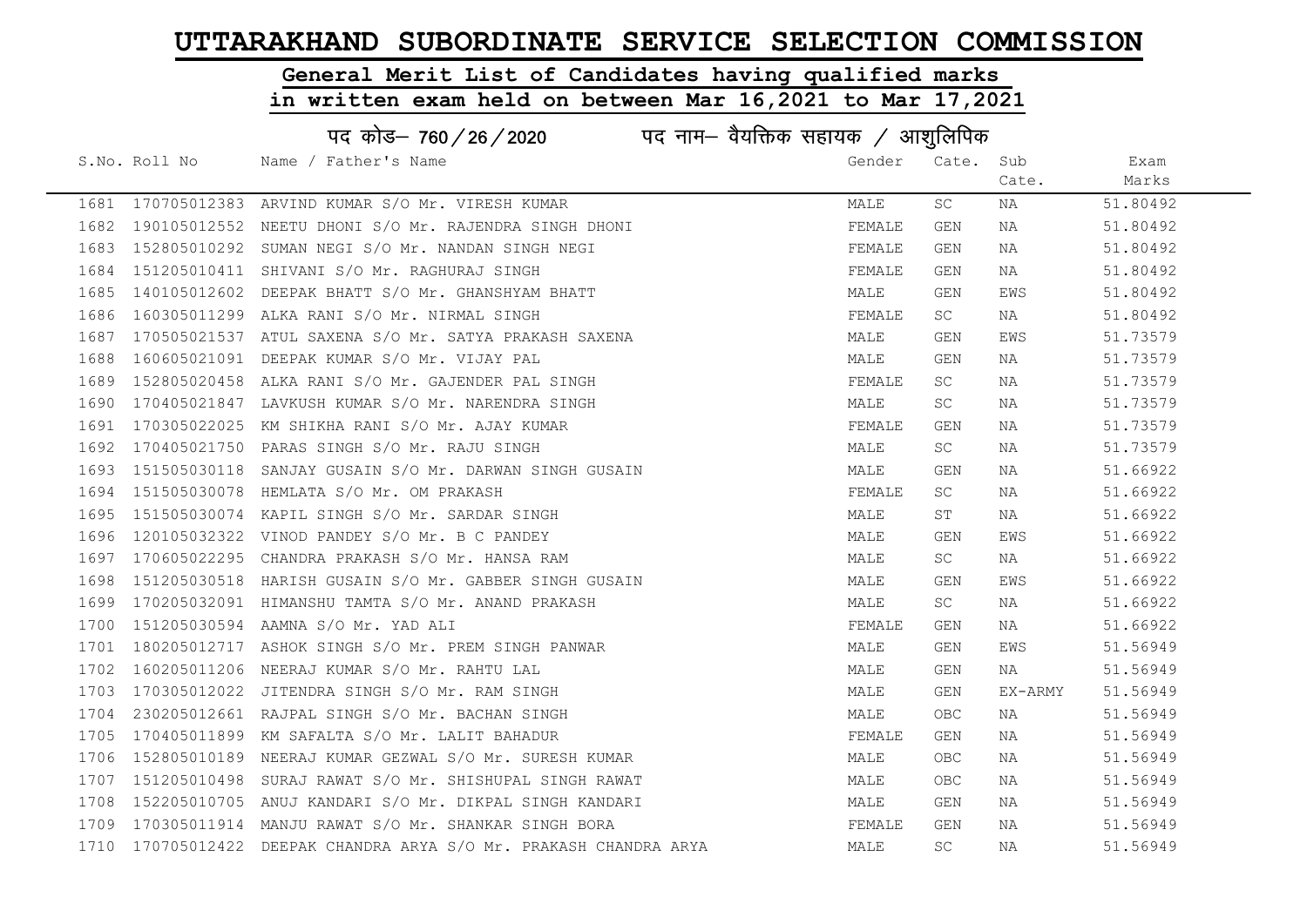# UTTARAKHAND SUBORDINATE SERVICE SELECTION COMMISSION

## General Merit List of Candidates having qualified marks in written exam held on between Mar 16,2021 to Mar 17,2021

### पद कोड– 760 / 26 / 2020 पद नाम– वैयक्तिक सहायक / आशुलिपिक

| S.No. | Roll No | Name / Father's Name | Gender | Cate. | Sub Cate. | Exam Marks |
|---|---|---|---|---|---|---|
| 1681 | 170705012383 | ARVIND KUMAR S/O Mr. VIRESH KUMAR | MALE | SC | NA | 51.80492 |
| 1682 | 190105012552 | NEETU DHONI S/O Mr. RAJENDRA SINGH DHONI | FEMALE | GEN | NA | 51.80492 |
| 1683 | 152805010292 | SUMAN NEGI S/O Mr. NANDAN SINGH NEGI | FEMALE | GEN | NA | 51.80492 |
| 1684 | 151205010411 | SHIVANI S/O Mr. RAGHURAJ SINGH | FEMALE | GEN | NA | 51.80492 |
| 1685 | 140105012602 | DEEPAK BHATT S/O Mr. GHANSHYAM BHATT | MALE | GEN | EWS | 51.80492 |
| 1686 | 160305011299 | ALKA RANI S/O Mr. NIRMAL SINGH | FEMALE | SC | NA | 51.80492 |
| 1687 | 170505021537 | ATUL SAXENA S/O Mr. SATYA PRAKASH SAXENA | MALE | GEN | EWS | 51.73579 |
| 1688 | 160605021091 | DEEPAK KUMAR S/O Mr. VIJAY PAL | MALE | GEN | NA | 51.73579 |
| 1689 | 152805020458 | ALKA RANI S/O Mr. GAJENDER PAL SINGH | FEMALE | SC | NA | 51.73579 |
| 1690 | 170405021847 | LAVKUSH KUMAR S/O Mr. NARENDRA SINGH | MALE | SC | NA | 51.73579 |
| 1691 | 170305022025 | KM SHIKHA RANI S/O Mr. AJAY KUMAR | FEMALE | GEN | NA | 51.73579 |
| 1692 | 170405021750 | PARAS SINGH S/O Mr. RAJU SINGH | MALE | SC | NA | 51.73579 |
| 1693 | 151505030118 | SANJAY GUSAIN S/O Mr. DARWAN SINGH GUSAIN | MALE | GEN | NA | 51.66922 |
| 1694 | 151505030078 | HEMLATA S/O Mr. OM PRAKASH | FEMALE | SC | NA | 51.66922 |
| 1695 | 151505030074 | KAPIL SINGH S/O Mr. SARDAR SINGH | MALE | ST | NA | 51.66922 |
| 1696 | 120105032322 | VINOD PANDEY S/O Mr. B C PANDEY | MALE | GEN | EWS | 51.66922 |
| 1697 | 170605022295 | CHANDRA PRAKASH S/O Mr. HANSA RAM | MALE | SC | NA | 51.66922 |
| 1698 | 151205030518 | HARISH GUSAIN S/O Mr. GABBER SINGH GUSAIN | MALE | GEN | EWS | 51.66922 |
| 1699 | 170205032091 | HIMANSHU TAMTA S/O Mr. ANAND PRAKASH | MALE | SC | NA | 51.66922 |
| 1700 | 151205030594 | AAMNA S/O Mr. YAD ALI | FEMALE | GEN | NA | 51.66922 |
| 1701 | 180205012717 | ASHOK SINGH S/O Mr. PREM SINGH PANWAR | MALE | GEN | EWS | 51.56949 |
| 1702 | 160205011206 | NEERAJ KUMAR S/O Mr. RAHTU LAL | MALE | GEN | NA | 51.56949 |
| 1703 | 170305012022 | JITENDRA SINGH S/O Mr. RAM SINGH | MALE | GEN | EX-ARMY | 51.56949 |
| 1704 | 230205012661 | RAJPAL SINGH S/O Mr. BACHAN SINGH | MALE | OBC | NA | 51.56949 |
| 1705 | 170405011899 | KM SAFALTA S/O Mr. LALIT BAHADUR | FEMALE | GEN | NA | 51.56949 |
| 1706 | 152805010189 | NEERAJ KUMAR GEZWAL S/O Mr. SURESH KUMAR | MALE | OBC | NA | 51.56949 |
| 1707 | 151205010498 | SURAJ RAWAT S/O Mr. SHISHUPAL SINGH RAWAT | MALE | OBC | NA | 51.56949 |
| 1708 | 152205010705 | ANUJ KANDARI S/O Mr. DIKPAL SINGH KANDARI | MALE | GEN | NA | 51.56949 |
| 1709 | 170305011914 | MANJU RAWAT S/O Mr. SHANKAR SINGH BORA | FEMALE | GEN | NA | 51.56949 |
| 1710 | 170705012422 | DEEPAK CHANDRA ARYA S/O Mr. PRAKASH CHANDRA ARYA | MALE | SC | NA | 51.56949 |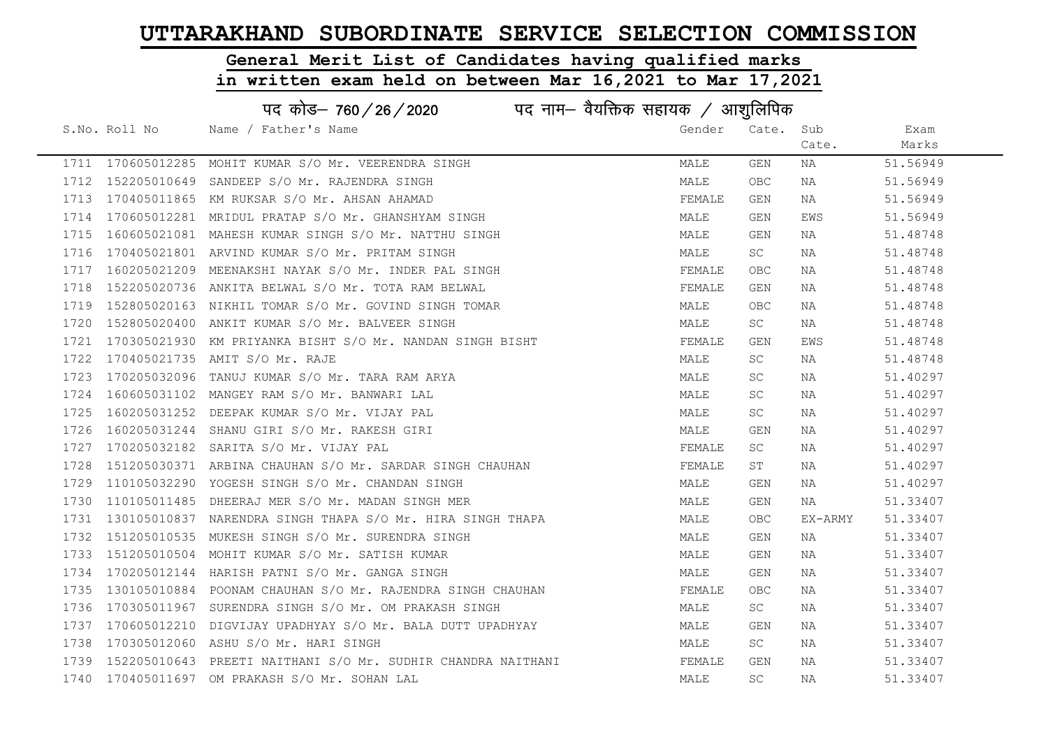# UTTARAKHAND SUBORDINATE SERVICE SELECTION COMMISSION

## General Merit List of Candidates having qualified marks in written exam held on between Mar 16,2021 to Mar 17,2021

### पद कोड– 760/26/2020 पद नाम– वैयक्तिक सहायक / आशुलिपिक

| S.No. | Roll No | Name / Father's Name | Gender | Cate. | Sub Cate. | Exam Marks |
|---|---|---|---|---|---|---|
| 1711 | 170605012285 | MOHIT KUMAR S/O Mr. VEERENDRA SINGH | MALE | GEN | NA | 51.56949 |
| 1712 | 152205010649 | SANDEEP S/O Mr. RAJENDRA SINGH | MALE | OBC | NA | 51.56949 |
| 1713 | 170405011865 | KM RUKSAR S/O Mr. AHSAN AHAMAD | FEMALE | GEN | NA | 51.56949 |
| 1714 | 170605012281 | MRIDUL PRATAP S/O Mr. GHANSHYAM SINGH | MALE | GEN | EWS | 51.56949 |
| 1715 | 160605021081 | MAHESH KUMAR SINGH S/O Mr. NATTHU SINGH | MALE | GEN | NA | 51.48748 |
| 1716 | 170405021801 | ARVIND KUMAR S/O Mr. PRITAM SINGH | MALE | SC | NA | 51.48748 |
| 1717 | 160205021209 | MEENAKSHI NAYAK S/O Mr. INDER PAL SINGH | FEMALE | OBC | NA | 51.48748 |
| 1718 | 152205020736 | ANKITA BELWAL S/O Mr. TOTA RAM BELWAL | FEMALE | GEN | NA | 51.48748 |
| 1719 | 152805020163 | NIKHIL TOMAR S/O Mr. GOVIND SINGH TOMAR | MALE | OBC | NA | 51.48748 |
| 1720 | 152805020400 | ANKIT KUMAR S/O Mr. BALVEER SINGH | MALE | SC | NA | 51.48748 |
| 1721 | 170305021930 | KM PRIYANKA BISHT S/O Mr. NANDAN SINGH BISHT | FEMALE | GEN | EWS | 51.48748 |
| 1722 | 170405021735 | AMIT S/O Mr. RAJE | MALE | SC | NA | 51.48748 |
| 1723 | 170205032096 | TANUJ KUMAR S/O Mr. TARA RAM ARYA | MALE | SC | NA | 51.40297 |
| 1724 | 160605031102 | MANGEY RAM S/O Mr. BANWARI LAL | MALE | SC | NA | 51.40297 |
| 1725 | 160205031252 | DEEPAK KUMAR S/O Mr. VIJAY PAL | MALE | SC | NA | 51.40297 |
| 1726 | 160205031244 | SHANU GIRI S/O Mr. RAKESH GIRI | MALE | GEN | NA | 51.40297 |
| 1727 | 170205032182 | SARITA S/O Mr. VIJAY PAL | FEMALE | SC | NA | 51.40297 |
| 1728 | 151205030371 | ARBINA CHAUHAN S/O Mr. SARDAR SINGH CHAUHAN | FEMALE | ST | NA | 51.40297 |
| 1729 | 110105032290 | YOGESH SINGH S/O Mr. CHANDAN SINGH | MALE | GEN | NA | 51.40297 |
| 1730 | 110105011485 | DHEERAJ MER S/O Mr. MADAN SINGH MER | MALE | GEN | NA | 51.33407 |
| 1731 | 130105010837 | NARENDRA SINGH THAPA S/O Mr. HIRA SINGH THAPA | MALE | OBC | EX-ARMY | 51.33407 |
| 1732 | 151205010535 | MUKESH SINGH S/O Mr. SURENDRA SINGH | MALE | GEN | NA | 51.33407 |
| 1733 | 151205010504 | MOHIT KUMAR S/O Mr. SATISH KUMAR | MALE | GEN | NA | 51.33407 |
| 1734 | 170205012144 | HARISH PATNI S/O Mr. GANGA SINGH | MALE | GEN | NA | 51.33407 |
| 1735 | 130105010884 | POONAM CHAUHAN S/O Mr. RAJENDRA SINGH CHAUHAN | FEMALE | OBC | NA | 51.33407 |
| 1736 | 170305011967 | SURENDRA SINGH S/O Mr. OM PRAKASH SINGH | MALE | SC | NA | 51.33407 |
| 1737 | 170605012210 | DIGVIJAY UPADHYAY S/O Mr. BALA DUTT UPADHYAY | MALE | GEN | NA | 51.33407 |
| 1738 | 170305012060 | ASHU S/O Mr. HARI SINGH | MALE | SC | NA | 51.33407 |
| 1739 | 152205010643 | PREETI NAITHANI S/O Mr. SUDHIR CHANDRA NAITHANI | FEMALE | GEN | NA | 51.33407 |
| 1740 | 170405011697 | OM PRAKASH S/O Mr. SOHAN LAL | MALE | SC | NA | 51.33407 |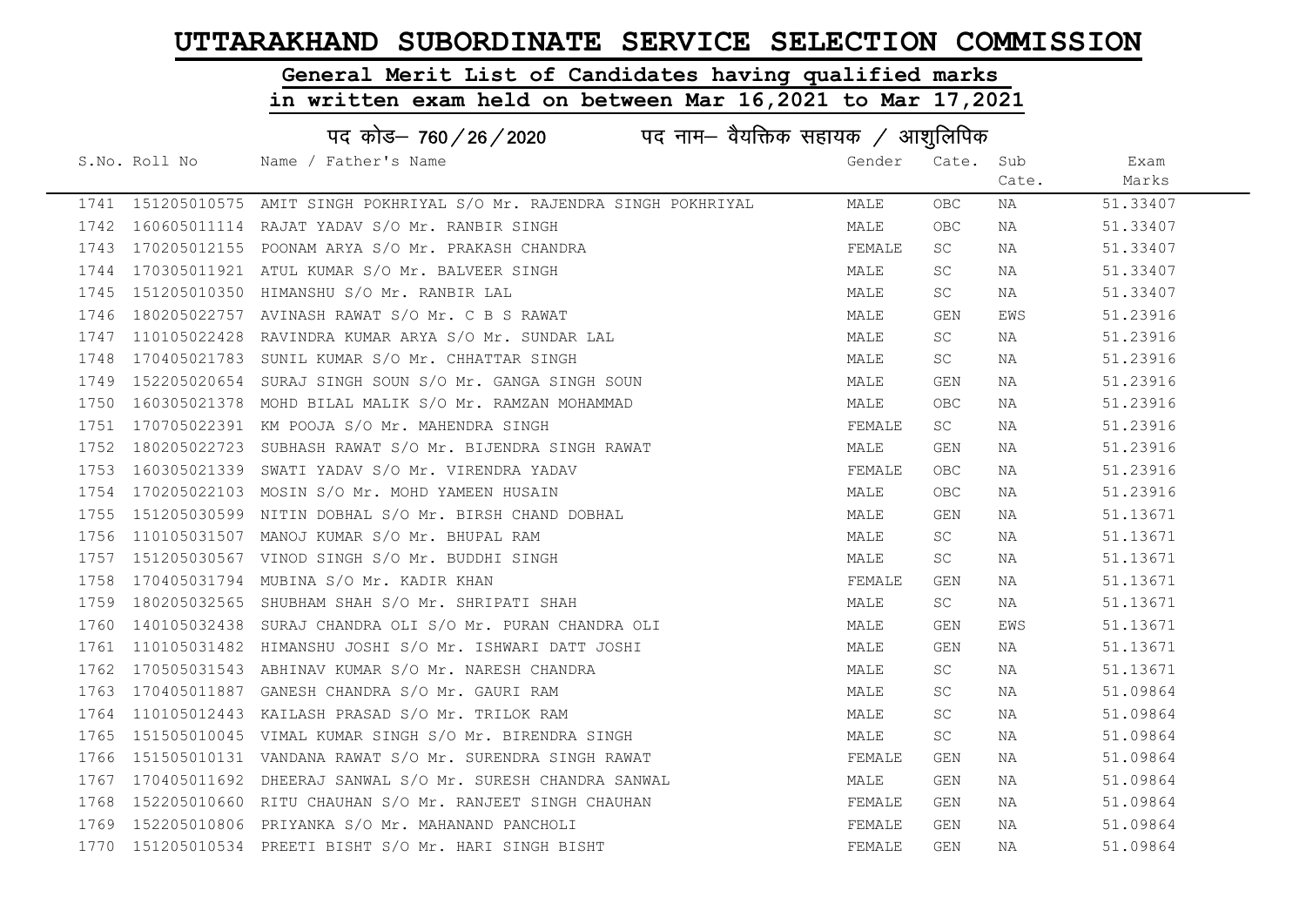# UTTARAKHAND SUBORDINATE SERVICE SELECTION COMMISSION

## General Merit List of Candidates having qualified marks in written exam held on between Mar 16,2021 to Mar 17,2021

### पद कोड– 760 / 26 / 2020 पद नाम– वैयक्तिक सहायक / आशुलिपिक

| S.No. | Roll No | Name / Father's Name | Gender | Cate. | Sub Cate. | Exam Marks |
|---|---|---|---|---|---|---|
| 1741 | 151205010575 | AMIT SINGH POKHRIYAL S/O Mr. RAJENDRA SINGH POKHRIYAL | MALE | OBC | NA | 51.33407 |
| 1742 | 160605011114 | RAJAT YADAV S/O Mr. RANBIR SINGH | MALE | OBC | NA | 51.33407 |
| 1743 | 170205012155 | POONAM ARYA S/O Mr. PRAKASH CHANDRA | FEMALE | SC | NA | 51.33407 |
| 1744 | 170305011921 | ATUL KUMAR S/O Mr. BALVEER SINGH | MALE | SC | NA | 51.33407 |
| 1745 | 151205010350 | HIMANSHU S/O Mr. RANBIR LAL | MALE | SC | NA | 51.33407 |
| 1746 | 180205022757 | AVINASH RAWAT S/O Mr. C B S RAWAT | MALE | GEN | EWS | 51.23916 |
| 1747 | 110105022428 | RAVINDRA KUMAR ARYA S/O Mr. SUNDAR LAL | MALE | SC | NA | 51.23916 |
| 1748 | 170405021783 | SUNIL KUMAR S/O Mr. CHHATTAR SINGH | MALE | SC | NA | 51.23916 |
| 1749 | 152205020654 | SURAJ SINGH SOUN S/O Mr. GANGA SINGH SOUN | MALE | GEN | NA | 51.23916 |
| 1750 | 160305021378 | MOHD BILAL MALIK S/O Mr. RAMZAN MOHAMMAD | MALE | OBC | NA | 51.23916 |
| 1751 | 170705022391 | KM POOJA S/O Mr. MAHENDRA SINGH | FEMALE | SC | NA | 51.23916 |
| 1752 | 180205022723 | SUBHASH RAWAT S/O Mr. BIJENDRA SINGH RAWAT | MALE | GEN | NA | 51.23916 |
| 1753 | 160305021339 | SWATI YADAV S/O Mr. VIRENDRA YADAV | FEMALE | OBC | NA | 51.23916 |
| 1754 | 170205022103 | MOSIN S/O Mr. MOHD YAMEEN HUSAIN | MALE | OBC | NA | 51.23916 |
| 1755 | 151205030599 | NITIN DOBHAL S/O Mr. BIRSH CHAND DOBHAL | MALE | GEN | NA | 51.13671 |
| 1756 | 110105031507 | MANOJ KUMAR S/O Mr. BHUPAL RAM | MALE | SC | NA | 51.13671 |
| 1757 | 151205030567 | VINOD SINGH S/O Mr. BUDDHI SINGH | MALE | SC | NA | 51.13671 |
| 1758 | 170405031794 | MUBINA S/O Mr. KADIR KHAN | FEMALE | GEN | NA | 51.13671 |
| 1759 | 180205032565 | SHUBHAM SHAH S/O Mr. SHRIPATI SHAH | MALE | SC | NA | 51.13671 |
| 1760 | 140105032438 | SURAJ CHANDRA OLI S/O Mr. PURAN CHANDRA OLI | MALE | GEN | EWS | 51.13671 |
| 1761 | 110105031482 | HIMANSHU JOSHI S/O Mr. ISHWARI DATT JOSHI | MALE | GEN | NA | 51.13671 |
| 1762 | 170505031543 | ABHINAV KUMAR S/O Mr. NARESH CHANDRA | MALE | SC | NA | 51.13671 |
| 1763 | 170405011887 | GANESH CHANDRA S/O Mr. GAURI RAM | MALE | SC | NA | 51.09864 |
| 1764 | 110105012443 | KAILASH PRASAD S/O Mr. TRILOK RAM | MALE | SC | NA | 51.09864 |
| 1765 | 151505010045 | VIMAL KUMAR SINGH S/O Mr. BIRENDRA SINGH | MALE | SC | NA | 51.09864 |
| 1766 | 151505010131 | VANDANA RAWAT S/O Mr. SURENDRA SINGH RAWAT | FEMALE | GEN | NA | 51.09864 |
| 1767 | 170405011692 | DHEERAJ SANWAL S/O Mr. SURESH CHANDRA SANWAL | MALE | GEN | NA | 51.09864 |
| 1768 | 152205010660 | RITU CHAUHAN S/O Mr. RANJEET SINGH CHAUHAN | FEMALE | GEN | NA | 51.09864 |
| 1769 | 152205010806 | PRIYANKA S/O Mr. MAHANAND PANCHOLI | FEMALE | GEN | NA | 51.09864 |
| 1770 | 151205010534 | PREETI BISHT S/O Mr. HARI SINGH BISHT | FEMALE | GEN | NA | 51.09864 |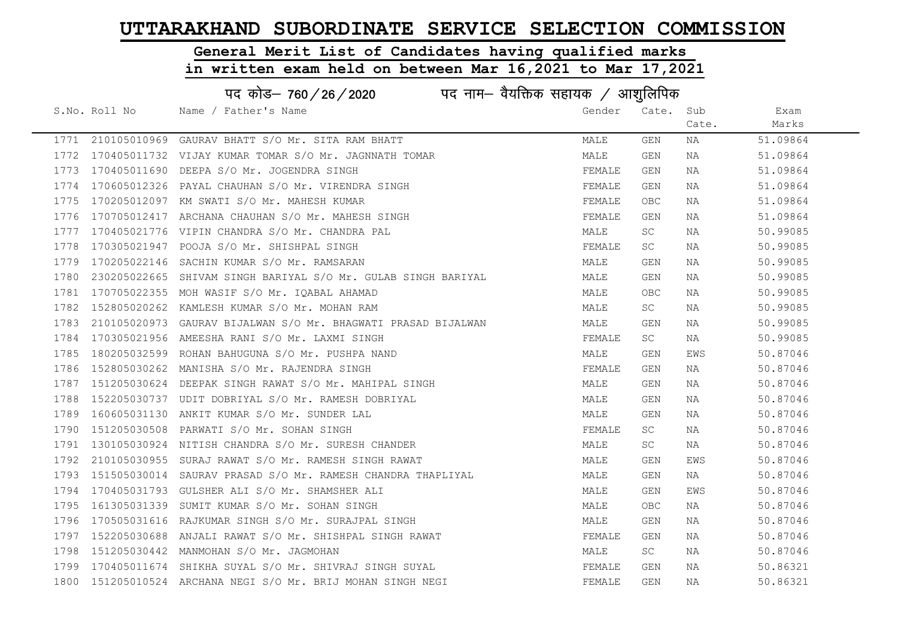# UTTARAKHAND SUBORDINATE SERVICE SELECTION COMMISSION

## General Merit List of Candidates having qualified marks in written exam held on between Mar 16,2021 to Mar 17,2021

### पद कोड– 760/26/2020 पद नाम– वैयक्तिक सहायक / आशुलिपिक

| S.No. | Roll No | Name / Father's Name | Gender | Cate. | Sub Cate. | Exam Marks |
|---|---|---|---|---|---|---|
| 1771 | 210105010969 | GAURAV BHATT S/O Mr. SITA RAM BHATT | MALE | GEN | NA | 51.09864 |
| 1772 | 170405011732 | VIJAY KUMAR TOMAR S/O Mr. JAGNNATH TOMAR | MALE | GEN | NA | 51.09864 |
| 1773 | 170405011690 | DEEPA S/O Mr. JOGENDRA SINGH | FEMALE | GEN | NA | 51.09864 |
| 1774 | 170605012326 | PAYAL CHAUHAN S/O Mr. VIRENDRA SINGH | FEMALE | GEN | NA | 51.09864 |
| 1775 | 170205012097 | KM SWATI S/O Mr. MAHESH KUMAR | FEMALE | OBC | NA | 51.09864 |
| 1776 | 170705012417 | ARCHANA CHAUHAN S/O Mr. MAHESH SINGH | FEMALE | GEN | NA | 51.09864 |
| 1777 | 170405021776 | VIPIN CHANDRA S/O Mr. CHANDRA PAL | MALE | SC | NA | 50.99085 |
| 1778 | 170305021947 | POOJA S/O Mr. SHISHPAL SINGH | FEMALE | SC | NA | 50.99085 |
| 1779 | 170205022146 | SACHIN KUMAR S/O Mr. RAMSARAN | MALE | GEN | NA | 50.99085 |
| 1780 | 230205022665 | SHIVAM SINGH BARIYAL S/O Mr. GULAB SINGH BARIYAL | MALE | GEN | NA | 50.99085 |
| 1781 | 170705022355 | MOH WASIF S/O Mr. IQABAL AHAMAD | MALE | OBC | NA | 50.99085 |
| 1782 | 152805020262 | KAMLESH KUMAR S/O Mr. MOHAN RAM | MALE | SC | NA | 50.99085 |
| 1783 | 210105020973 | GAURAV BIJALWAN S/O Mr. BHAGWATI PRASAD BIJALWAN | MALE | GEN | NA | 50.99085 |
| 1784 | 170305021956 | AMEESHA RANI S/O Mr. LAXMI SINGH | FEMALE | SC | NA | 50.99085 |
| 1785 | 180205032599 | ROHAN BAHUGUNA S/O Mr. PUSHPA NAND | MALE | GEN | EWS | 50.87046 |
| 1786 | 152805030262 | MANISHA S/O Mr. RAJENDRA SINGH | FEMALE | GEN | NA | 50.87046 |
| 1787 | 151205030624 | DEEPAK SINGH RAWAT S/O Mr. MAHIPAL SINGH | MALE | GEN | NA | 50.87046 |
| 1788 | 152205030737 | UDIT DOBRIYAL S/O Mr. RAMESH DOBRIYAL | MALE | GEN | NA | 50.87046 |
| 1789 | 160605031130 | ANKIT KUMAR S/O Mr. SUNDER LAL | MALE | GEN | NA | 50.87046 |
| 1790 | 151205030508 | PARWATI S/O Mr. SOHAN SINGH | FEMALE | SC | NA | 50.87046 |
| 1791 | 130105030924 | NITISH CHANDRA S/O Mr. SURESH CHANDER | MALE | SC | NA | 50.87046 |
| 1792 | 210105030955 | SURAJ RAWAT S/O Mr. RAMESH SINGH RAWAT | MALE | GEN | EWS | 50.87046 |
| 1793 | 151505030014 | SAURAV PRASAD S/O Mr. RAMESH CHANDRA THAPLIYAL | MALE | GEN | NA | 50.87046 |
| 1794 | 170405031793 | GULSHER ALI S/O Mr. SHAMSHER ALI | MALE | GEN | EWS | 50.87046 |
| 1795 | 161305031339 | SUMIT KUMAR S/O Mr. SOHAN SINGH | MALE | OBC | NA | 50.87046 |
| 1796 | 170505031616 | RAJKUMAR SINGH S/O Mr. SURAJPAL SINGH | MALE | GEN | NA | 50.87046 |
| 1797 | 152205030688 | ANJALI RAWAT S/O Mr. SHISHPAL SINGH RAWAT | FEMALE | GEN | NA | 50.87046 |
| 1798 | 151205030442 | MANMOHAN S/O Mr. JAGMOHAN | MALE | SC | NA | 50.87046 |
| 1799 | 170405011674 | SHIKHA SUYAL S/O Mr. SHIVRAJ SINGH SUYAL | FEMALE | GEN | NA | 50.86321 |
| 1800 | 151205010524 | ARCHANA NEGI S/O Mr. BRIJ MOHAN SINGH NEGI | FEMALE | GEN | NA | 50.86321 |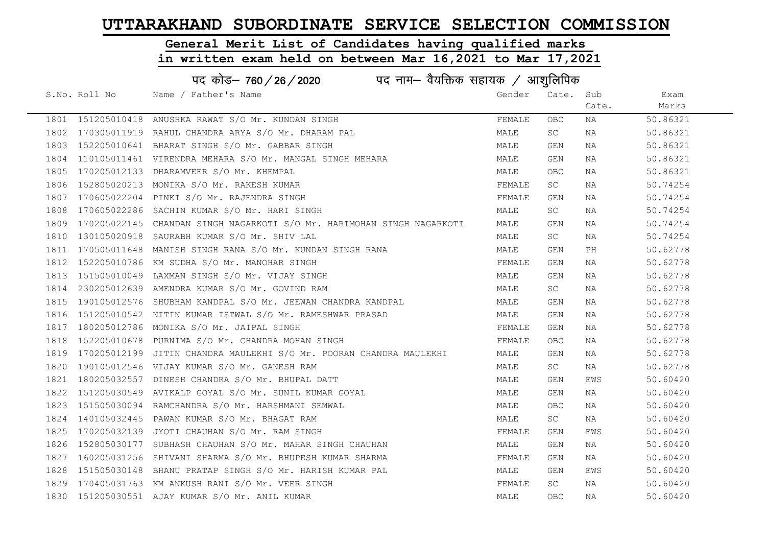# UTTARAKHAND SUBORDINATE SERVICE SELECTION COMMISSION

## General Merit List of Candidates having qualified marks in written exam held on between Mar 16,2021 to Mar 17,2021

### पद कोड– 760/26/2020 पद नाम– वैयक्तिक सहायक / आशुलिपिक

| S.No. | Roll No | Name / Father's Name | Gender | Cate. | Sub Cate. | Exam Marks |
|---|---|---|---|---|---|---|
| 1801 | 151205010418 | ANUSHKA RAWAT S/O Mr. KUNDAN SINGH | FEMALE | OBC | NA | 50.86321 |
| 1802 | 170305011919 | RAHUL CHANDRA ARYA S/O Mr. DHARAM PAL | MALE | SC | NA | 50.86321 |
| 1803 | 152205010641 | BHARAT SINGH S/O Mr. GABBAR SINGH | MALE | GEN | NA | 50.86321 |
| 1804 | 110105011461 | VIRENDRA MEHARA S/O Mr. MANGAL SINGH MEHARA | MALE | GEN | NA | 50.86321 |
| 1805 | 170205012133 | DHARAMVEER S/O Mr. KHEMPAL | MALE | OBC | NA | 50.86321 |
| 1806 | 152805020213 | MONIKA S/O Mr. RAKESH KUMAR | FEMALE | SC | NA | 50.74254 |
| 1807 | 170605022204 | PINKI S/O Mr. RAJENDRA SINGH | FEMALE | GEN | NA | 50.74254 |
| 1808 | 170605022286 | SACHIN KUMAR S/O Mr. HARI SINGH | MALE | SC | NA | 50.74254 |
| 1809 | 170205022145 | CHANDAN SINGH NAGARKOTI S/O Mr. HARIMOHAN SINGH NAGARKOTI | MALE | GEN | NA | 50.74254 |
| 1810 | 130105020918 | SAURABH KUMAR S/O Mr. SHIV LAL | MALE | SC | NA | 50.74254 |
| 1811 | 170505011648 | MANISH SINGH RANA S/O Mr. KUNDAN SINGH RANA | MALE | GEN | PH | 50.62778 |
| 1812 | 152205010786 | KM SUDHA S/O Mr. MANOHAR SINGH | FEMALE | GEN | NA | 50.62778 |
| 1813 | 151505010049 | LAXMAN SINGH S/O Mr. VIJAY SINGH | MALE | GEN | NA | 50.62778 |
| 1814 | 230205012639 | AMENDRA KUMAR S/O Mr. GOVIND RAM | MALE | SC | NA | 50.62778 |
| 1815 | 190105012576 | SHUBHAM KANDPAL S/O Mr. JEEWAN CHANDRA KANDPAL | MALE | GEN | NA | 50.62778 |
| 1816 | 151205010542 | NITIN KUMAR ISTWAL S/O Mr. RAMESHWAR PRASAD | MALE | GEN | NA | 50.62778 |
| 1817 | 180205012786 | MONIKA S/O Mr. JAIPAL SINGH | FEMALE | GEN | NA | 50.62778 |
| 1818 | 152205010678 | PURNIMA S/O Mr. CHANDRA MOHAN SINGH | FEMALE | OBC | NA | 50.62778 |
| 1819 | 170205012199 | JITIN CHANDRA MAULEKHI S/O Mr. POORAN CHANDRA MAULEKHI | MALE | GEN | NA | 50.62778 |
| 1820 | 190105012546 | VIJAY KUMAR S/O Mr. GANESH RAM | MALE | SC | NA | 50.62778 |
| 1821 | 180205032557 | DINESH CHANDRA S/O Mr. BHUPAL DATT | MALE | GEN | EWS | 50.60420 |
| 1822 | 151205030549 | AVIKALP GOYAL S/O Mr. SUNIL KUMAR GOYAL | MALE | GEN | NA | 50.60420 |
| 1823 | 151505030094 | RAMCHANDRA S/O Mr. HARSHMANI SEMWAL | MALE | OBC | NA | 50.60420 |
| 1824 | 140105032445 | PAWAN KUMAR S/O Mr. BHAGAT RAM | MALE | SC | NA | 50.60420 |
| 1825 | 170205032139 | JYOTI CHAUHAN S/O Mr. RAM SINGH | FEMALE | GEN | EWS | 50.60420 |
| 1826 | 152805030177 | SUBHASH CHAUHAN S/O Mr. MAHAR SINGH CHAUHAN | MALE | GEN | NA | 50.60420 |
| 1827 | 160205031256 | SHIVANI SHARMA S/O Mr. BHUPESH KUMAR SHARMA | FEMALE | GEN | NA | 50.60420 |
| 1828 | 151505030148 | BHANU PRATAP SINGH S/O Mr. HARISH KUMAR PAL | MALE | GEN | EWS | 50.60420 |
| 1829 | 170405031763 | KM ANKUSH RANI S/O Mr. VEER SINGH | FEMALE | SC | NA | 50.60420 |
| 1830 | 151205030551 | AJAY KUMAR S/O Mr. ANIL KUMAR | MALE | OBC | NA | 50.60420 |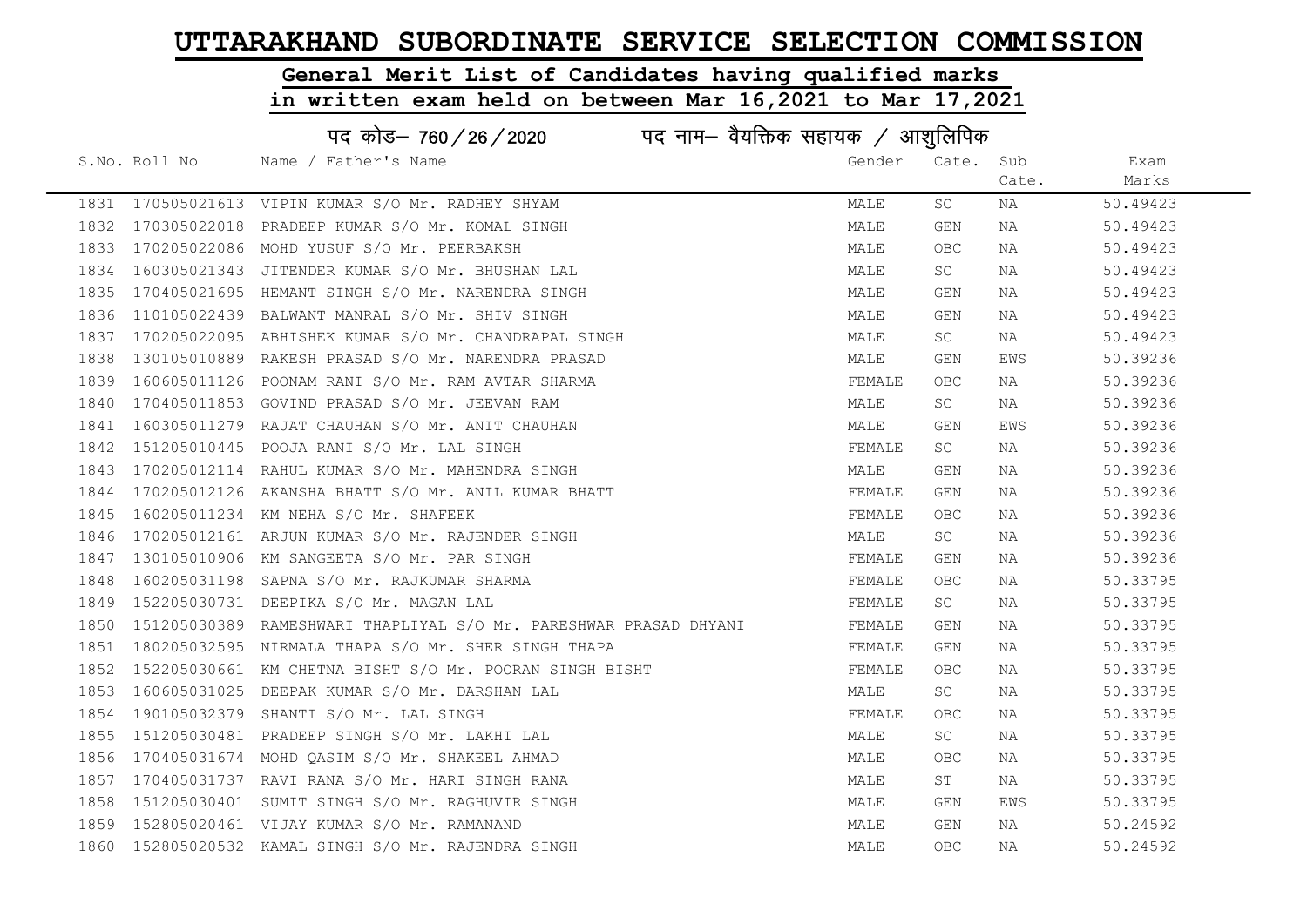# UTTARAKHAND SUBORDINATE SERVICE SELECTION COMMISSION

## General Merit List of Candidates having qualified marks in written exam held on between Mar 16,2021 to Mar 17,2021

### पद कोड– 760/26/2020 पद नाम– वैयक्तिक सहायक / आशुलिपिक

| S.No. | Roll No | Name / Father's Name | Gender | Cate. | Sub Cate. | Exam Marks |
|---|---|---|---|---|---|---|
| 1831 | 170505021613 | VIPIN KUMAR S/O Mr. RADHEY SHYAM | MALE | SC | NA | 50.49423 |
| 1832 | 170305022018 | PRADEEP KUMAR S/O Mr. KOMAL SINGH | MALE | GEN | NA | 50.49423 |
| 1833 | 170205022086 | MOHD YUSUF S/O Mr. PEERBAKSH | MALE | OBC | NA | 50.49423 |
| 1834 | 160305021343 | JITENDER KUMAR S/O Mr. BHUSHAN LAL | MALE | SC | NA | 50.49423 |
| 1835 | 170405021695 | HEMANT SINGH S/O Mr. NARENDRA SINGH | MALE | GEN | NA | 50.49423 |
| 1836 | 110105022439 | BALWANT MANRAL S/O Mr. SHIV SINGH | MALE | GEN | NA | 50.49423 |
| 1837 | 170205022095 | ABHISHEK KUMAR S/O Mr. CHANDRAPAL SINGH | MALE | SC | NA | 50.49423 |
| 1838 | 130105010889 | RAKESH PRASAD S/O Mr. NARENDRA PRASAD | MALE | GEN | EWS | 50.39236 |
| 1839 | 160605011126 | POONAM RANI S/O Mr. RAM AVTAR SHARMA | FEMALE | OBC | NA | 50.39236 |
| 1840 | 170405011853 | GOVIND PRASAD S/O Mr. JEEVAN RAM | MALE | SC | NA | 50.39236 |
| 1841 | 160305011279 | RAJAT CHAUHAN S/O Mr. ANIT CHAUHAN | MALE | GEN | EWS | 50.39236 |
| 1842 | 151205010445 | POOJA RANI S/O Mr. LAL SINGH | FEMALE | SC | NA | 50.39236 |
| 1843 | 170205012114 | RAHUL KUMAR S/O Mr. MAHENDRA SINGH | MALE | GEN | NA | 50.39236 |
| 1844 | 170205012126 | AKANSHA BHATT S/O Mr. ANIL KUMAR BHATT | FEMALE | GEN | NA | 50.39236 |
| 1845 | 160205011234 | KM NEHA S/O Mr. SHAFEEK | FEMALE | OBC | NA | 50.39236 |
| 1846 | 170205012161 | ARJUN KUMAR S/O Mr. RAJENDER SINGH | MALE | SC | NA | 50.39236 |
| 1847 | 130105010906 | KM SANGEETA S/O Mr. PAR SINGH | FEMALE | GEN | NA | 50.39236 |
| 1848 | 160205031198 | SAPNA S/O Mr. RAJKUMAR SHARMA | FEMALE | OBC | NA | 50.33795 |
| 1849 | 152205030731 | DEEPIKA S/O Mr. MAGAN LAL | FEMALE | SC | NA | 50.33795 |
| 1850 | 151205030389 | RAMESHWARI THAPLIYAL S/O Mr. PARESHWAR PRASAD DHYANI | FEMALE | GEN | NA | 50.33795 |
| 1851 | 180205032595 | NIRMALA THAPA S/O Mr. SHER SINGH THAPA | FEMALE | GEN | NA | 50.33795 |
| 1852 | 152205030661 | KM CHETNA BISHT S/O Mr. POORAN SINGH BISHT | FEMALE | OBC | NA | 50.33795 |
| 1853 | 160605031025 | DEEPAK KUMAR S/O Mr. DARSHAN LAL | MALE | SC | NA | 50.33795 |
| 1854 | 190105032379 | SHANTI S/O Mr. LAL SINGH | FEMALE | OBC | NA | 50.33795 |
| 1855 | 151205030481 | PRADEEP SINGH S/O Mr. LAKHI LAL | MALE | SC | NA | 50.33795 |
| 1856 | 170405031674 | MOHD QASIM S/O Mr. SHAKEEL AHMAD | MALE | OBC | NA | 50.33795 |
| 1857 | 170405031737 | RAVI RANA S/O Mr. HARI SINGH RANA | MALE | ST | NA | 50.33795 |
| 1858 | 151205030401 | SUMIT SINGH S/O Mr. RAGHUVIR SINGH | MALE | GEN | EWS | 50.33795 |
| 1859 | 152805020461 | VIJAY KUMAR S/O Mr. RAMANAND | MALE | GEN | NA | 50.24592 |
| 1860 | 152805020532 | KAMAL SINGH S/O Mr. RAJENDRA SINGH | MALE | OBC | NA | 50.24592 |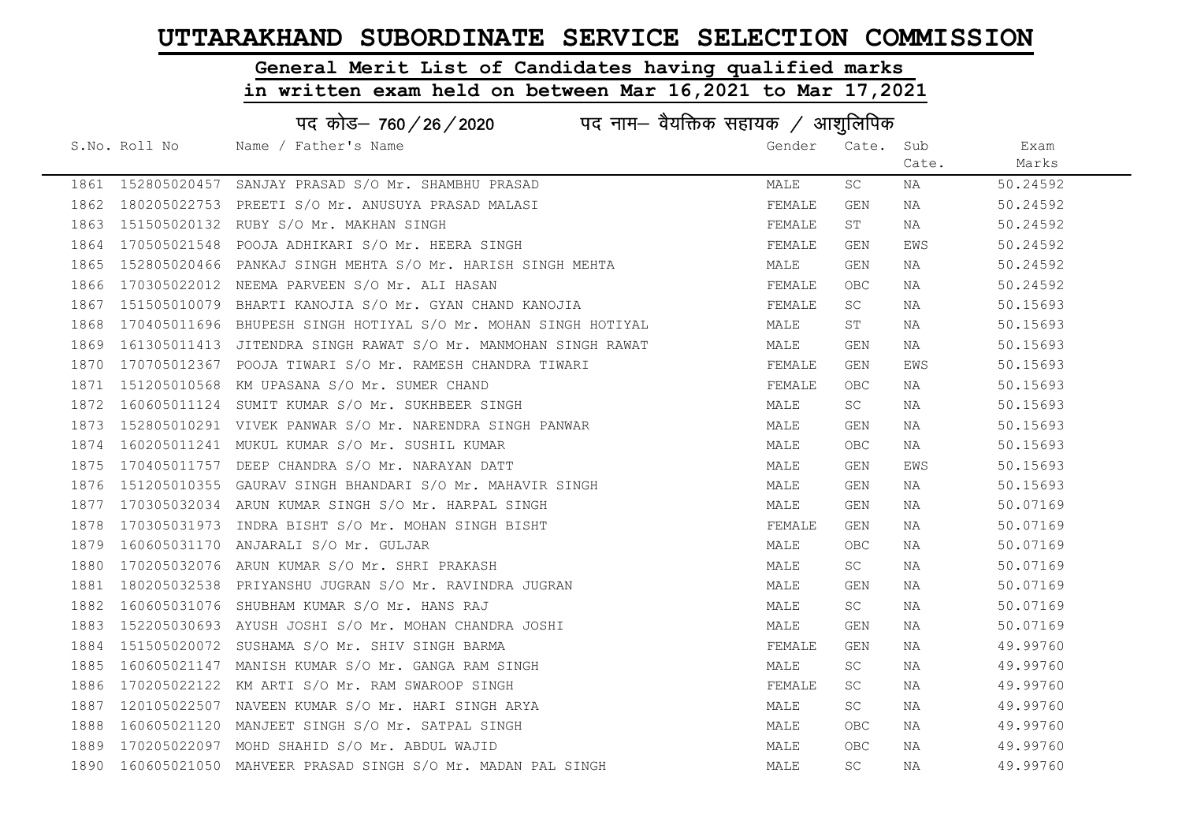# UTTARAKHAND SUBORDINATE SERVICE SELECTION COMMISSION

## General Merit List of Candidates having qualified marks in written exam held on between Mar 16,2021 to Mar 17,2021

### पद कोड– 760 / 26 / 2020 पद नाम– वैयक्तिक सहायक / आशुलिपिक

| S.No. | Roll No | Name / Father's Name | Gender | Cate. | Sub Cate. | Exam Marks |
|---|---|---|---|---|---|---|
| 1861 | 152805020457 | SANJAY PRASAD S/O Mr. SHAMBHU PRASAD | MALE | SC | NA | 50.24592 |
| 1862 | 180205022753 | PREETI S/O Mr. ANUSUYA PRASAD MALASI | FEMALE | GEN | NA | 50.24592 |
| 1863 | 151505020132 | RUBY S/O Mr. MAKHAN SINGH | FEMALE | ST | NA | 50.24592 |
| 1864 | 170505021548 | POOJA ADHIKARI S/O Mr. HEERA SINGH | FEMALE | GEN | EWS | 50.24592 |
| 1865 | 152805020466 | PANKAJ SINGH MEHTA S/O Mr. HARISH SINGH MEHTA | MALE | GEN | NA | 50.24592 |
| 1866 | 170305022012 | NEEMA PARVEEN S/O Mr. ALI HASAN | FEMALE | OBC | NA | 50.24592 |
| 1867 | 151505010079 | BHARTI KANOJIA S/O Mr. GYAN CHAND KANOJIA | FEMALE | SC | NA | 50.15693 |
| 1868 | 170405011696 | BHUPESH SINGH HOTIYAL S/O Mr. MOHAN SINGH HOTIYAL | MALE | ST | NA | 50.15693 |
| 1869 | 161305011413 | JITENDRA SINGH RAWAT S/O Mr. MANMOHAN SINGH RAWAT | MALE | GEN | NA | 50.15693 |
| 1870 | 170705012367 | POOJA TIWARI S/O Mr. RAMESH CHANDRA TIWARI | FEMALE | GEN | EWS | 50.15693 |
| 1871 | 151205010568 | KM UPASANA S/O Mr. SUMER CHAND | FEMALE | OBC | NA | 50.15693 |
| 1872 | 160605011124 | SUMIT KUMAR S/O Mr. SUKHBEER SINGH | MALE | SC | NA | 50.15693 |
| 1873 | 152805010291 | VIVEK PANWAR S/O Mr. NARENDRA SINGH PANWAR | MALE | GEN | NA | 50.15693 |
| 1874 | 160205011241 | MUKUL KUMAR S/O Mr. SUSHIL KUMAR | MALE | OBC | NA | 50.15693 |
| 1875 | 170405011757 | DEEP CHANDRA S/O Mr. NARAYAN DATT | MALE | GEN | EWS | 50.15693 |
| 1876 | 151205010355 | GAURAV SINGH BHANDARI S/O Mr. MAHAVIR SINGH | MALE | GEN | NA | 50.15693 |
| 1877 | 170305032034 | ARUN KUMAR SINGH S/O Mr. HARPAL SINGH | MALE | GEN | NA | 50.07169 |
| 1878 | 170305031973 | INDRA BISHT S/O Mr. MOHAN SINGH BISHT | FEMALE | GEN | NA | 50.07169 |
| 1879 | 160605031170 | ANJARALI S/O Mr. GULJAR | MALE | OBC | NA | 50.07169 |
| 1880 | 170205032076 | ARUN KUMAR S/O Mr. SHRI PRAKASH | MALE | SC | NA | 50.07169 |
| 1881 | 180205032538 | PRIYANSHU JUGRAN S/O Mr. RAVINDRA JUGRAN | MALE | GEN | NA | 50.07169 |
| 1882 | 160605031076 | SHUBHAM KUMAR S/O Mr. HANS RAJ | MALE | SC | NA | 50.07169 |
| 1883 | 152205030693 | AYUSH JOSHI S/O Mr. MOHAN CHANDRA JOSHI | MALE | GEN | NA | 50.07169 |
| 1884 | 151505020072 | SUSHAMA S/O Mr. SHIV SINGH BARMA | FEMALE | GEN | NA | 49.99760 |
| 1885 | 160605021147 | MANISH KUMAR S/O Mr. GANGA RAM SINGH | MALE | SC | NA | 49.99760 |
| 1886 | 170205022122 | KM ARTI S/O Mr. RAM SWAROOP SINGH | FEMALE | SC | NA | 49.99760 |
| 1887 | 120105022507 | NAVEEN KUMAR S/O Mr. HARI SINGH ARYA | MALE | SC | NA | 49.99760 |
| 1888 | 160605021120 | MANJEET SINGH S/O Mr. SATPAL SINGH | MALE | OBC | NA | 49.99760 |
| 1889 | 170205022097 | MOHD SHAHID S/O Mr. ABDUL WAJID | MALE | OBC | NA | 49.99760 |
| 1890 | 160605021050 | MAHVEER PRASAD SINGH S/O Mr. MADAN PAL SINGH | MALE | SC | NA | 49.99760 |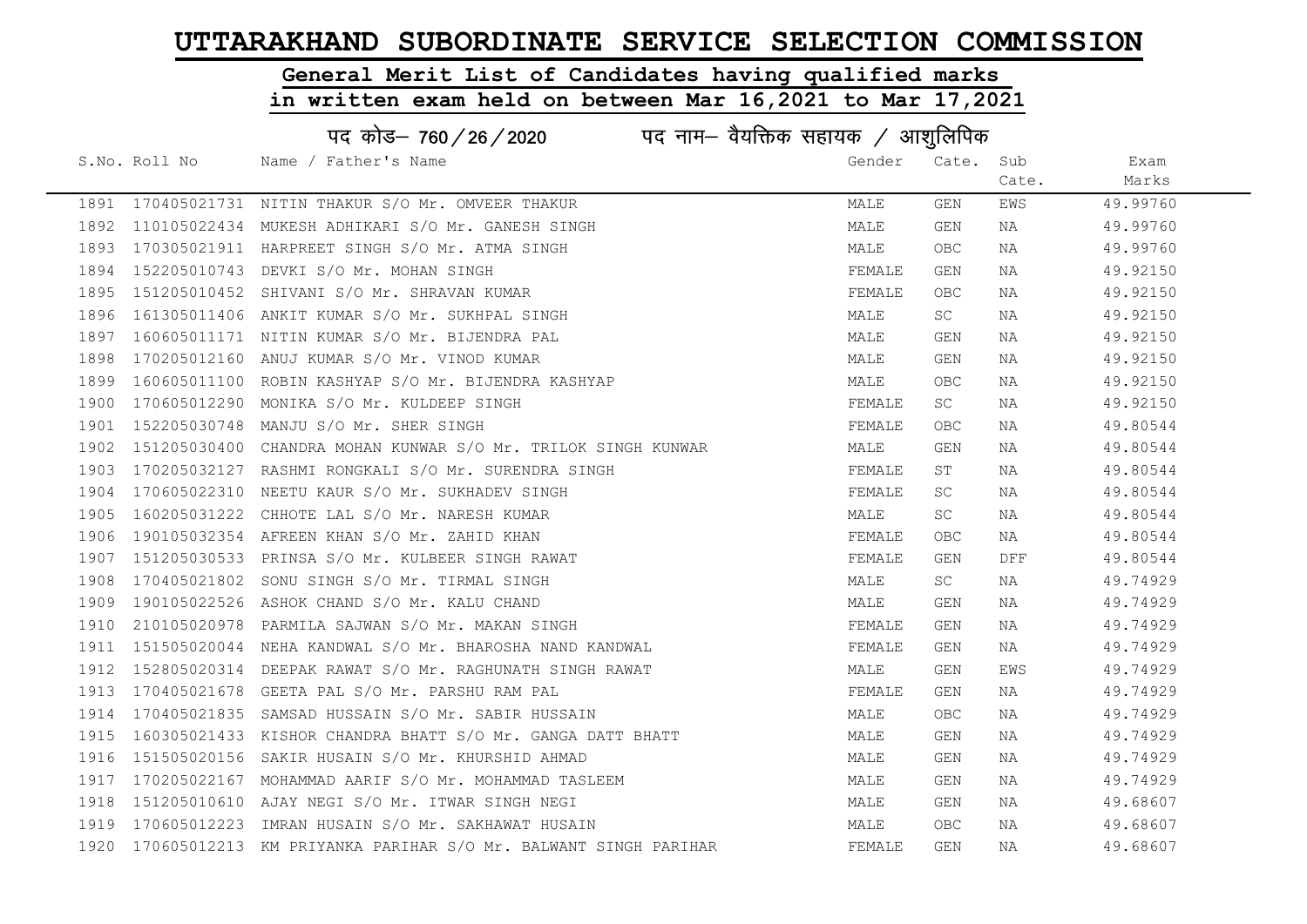# UTTARAKHAND SUBORDINATE SERVICE SELECTION COMMISSION

## General Merit List of Candidates having qualified marks in written exam held on between Mar 16,2021 to Mar 17,2021

### पद कोड– 760/26/2020 पद नाम– वैयक्तिक सहायक / आशुलिपिक

| S.No. | Roll No | Name / Father's Name | Gender | Cate. | Sub Cate. | Exam Marks |
|---|---|---|---|---|---|---|
| 1891 | 170405021731 | NITIN THAKUR S/O Mr. OMVEER THAKUR | MALE | GEN | EWS | 49.99760 |
| 1892 | 110105022434 | MUKESH ADHIKARI S/O Mr. GANESH SINGH | MALE | GEN | NA | 49.99760 |
| 1893 | 170305021911 | HARPREET SINGH S/O Mr. ATMA SINGH | MALE | OBC | NA | 49.99760 |
| 1894 | 152205010743 | DEVKI S/O Mr. MOHAN SINGH | FEMALE | GEN | NA | 49.92150 |
| 1895 | 151205010452 | SHIVANI S/O Mr. SHRAVAN KUMAR | FEMALE | OBC | NA | 49.92150 |
| 1896 | 161305011406 | ANKIT KUMAR S/O Mr. SUKHPAL SINGH | MALE | SC | NA | 49.92150 |
| 1897 | 160605011171 | NITIN KUMAR S/O Mr. BIJENDRA PAL | MALE | GEN | NA | 49.92150 |
| 1898 | 170205012160 | ANUJ KUMAR S/O Mr. VINOD KUMAR | MALE | GEN | NA | 49.92150 |
| 1899 | 160605011100 | ROBIN KASHYAP S/O Mr. BIJENDRA KASHYAP | MALE | OBC | NA | 49.92150 |
| 1900 | 170605012290 | MONIKA S/O Mr. KULDEEP SINGH | FEMALE | SC | NA | 49.92150 |
| 1901 | 152205030748 | MANJU S/O Mr. SHER SINGH | FEMALE | OBC | NA | 49.80544 |
| 1902 | 151205030400 | CHANDRA MOHAN KUNWAR S/O Mr. TRILOK SINGH KUNWAR | MALE | GEN | NA | 49.80544 |
| 1903 | 170205032127 | RASHMI RONGKALI S/O Mr. SURENDRA SINGH | FEMALE | ST | NA | 49.80544 |
| 1904 | 170605022310 | NEETU KAUR S/O Mr. SUKHADEV SINGH | FEMALE | SC | NA | 49.80544 |
| 1905 | 160205031222 | CHHOTE LAL S/O Mr. NARESH KUMAR | MALE | SC | NA | 49.80544 |
| 1906 | 190105032354 | AFREEN KHAN S/O Mr. ZAHID KHAN | FEMALE | OBC | NA | 49.80544 |
| 1907 | 151205030533 | PRINSA S/O Mr. KULBEER SINGH RAWAT | FEMALE | GEN | DFF | 49.80544 |
| 1908 | 170405021802 | SONU SINGH S/O Mr. TIRMAL SINGH | MALE | SC | NA | 49.74929 |
| 1909 | 190105022526 | ASHOK CHAND S/O Mr. KALU CHAND | MALE | GEN | NA | 49.74929 |
| 1910 | 210105020978 | PARMILA SAJWAN S/O Mr. MAKAN SINGH | FEMALE | GEN | NA | 49.74929 |
| 1911 | 151505020044 | NEHA KANDWAL S/O Mr. BHAROSHA NAND KANDWAL | FEMALE | GEN | NA | 49.74929 |
| 1912 | 152805020314 | DEEPAK RAWAT S/O Mr. RAGHUNATH SINGH RAWAT | MALE | GEN | EWS | 49.74929 |
| 1913 | 170405021678 | GEETA PAL S/O Mr. PARSHU RAM PAL | FEMALE | GEN | NA | 49.74929 |
| 1914 | 170405021835 | SAMSAD HUSSAIN S/O Mr. SABIR HUSSAIN | MALE | OBC | NA | 49.74929 |
| 1915 | 160305021433 | KISHOR CHANDRA BHATT S/O Mr. GANGA DATT BHATT | MALE | GEN | NA | 49.74929 |
| 1916 | 151505020156 | SAKIR HUSAIN S/O Mr. KHURSHID AHMAD | MALE | GEN | NA | 49.74929 |
| 1917 | 170205022167 | MOHAMMAD AARIF S/O Mr. MOHAMMAD TASLEEM | MALE | GEN | NA | 49.74929 |
| 1918 | 151205010610 | AJAY NEGI S/O Mr. ITWAR SINGH NEGI | MALE | GEN | NA | 49.68607 |
| 1919 | 170605012223 | IMRAN HUSAIN S/O Mr. SAKHAWAT HUSAIN | MALE | OBC | NA | 49.68607 |
| 1920 | 170605012213 | KM PRIYANKA PARIHAR S/O Mr. BALWANT SINGH PARIHAR | FEMALE | GEN | NA | 49.68607 |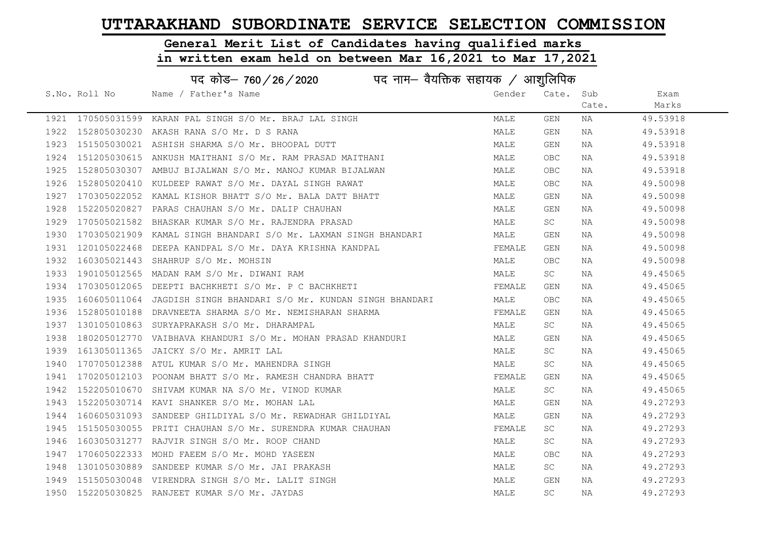# UTTARAKHAND SUBORDINATE SERVICE SELECTION COMMISSION

## General Merit List of Candidates having qualified marks in written exam held on between Mar 16,2021 to Mar 17,2021

### पद कोड– 760 / 26 / 2020 पद नाम– वैयक्तिक सहायक / आशुलिपिक

| S.No. | Roll No | Name / Father's Name | Gender | Cate. | Sub Cate. | Exam Marks |
|---|---|---|---|---|---|---|
| 1921 | 170505031599 | KARAN PAL SINGH S/O Mr. BRAJ LAL SINGH | MALE | GEN | NA | 49.53918 |
| 1922 | 152805030230 | AKASH RANA S/O Mr. D S RANA | MALE | GEN | NA | 49.53918 |
| 1923 | 151505030021 | ASHISH SHARMA S/O Mr. BHOOPAL DUTT | MALE | GEN | NA | 49.53918 |
| 1924 | 151205030615 | ANKUSH MAITHANI S/O Mr. RAM PRASAD MAITHANI | MALE | OBC | NA | 49.53918 |
| 1925 | 152805030307 | AMBUJ BIJALWAN S/O Mr. MANOJ KUMAR BIJALWAN | MALE | OBC | NA | 49.53918 |
| 1926 | 152805020410 | KULDEEP RAWAT S/O Mr. DAYAL SINGH RAWAT | MALE | OBC | NA | 49.50098 |
| 1927 | 170305022052 | KAMAL KISHOR BHATT S/O Mr. BALA DATT BHATT | MALE | GEN | NA | 49.50098 |
| 1928 | 152205020827 | PARAS CHAUHAN S/O Mr. DALIP CHAUHAN | MALE | GEN | NA | 49.50098 |
| 1929 | 170505021582 | BHASKAR KUMAR S/O Mr. RAJENDRA PRASAD | MALE | SC | NA | 49.50098 |
| 1930 | 170305021909 | KAMAL SINGH BHANDARI S/O Mr. LAXMAN SINGH BHANDARI | MALE | GEN | NA | 49.50098 |
| 1931 | 120105022468 | DEEPA KANDPAL S/O Mr. DAYA KRISHNA KANDPAL | FEMALE | GEN | NA | 49.50098 |
| 1932 | 160305021443 | SHAHRUP S/O Mr. MOHSIN | MALE | OBC | NA | 49.50098 |
| 1933 | 190105012565 | MADAN RAM S/O Mr. DIWANI RAM | MALE | SC | NA | 49.45065 |
| 1934 | 170305012065 | DEEPTI BACHKHETI S/O Mr. P C BACHKHETI | FEMALE | GEN | NA | 49.45065 |
| 1935 | 160605011064 | JAGDISH SINGH BHANDARI S/O Mr. KUNDAN SINGH BHANDARI | MALE | OBC | NA | 49.45065 |
| 1936 | 152805010188 | DRAVNEETA SHARMA S/O Mr. NEMISHARAN SHARMA | FEMALE | GEN | NA | 49.45065 |
| 1937 | 130105010863 | SURYAPRAKASH S/O Mr. DHARAMPAL | MALE | SC | NA | 49.45065 |
| 1938 | 180205012770 | VAIBHAVA KHANDURI S/O Mr. MOHAN PRASAD KHANDURI | MALE | GEN | NA | 49.45065 |
| 1939 | 161305011365 | JAICKY S/O Mr. AMRIT LAL | MALE | SC | NA | 49.45065 |
| 1940 | 170705012388 | ATUL KUMAR S/O Mr. MAHENDRA SINGH | MALE | SC | NA | 49.45065 |
| 1941 | 170205012103 | POONAM BHATT S/O Mr. RAMESH CHANDRA BHATT | FEMALE | GEN | NA | 49.45065 |
| 1942 | 152205010670 | SHIVAM KUMAR NA S/O Mr. VINOD KUMAR | MALE | SC | NA | 49.45065 |
| 1943 | 152205030714 | KAVI SHANKER S/O Mr. MOHAN LAL | MALE | GEN | NA | 49.27293 |
| 1944 | 160605031093 | SANDEEP GHILDIYAL S/O Mr. REWADHAR GHILDIYAL | MALE | GEN | NA | 49.27293 |
| 1945 | 151505030055 | PRITI CHAUHAN S/O Mr. SURENDRA KUMAR CHAUHAN | FEMALE | SC | NA | 49.27293 |
| 1946 | 160305031277 | RAJVIR SINGH S/O Mr. ROOP CHAND | MALE | SC | NA | 49.27293 |
| 1947 | 170605022333 | MOHD FAEEM S/O Mr. MOHD YASEEN | MALE | OBC | NA | 49.27293 |
| 1948 | 130105030889 | SANDEEP KUMAR S/O Mr. JAI PRAKASH | MALE | SC | NA | 49.27293 |
| 1949 | 151505030048 | VIRENDRA SINGH S/O Mr. LALIT SINGH | MALE | GEN | NA | 49.27293 |
| 1950 | 152205030825 | RANJEET KUMAR S/O Mr. JAYDAS | MALE | SC | NA | 49.27293 |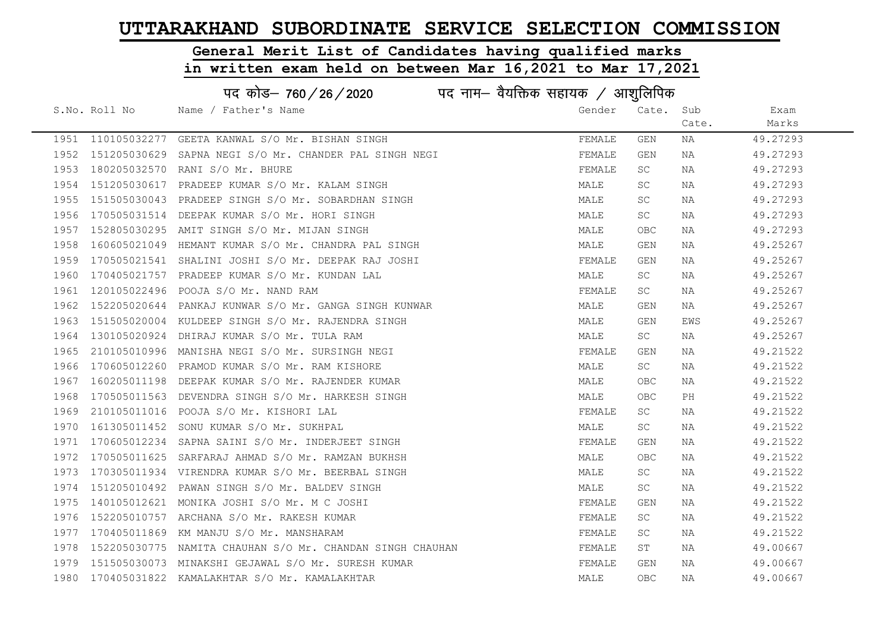# UTTARAKHAND SUBORDINATE SERVICE SELECTION COMMISSION

## General Merit List of Candidates having qualified marks in written exam held on between Mar 16,2021 to Mar 17,2021

### पद कोड– 760/26/2020 पद नाम– वैयक्तिक सहायक / आशुलिपिक

| S.No. | Roll No | Name / Father's Name | Gender | Cate. | Sub Cate. | Exam Marks |
|---|---|---|---|---|---|---|
| 1951 | 110105032277 | GEETA KANWAL S/O Mr. BISHAN SINGH | FEMALE | GEN | NA | 49.27293 |
| 1952 | 151205030629 | SAPNA NEGI S/O Mr. CHANDER PAL SINGH NEGI | FEMALE | GEN | NA | 49.27293 |
| 1953 | 180205032570 | RANI S/O Mr. BHURE | FEMALE | SC | NA | 49.27293 |
| 1954 | 151205030617 | PRADEEP KUMAR S/O Mr. KALAM SINGH | MALE | SC | NA | 49.27293 |
| 1955 | 151505030043 | PRADEEP SINGH S/O Mr. SOBARDHAN SINGH | MALE | SC | NA | 49.27293 |
| 1956 | 170505031514 | DEEPAK KUMAR S/O Mr. HORI SINGH | MALE | SC | NA | 49.27293 |
| 1957 | 152805030295 | AMIT SINGH S/O Mr. MIJAN SINGH | MALE | OBC | NA | 49.27293 |
| 1958 | 160605021049 | HEMANT KUMAR S/O Mr. CHANDRA PAL SINGH | MALE | GEN | NA | 49.25267 |
| 1959 | 170505021541 | SHALINI JOSHI S/O Mr. DEEPAK RAJ JOSHI | FEMALE | GEN | NA | 49.25267 |
| 1960 | 170405021757 | PRADEEP KUMAR S/O Mr. KUNDAN LAL | MALE | SC | NA | 49.25267 |
| 1961 | 120105022496 | POOJA S/O Mr. NAND RAM | FEMALE | SC | NA | 49.25267 |
| 1962 | 152205020644 | PANKAJ KUNWAR S/O Mr. GANGA SINGH KUNWAR | MALE | GEN | NA | 49.25267 |
| 1963 | 151505020004 | KULDEEP SINGH S/O Mr. RAJENDRA SINGH | MALE | GEN | EWS | 49.25267 |
| 1964 | 130105020924 | DHIRAJ KUMAR S/O Mr. TULA RAM | MALE | SC | NA | 49.25267 |
| 1965 | 210105010996 | MANISHA NEGI S/O Mr. SURSINGH NEGI | FEMALE | GEN | NA | 49.21522 |
| 1966 | 170605012260 | PRAMOD KUMAR S/O Mr. RAM KISHORE | MALE | SC | NA | 49.21522 |
| 1967 | 160205011198 | DEEPAK KUMAR S/O Mr. RAJENDER KUMAR | MALE | OBC | NA | 49.21522 |
| 1968 | 170505011563 | DEVENDRA SINGH S/O Mr. HARKESH SINGH | MALE | OBC | PH | 49.21522 |
| 1969 | 210105011016 | POOJA S/O Mr. KISHORI LAL | FEMALE | SC | NA | 49.21522 |
| 1970 | 161305011452 | SONU KUMAR S/O Mr. SUKHPAL | MALE | SC | NA | 49.21522 |
| 1971 | 170605012234 | SAPNA SAINI S/O Mr. INDERJEET SINGH | FEMALE | GEN | NA | 49.21522 |
| 1972 | 170505011625 | SARFARAJ AHMAD S/O Mr. RAMZAN BUKHSH | MALE | OBC | NA | 49.21522 |
| 1973 | 170305011934 | VIRENDRA KUMAR S/O Mr. BEERBAL SINGH | MALE | SC | NA | 49.21522 |
| 1974 | 151205010492 | PAWAN SINGH S/O Mr. BALDEV SINGH | MALE | SC | NA | 49.21522 |
| 1975 | 140105012621 | MONIKA JOSHI S/O Mr. M C JOSHI | FEMALE | GEN | NA | 49.21522 |
| 1976 | 152205010757 | ARCHANA S/O Mr. RAKESH KUMAR | FEMALE | SC | NA | 49.21522 |
| 1977 | 170405011869 | KM MANJU S/O Mr. MANSHARAM | FEMALE | SC | NA | 49.21522 |
| 1978 | 152205030775 | NAMITA CHAUHAN S/O Mr. CHANDAN SINGH CHAUHAN | FEMALE | ST | NA | 49.00667 |
| 1979 | 151505030073 | MINAKSHI GEJAWAL S/O Mr. SURESH KUMAR | FEMALE | GEN | NA | 49.00667 |
| 1980 | 170405031822 | KAMALAKHTAR S/O Mr. KAMALAKHTAR | MALE | OBC | NA | 49.00667 |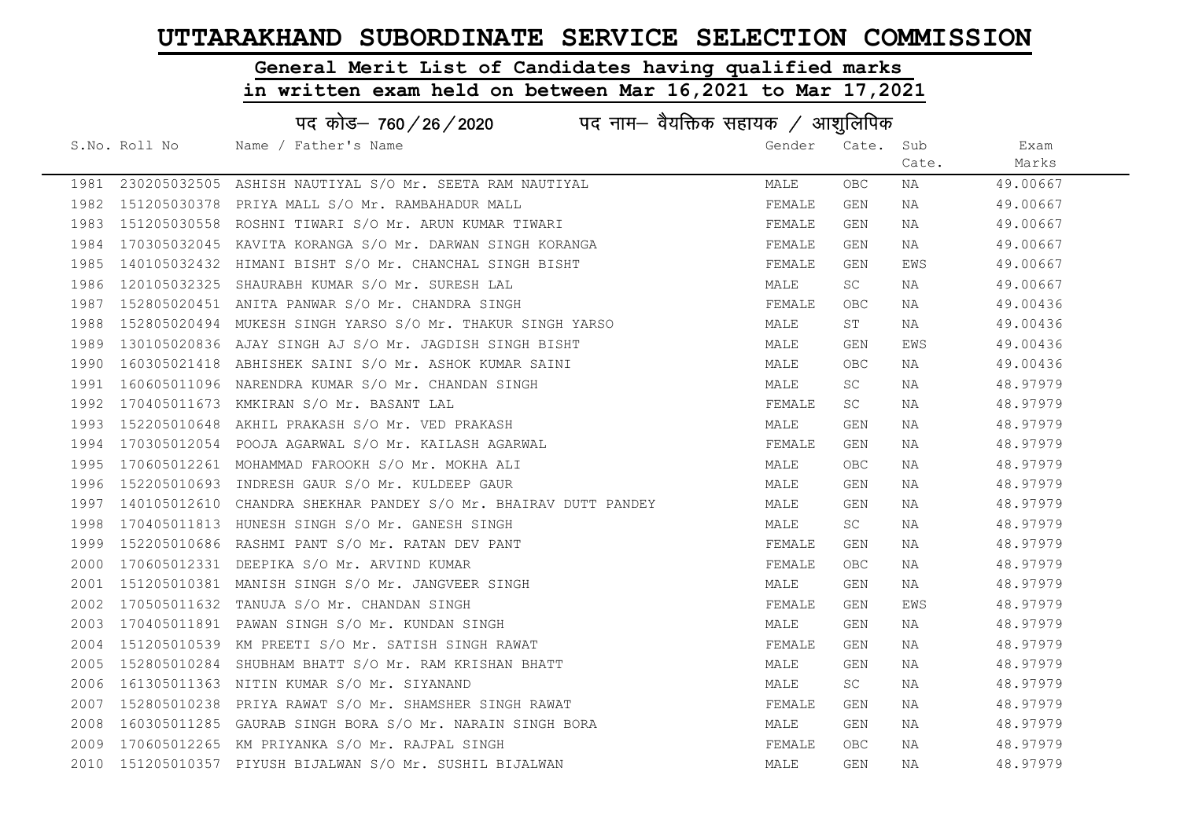# UTTARAKHAND SUBORDINATE SERVICE SELECTION COMMISSION

## General Merit List of Candidates having qualified marks in written exam held on between Mar 16,2021 to Mar 17,2021

### पद कोड– 760/26/2020 पद नाम– वैयक्तिक सहायक / आशुलिपिक

| S.No. | Roll No | Name / Father's Name | Gender | Cate. | Sub Cate. | Exam Marks |
|---|---|---|---|---|---|---|
| 1981 | 230205032505 | ASHISH NAUTIYAL S/O Mr. SEETA RAM NAUTIYAL | MALE | OBC | NA | 49.00667 |
| 1982 | 151205030378 | PRIYA MALL S/O Mr. RAMBAHADUR MALL | FEMALE | GEN | NA | 49.00667 |
| 1983 | 151205030558 | ROSHNI TIWARI S/O Mr. ARUN KUMAR TIWARI | FEMALE | GEN | NA | 49.00667 |
| 1984 | 170305032045 | KAVITA KORANGA S/O Mr. DARWAN SINGH KORANGA | FEMALE | GEN | NA | 49.00667 |
| 1985 | 140105032432 | HIMANI BISHT S/O Mr. CHANCHAL SINGH BISHT | FEMALE | GEN | EWS | 49.00667 |
| 1986 | 120105032325 | SHAURABH KUMAR S/O Mr. SURESH LAL | MALE | SC | NA | 49.00667 |
| 1987 | 152805020451 | ANITA PANWAR S/O Mr. CHANDRA SINGH | FEMALE | OBC | NA | 49.00436 |
| 1988 | 152805020494 | MUKESH SINGH YARSO S/O Mr. THAKUR SINGH YARSO | MALE | ST | NA | 49.00436 |
| 1989 | 130105020836 | AJAY SINGH AJ S/O Mr. JAGDISH SINGH BISHT | MALE | GEN | EWS | 49.00436 |
| 1990 | 160305021418 | ABHISHEK SAINI S/O Mr. ASHOK KUMAR SAINI | MALE | OBC | NA | 49.00436 |
| 1991 | 160605011096 | NARENDRA KUMAR S/O Mr. CHANDAN SINGH | MALE | SC | NA | 48.97979 |
| 1992 | 170405011673 | KMKIRAN S/O Mr. BASANT LAL | FEMALE | SC | NA | 48.97979 |
| 1993 | 152205010648 | AKHIL PRAKASH S/O Mr. VED PRAKASH | MALE | GEN | NA | 48.97979 |
| 1994 | 170305012054 | POOJA AGARWAL S/O Mr. KAILASH AGARWAL | FEMALE | GEN | NA | 48.97979 |
| 1995 | 170605012261 | MOHAMMAD FAROOKH S/O Mr. MOKHA ALI | MALE | OBC | NA | 48.97979 |
| 1996 | 152205010693 | INDRESH GAUR S/O Mr. KULDEEP GAUR | MALE | GEN | NA | 48.97979 |
| 1997 | 140105012610 | CHANDRA SHEKHAR PANDEY S/O Mr. BHAIRAV DUTT PANDEY | MALE | GEN | NA | 48.97979 |
| 1998 | 170405011813 | HUNESH SINGH S/O Mr. GANESH SINGH | MALE | SC | NA | 48.97979 |
| 1999 | 152205010686 | RASHMI PANT S/O Mr. RATAN DEV PANT | FEMALE | GEN | NA | 48.97979 |
| 2000 | 170605012331 | DEEPIKA S/O Mr. ARVIND KUMAR | FEMALE | OBC | NA | 48.97979 |
| 2001 | 151205010381 | MANISH SINGH S/O Mr. JANGVEER SINGH | MALE | GEN | NA | 48.97979 |
| 2002 | 170505011632 | TANUJA S/O Mr. CHANDAN SINGH | FEMALE | GEN | EWS | 48.97979 |
| 2003 | 170405011891 | PAWAN SINGH S/O Mr. KUNDAN SINGH | MALE | GEN | NA | 48.97979 |
| 2004 | 151205010539 | KM PREETI S/O Mr. SATISH SINGH RAWAT | FEMALE | GEN | NA | 48.97979 |
| 2005 | 152805010284 | SHUBHAM BHATT S/O Mr. RAM KRISHAN BHATT | MALE | GEN | NA | 48.97979 |
| 2006 | 161305011363 | NITIN KUMAR S/O Mr. SIYANAND | MALE | SC | NA | 48.97979 |
| 2007 | 152805010238 | PRIYA RAWAT S/O Mr. SHAMSHER SINGH RAWAT | FEMALE | GEN | NA | 48.97979 |
| 2008 | 160305011285 | GAURAB SINGH BORA S/O Mr. NARAIN SINGH BORA | MALE | GEN | NA | 48.97979 |
| 2009 | 170605012265 | KM PRIYANKA S/O Mr. RAJPAL SINGH | FEMALE | OBC | NA | 48.97979 |
| 2010 | 151205010357 | PIYUSH BIJALWAN S/O Mr. SUSHIL BIJALWAN | MALE | GEN | NA | 48.97979 |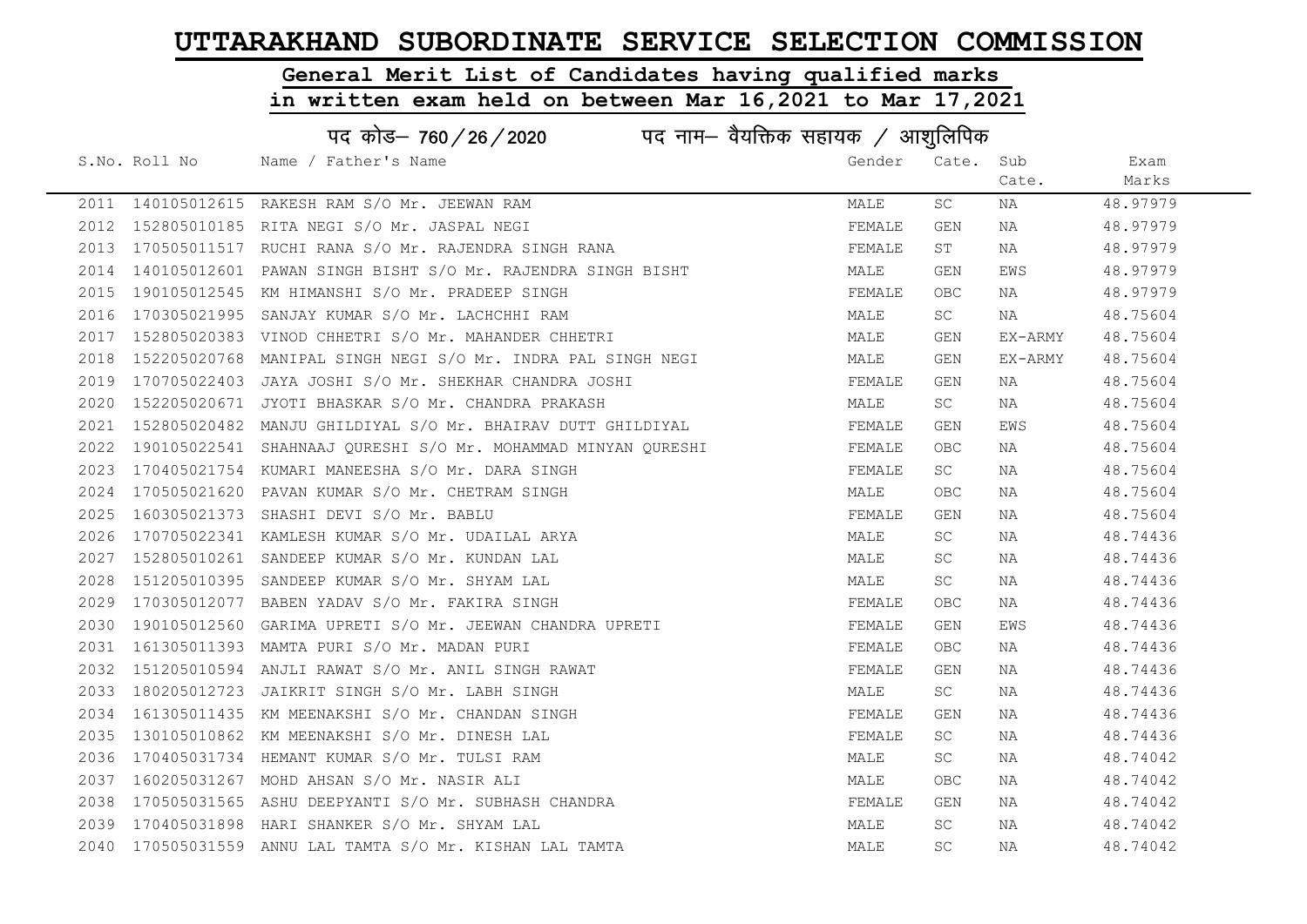# UTTARAKHAND SUBORDINATE SERVICE SELECTION COMMISSION

## General Merit List of Candidates having qualified marks in written exam held on between Mar 16,2021 to Mar 17,2021

### पद कोड– 760/26/2020 पद नाम– वैयक्तिक सहायक / आशुलिपिक

| S.No. | Roll No | Name / Father's Name | Gender | Cate. | Sub Cate. | Exam Marks |
|---|---|---|---|---|---|---|
| 2011 | 140105012615 | RAKESH RAM S/O Mr. JEEWAN RAM | MALE | SC | NA | 48.97979 |
| 2012 | 152805010185 | RITA NEGI S/O Mr. JASPAL NEGI | FEMALE | GEN | NA | 48.97979 |
| 2013 | 170505011517 | RUCHI RANA S/O Mr. RAJENDRA SINGH RANA | FEMALE | ST | NA | 48.97979 |
| 2014 | 140105012601 | PAWAN SINGH BISHT S/O Mr. RAJENDRA SINGH BISHT | MALE | GEN | EWS | 48.97979 |
| 2015 | 190105012545 | KM HIMANSHI S/O Mr. PRADEEP SINGH | FEMALE | OBC | NA | 48.97979 |
| 2016 | 170305021995 | SANJAY KUMAR S/O Mr. LACHCHHI RAM | MALE | SC | NA | 48.75604 |
| 2017 | 152805020383 | VINOD CHHETRI S/O Mr. MAHANDER CHHETRI | MALE | GEN | EX-ARMY | 48.75604 |
| 2018 | 152205020768 | MANIPAL SINGH NEGI S/O Mr. INDRA PAL SINGH NEGI | MALE | GEN | EX-ARMY | 48.75604 |
| 2019 | 170705022403 | JAYA JOSHI S/O Mr. SHEKHAR CHANDRA JOSHI | FEMALE | GEN | NA | 48.75604 |
| 2020 | 152205020671 | JYOTI BHASKAR S/O Mr. CHANDRA PRAKASH | MALE | SC | NA | 48.75604 |
| 2021 | 152805020482 | MANJU GHILDIYAL S/O Mr. BHAIRAV DUTT GHILDIYAL | FEMALE | GEN | EWS | 48.75604 |
| 2022 | 190105022541 | SHAHNAAJ QURESHI S/O Mr. MOHAMMAD MINYAN QURESHI | FEMALE | OBC | NA | 48.75604 |
| 2023 | 170405021754 | KUMARI MANEESHA S/O Mr. DARA SINGH | FEMALE | SC | NA | 48.75604 |
| 2024 | 170505021620 | PAVAN KUMAR S/O Mr. CHETRAM SINGH | MALE | OBC | NA | 48.75604 |
| 2025 | 160305021373 | SHASHI DEVI S/O Mr. BABLU | FEMALE | GEN | NA | 48.75604 |
| 2026 | 170705022341 | KAMLESH KUMAR S/O Mr. UDAILAL ARYA | MALE | SC | NA | 48.74436 |
| 2027 | 152805010261 | SANDEEP KUMAR S/O Mr. KUNDAN LAL | MALE | SC | NA | 48.74436 |
| 2028 | 151205010395 | SANDEEP KUMAR S/O Mr. SHYAM LAL | MALE | SC | NA | 48.74436 |
| 2029 | 170305012077 | BABEN YADAV S/O Mr. FAKIRA SINGH | FEMALE | OBC | NA | 48.74436 |
| 2030 | 190105012560 | GARIMA UPRETI S/O Mr. JEEWAN CHANDRA UPRETI | FEMALE | GEN | EWS | 48.74436 |
| 2031 | 161305011393 | MAMTA PURI S/O Mr. MADAN PURI | FEMALE | OBC | NA | 48.74436 |
| 2032 | 151205010594 | ANJLI RAWAT S/O Mr. ANIL SINGH RAWAT | FEMALE | GEN | NA | 48.74436 |
| 2033 | 180205012723 | JAIKRIT SINGH S/O Mr. LABH SINGH | MALE | SC | NA | 48.74436 |
| 2034 | 161305011435 | KM MEENAKSHI S/O Mr. CHANDAN SINGH | FEMALE | GEN | NA | 48.74436 |
| 2035 | 130105010862 | KM MEENAKSHI S/O Mr. DINESH LAL | FEMALE | SC | NA | 48.74436 |
| 2036 | 170405031734 | HEMANT KUMAR S/O Mr. TULSI RAM | MALE | SC | NA | 48.74042 |
| 2037 | 160205031267 | MOHD AHSAN S/O Mr. NASIR ALI | MALE | OBC | NA | 48.74042 |
| 2038 | 170505031565 | ASHU DEEPYANTI S/O Mr. SUBHASH CHANDRA | FEMALE | GEN | NA | 48.74042 |
| 2039 | 170405031898 | HARI SHANKER S/O Mr. SHYAM LAL | MALE | SC | NA | 48.74042 |
| 2040 | 170505031559 | ANNU LAL TAMTA S/O Mr. KISHAN LAL TAMTA | MALE | SC | NA | 48.74042 |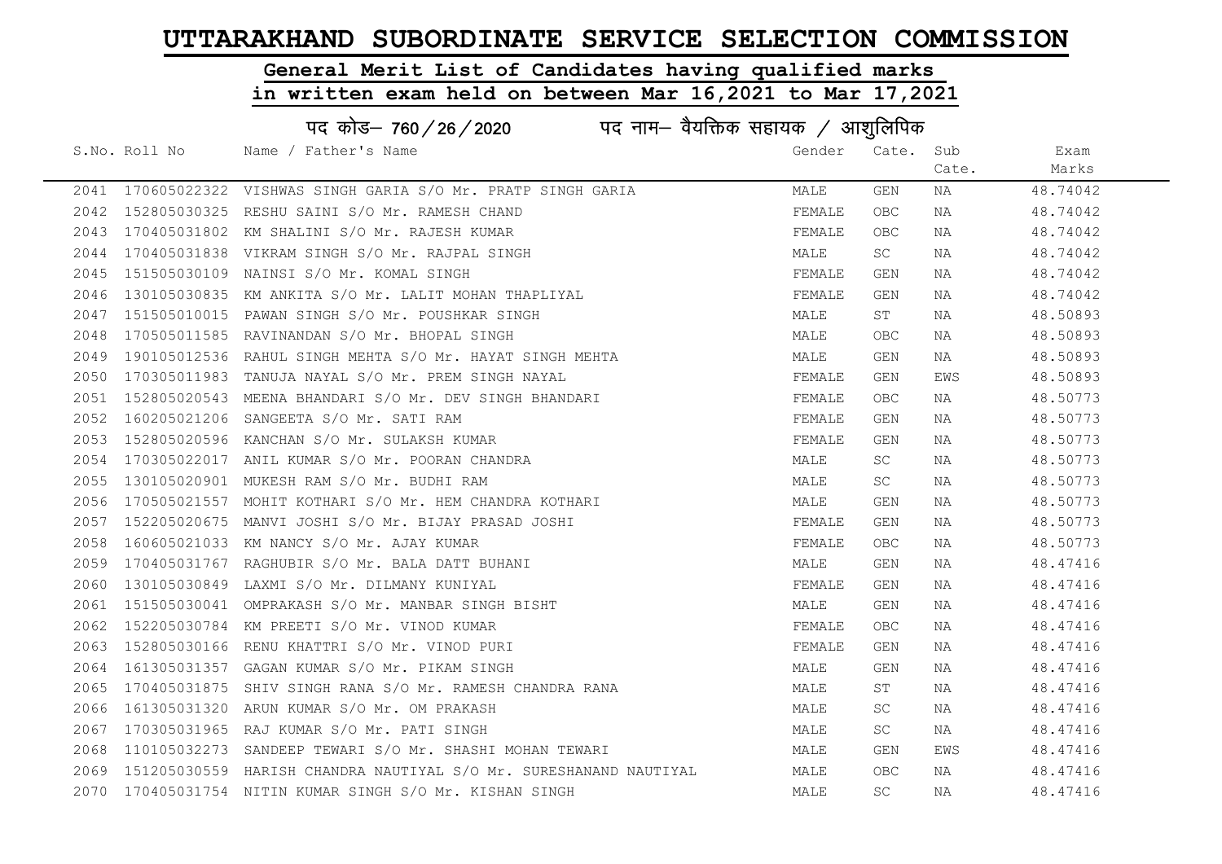# UTTARAKHAND SUBORDINATE SERVICE SELECTION COMMISSION

## General Merit List of Candidates having qualified marks in written exam held on between Mar 16,2021 to Mar 17,2021

### पद कोड– 760 / 26 / 2020 पद नाम– वैयक्तिक सहायक / आशुलिपिक

| S.No. | Roll No | Name / Father's Name | Gender | Cate. | Sub Cate. | Exam Marks |
|---|---|---|---|---|---|---|
| 2041 | 170605022322 | VISHWAS SINGH GARIA S/O Mr. PRATP SINGH GARIA | MALE | GEN | NA | 48.74042 |
| 2042 | 152805030325 | RESHU SAINI S/O Mr. RAMESH CHAND | FEMALE | OBC | NA | 48.74042 |
| 2043 | 170405031802 | KM SHALINI S/O Mr. RAJESH KUMAR | FEMALE | OBC | NA | 48.74042 |
| 2044 | 170405031838 | VIKRAM SINGH S/O Mr. RAJPAL SINGH | MALE | SC | NA | 48.74042 |
| 2045 | 151505030109 | NAINSI S/O Mr. KOMAL SINGH | FEMALE | GEN | NA | 48.74042 |
| 2046 | 130105030835 | KM ANKITA S/O Mr. LALIT MOHAN THAPLIYAL | FEMALE | GEN | NA | 48.74042 |
| 2047 | 151505010015 | PAWAN SINGH S/O Mr. POUSHKAR SINGH | MALE | ST | NA | 48.50893 |
| 2048 | 170505011585 | RAVINANDAN S/O Mr. BHOPAL SINGH | MALE | OBC | NA | 48.50893 |
| 2049 | 190105012536 | RAHUL SINGH MEHTA S/O Mr. HAYAT SINGH MEHTA | MALE | GEN | NA | 48.50893 |
| 2050 | 170305011983 | TANUJA NAYAL S/O Mr. PREM SINGH NAYAL | FEMALE | GEN | EWS | 48.50893 |
| 2051 | 152805020543 | MEENA BHANDARI S/O Mr. DEV SINGH BHANDARI | FEMALE | OBC | NA | 48.50773 |
| 2052 | 160205021206 | SANGEETA S/O Mr. SATI RAM | FEMALE | GEN | NA | 48.50773 |
| 2053 | 152805020596 | KANCHAN S/O Mr. SULAKSH KUMAR | FEMALE | GEN | NA | 48.50773 |
| 2054 | 170305022017 | ANIL KUMAR S/O Mr. POORAN CHANDRA | MALE | SC | NA | 48.50773 |
| 2055 | 130105020901 | MUKESH RAM S/O Mr. BUDHI RAM | MALE | SC | NA | 48.50773 |
| 2056 | 170505021557 | MOHIT KOTHARI S/O Mr. HEM CHANDRA KOTHARI | MALE | GEN | NA | 48.50773 |
| 2057 | 152205020675 | MANVI JOSHI S/O Mr. BIJAY PRASAD JOSHI | FEMALE | GEN | NA | 48.50773 |
| 2058 | 160605021033 | KM NANCY S/O Mr. AJAY KUMAR | FEMALE | OBC | NA | 48.50773 |
| 2059 | 170405031767 | RAGHUBIR S/O Mr. BALA DATT BUHANI | MALE | GEN | NA | 48.47416 |
| 2060 | 130105030849 | LAXMI S/O Mr. DILMANY KUNIYAL | FEMALE | GEN | NA | 48.47416 |
| 2061 | 151505030041 | OMPRAKASH S/O Mr. MANBAR SINGH BISHT | MALE | GEN | NA | 48.47416 |
| 2062 | 152205030784 | KM PREETI S/O Mr. VINOD KUMAR | FEMALE | OBC | NA | 48.47416 |
| 2063 | 152805030166 | RENU KHATTRI S/O Mr. VINOD PURI | FEMALE | GEN | NA | 48.47416 |
| 2064 | 161305031357 | GAGAN KUMAR S/O Mr. PIKAM SINGH | MALE | GEN | NA | 48.47416 |
| 2065 | 170405031875 | SHIV SINGH RANA S/O Mr. RAMESH CHANDRA RANA | MALE | ST | NA | 48.47416 |
| 2066 | 161305031320 | ARUN KUMAR S/O Mr. OM PRAKASH | MALE | SC | NA | 48.47416 |
| 2067 | 170305031965 | RAJ KUMAR S/O Mr. PATI SINGH | MALE | SC | NA | 48.47416 |
| 2068 | 110105032273 | SANDEEP TEWARI S/O Mr. SHASHI MOHAN TEWARI | MALE | GEN | EWS | 48.47416 |
| 2069 | 151205030559 | HARISH CHANDRA NAUTIYAL S/O Mr. SURESHANAND NAUTIYAL | MALE | OBC | NA | 48.47416 |
| 2070 | 170405031754 | NITIN KUMAR SINGH S/O Mr. KISHAN SINGH | MALE | SC | NA | 48.47416 |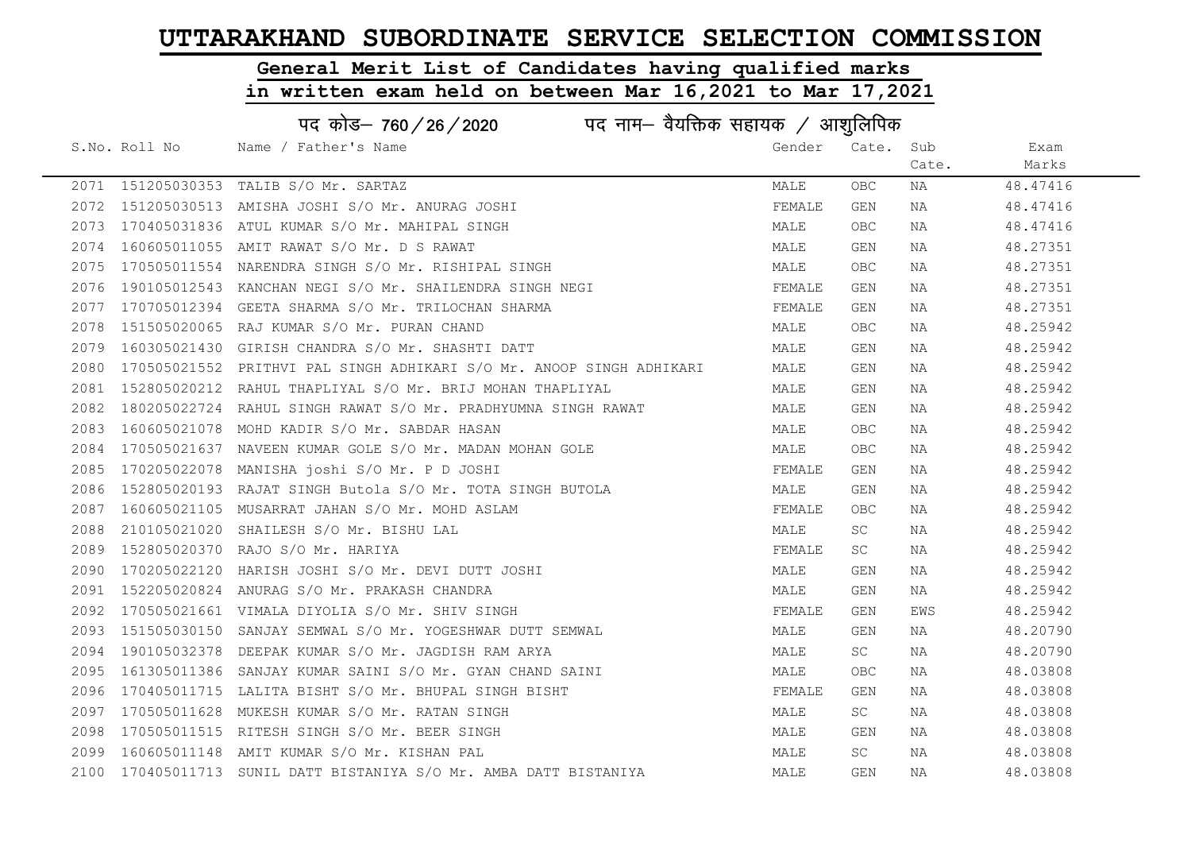# UTTARAKHAND SUBORDINATE SERVICE SELECTION COMMISSION

## General Merit List of Candidates having qualified marks in written exam held on between Mar 16,2021 to Mar 17,2021

### पद कोड– 760 / 26 / 2020 पद नाम– वैयक्तिक सहायक / आशुलिपिक

| S.No. | Roll No | Name / Father's Name | Gender | Cate. | Sub Cate. | Exam Marks |
|---|---|---|---|---|---|---|
| 2071 | 151205030353 | TALIB S/O Mr. SARTAZ | MALE | OBC | NA | 48.47416 |
| 2072 | 151205030513 | AMISHA JOSHI S/O Mr. ANURAG JOSHI | FEMALE | GEN | NA | 48.47416 |
| 2073 | 170405031836 | ATUL KUMAR S/O Mr. MAHIPAL SINGH | MALE | OBC | NA | 48.47416 |
| 2074 | 160605011055 | AMIT RAWAT S/O Mr. D S RAWAT | MALE | GEN | NA | 48.27351 |
| 2075 | 170505011554 | NARENDRA SINGH S/O Mr. RISHIPAL SINGH | MALE | OBC | NA | 48.27351 |
| 2076 | 190105012543 | KANCHAN NEGI S/O Mr. SHAILENDRA SINGH NEGI | FEMALE | GEN | NA | 48.27351 |
| 2077 | 170705012394 | GEETA SHARMA S/O Mr. TRILOCHAN SHARMA | FEMALE | GEN | NA | 48.27351 |
| 2078 | 151505020065 | RAJ KUMAR S/O Mr. PURAN CHAND | MALE | OBC | NA | 48.25942 |
| 2079 | 160305021430 | GIRISH CHANDRA S/O Mr. SHASHTI DATT | MALE | GEN | NA | 48.25942 |
| 2080 | 170505021552 | PRITHVI PAL SINGH ADHIKARI S/O Mr. ANOOP SINGH ADHIKARI | MALE | GEN | NA | 48.25942 |
| 2081 | 152805020212 | RAHUL THAPLIYAL S/O Mr. BRIJ MOHAN THAPLIYAL | MALE | GEN | NA | 48.25942 |
| 2082 | 180205022724 | RAHUL SINGH RAWAT S/O Mr. PRADHYUMNA SINGH RAWAT | MALE | GEN | NA | 48.25942 |
| 2083 | 160605021078 | MOHD KADIR S/O Mr. SABDAR HASAN | MALE | OBC | NA | 48.25942 |
| 2084 | 170505021637 | NAVEEN KUMAR GOLE S/O Mr. MADAN MOHAN GOLE | MALE | OBC | NA | 48.25942 |
| 2085 | 170205022078 | MANISHA joshi S/O Mr. P D JOSHI | FEMALE | GEN | NA | 48.25942 |
| 2086 | 152805020193 | RAJAT SINGH Butola S/O Mr. TOTA SINGH BUTOLA | MALE | GEN | NA | 48.25942 |
| 2087 | 160605021105 | MUSARRAT JAHAN S/O Mr. MOHD ASLAM | FEMALE | OBC | NA | 48.25942 |
| 2088 | 210105021020 | SHAILESH S/O Mr. BISHU LAL | MALE | SC | NA | 48.25942 |
| 2089 | 152805020370 | RAJO S/O Mr. HARIYA | FEMALE | SC | NA | 48.25942 |
| 2090 | 170205022120 | HARISH JOSHI S/O Mr. DEVI DUTT JOSHI | MALE | GEN | NA | 48.25942 |
| 2091 | 152205020824 | ANURAG S/O Mr. PRAKASH CHANDRA | MALE | GEN | NA | 48.25942 |
| 2092 | 170505021661 | VIMALA DIYOLIA S/O Mr. SHIV SINGH | FEMALE | GEN | EWS | 48.25942 |
| 2093 | 151505030150 | SANJAY SEMWAL S/O Mr. YOGESHWAR DUTT SEMWAL | MALE | GEN | NA | 48.20790 |
| 2094 | 190105032378 | DEEPAK KUMAR S/O Mr. JAGDISH RAM ARYA | MALE | SC | NA | 48.20790 |
| 2095 | 161305011386 | SANJAY KUMAR SAINI S/O Mr. GYAN CHAND SAINI | MALE | OBC | NA | 48.03808 |
| 2096 | 170405011715 | LALITA BISHT S/O Mr. BHUPAL SINGH BISHT | FEMALE | GEN | NA | 48.03808 |
| 2097 | 170505011628 | MUKESH KUMAR S/O Mr. RATAN SINGH | MALE | SC | NA | 48.03808 |
| 2098 | 170505011515 | RITESH SINGH S/O Mr. BEER SINGH | MALE | GEN | NA | 48.03808 |
| 2099 | 160605011148 | AMIT KUMAR S/O Mr. KISHAN PAL | MALE | SC | NA | 48.03808 |
| 2100 | 170405011713 | SUNIL DATT BISTANIYA S/O Mr. AMBA DATT BISTANIYA | MALE | GEN | NA | 48.03808 |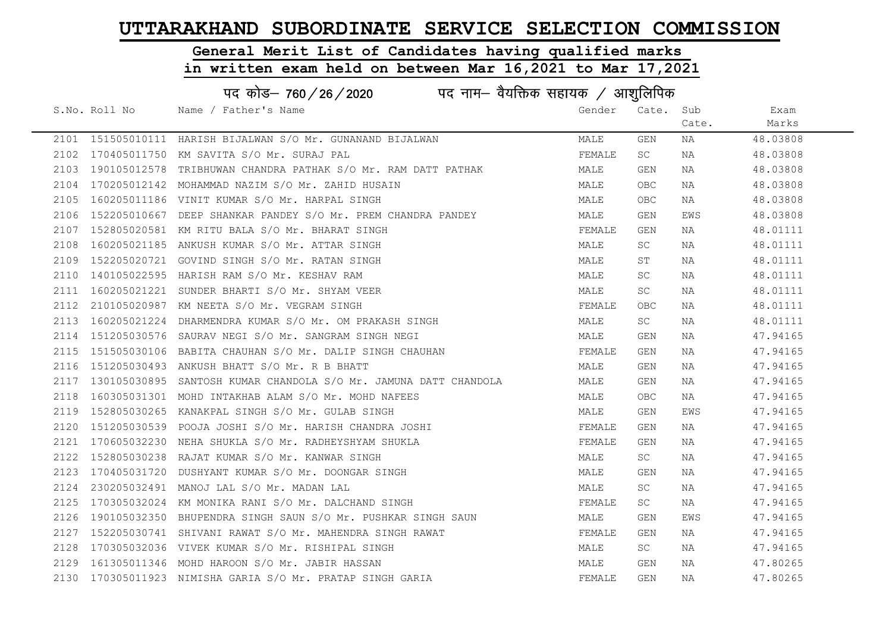# UTTARAKHAND SUBORDINATE SERVICE SELECTION COMMISSION

## General Merit List of Candidates having qualified marks in written exam held on between Mar 16,2021 to Mar 17,2021

### पद कोड– 760 / 26 / 2020 पद नाम– वैयक्तिक सहायक / आशुलिपिक

| S.No. | Roll No | Name / Father's Name | Gender | Cate. | Sub Cate. | Exam Marks |
|---|---|---|---|---|---|---|
| 2101 | 151505010111 | HARISH BIJALWAN S/O Mr. GUNANAND BIJALWAN | MALE | GEN | NA | 48.03808 |
| 2102 | 170405011750 | KM SAVITA S/O Mr. SURAJ PAL | FEMALE | SC | NA | 48.03808 |
| 2103 | 190105012578 | TRIBHUWAN CHANDRA PATHAK S/O Mr. RAM DATT PATHAK | MALE | GEN | NA | 48.03808 |
| 2104 | 170205012142 | MOHAMMAD NAZIM S/O Mr. ZAHID HUSAIN | MALE | OBC | NA | 48.03808 |
| 2105 | 160205011186 | VINIT KUMAR S/O Mr. HARPAL SINGH | MALE | OBC | NA | 48.03808 |
| 2106 | 152205010667 | DEEP SHANKAR PANDEY S/O Mr. PREM CHANDRA PANDEY | MALE | GEN | EWS | 48.03808 |
| 2107 | 152805020581 | KM RITU BALA S/O Mr. BHARAT SINGH | FEMALE | GEN | NA | 48.01111 |
| 2108 | 160205021185 | ANKUSH KUMAR S/O Mr. ATTAR SINGH | MALE | SC | NA | 48.01111 |
| 2109 | 152205020721 | GOVIND SINGH S/O Mr. RATAN SINGH | MALE | ST | NA | 48.01111 |
| 2110 | 140105022595 | HARISH RAM S/O Mr. KESHAV RAM | MALE | SC | NA | 48.01111 |
| 2111 | 160205021221 | SUNDER BHARTI S/O Mr. SHYAM VEER | MALE | SC | NA | 48.01111 |
| 2112 | 210105020987 | KM NEETA S/O Mr. VEGRAM SINGH | FEMALE | OBC | NA | 48.01111 |
| 2113 | 160205021224 | DHARMENDRA KUMAR S/O Mr. OM PRAKASH SINGH | MALE | SC | NA | 48.01111 |
| 2114 | 151205030576 | SAURAV NEGI S/O Mr. SANGRAM SINGH NEGI | MALE | GEN | NA | 47.94165 |
| 2115 | 151505030106 | BABITA CHAUHAN S/O Mr. DALIP SINGH CHAUHAN | FEMALE | GEN | NA | 47.94165 |
| 2116 | 151205030493 | ANKUSH BHATT S/O Mr. R B BHATT | MALE | GEN | NA | 47.94165 |
| 2117 | 130105030895 | SANTOSH KUMAR CHANDOLA S/O Mr. JAMUNA DATT CHANDOLA | MALE | GEN | NA | 47.94165 |
| 2118 | 160305031301 | MOHD INTAKHAB ALAM S/O Mr. MOHD NAFEES | MALE | OBC | NA | 47.94165 |
| 2119 | 152805030265 | KANAKPAL SINGH S/O Mr. GULAB SINGH | MALE | GEN | EWS | 47.94165 |
| 2120 | 151205030539 | POOJA JOSHI S/O Mr. HARISH CHANDRA JOSHI | FEMALE | GEN | NA | 47.94165 |
| 2121 | 170605032230 | NEHA SHUKLA S/O Mr. RADHEYSHYAM SHUKLA | FEMALE | GEN | NA | 47.94165 |
| 2122 | 152805030238 | RAJAT KUMAR S/O Mr. KANWAR SINGH | MALE | SC | NA | 47.94165 |
| 2123 | 170405031720 | DUSHYANT KUMAR S/O Mr. DOONGAR SINGH | MALE | GEN | NA | 47.94165 |
| 2124 | 230205032491 | MANOJ LAL S/O Mr. MADAN LAL | MALE | SC | NA | 47.94165 |
| 2125 | 170305032024 | KM MONIKA RANI S/O Mr. DALCHAND SINGH | FEMALE | SC | NA | 47.94165 |
| 2126 | 190105032350 | BHUPENDRA SINGH SAUN S/O Mr. PUSHKAR SINGH SAUN | MALE | GEN | EWS | 47.94165 |
| 2127 | 152205030741 | SHIVANI RAWAT S/O Mr. MAHENDRA SINGH RAWAT | FEMALE | GEN | NA | 47.94165 |
| 2128 | 170305032036 | VIVEK KUMAR S/O Mr. RISHIPAL SINGH | MALE | SC | NA | 47.94165 |
| 2129 | 161305011346 | MOHD HAROON S/O Mr. JABIR HASSAN | MALE | GEN | NA | 47.80265 |
| 2130 | 170305011923 | NIMISHA GARIA S/O Mr. PRATAP SINGH GARIA | FEMALE | GEN | NA | 47.80265 |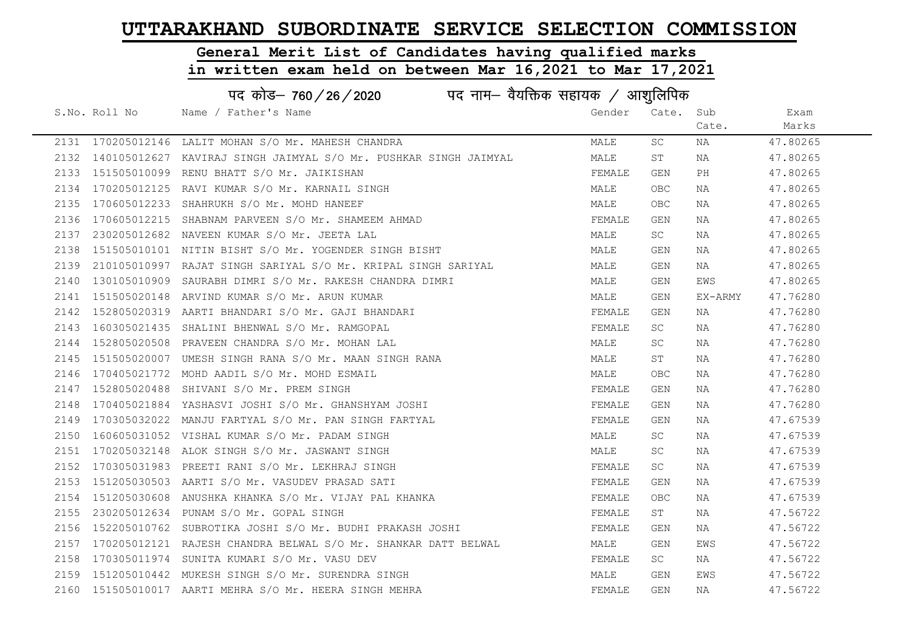# UTTARAKHAND SUBORDINATE SERVICE SELECTION COMMISSION

## General Merit List of Candidates having qualified marks in written exam held on between Mar 16,2021 to Mar 17,2021

### पद कोड– 760 / 26 / 2020 पद नाम– वैयक्तिक सहायक / आशुलिपिक

| S.No. | Roll No | Name / Father's Name | Gender | Cate. | Sub Cate. | Exam Marks |
|---|---|---|---|---|---|---|
| 2131 | 170205012146 | LALIT MOHAN S/O Mr. MAHESH CHANDRA | MALE | SC | NA | 47.80265 |
| 2132 | 140105012627 | KAVIRAJ SINGH JAIMYAL S/O Mr. PUSHKAR SINGH JAIMYAL | MALE | ST | NA | 47.80265 |
| 2133 | 151505010099 | RENU BHATT S/O Mr. JAIKISHAN | FEMALE | GEN | PH | 47.80265 |
| 2134 | 170205012125 | RAVI KUMAR S/O Mr. KARNAIL SINGH | MALE | OBC | NA | 47.80265 |
| 2135 | 170605012233 | SHAHRUKH S/O Mr. MOHD HANEEF | MALE | OBC | NA | 47.80265 |
| 2136 | 170605012215 | SHABNAM PARVEEN S/O Mr. SHAMEEM AHMAD | FEMALE | GEN | NA | 47.80265 |
| 2137 | 230205012682 | NAVEEN KUMAR S/O Mr. JEETA LAL | MALE | SC | NA | 47.80265 |
| 2138 | 151505010101 | NITIN BISHT S/O Mr. YOGENDER SINGH BISHT | MALE | GEN | NA | 47.80265 |
| 2139 | 210105010997 | RAJAT SINGH SARIYAL S/O Mr. KRIPAL SINGH SARIYAL | MALE | GEN | NA | 47.80265 |
| 2140 | 130105010909 | SAURABH DIMRI S/O Mr. RAKESH CHANDRA DIMRI | MALE | GEN | EWS | 47.80265 |
| 2141 | 151505020148 | ARVIND KUMAR S/O Mr. ARUN KUMAR | MALE | GEN | EX-ARMY | 47.76280 |
| 2142 | 152805020319 | AARTI BHANDARI S/O Mr. GAJI BHANDARI | FEMALE | GEN | NA | 47.76280 |
| 2143 | 160305021435 | SHALINI BHENWAL S/O Mr. RAMGOPAL | FEMALE | SC | NA | 47.76280 |
| 2144 | 152805020508 | PRAVEEN CHANDRA S/O Mr. MOHAN LAL | MALE | SC | NA | 47.76280 |
| 2145 | 151505020007 | UMESH SINGH RANA S/O Mr. MAAN SINGH RANA | MALE | ST | NA | 47.76280 |
| 2146 | 170405021772 | MOHD AADIL S/O Mr. MOHD ESMAIL | MALE | OBC | NA | 47.76280 |
| 2147 | 152805020488 | SHIVANI S/O Mr. PREM SINGH | FEMALE | GEN | NA | 47.76280 |
| 2148 | 170405021884 | YASHASVI JOSHI S/O Mr. GHANSHYAM JOSHI | FEMALE | GEN | NA | 47.76280 |
| 2149 | 170305032022 | MANJU FARTYAL S/O Mr. PAN SINGH FARTYAL | FEMALE | GEN | NA | 47.67539 |
| 2150 | 160605031052 | VISHAL KUMAR S/O Mr. PADAM SINGH | MALE | SC | NA | 47.67539 |
| 2151 | 170205032148 | ALOK SINGH S/O Mr. JASWANT SINGH | MALE | SC | NA | 47.67539 |
| 2152 | 170305031983 | PREETI RANI S/O Mr. LEKHRAJ SINGH | FEMALE | SC | NA | 47.67539 |
| 2153 | 151205030503 | AARTI S/O Mr. VASUDEV PRASAD SATI | FEMALE | GEN | NA | 47.67539 |
| 2154 | 151205030608 | ANUSHKA KHANKA S/O Mr. VIJAY PAL KHANKA | FEMALE | OBC | NA | 47.67539 |
| 2155 | 230205012634 | PUNAM S/O Mr. GOPAL SINGH | FEMALE | ST | NA | 47.56722 |
| 2156 | 152205010762 | SUBROTIKA JOSHI S/O Mr. BUDHI PRAKASH JOSHI | FEMALE | GEN | NA | 47.56722 |
| 2157 | 170205012121 | RAJESH CHANDRA BELWAL S/O Mr. SHANKAR DATT BELWAL | MALE | GEN | EWS | 47.56722 |
| 2158 | 170305011974 | SUNITA KUMARI S/O Mr. VASU DEV | FEMALE | SC | NA | 47.56722 |
| 2159 | 151205010442 | MUKESH SINGH S/O Mr. SURENDRA SINGH | MALE | GEN | EWS | 47.56722 |
| 2160 | 151505010017 | AARTI MEHRA S/O Mr. HEERA SINGH MEHRA | FEMALE | GEN | NA | 47.56722 |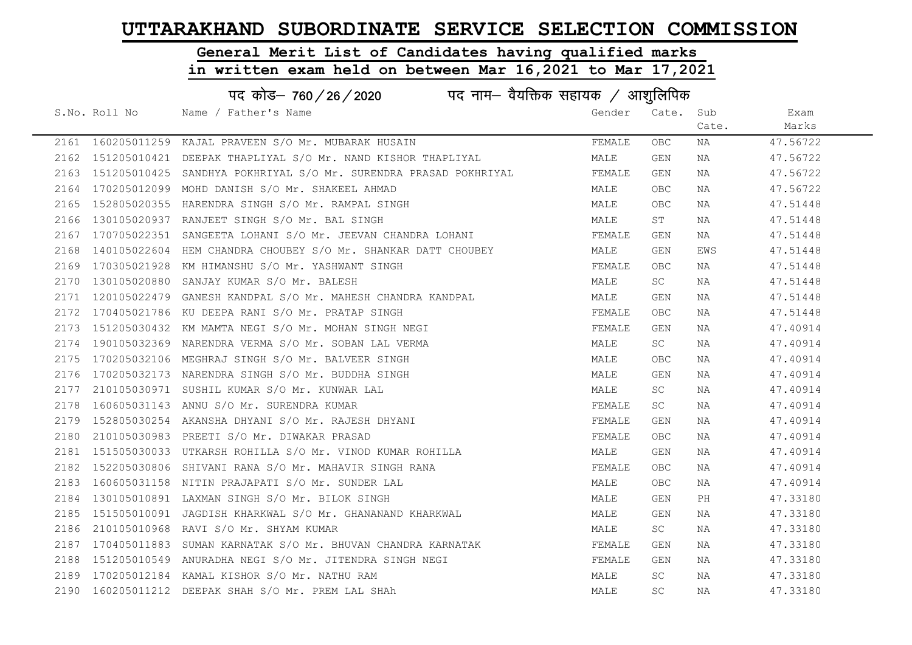# UTTARAKHAND SUBORDINATE SERVICE SELECTION COMMISSION

## General Merit List of Candidates having qualified marks in written exam held on between Mar 16,2021 to Mar 17,2021

### पद कोड– 760/26/2020 पद नाम– वैयक्तिक सहायक / आशुलिपिक

| S.No. | Roll No | Name / Father's Name | Gender | Cate. | Sub Cate. | Exam Marks |
|---|---|---|---|---|---|---|
| 2161 | 160205011259 | KAJAL PRAVEEN S/O Mr. MUBARAK HUSAIN | FEMALE | OBC | NA | 47.56722 |
| 2162 | 151205010421 | DEEPAK THAPLIYAL S/O Mr. NAND KISHOR THAPLIYAL | MALE | GEN | NA | 47.56722 |
| 2163 | 151205010425 | SANDHYA POKHRIYAL S/O Mr. SURENDRA PRASAD POKHRIYAL | FEMALE | GEN | NA | 47.56722 |
| 2164 | 170205012099 | MOHD DANISH S/O Mr. SHAKEEL AHMAD | MALE | OBC | NA | 47.56722 |
| 2165 | 152805020355 | HARENDRA SINGH S/O Mr. RAMPAL SINGH | MALE | OBC | NA | 47.51448 |
| 2166 | 130105020937 | RANJEET SINGH S/O Mr. BAL SINGH | MALE | ST | NA | 47.51448 |
| 2167 | 170705022351 | SANGEETA LOHANI S/O Mr. JEEVAN CHANDRA LOHANI | FEMALE | GEN | NA | 47.51448 |
| 2168 | 140105022604 | HEM CHANDRA CHOUBEY S/O Mr. SHANKAR DATT CHOUBEY | MALE | GEN | EWS | 47.51448 |
| 2169 | 170305021928 | KM HIMANSHU S/O Mr. YASHWANT SINGH | FEMALE | OBC | NA | 47.51448 |
| 2170 | 130105020880 | SANJAY KUMAR S/O Mr. BALESH | MALE | SC | NA | 47.51448 |
| 2171 | 120105022479 | GANESH KANDPAL S/O Mr. MAHESH CHANDRA KANDPAL | MALE | GEN | NA | 47.51448 |
| 2172 | 170405021786 | KU DEEPA RANI S/O Mr. PRATAP SINGH | FEMALE | OBC | NA | 47.51448 |
| 2173 | 151205030432 | KM MAMTA NEGI S/O Mr. MOHAN SINGH NEGI | FEMALE | GEN | NA | 47.40914 |
| 2174 | 190105032369 | NARENDRA VERMA S/O Mr. SOBAN LAL VERMA | MALE | SC | NA | 47.40914 |
| 2175 | 170205032106 | MEGHRAJ SINGH S/O Mr. BALVEER SINGH | MALE | OBC | NA | 47.40914 |
| 2176 | 170205032173 | NARENDRA SINGH S/O Mr. BUDDHA SINGH | MALE | GEN | NA | 47.40914 |
| 2177 | 210105030971 | SUSHIL KUMAR S/O Mr. KUNWAR LAL | MALE | SC | NA | 47.40914 |
| 2178 | 160605031143 | ANNU S/O Mr. SURENDRA KUMAR | FEMALE | SC | NA | 47.40914 |
| 2179 | 152805030254 | AKANSHA DHYANI S/O Mr. RAJESH DHYANI | FEMALE | GEN | NA | 47.40914 |
| 2180 | 210105030983 | PREETI S/O Mr. DIWAKAR PRASAD | FEMALE | OBC | NA | 47.40914 |
| 2181 | 151505030033 | UTKARSH ROHILLA S/O Mr. VINOD KUMAR ROHILLA | MALE | GEN | NA | 47.40914 |
| 2182 | 152205030806 | SHIVANI RANA S/O Mr. MAHAVIR SINGH RANA | FEMALE | OBC | NA | 47.40914 |
| 2183 | 160605031158 | NITIN PRAJAPATI S/O Mr. SUNDER LAL | MALE | OBC | NA | 47.40914 |
| 2184 | 130105010891 | LAXMAN SINGH S/O Mr. BILOK SINGH | MALE | GEN | PH | 47.33180 |
| 2185 | 151505010091 | JAGDISH KHARKWAL S/O Mr. GHANANAND KHARKWAL | MALE | GEN | NA | 47.33180 |
| 2186 | 210105010968 | RAVI S/O Mr. SHYAM KUMAR | MALE | SC | NA | 47.33180 |
| 2187 | 170405011883 | SUMAN KARNATAK S/O Mr. BHUVAN CHANDRA KARNATAK | FEMALE | GEN | NA | 47.33180 |
| 2188 | 151205010549 | ANURADHA NEGI S/O Mr. JITENDRA SINGH NEGI | FEMALE | GEN | NA | 47.33180 |
| 2189 | 170205012184 | KAMAL KISHOR S/O Mr. NATHU RAM | MALE | SC | NA | 47.33180 |
| 2190 | 160205011212 | DEEPAK SHAH S/O Mr. PREM LAL SHAh | MALE | SC | NA | 47.33180 |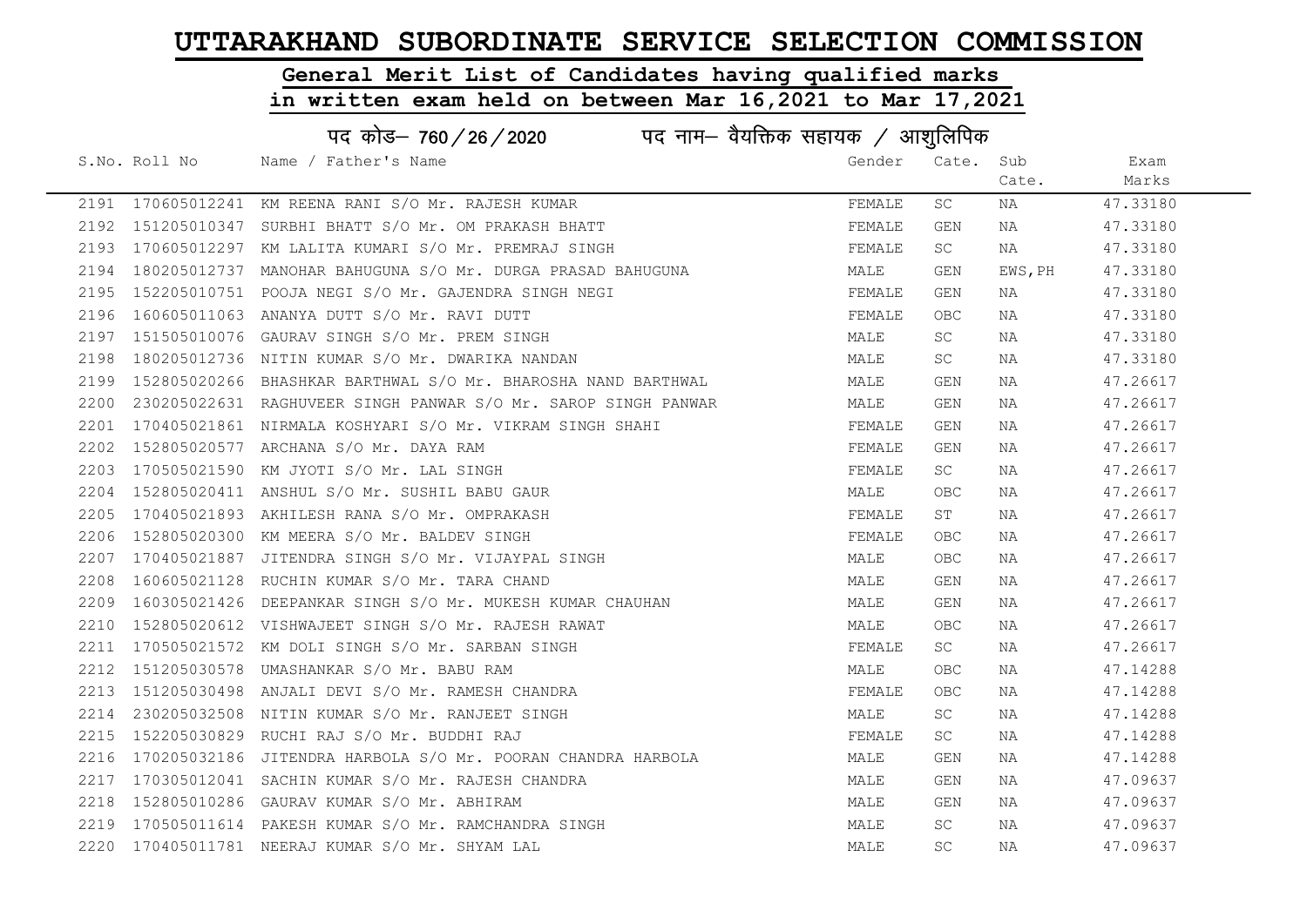# UTTARAKHAND SUBORDINATE SERVICE SELECTION COMMISSION

## General Merit List of Candidates having qualified marks

## in written exam held on between Mar 16,2021 to Mar 17,2021

### पद कोड– 760/26/2020 पद नाम– वैयक्तिक सहायक / आशुलिपिक

| S.No. | Roll No | Name / Father's Name | Gender | Cate. | Sub Cate. | Exam Marks |
|---|---|---|---|---|---|---|
| 2191 | 170605012241 | KM REENA RANI S/O Mr. RAJESH KUMAR | FEMALE | SC | NA | 47.33180 |
| 2192 | 151205010347 | SURBHI BHATT S/O Mr. OM PRAKASH BHATT | FEMALE | GEN | NA | 47.33180 |
| 2193 | 170605012297 | KM LALITA KUMARI S/O Mr. PREMRAJ SINGH | FEMALE | SC | NA | 47.33180 |
| 2194 | 180205012737 | MANOHAR BAHUGUNA S/O Mr. DURGA PRASAD BAHUGUNA | MALE | GEN | EWS,PH | 47.33180 |
| 2195 | 152205010751 | POOJA NEGI S/O Mr. GAJENDRA SINGH NEGI | FEMALE | GEN | NA | 47.33180 |
| 2196 | 160605011063 | ANANYA DUTT S/O Mr. RAVI DUTT | FEMALE | OBC | NA | 47.33180 |
| 2197 | 151505010076 | GAURAV SINGH S/O Mr. PREM SINGH | MALE | SC | NA | 47.33180 |
| 2198 | 180205012736 | NITIN KUMAR S/O Mr. DWARIKA NANDAN | MALE | SC | NA | 47.33180 |
| 2199 | 152805020266 | BHASHKAR BARTHWAL S/O Mr. BHAROSHA NAND BARTHWAL | MALE | GEN | NA | 47.26617 |
| 2200 | 230205022631 | RAGHUVEER SINGH PANWAR S/O Mr. SAROP SINGH PANWAR | MALE | GEN | NA | 47.26617 |
| 2201 | 170405021861 | NIRMALA KOSHYARI S/O Mr. VIKRAM SINGH SHAHI | FEMALE | GEN | NA | 47.26617 |
| 2202 | 152805020577 | ARCHANA S/O Mr. DAYA RAM | FEMALE | GEN | NA | 47.26617 |
| 2203 | 170505021590 | KM JYOTI S/O Mr. LAL SINGH | FEMALE | SC | NA | 47.26617 |
| 2204 | 152805020411 | ANSHUL S/O Mr. SUSHIL BABU GAUR | MALE | OBC | NA | 47.26617 |
| 2205 | 170405021893 | AKHILESH RANA S/O Mr. OMPRAKASH | FEMALE | ST | NA | 47.26617 |
| 2206 | 152805020300 | KM MEERA S/O Mr. BALDEV SINGH | FEMALE | OBC | NA | 47.26617 |
| 2207 | 170405021887 | JITENDRA SINGH S/O Mr. VIJAYPAL SINGH | MALE | OBC | NA | 47.26617 |
| 2208 | 160605021128 | RUCHIN KUMAR S/O Mr. TARA CHAND | MALE | GEN | NA | 47.26617 |
| 2209 | 160305021426 | DEEPANKAR SINGH S/O Mr. MUKESH KUMAR CHAUHAN | MALE | GEN | NA | 47.26617 |
| 2210 | 152805020612 | VISHWAJEET SINGH S/O Mr. RAJESH RAWAT | MALE | OBC | NA | 47.26617 |
| 2211 | 170505021572 | KM DOLI SINGH S/O Mr. SARBAN SINGH | FEMALE | SC | NA | 47.26617 |
| 2212 | 151205030578 | UMASHANKAR S/O Mr. BABU RAM | MALE | OBC | NA | 47.14288 |
| 2213 | 151205030498 | ANJALI DEVI S/O Mr. RAMESH CHANDRA | FEMALE | OBC | NA | 47.14288 |
| 2214 | 230205032508 | NITIN KUMAR S/O Mr. RANJEET SINGH | MALE | SC | NA | 47.14288 |
| 2215 | 152205030829 | RUCHI RAJ S/O Mr. BUDDHI RAJ | FEMALE | SC | NA | 47.14288 |
| 2216 | 170205032186 | JITENDRA HARBOLA S/O Mr. POORAN CHANDRA HARBOLA | MALE | GEN | NA | 47.14288 |
| 2217 | 170305012041 | SACHIN KUMAR S/O Mr. RAJESH CHANDRA | MALE | GEN | NA | 47.09637 |
| 2218 | 152805010286 | GAURAV KUMAR S/O Mr. ABHIRAM | MALE | GEN | NA | 47.09637 |
| 2219 | 170505011614 | PAKESH KUMAR S/O Mr. RAMCHANDRA SINGH | MALE | SC | NA | 47.09637 |
| 2220 | 170405011781 | NEERAJ KUMAR S/O Mr. SHYAM LAL | MALE | SC | NA | 47.09637 |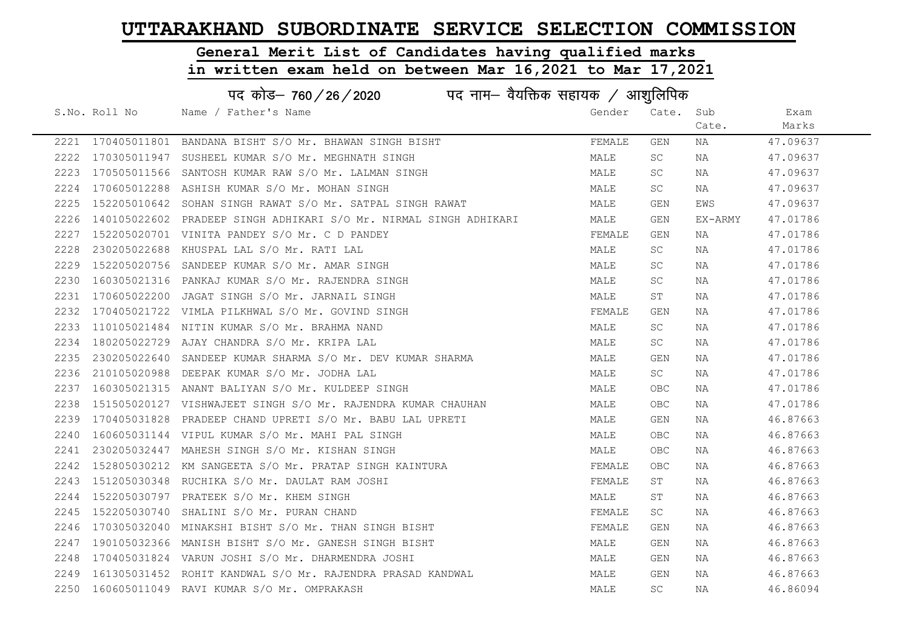# UTTARAKHAND SUBORDINATE SERVICE SELECTION COMMISSION

## General Merit List of Candidates having qualified marks in written exam held on between Mar 16,2021 to Mar 17,2021

### पद कोड– 760 / 26 / 2020 पद नाम– वैयक्तिक सहायक / आशुलिपिक

| S.No. | Roll No | Name / Father's Name | Gender | Cate. | Sub Cate. | Exam Marks |
|---|---|---|---|---|---|---|
| 2221 | 170405011801 | BANDANA BISHT S/O Mr. BHAWAN SINGH BISHT | FEMALE | GEN | NA | 47.09637 |
| 2222 | 170305011947 | SUSHEEL KUMAR S/O Mr. MEGHNATH SINGH | MALE | SC | NA | 47.09637 |
| 2223 | 170505011566 | SANTOSH KUMAR RAW S/O Mr. LALMAN SINGH | MALE | SC | NA | 47.09637 |
| 2224 | 170605012288 | ASHISH KUMAR S/O Mr. MOHAN SINGH | MALE | SC | NA | 47.09637 |
| 2225 | 152205010642 | SOHAN SINGH RAWAT S/O Mr. SATPAL SINGH RAWAT | MALE | GEN | EWS | 47.09637 |
| 2226 | 140105022602 | PRADEEP SINGH ADHIKARI S/O Mr. NIRMAL SINGH ADHIKARI | MALE | GEN | EX-ARMY | 47.01786 |
| 2227 | 152205020701 | VINITA PANDEY S/O Mr. C D PANDEY | FEMALE | GEN | NA | 47.01786 |
| 2228 | 230205022688 | KHUSPAL LAL S/O Mr. RATI LAL | MALE | SC | NA | 47.01786 |
| 2229 | 152205020756 | SANDEEP KUMAR S/O Mr. AMAR SINGH | MALE | SC | NA | 47.01786 |
| 2230 | 160305021316 | PANKAJ KUMAR S/O Mr. RAJENDRA SINGH | MALE | SC | NA | 47.01786 |
| 2231 | 170605022200 | JAGAT SINGH S/O Mr. JARNAIL SINGH | MALE | ST | NA | 47.01786 |
| 2232 | 170405021722 | VIMLA PILKHWAL S/O Mr. GOVIND SINGH | FEMALE | GEN | NA | 47.01786 |
| 2233 | 110105021484 | NITIN KUMAR S/O Mr. BRAHMA NAND | MALE | SC | NA | 47.01786 |
| 2234 | 180205022729 | AJAY CHANDRA S/O Mr. KRIPA LAL | MALE | SC | NA | 47.01786 |
| 2235 | 230205022640 | SANDEEP KUMAR SHARMA S/O Mr. DEV KUMAR SHARMA | MALE | GEN | NA | 47.01786 |
| 2236 | 210105020988 | DEEPAK KUMAR S/O Mr. JODHA LAL | MALE | SC | NA | 47.01786 |
| 2237 | 160305021315 | ANANT BALIYAN S/O Mr. KULDEEP SINGH | MALE | OBC | NA | 47.01786 |
| 2238 | 151505020127 | VISHWAJEET SINGH S/O Mr. RAJENDRA KUMAR CHAUHAN | MALE | OBC | NA | 47.01786 |
| 2239 | 170405031828 | PRADEEP CHAND UPRETI S/O Mr. BABU LAL UPRETI | MALE | GEN | NA | 46.87663 |
| 2240 | 160605031144 | VIPUL KUMAR S/O Mr. MAHI PAL SINGH | MALE | OBC | NA | 46.87663 |
| 2241 | 230205032447 | MAHESH SINGH S/O Mr. KISHAN SINGH | MALE | OBC | NA | 46.87663 |
| 2242 | 152805030212 | KM SANGEETA S/O Mr. PRATAP SINGH KAINTURA | FEMALE | OBC | NA | 46.87663 |
| 2243 | 151205030348 | RUCHIKA S/O Mr. DAULAT RAM JOSHI | FEMALE | ST | NA | 46.87663 |
| 2244 | 152205030797 | PRATEEK S/O Mr. KHEM SINGH | MALE | ST | NA | 46.87663 |
| 2245 | 152205030740 | SHALINI S/O Mr. PURAN CHAND | FEMALE | SC | NA | 46.87663 |
| 2246 | 170305032040 | MINAKSHI BISHT S/O Mr. THAN SINGH BISHT | FEMALE | GEN | NA | 46.87663 |
| 2247 | 190105032366 | MANISH BISHT S/O Mr. GANESH SINGH BISHT | MALE | GEN | NA | 46.87663 |
| 2248 | 170405031824 | VARUN JOSHI S/O Mr. DHARMENDRA JOSHI | MALE | GEN | NA | 46.87663 |
| 2249 | 161305031452 | ROHIT KANDWAL S/O Mr. RAJENDRA PRASAD KANDWAL | MALE | GEN | NA | 46.87663 |
| 2250 | 160605011049 | RAVI KUMAR S/O Mr. OMPRAKASH | MALE | SC | NA | 46.86094 |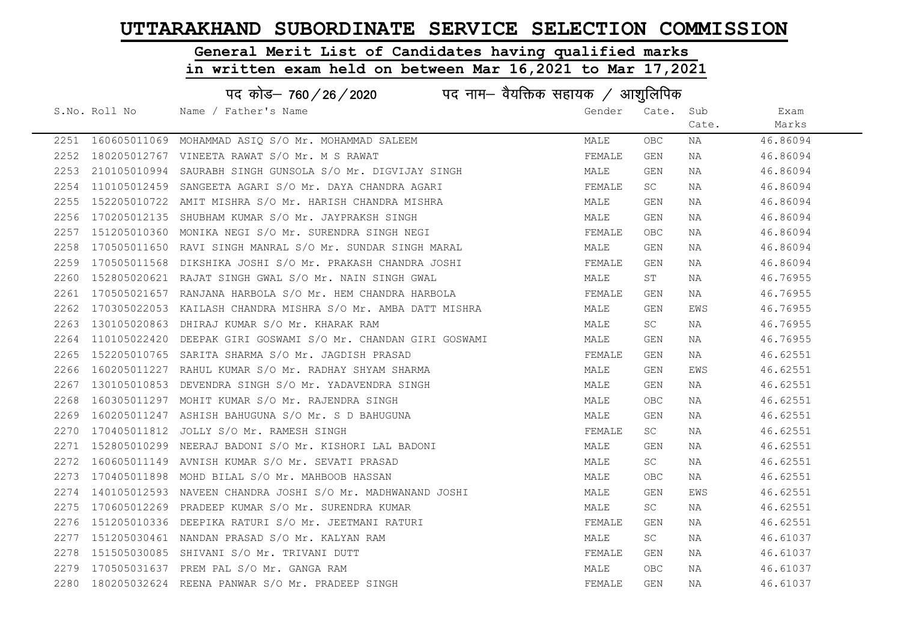# UTTARAKHAND SUBORDINATE SERVICE SELECTION COMMISSION

## General Merit List of Candidates having qualified marks in written exam held on between Mar 16,2021 to Mar 17,2021

### पद कोड– 760/26/2020 पद नाम– वैयक्तिक सहायक / आशुलिपिक

| S.No. | Roll No | Name / Father's Name | Gender | Cate. | Sub Cate. | Exam Marks |
|---|---|---|---|---|---|---|
| 2251 | 160605011069 | MOHAMMAD ASIQ S/O Mr. MOHAMMAD SALEEM | MALE | OBC | NA | 46.86094 |
| 2252 | 180205012767 | VINEETA RAWAT S/O Mr. M S RAWAT | FEMALE | GEN | NA | 46.86094 |
| 2253 | 210105010994 | SAURABH SINGH GUNSOLA S/O Mr. DIGVIJAY SINGH | MALE | GEN | NA | 46.86094 |
| 2254 | 110105012459 | SANGEETA AGARI S/O Mr. DAYA CHANDRA AGARI | FEMALE | SC | NA | 46.86094 |
| 2255 | 152205010722 | AMIT MISHRA S/O Mr. HARISH CHANDRA MISHRA | MALE | GEN | NA | 46.86094 |
| 2256 | 170205012135 | SHUBHAM KUMAR S/O Mr. JAYPRAKSH SINGH | MALE | GEN | NA | 46.86094 |
| 2257 | 151205010360 | MONIKA NEGI S/O Mr. SURENDRA SINGH NEGI | FEMALE | OBC | NA | 46.86094 |
| 2258 | 170505011650 | RAVI SINGH MANRAL S/O Mr. SUNDAR SINGH MARAL | MALE | GEN | NA | 46.86094 |
| 2259 | 170505011568 | DIKSHIKA JOSHI S/O Mr. PRAKASH CHANDRA JOSHI | FEMALE | GEN | NA | 46.86094 |
| 2260 | 152805020621 | RAJAT SINGH GWAL S/O Mr. NAIN SINGH GWAL | MALE | ST | NA | 46.76955 |
| 2261 | 170505021657 | RANJANA HARBOLA S/O Mr. HEM CHANDRA HARBOLA | FEMALE | GEN | NA | 46.76955 |
| 2262 | 170305022053 | KAILASH CHANDRA MISHRA S/O Mr. AMBA DATT MISHRA | MALE | GEN | EWS | 46.76955 |
| 2263 | 130105020863 | DHIRAJ KUMAR S/O Mr. KHARAK RAM | MALE | SC | NA | 46.76955 |
| 2264 | 110105022420 | DEEPAK GIRI GOSWAMI S/O Mr. CHANDAN GIRI GOSWAMI | MALE | GEN | NA | 46.76955 |
| 2265 | 152205010765 | SARITA SHARMA S/O Mr. JAGDISH PRASAD | FEMALE | GEN | NA | 46.62551 |
| 2266 | 160205011227 | RAHUL KUMAR S/O Mr. RADHAY SHYAM SHARMA | MALE | GEN | EWS | 46.62551 |
| 2267 | 130105010853 | DEVENDRA SINGH S/O Mr. YADAVENDRA SINGH | MALE | GEN | NA | 46.62551 |
| 2268 | 160305011297 | MOHIT KUMAR S/O Mr. RAJENDRA SINGH | MALE | OBC | NA | 46.62551 |
| 2269 | 160205011247 | ASHISH BAHUGUNA S/O Mr. S D BAHUGUNA | MALE | GEN | NA | 46.62551 |
| 2270 | 170405011812 | JOLLY S/O Mr. RAMESH SINGH | FEMALE | SC | NA | 46.62551 |
| 2271 | 152805010299 | NEERAJ BADONI S/O Mr. KISHORI LAL BADONI | MALE | GEN | NA | 46.62551 |
| 2272 | 160605011149 | AVNISH KUMAR S/O Mr. SEVATI PRASAD | MALE | SC | NA | 46.62551 |
| 2273 | 170405011898 | MOHD BILAL S/O Mr. MAHBOOB HASSAN | MALE | OBC | NA | 46.62551 |
| 2274 | 140105012593 | NAVEEN CHANDRA JOSHI S/O Mr. MADHWANAND JOSHI | MALE | GEN | EWS | 46.62551 |
| 2275 | 170605012269 | PRADEEP KUMAR S/O Mr. SURENDRA KUMAR | MALE | SC | NA | 46.62551 |
| 2276 | 151205010336 | DEEPIKA RATURI S/O Mr. JEETMANI RATURI | FEMALE | GEN | NA | 46.62551 |
| 2277 | 151205030461 | NANDAN PRASAD S/O Mr. KALYAN RAM | MALE | SC | NA | 46.61037 |
| 2278 | 151505030085 | SHIVANI S/O Mr. TRIVANI DUTT | FEMALE | GEN | NA | 46.61037 |
| 2279 | 170505031637 | PREM PAL S/O Mr. GANGA RAM | MALE | OBC | NA | 46.61037 |
| 2280 | 180205032624 | REENA PANWAR S/O Mr. PRADEEP SINGH | FEMALE | GEN | NA | 46.61037 |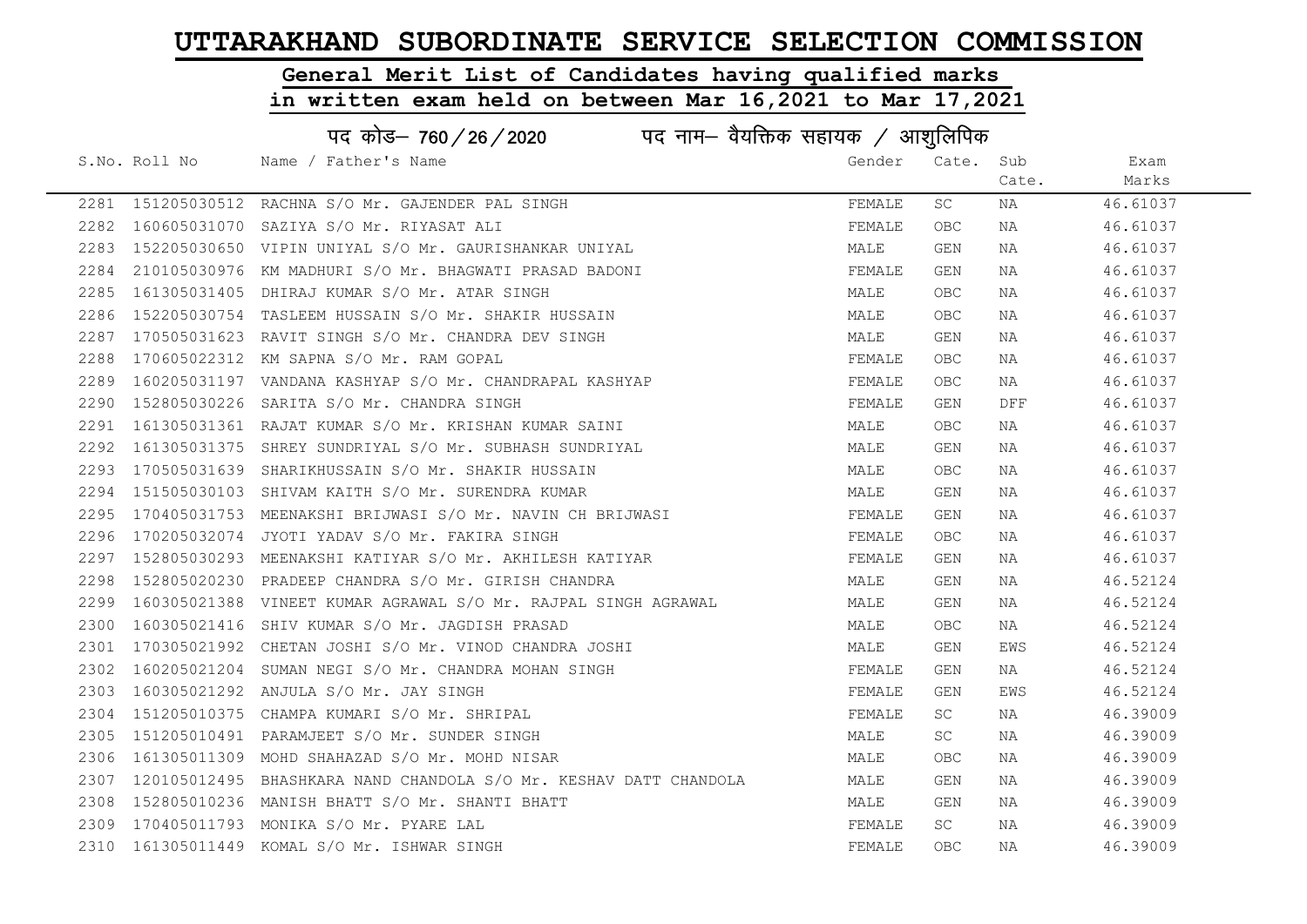# UTTARAKHAND SUBORDINATE SERVICE SELECTION COMMISSION

## General Merit List of Candidates having qualified marks in written exam held on between Mar 16,2021 to Mar 17,2021

### पद कोड– 760/26/2020 पद नाम– वैयक्तिक सहायक / आशुलिपिक

| S.No. | Roll No | Name / Father's Name | Gender | Cate. | Sub Cate. | Exam Marks |
|---|---|---|---|---|---|---|
| 2281 | 151205030512 | RACHNA S/O Mr. GAJENDER PAL SINGH | FEMALE | SC | NA | 46.61037 |
| 2282 | 160605031070 | SAZIYA S/O Mr. RIYASAT ALI | FEMALE | OBC | NA | 46.61037 |
| 2283 | 152205030650 | VIPIN UNIYAL S/O Mr. GAURISHANKAR UNIYAL | MALE | GEN | NA | 46.61037 |
| 2284 | 210105030976 | KM MADHURI S/O Mr. BHAGWATI PRASAD BADONI | FEMALE | GEN | NA | 46.61037 |
| 2285 | 161305031405 | DHIRAJ KUMAR S/O Mr. ATAR SINGH | MALE | OBC | NA | 46.61037 |
| 2286 | 152205030754 | TASLEEM HUSSAIN S/O Mr. SHAKIR HUSSAIN | MALE | OBC | NA | 46.61037 |
| 2287 | 170505031623 | RAVIT SINGH S/O Mr. CHANDRA DEV SINGH | MALE | GEN | NA | 46.61037 |
| 2288 | 170605022312 | KM SAPNA S/O Mr. RAM GOPAL | FEMALE | OBC | NA | 46.61037 |
| 2289 | 160205031197 | VANDANA KASHYAP S/O Mr. CHANDRAPAL KASHYAP | FEMALE | OBC | NA | 46.61037 |
| 2290 | 152805030226 | SARITA S/O Mr. CHANDRA SINGH | FEMALE | GEN | DFF | 46.61037 |
| 2291 | 161305031361 | RAJAT KUMAR S/O Mr. KRISHAN KUMAR SAINI | MALE | OBC | NA | 46.61037 |
| 2292 | 161305031375 | SHREY SUNDRIYAL S/O Mr. SUBHASH SUNDRIYAL | MALE | GEN | NA | 46.61037 |
| 2293 | 170505031639 | SHARIKHUSSAIN S/O Mr. SHAKIR HUSSAIN | MALE | OBC | NA | 46.61037 |
| 2294 | 151505030103 | SHIVAM KAITH S/O Mr. SURENDRA KUMAR | MALE | GEN | NA | 46.61037 |
| 2295 | 170405031753 | MEENAKSHI BRIJWASI S/O Mr. NAVIN CH BRIJWASI | FEMALE | GEN | NA | 46.61037 |
| 2296 | 170205032074 | JYOTI YADAV S/O Mr. FAKIRA SINGH | FEMALE | OBC | NA | 46.61037 |
| 2297 | 152805030293 | MEENAKSHI KATIYAR S/O Mr. AKHILESH KATIYAR | FEMALE | GEN | NA | 46.61037 |
| 2298 | 152805020230 | PRADEEP CHANDRA S/O Mr. GIRISH CHANDRA | MALE | GEN | NA | 46.52124 |
| 2299 | 160305021388 | VINEET KUMAR AGRAWAL S/O Mr. RAJPAL SINGH AGRAWAL | MALE | GEN | NA | 46.52124 |
| 2300 | 160305021416 | SHIV KUMAR S/O Mr. JAGDISH PRASAD | MALE | OBC | NA | 46.52124 |
| 2301 | 170305021992 | CHETAN JOSHI S/O Mr. VINOD CHANDRA JOSHI | MALE | GEN | EWS | 46.52124 |
| 2302 | 160205021204 | SUMAN NEGI S/O Mr. CHANDRA MOHAN SINGH | FEMALE | GEN | NA | 46.52124 |
| 2303 | 160305021292 | ANJULA S/O Mr. JAY SINGH | FEMALE | GEN | EWS | 46.52124 |
| 2304 | 151205010375 | CHAMPA KUMARI S/O Mr. SHRIPAL | FEMALE | SC | NA | 46.39009 |
| 2305 | 151205010491 | PARAMJEET S/O Mr. SUNDER SINGH | MALE | SC | NA | 46.39009 |
| 2306 | 161305011309 | MOHD SHAHAZAD S/O Mr. MOHD NISAR | MALE | OBC | NA | 46.39009 |
| 2307 | 120105012495 | BHASHKARA NAND CHANDOLA S/O Mr. KESHAV DATT CHANDOLA | MALE | GEN | NA | 46.39009 |
| 2308 | 152805010236 | MANISH BHATT S/O Mr. SHANTI BHATT | MALE | GEN | NA | 46.39009 |
| 2309 | 170405011793 | MONIKA S/O Mr. PYARE LAL | FEMALE | SC | NA | 46.39009 |
| 2310 | 161305011449 | KOMAL S/O Mr. ISHWAR SINGH | FEMALE | OBC | NA | 46.39009 |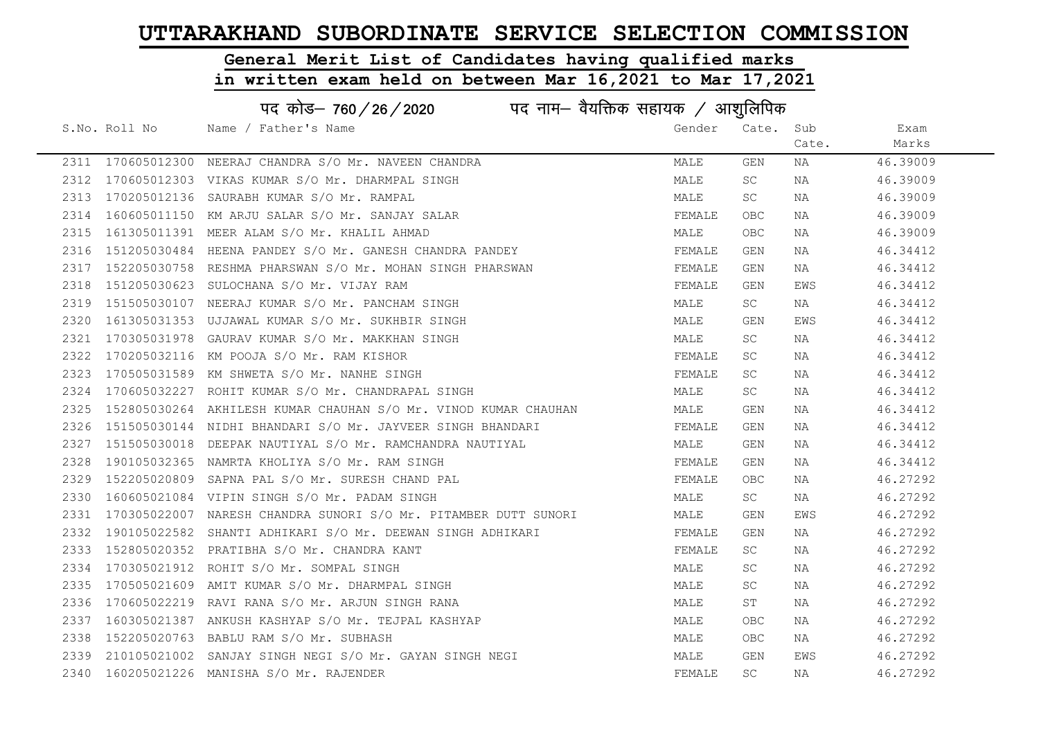# UTTARAKHAND SUBORDINATE SERVICE SELECTION COMMISSION

## General Merit List of Candidates having qualified marks in written exam held on between Mar 16,2021 to Mar 17,2021

### पद कोड– 760/26/2020 पद नाम– वैयक्तिक सहायक / आशुलिपिक

| S.No. | Roll No | Name / Father's Name | Gender | Cate. | Sub Cate. | Exam Marks |
|---|---|---|---|---|---|---|
| 2311 | 170605012300 | NEERAJ CHANDRA S/O Mr. NAVEEN CHANDRA | MALE | GEN | NA | 46.39009 |
| 2312 | 170605012303 | VIKAS KUMAR S/O Mr. DHARMPAL SINGH | MALE | SC | NA | 46.39009 |
| 2313 | 170205012136 | SAURABH KUMAR S/O Mr. RAMPAL | MALE | SC | NA | 46.39009 |
| 2314 | 160605011150 | KM ARJU SALAR S/O Mr. SANJAY SALAR | FEMALE | OBC | NA | 46.39009 |
| 2315 | 161305011391 | MEER ALAM S/O Mr. KHALIL AHMAD | MALE | OBC | NA | 46.39009 |
| 2316 | 151205030484 | HEENA PANDEY S/O Mr. GANESH CHANDRA PANDEY | FEMALE | GEN | NA | 46.34412 |
| 2317 | 152205030758 | RESHMA PHARSWAN S/O Mr. MOHAN SINGH PHARSWAN | FEMALE | GEN | NA | 46.34412 |
| 2318 | 151205030623 | SULOCHANA S/O Mr. VIJAY RAM | FEMALE | GEN | EWS | 46.34412 |
| 2319 | 151505030107 | NEERAJ KUMAR S/O Mr. PANCHAM SINGH | MALE | SC | NA | 46.34412 |
| 2320 | 161305031353 | UJJAWAL KUMAR S/O Mr. SUKHBIR SINGH | MALE | GEN | EWS | 46.34412 |
| 2321 | 170305031978 | GAURAV KUMAR S/O Mr. MAKKHAN SINGH | MALE | SC | NA | 46.34412 |
| 2322 | 170205032116 | KM POOJA S/O Mr. RAM KISHOR | FEMALE | SC | NA | 46.34412 |
| 2323 | 170505031589 | KM SHWETA S/O Mr. NANHE SINGH | FEMALE | SC | NA | 46.34412 |
| 2324 | 170605032227 | ROHIT KUMAR S/O Mr. CHANDRAPAL SINGH | MALE | SC | NA | 46.34412 |
| 2325 | 152805030264 | AKHILESH KUMAR CHAUHAN S/O Mr. VINOD KUMAR CHAUHAN | MALE | GEN | NA | 46.34412 |
| 2326 | 151505030144 | NIDHI BHANDARI S/O Mr. JAYVEER SINGH BHANDARI | FEMALE | GEN | NA | 46.34412 |
| 2327 | 151505030018 | DEEPAK NAUTIYAL S/O Mr. RAMCHANDRA NAUTIYAL | MALE | GEN | NA | 46.34412 |
| 2328 | 190105032365 | NAMRTA KHOLIYA S/O Mr. RAM SINGH | FEMALE | GEN | NA | 46.34412 |
| 2329 | 152205020809 | SAPNA PAL S/O Mr. SURESH CHAND PAL | FEMALE | OBC | NA | 46.27292 |
| 2330 | 160605021084 | VIPIN SINGH S/O Mr. PADAM SINGH | MALE | SC | NA | 46.27292 |
| 2331 | 170305022007 | NARESH CHANDRA SUNORI S/O Mr. PITAMBER DUTT SUNORI | MALE | GEN | EWS | 46.27292 |
| 2332 | 190105022582 | SHANTI ADHIKARI S/O Mr. DEEWAN SINGH ADHIKARI | FEMALE | GEN | NA | 46.27292 |
| 2333 | 152805020352 | PRATIBHA S/O Mr. CHANDRA KANT | FEMALE | SC | NA | 46.27292 |
| 2334 | 170305021912 | ROHIT S/O Mr. SOMPAL SINGH | MALE | SC | NA | 46.27292 |
| 2335 | 170505021609 | AMIT KUMAR S/O Mr. DHARMPAL SINGH | MALE | SC | NA | 46.27292 |
| 2336 | 170605022219 | RAVI RANA S/O Mr. ARJUN SINGH RANA | MALE | ST | NA | 46.27292 |
| 2337 | 160305021387 | ANKUSH KASHYAP S/O Mr. TEJPAL KASHYAP | MALE | OBC | NA | 46.27292 |
| 2338 | 152205020763 | BABLU RAM S/O Mr. SUBHASH | MALE | OBC | NA | 46.27292 |
| 2339 | 210105021002 | SANJAY SINGH NEGI S/O Mr. GAYAN SINGH NEGI | MALE | GEN | EWS | 46.27292 |
| 2340 | 160205021226 | MANISHA S/O Mr. RAJENDER | FEMALE | SC | NA | 46.27292 |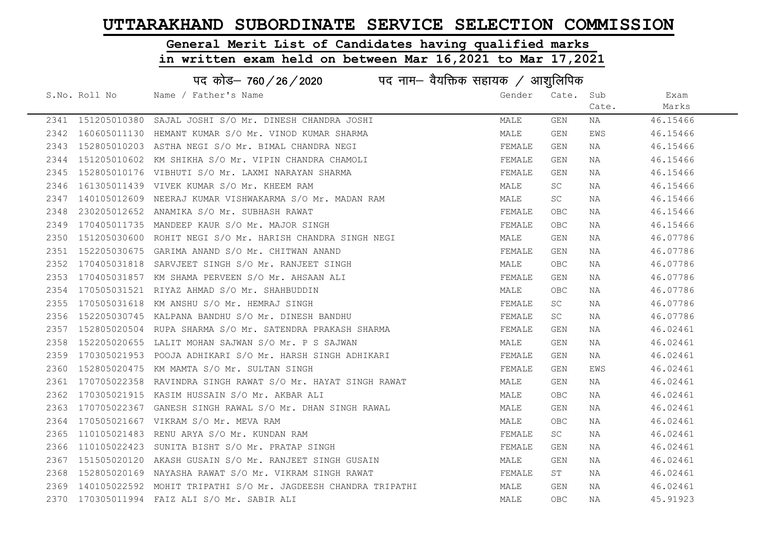# UTTARAKHAND SUBORDINATE SERVICE SELECTION COMMISSION

## General Merit List of Candidates having qualified marks in written exam held on between Mar 16,2021 to Mar 17,2021

### पद कोड– 760/26/2020 पद नाम– वैयक्तिक सहायक / आशुलिपिक

| S.No. | Roll No | Name / Father's Name | Gender | Cate. | Sub Cate. | Exam Marks |
|---|---|---|---|---|---|---|
| 2341 | 151205010380 | SAJAL JOSHI S/O Mr. DINESH CHANDRA JOSHI | MALE | GEN | NA | 46.15466 |
| 2342 | 160605011130 | HEMANT KUMAR S/O Mr. VINOD KUMAR SHARMA | MALE | GEN | EWS | 46.15466 |
| 2343 | 152805010203 | ASTHA NEGI S/O Mr. BIMAL CHANDRA NEGI | FEMALE | GEN | NA | 46.15466 |
| 2344 | 151205010602 | KM SHIKHA S/O Mr. VIPIN CHANDRA CHAMOLI | FEMALE | GEN | NA | 46.15466 |
| 2345 | 152805010176 | VIBHUTI S/O Mr. LAXMI NARAYAN SHARMA | FEMALE | GEN | NA | 46.15466 |
| 2346 | 161305011439 | VIVEK KUMAR S/O Mr. KHEEM RAM | MALE | SC | NA | 46.15466 |
| 2347 | 140105012609 | NEERAJ KUMAR VISHWAKARMA S/O Mr. MADAN RAM | MALE | SC | NA | 46.15466 |
| 2348 | 230205012652 | ANAMIKA S/O Mr. SUBHASH RAWAT | FEMALE | OBC | NA | 46.15466 |
| 2349 | 170405011735 | MANDEEP KAUR S/O Mr. MAJOR SINGH | FEMALE | OBC | NA | 46.15466 |
| 2350 | 151205030600 | ROHIT NEGI S/O Mr. HARISH CHANDRA SINGH NEGI | MALE | GEN | NA | 46.07786 |
| 2351 | 152205030675 | GARIMA ANAND S/O Mr. CHITWAN ANAND | FEMALE | GEN | NA | 46.07786 |
| 2352 | 170405031818 | SARVJEET SINGH S/O Mr. RANJEET SINGH | MALE | OBC | NA | 46.07786 |
| 2353 | 170405031857 | KM SHAMA PERVEEN S/O Mr. AHSAAN ALI | FEMALE | GEN | NA | 46.07786 |
| 2354 | 170505031521 | RIYAZ AHMAD S/O Mr. SHAHBUDDIN | MALE | OBC | NA | 46.07786 |
| 2355 | 170505031618 | KM ANSHU S/O Mr. HEMRAJ SINGH | FEMALE | SC | NA | 46.07786 |
| 2356 | 152205030745 | KALPANA BANDHU S/O Mr. DINESH BANDHU | FEMALE | SC | NA | 46.07786 |
| 2357 | 152805020504 | RUPA SHARMA S/O Mr. SATENDRA PRAKASH SHARMA | FEMALE | GEN | NA | 46.02461 |
| 2358 | 152205020655 | LALIT MOHAN SAJWAN S/O Mr. P S SAJWAN | MALE | GEN | NA | 46.02461 |
| 2359 | 170305021953 | POOJA ADHIKARI S/O Mr. HARSH SINGH ADHIKARI | FEMALE | GEN | NA | 46.02461 |
| 2360 | 152805020475 | KM MAMTA S/O Mr. SULTAN SINGH | FEMALE | GEN | EWS | 46.02461 |
| 2361 | 170705022358 | RAVINDRA SINGH RAWAT S/O Mr. HAYAT SINGH RAWAT | MALE | GEN | NA | 46.02461 |
| 2362 | 170305021915 | KASIM HUSSAIN S/O Mr. AKBAR ALI | MALE | OBC | NA | 46.02461 |
| 2363 | 170705022367 | GANESH SINGH RAWAL S/O Mr. DHAN SINGH RAWAL | MALE | GEN | NA | 46.02461 |
| 2364 | 170505021667 | VIKRAM S/O Mr. MEVA RAM | MALE | OBC | NA | 46.02461 |
| 2365 | 110105021483 | RENU ARYA S/O Mr. KUNDAN RAM | FEMALE | SC | NA | 46.02461 |
| 2366 | 110105022423 | SUNITA BISHT S/O Mr. PRATAP SINGH | FEMALE | GEN | NA | 46.02461 |
| 2367 | 151505020120 | AKASH GUSAIN S/O Mr. RANJEET SINGH GUSAIN | MALE | GEN | NA | 46.02461 |
| 2368 | 152805020169 | NAYASHA RAWAT S/O Mr. VIKRAM SINGH RAWAT | FEMALE | ST | NA | 46.02461 |
| 2369 | 140105022592 | MOHIT TRIPATHI S/O Mr. JAGDEESH CHANDRA TRIPATHI | MALE | GEN | NA | 46.02461 |
| 2370 | 170305011994 | FAIZ ALI S/O Mr. SABIR ALI | MALE | OBC | NA | 45.91923 |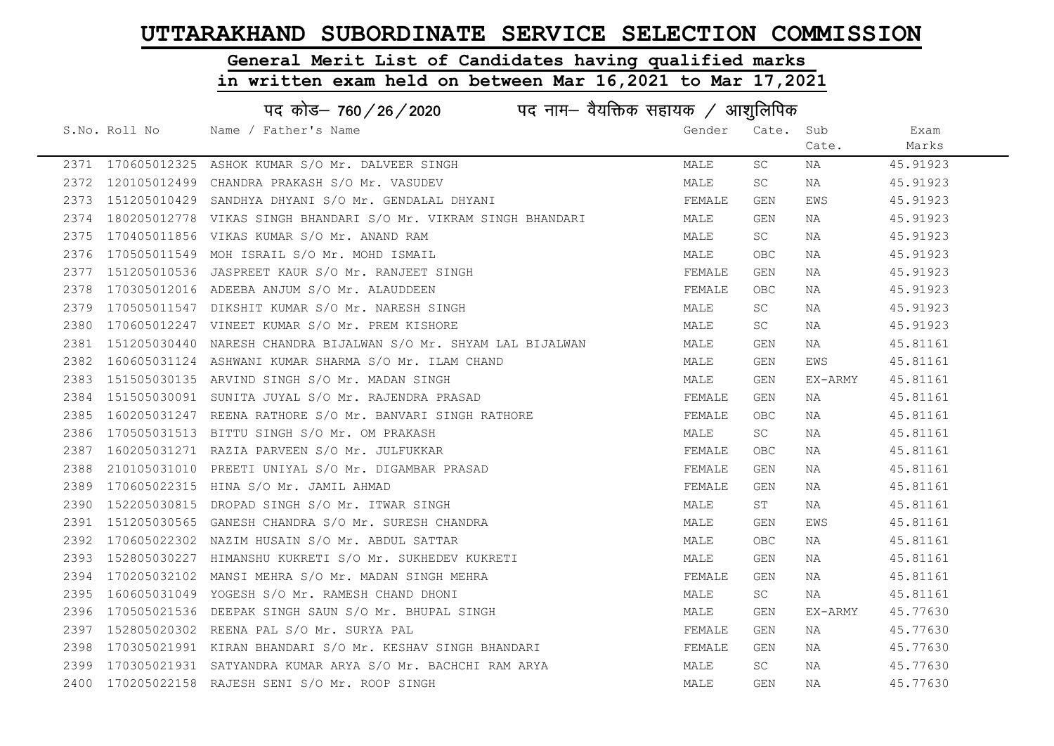# UTTARAKHAND SUBORDINATE SERVICE SELECTION COMMISSION

## General Merit List of Candidates having qualified marks in written exam held on between Mar 16,2021 to Mar 17,2021

### पद कोड– 760/26/2020 पद नाम– वैयक्तिक सहायक / आशुलिपिक

| S.No. | Roll No | Name / Father's Name | Gender | Cate. | Sub Cate. | Exam Marks |
|---|---|---|---|---|---|---|
| 2371 | 170605012325 | ASHOK KUMAR S/O Mr. DALVEER SINGH | MALE | SC | NA | 45.91923 |
| 2372 | 120105012499 | CHANDRA PRAKASH S/O Mr. VASUDEV | MALE | SC | NA | 45.91923 |
| 2373 | 151205010429 | SANDHYA DHYANI S/O Mr. GENDALAL DHYANI | FEMALE | GEN | EWS | 45.91923 |
| 2374 | 180205012778 | VIKAS SINGH BHANDARI S/O Mr. VIKRAM SINGH BHANDARI | MALE | GEN | NA | 45.91923 |
| 2375 | 170405011856 | VIKAS KUMAR S/O Mr. ANAND RAM | MALE | SC | NA | 45.91923 |
| 2376 | 170505011549 | MOH ISRAIL S/O Mr. MOHD ISMAIL | MALE | OBC | NA | 45.91923 |
| 2377 | 151205010536 | JASPREET KAUR S/O Mr. RANJEET SINGH | FEMALE | GEN | NA | 45.91923 |
| 2378 | 170305012016 | ADEEBA ANJUM S/O Mr. ALAUDDEEN | FEMALE | OBC | NA | 45.91923 |
| 2379 | 170505011547 | DIKSHIT KUMAR S/O Mr. NARESH SINGH | MALE | SC | NA | 45.91923 |
| 2380 | 170605012247 | VINEET KUMAR S/O Mr. PREM KISHORE | MALE | SC | NA | 45.91923 |
| 2381 | 151205030440 | NARESH CHANDRA BIJALWAN S/O Mr. SHYAM LAL BIJALWAN | MALE | GEN | NA | 45.81161 |
| 2382 | 160605031124 | ASHWANI KUMAR SHARMA S/O Mr. ILAM CHAND | MALE | GEN | EWS | 45.81161 |
| 2383 | 151505030135 | ARVIND SINGH S/O Mr. MADAN SINGH | MALE | GEN | EX-ARMY | 45.81161 |
| 2384 | 151505030091 | SUNITA JUYAL S/O Mr. RAJENDRA PRASAD | FEMALE | GEN | NA | 45.81161 |
| 2385 | 160205031247 | REENA RATHORE S/O Mr. BANVARI SINGH RATHORE | FEMALE | OBC | NA | 45.81161 |
| 2386 | 170505031513 | BITTU SINGH S/O Mr. OM PRAKASH | MALE | SC | NA | 45.81161 |
| 2387 | 160205031271 | RAZIA PARVEEN S/O Mr. JULFUKKAR | FEMALE | OBC | NA | 45.81161 |
| 2388 | 210105031010 | PREETI UNIYAL S/O Mr. DIGAMBAR PRASAD | FEMALE | GEN | NA | 45.81161 |
| 2389 | 170605022315 | HINA S/O Mr. JAMIL AHMAD | FEMALE | GEN | NA | 45.81161 |
| 2390 | 152205030815 | DROPAD SINGH S/O Mr. ITWAR SINGH | MALE | ST | NA | 45.81161 |
| 2391 | 151205030565 | GANESH CHANDRA S/O Mr. SURESH CHANDRA | MALE | GEN | EWS | 45.81161 |
| 2392 | 170605022302 | NAZIM HUSAIN S/O Mr. ABDUL SATTAR | MALE | OBC | NA | 45.81161 |
| 2393 | 152805030227 | HIMANSHU KUKRETI S/O Mr. SUKHEDEV KUKRETI | MALE | GEN | NA | 45.81161 |
| 2394 | 170205032102 | MANSI MEHRA S/O Mr. MADAN SINGH MEHRA | FEMALE | GEN | NA | 45.81161 |
| 2395 | 160605031049 | YOGESH S/O Mr. RAMESH CHAND DHONI | MALE | SC | NA | 45.81161 |
| 2396 | 170505021536 | DEEPAK SINGH SAUN S/O Mr. BHUPAL SINGH | MALE | GEN | EX-ARMY | 45.77630 |
| 2397 | 152805020302 | REENA PAL S/O Mr. SURYA PAL | FEMALE | GEN | NA | 45.77630 |
| 2398 | 170305021991 | KIRAN BHANDARI S/O Mr. KESHAV SINGH BHANDARI | FEMALE | GEN | NA | 45.77630 |
| 2399 | 170305021931 | SATYANDRA KUMAR ARYA S/O Mr. BACHCHI RAM ARYA | MALE | SC | NA | 45.77630 |
| 2400 | 170205022158 | RAJESH SENI S/O Mr. ROOP SINGH | MALE | GEN | NA | 45.77630 |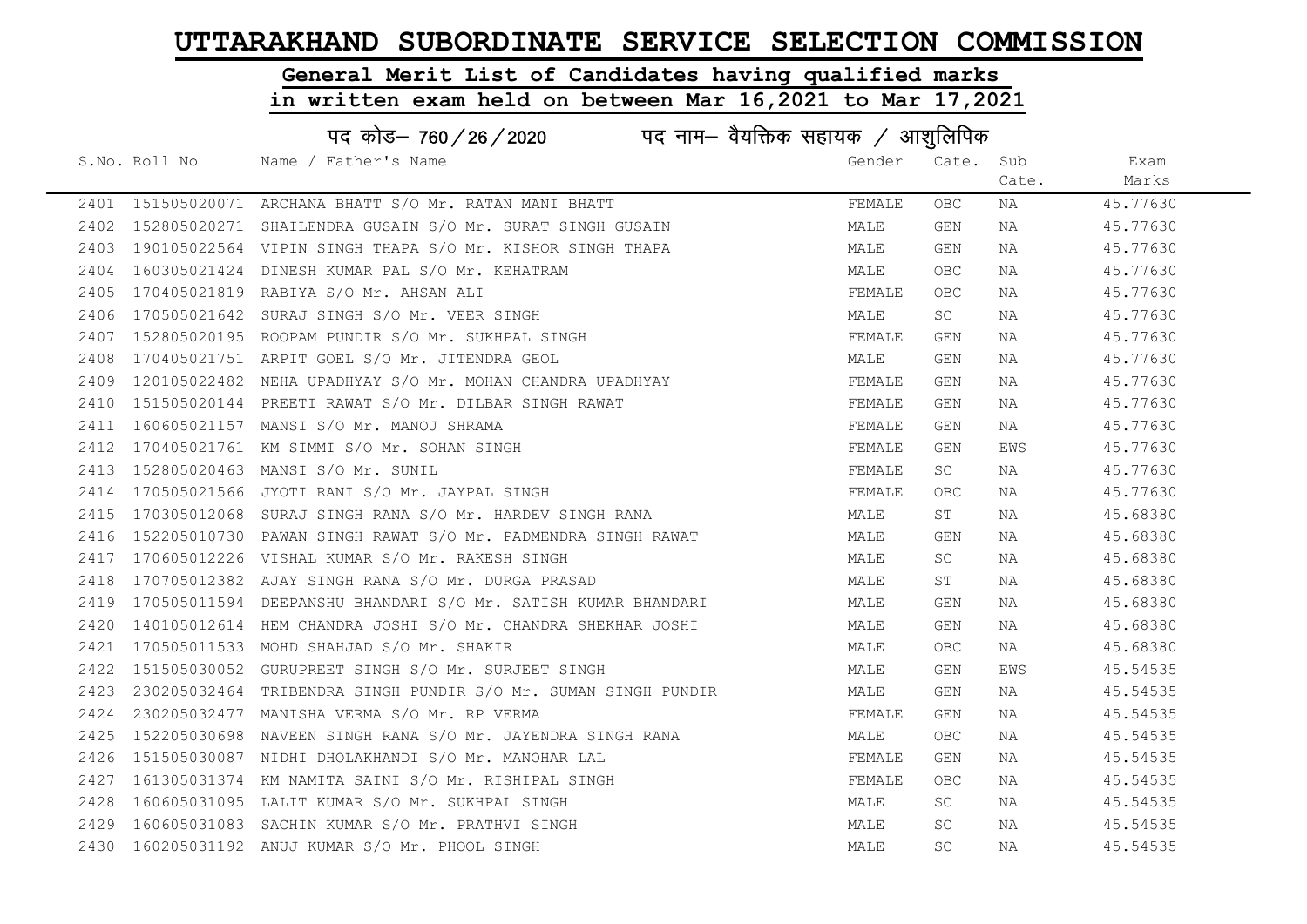# UTTARAKHAND SUBORDINATE SERVICE SELECTION COMMISSION

## General Merit List of Candidates having qualified marks in written exam held on between Mar 16,2021 to Mar 17,2021

### पद कोड– 760/26/2020 पद नाम– वैयक्तिक सहायक / आशुलिपिक

| S.No. | Roll No | Name / Father's Name | Gender | Cate. | Sub Cate. | Exam Marks |
|---|---|---|---|---|---|---|
| 2401 | 151505020071 | ARCHANA BHATT S/O Mr. RATAN MANI BHATT | FEMALE | OBC | NA | 45.77630 |
| 2402 | 152805020271 | SHAILENDRA GUSAIN S/O Mr. SURAT SINGH GUSAIN | MALE | GEN | NA | 45.77630 |
| 2403 | 190105022564 | VIPIN SINGH THAPA S/O Mr. KISHOR SINGH THAPA | MALE | GEN | NA | 45.77630 |
| 2404 | 160305021424 | DINESH KUMAR PAL S/O Mr. KEHATRAM | MALE | OBC | NA | 45.77630 |
| 2405 | 170405021819 | RABIYA S/O Mr. AHSAN ALI | FEMALE | OBC | NA | 45.77630 |
| 2406 | 170505021642 | SURAJ SINGH S/O Mr. VEER SINGH | MALE | SC | NA | 45.77630 |
| 2407 | 152805020195 | ROOPAM PUNDIR S/O Mr. SUKHPAL SINGH | FEMALE | GEN | NA | 45.77630 |
| 2408 | 170405021751 | ARPIT GOEL S/O Mr. JITENDRA GEOL | MALE | GEN | NA | 45.77630 |
| 2409 | 120105022482 | NEHA UPADHYAY S/O Mr. MOHAN CHANDRA UPADHYAY | FEMALE | GEN | NA | 45.77630 |
| 2410 | 151505020144 | PREETI RAWAT S/O Mr. DILBAR SINGH RAWAT | FEMALE | GEN | NA | 45.77630 |
| 2411 | 160605021157 | MANSI S/O Mr. MANOJ SHRAMA | FEMALE | GEN | NA | 45.77630 |
| 2412 | 170405021761 | KM SIMMI S/O Mr. SOHAN SINGH | FEMALE | GEN | EWS | 45.77630 |
| 2413 | 152805020463 | MANSI S/O Mr. SUNIL | FEMALE | SC | NA | 45.77630 |
| 2414 | 170505021566 | JYOTI RANI S/O Mr. JAYPAL SINGH | FEMALE | OBC | NA | 45.77630 |
| 2415 | 170305012068 | SURAJ SINGH RANA S/O Mr. HARDEV SINGH RANA | MALE | ST | NA | 45.68380 |
| 2416 | 152205010730 | PAWAN SINGH RAWAT S/O Mr. PADMENDRA SINGH RAWAT | MALE | GEN | NA | 45.68380 |
| 2417 | 170605012226 | VISHAL KUMAR S/O Mr. RAKESH SINGH | MALE | SC | NA | 45.68380 |
| 2418 | 170705012382 | AJAY SINGH RANA S/O Mr. DURGA PRASAD | MALE | ST | NA | 45.68380 |
| 2419 | 170505011594 | DEEPANSHU BHANDARI S/O Mr. SATISH KUMAR BHANDARI | MALE | GEN | NA | 45.68380 |
| 2420 | 140105012614 | HEM CHANDRA JOSHI S/O Mr. CHANDRA SHEKHAR JOSHI | MALE | GEN | NA | 45.68380 |
| 2421 | 170505011533 | MOHD SHAHJAD S/O Mr. SHAKIR | MALE | OBC | NA | 45.68380 |
| 2422 | 151505030052 | GURUPREET SINGH S/O Mr. SURJEET SINGH | MALE | GEN | EWS | 45.54535 |
| 2423 | 230205032464 | TRIBENDRA SINGH PUNDIR S/O Mr. SUMAN SINGH PUNDIR | MALE | GEN | NA | 45.54535 |
| 2424 | 230205032477 | MANISHA VERMA S/O Mr. RP VERMA | FEMALE | GEN | NA | 45.54535 |
| 2425 | 152205030698 | NAVEEN SINGH RANA S/O Mr. JAYENDRA SINGH RANA | MALE | OBC | NA | 45.54535 |
| 2426 | 151505030087 | NIDHI DHOLAKHANDI S/O Mr. MANOHAR LAL | FEMALE | GEN | NA | 45.54535 |
| 2427 | 161305031374 | KM NAMITA SAINI S/O Mr. RISHIPAL SINGH | FEMALE | OBC | NA | 45.54535 |
| 2428 | 160605031095 | LALIT KUMAR S/O Mr. SUKHPAL SINGH | MALE | SC | NA | 45.54535 |
| 2429 | 160605031083 | SACHIN KUMAR S/O Mr. PRATHVI SINGH | MALE | SC | NA | 45.54535 |
| 2430 | 160205031192 | ANUJ KUMAR S/O Mr. PHOOL SINGH | MALE | SC | NA | 45.54535 |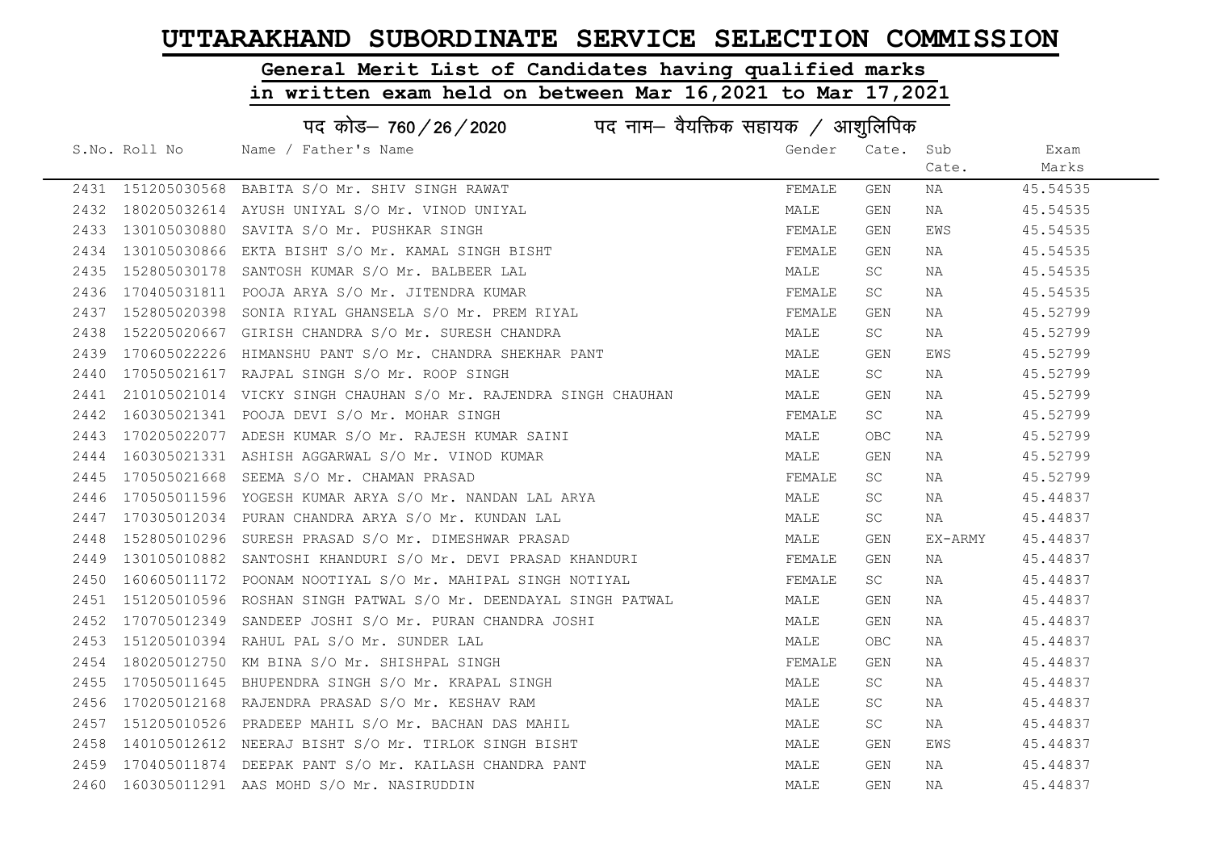# UTTARAKHAND SUBORDINATE SERVICE SELECTION COMMISSION

## General Merit List of Candidates having qualified marks in written exam held on between Mar 16,2021 to Mar 17,2021

### पद कोड– 760/26/2020 पद नाम– वैयक्तिक सहायक / आशुलिपिक

| S.No. | Roll No | Name / Father's Name | Gender | Cate. | Sub Cate. | Exam Marks |
|---|---|---|---|---|---|---|
| 2431 | 151205030568 | BABITA S/O Mr. SHIV SINGH RAWAT | FEMALE | GEN | NA | 45.54535 |
| 2432 | 180205032614 | AYUSH UNIYAL S/O Mr. VINOD UNIYAL | MALE | GEN | NA | 45.54535 |
| 2433 | 130105030880 | SAVITA S/O Mr. PUSHKAR SINGH | FEMALE | GEN | EWS | 45.54535 |
| 2434 | 130105030866 | EKTA BISHT S/O Mr. KAMAL SINGH BISHT | FEMALE | GEN | NA | 45.54535 |
| 2435 | 152805030178 | SANTOSH KUMAR S/O Mr. BALBEER LAL | MALE | SC | NA | 45.54535 |
| 2436 | 170405031811 | POOJA ARYA S/O Mr. JITENDRA KUMAR | FEMALE | SC | NA | 45.54535 |
| 2437 | 152805020398 | SONIA RIYAL GHANSELA S/O Mr. PREM RIYAL | FEMALE | GEN | NA | 45.52799 |
| 2438 | 152205020667 | GIRISH CHANDRA S/O Mr. SURESH CHANDRA | MALE | SC | NA | 45.52799 |
| 2439 | 170605022226 | HIMANSHU PANT S/O Mr. CHANDRA SHEKHAR PANT | MALE | GEN | EWS | 45.52799 |
| 2440 | 170505021617 | RAJPAL SINGH S/O Mr. ROOP SINGH | MALE | SC | NA | 45.52799 |
| 2441 | 210105021014 | VICKY SINGH CHAUHAN S/O Mr. RAJENDRA SINGH CHAUHAN | MALE | GEN | NA | 45.52799 |
| 2442 | 160305021341 | POOJA DEVI S/O Mr. MOHAR SINGH | FEMALE | SC | NA | 45.52799 |
| 2443 | 170205022077 | ADESH KUMAR S/O Mr. RAJESH KUMAR SAINI | MALE | OBC | NA | 45.52799 |
| 2444 | 160305021331 | ASHISH AGGARWAL S/O Mr. VINOD KUMAR | MALE | GEN | NA | 45.52799 |
| 2445 | 170505021668 | SEEMA S/O Mr. CHAMAN PRASAD | FEMALE | SC | NA | 45.52799 |
| 2446 | 170505011596 | YOGESH KUMAR ARYA S/O Mr. NANDAN LAL ARYA | MALE | SC | NA | 45.44837 |
| 2447 | 170305012034 | PURAN CHANDRA ARYA S/O Mr. KUNDAN LAL | MALE | SC | NA | 45.44837 |
| 2448 | 152805010296 | SURESH PRASAD S/O Mr. DIMESHWAR PRASAD | MALE | GEN | EX-ARMY | 45.44837 |
| 2449 | 130105010882 | SANTOSHI KHANDURI S/O Mr. DEVI PRASAD KHANDURI | FEMALE | GEN | NA | 45.44837 |
| 2450 | 160605011172 | POONAM NOOTIYAL S/O Mr. MAHIPAL SINGH NOTIYAL | FEMALE | SC | NA | 45.44837 |
| 2451 | 151205010596 | ROSHAN SINGH PATWAL S/O Mr. DEENDAYAL SINGH PATWAL | MALE | GEN | NA | 45.44837 |
| 2452 | 170705012349 | SANDEEP JOSHI S/O Mr. PURAN CHANDRA JOSHI | MALE | GEN | NA | 45.44837 |
| 2453 | 151205010394 | RAHUL PAL S/O Mr. SUNDER LAL | MALE | OBC | NA | 45.44837 |
| 2454 | 180205012750 | KM BINA S/O Mr. SHISHPAL SINGH | FEMALE | GEN | NA | 45.44837 |
| 2455 | 170505011645 | BHUPENDRA SINGH S/O Mr. KRAPAL SINGH | MALE | SC | NA | 45.44837 |
| 2456 | 170205012168 | RAJENDRA PRASAD S/O Mr. KESHAV RAM | MALE | SC | NA | 45.44837 |
| 2457 | 151205010526 | PRADEEP MAHIL S/O Mr. BACHAN DAS MAHIL | MALE | SC | NA | 45.44837 |
| 2458 | 140105012612 | NEERAJ BISHT S/O Mr. TIRLOK SINGH BISHT | MALE | GEN | EWS | 45.44837 |
| 2459 | 170405011874 | DEEPAK PANT S/O Mr. KAILASH CHANDRA PANT | MALE | GEN | NA | 45.44837 |
| 2460 | 160305011291 | AAS MOHD S/O Mr. NASIRUDDIN | MALE | GEN | NA | 45.44837 |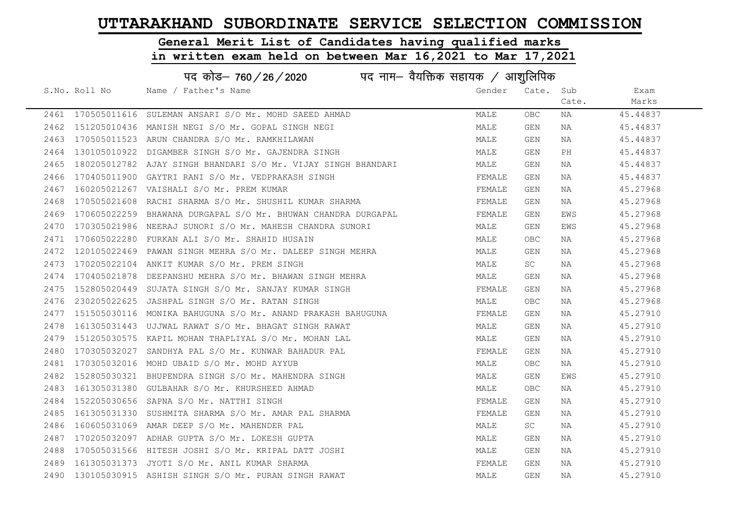# UTTARAKHAND SUBORDINATE SERVICE SELECTION COMMISSION

## General Merit List of Candidates having qualified marks in written exam held on between Mar 16,2021 to Mar 17,2021

### पद कोड– 760/26/2020 पद नाम– वैयक्तिक सहायक / आशुलिपिक

| S.No. | Roll No | Name / Father's Name | Gender | Cate. | Sub Cate. | Exam Marks |
|---|---|---|---|---|---|---|
| 2461 | 170505011616 | SULEMAN ANSARI S/O Mr. MOHD SAEED AHMAD | MALE | OBC | NA | 45.44837 |
| 2462 | 151205010436 | MANISH NEGI S/O Mr. GOPAL SINGH NEGI | MALE | GEN | NA | 45.44837 |
| 2463 | 170505011523 | ARUN CHANDRA S/O Mr. RAMKHILAWAN | MALE | GEN | NA | 45.44837 |
| 2464 | 130105010922 | DIGAMBER SINGH S/O Mr. GAJENDRA SINGH | MALE | GEN | PH | 45.44837 |
| 2465 | 180205012782 | AJAY SINGH BHANDARI S/O Mr. VIJAY SINGH BHANDARI | MALE | GEN | NA | 45.44837 |
| 2466 | 170405011900 | GAYTRI RANI S/O Mr. VEDPRAKASH SINGH | FEMALE | GEN | NA | 45.44837 |
| 2467 | 160205021267 | VAISHALI S/O Mr. PREM KUMAR | FEMALE | GEN | NA | 45.27968 |
| 2468 | 170505021608 | RACHI SHARMA S/O Mr. SHUSHIL KUMAR SHARMA | FEMALE | GEN | NA | 45.27968 |
| 2469 | 170605022259 | BHAWANA DURGAPAL S/O Mr. BHUWAN CHANDRA DURGAPAL | FEMALE | GEN | EWS | 45.27968 |
| 2470 | 170305021986 | NEERAJ SUNORI S/O Mr. MAHESH CHANDRA SUNORI | MALE | GEN | EWS | 45.27968 |
| 2471 | 170605022280 | FURKAN ALI S/O Mr. SHAHID HUSAIN | MALE | OBC | NA | 45.27968 |
| 2472 | 120105022469 | PAWAN SINGH MEHRA S/O Mr. DALEEP SINGH MEHRA | MALE | GEN | NA | 45.27968 |
| 2473 | 170205022104 | ANKIT KUMAR S/O Mr. PREM SINGH | MALE | SC | NA | 45.27968 |
| 2474 | 170405021878 | DEEPANSHU MEHRA S/O Mr. BHAWAN SINGH MEHRA | MALE | GEN | NA | 45.27968 |
| 2475 | 152805020449 | SUJATA SINGH S/O Mr. SANJAY KUMAR SINGH | FEMALE | GEN | NA | 45.27968 |
| 2476 | 230205022625 | JASHPAL SINGH S/O Mr. RATAN SINGH | MALE | OBC | NA | 45.27968 |
| 2477 | 151505030116 | MONIKA BAHUGUNA S/O Mr. ANAND PRAKASH BAHUGUNA | FEMALE | GEN | NA | 45.27910 |
| 2478 | 161305031443 | UJJWAL RAWAT S/O Mr. BHAGAT SINGH RAWAT | MALE | GEN | NA | 45.27910 |
| 2479 | 151205030575 | KAPIL MOHAN THAPLIYAL S/O Mr. MOHAN LAL | MALE | GEN | NA | 45.27910 |
| 2480 | 170305032027 | SANDHYA PAL S/O Mr. KUNWAR BAHADUR PAL | FEMALE | GEN | NA | 45.27910 |
| 2481 | 170305032016 | MOHD UBAID S/O Mr. MOHD AYYUB | MALE | OBC | NA | 45.27910 |
| 2482 | 152805030321 | BHUPENDRA SINGH S/O Mr. MAHENDRA SINGH | MALE | GEN | EWS | 45.27910 |
| 2483 | 161305031380 | GULBAHAR S/O Mr. KHURSHEED AHMAD | MALE | OBC | NA | 45.27910 |
| 2484 | 152205030656 | SAPNA S/O Mr. NATTHI SINGH | FEMALE | GEN | NA | 45.27910 |
| 2485 | 161305031330 | SUSHMITA SHARMA S/O Mr. AMAR PAL SHARMA | FEMALE | GEN | NA | 45.27910 |
| 2486 | 160605031069 | AMAR DEEP S/O Mr. MAHENDER PAL | MALE | SC | NA | 45.27910 |
| 2487 | 170205032097 | ADHAR GUPTA S/O Mr. LOKESH GUPTA | MALE | GEN | NA | 45.27910 |
| 2488 | 170505031566 | HITESH JOSHI S/O Mr. KRIPAL DATT JOSHI | MALE | GEN | NA | 45.27910 |
| 2489 | 161305031373 | JYOTI S/O Mr. ANIL KUMAR SHARMA | FEMALE | GEN | NA | 45.27910 |
| 2490 | 130105030915 | ASHISH SINGH S/O Mr. PURAN SINGH RAWAT | MALE | GEN | NA | 45.27910 |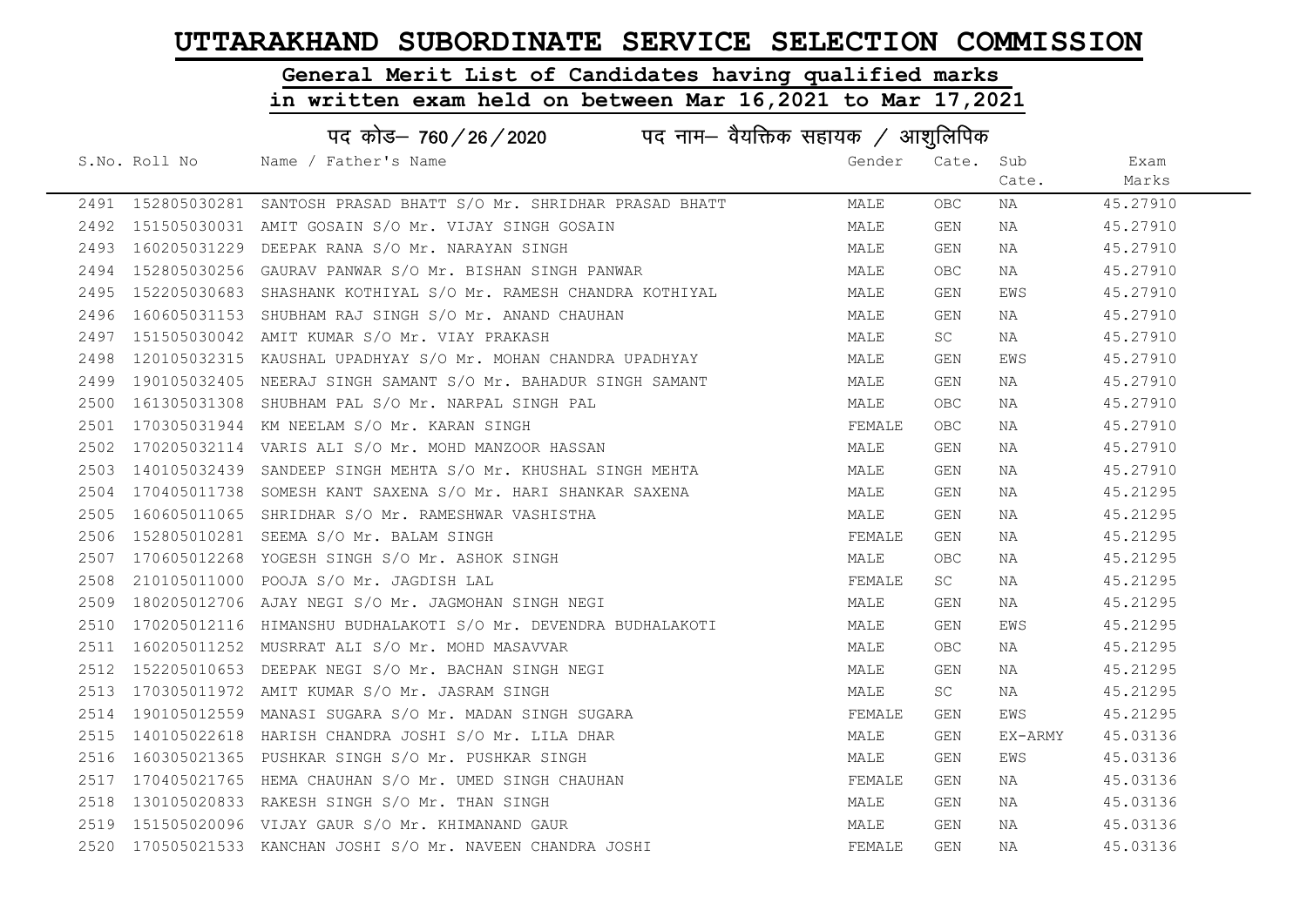# UTTARAKHAND SUBORDINATE SERVICE SELECTION COMMISSION

## General Merit List of Candidates having qualified marks in written exam held on between Mar 16,2021 to Mar 17,2021

### पद कोड– 760/26/2020 पद नाम– वैयक्तिक सहायक / आशुलिपिक

| S.No. | Roll No | Name / Father's Name | Gender | Cate. | Sub Cate. | Exam Marks |
|---|---|---|---|---|---|---|
| 2491 | 152805030281 | SANTOSH PRASAD BHATT S/O Mr. SHRIDHAR PRASAD BHATT | MALE | OBC | NA | 45.27910 |
| 2492 | 151505030031 | AMIT GOSAIN S/O Mr. VIJAY SINGH GOSAIN | MALE | GEN | NA | 45.27910 |
| 2493 | 160205031229 | DEEPAK RANA S/O Mr. NARAYAN SINGH | MALE | GEN | NA | 45.27910 |
| 2494 | 152805030256 | GAURAV PANWAR S/O Mr. BISHAN SINGH PANWAR | MALE | OBC | NA | 45.27910 |
| 2495 | 152205030683 | SHASHANK KOTHIYAL S/O Mr. RAMESH CHANDRA KOTHIYAL | MALE | GEN | EWS | 45.27910 |
| 2496 | 160605031153 | SHUBHAM RAJ SINGH S/O Mr. ANAND CHAUHAN | MALE | GEN | NA | 45.27910 |
| 2497 | 151505030042 | AMIT KUMAR S/O Mr. VIAY PRAKASH | MALE | SC | NA | 45.27910 |
| 2498 | 120105032315 | KAUSHAL UPADHYAY S/O Mr. MOHAN CHANDRA UPADHYAY | MALE | GEN | EWS | 45.27910 |
| 2499 | 190105032405 | NEERAJ SINGH SAMANT S/O Mr. BAHADUR SINGH SAMANT | MALE | GEN | NA | 45.27910 |
| 2500 | 161305031308 | SHUBHAM PAL S/O Mr. NARPAL SINGH PAL | MALE | OBC | NA | 45.27910 |
| 2501 | 170305031944 | KM NEELAM S/O Mr. KARAN SINGH | FEMALE | OBC | NA | 45.27910 |
| 2502 | 170205032114 | VARIS ALI S/O Mr. MOHD MANZOOR HASSAN | MALE | GEN | NA | 45.27910 |
| 2503 | 140105032439 | SANDEEP SINGH MEHTA S/O Mr. KHUSHAL SINGH MEHTA | MALE | GEN | NA | 45.27910 |
| 2504 | 170405011738 | SOMESH KANT SAXENA S/O Mr. HARI SHANKAR SAXENA | MALE | GEN | NA | 45.21295 |
| 2505 | 160605011065 | SHRIDHAR S/O Mr. RAMESHWAR VASHISTHA | MALE | GEN | NA | 45.21295 |
| 2506 | 152805010281 | SEEMA S/O Mr. BALAM SINGH | FEMALE | GEN | NA | 45.21295 |
| 2507 | 170605012268 | YOGESH SINGH S/O Mr. ASHOK SINGH | MALE | OBC | NA | 45.21295 |
| 2508 | 210105011000 | POOJA S/O Mr. JAGDISH LAL | FEMALE | SC | NA | 45.21295 |
| 2509 | 180205012706 | AJAY NEGI S/O Mr. JAGMOHAN SINGH NEGI | MALE | GEN | NA | 45.21295 |
| 2510 | 170205012116 | HIMANSHU BUDHALAKOTI S/O Mr. DEVENDRA BUDHALAKOTI | MALE | GEN | EWS | 45.21295 |
| 2511 | 160205011252 | MUSRRAT ALI S/O Mr. MOHD MASAVVAR | MALE | OBC | NA | 45.21295 |
| 2512 | 152205010653 | DEEPAK NEGI S/O Mr. BACHAN SINGH NEGI | MALE | GEN | NA | 45.21295 |
| 2513 | 170305011972 | AMIT KUMAR S/O Mr. JASRAM SINGH | MALE | SC | NA | 45.21295 |
| 2514 | 190105012559 | MANASI SUGARA S/O Mr. MADAN SINGH SUGARA | FEMALE | GEN | EWS | 45.21295 |
| 2515 | 140105022618 | HARISH CHANDRA JOSHI S/O Mr. LILA DHAR | MALE | GEN | EX-ARMY | 45.03136 |
| 2516 | 160305021365 | PUSHKAR SINGH S/O Mr. PUSHKAR SINGH | MALE | GEN | EWS | 45.03136 |
| 2517 | 170405021765 | HEMA CHAUHAN S/O Mr. UMED SINGH CHAUHAN | FEMALE | GEN | NA | 45.03136 |
| 2518 | 130105020833 | RAKESH SINGH S/O Mr. THAN SINGH | MALE | GEN | NA | 45.03136 |
| 2519 | 151505020096 | VIJAY GAUR S/O Mr. KHIMANAND GAUR | MALE | GEN | NA | 45.03136 |
| 2520 | 170505021533 | KANCHAN JOSHI S/O Mr. NAVEEN CHANDRA JOSHI | FEMALE | GEN | NA | 45.03136 |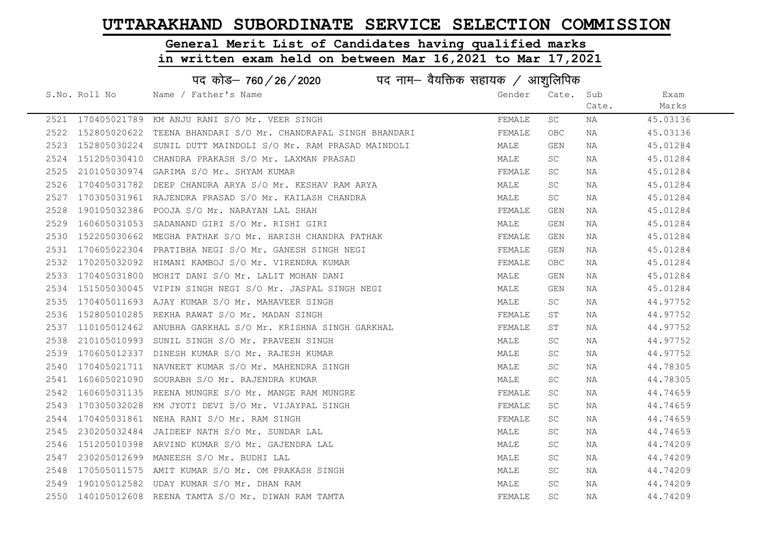# UTTARAKHAND SUBORDINATE SERVICE SELECTION COMMISSION

## General Merit List of Candidates having qualified marks in written exam held on between Mar 16,2021 to Mar 17,2021

### पद कोड– 760 / 26 / 2020 पद नाम– वैयक्तिक सहायक / आशुलिपिक

| S.No. | Roll No | Name / Father's Name | Gender | Cate. | Sub Cate. | Exam Marks |
|---|---|---|---|---|---|---|
| 2521 | 170405021789 | KM ANJU RANI S/O Mr. VEER SINGH | FEMALE | SC | NA | 45.03136 |
| 2522 | 152805020622 | TEENA BHANDARI S/O Mr. CHANDRAPAL SINGH BHANDARI | FEMALE | OBC | NA | 45.03136 |
| 2523 | 152805030224 | SUNIL DUTT MAINDOLI S/O Mr. RAM PRASAD MAINDOLI | MALE | GEN | NA | 45.01284 |
| 2524 | 151205030410 | CHANDRA PRAKASH S/O Mr. LAXMAN PRASAD | MALE | SC | NA | 45.01284 |
| 2525 | 210105030974 | GARIMA S/O Mr. SHYAM KUMAR | FEMALE | SC | NA | 45.01284 |
| 2526 | 170405031782 | DEEP CHANDRA ARYA S/O Mr. KESHAV RAM ARYA | MALE | SC | NA | 45.01284 |
| 2527 | 170305031961 | RAJENDRA PRASAD S/O Mr. KAILASH CHANDRA | MALE | SC | NA | 45.01284 |
| 2528 | 190105032386 | POOJA S/O Mr. NARAYAN LAL SHAH | FEMALE | GEN | NA | 45.01284 |
| 2529 | 160605031053 | SADANAND GIRI S/O Mr. RISHI GIRI | MALE | GEN | NA | 45.01284 |
| 2530 | 152205030662 | MEGHA PATHAK S/O Mr. HARISH CHANDRA PATHAK | FEMALE | GEN | NA | 45.01284 |
| 2531 | 170605022304 | PRATIBHA NEGI S/O Mr. GANESH SINGH NEGI | FEMALE | GEN | NA | 45.01284 |
| 2532 | 170205032092 | HIMANI KAMBOJ S/O Mr. VIRENDRA KUMAR | FEMALE | OBC | NA | 45.01284 |
| 2533 | 170405031800 | MOHIT DANI S/O Mr. LALIT MOHAN DANI | MALE | GEN | NA | 45.01284 |
| 2534 | 151505030045 | VIPIN SINGH NEGI S/O Mr. JASPAL SINGH NEGI | MALE | GEN | NA | 45.01284 |
| 2535 | 170405011693 | AJAY KUMAR S/O Mr. MAHAVEER SINGH | MALE | SC | NA | 44.97752 |
| 2536 | 152805010285 | REKHA RAWAT S/O Mr. MADAN SINGH | FEMALE | ST | NA | 44.97752 |
| 2537 | 110105012462 | ANUBHA GARKHAL S/O Mr. KRISHNA SINGH GARKHAL | FEMALE | ST | NA | 44.97752 |
| 2538 | 210105010993 | SUNIL SINGH S/O Mr. PRAVEEN SINGH | MALE | SC | NA | 44.97752 |
| 2539 | 170605012337 | DINESH KUMAR S/O Mr. RAJESH KUMAR | MALE | SC | NA | 44.97752 |
| 2540 | 170405021711 | NAVNEET KUMAR S/O Mr. MAHENDRA SINGH | MALE | SC | NA | 44.78305 |
| 2541 | 160605021090 | SOURABH S/O Mr. RAJENDRA KUMAR | MALE | SC | NA | 44.78305 |
| 2542 | 160605031135 | REENA MUNGRE S/O Mr. MANGE RAM MUNGRE | FEMALE | SC | NA | 44.74659 |
| 2543 | 170305032028 | KM JYOTI DEVI S/O Mr. VIJAYPAL SINGH | FEMALE | SC | NA | 44.74659 |
| 2544 | 170405031861 | NEHA RANI S/O Mr. RAM SINGH | FEMALE | SC | NA | 44.74659 |
| 2545 | 230205032484 | JAIDEEP NATH S/O Mr. SUNDAR LAL | MALE | SC | NA | 44.74659 |
| 2546 | 151205010398 | ARVIND KUMAR S/O Mr. GAJENDRA LAL | MALE | SC | NA | 44.74209 |
| 2547 | 230205012699 | MANEESH S/O Mr. BUDHI LAL | MALE | SC | NA | 44.74209 |
| 2548 | 170505011575 | AMIT KUMAR S/O Mr. OM PRAKASH SINGH | MALE | SC | NA | 44.74209 |
| 2549 | 190105012582 | UDAY KUMAR S/O Mr. DHAN RAM | MALE | SC | NA | 44.74209 |
| 2550 | 140105012608 | REENA TAMTA S/O Mr. DIWAN RAM TAMTA | FEMALE | SC | NA | 44.74209 |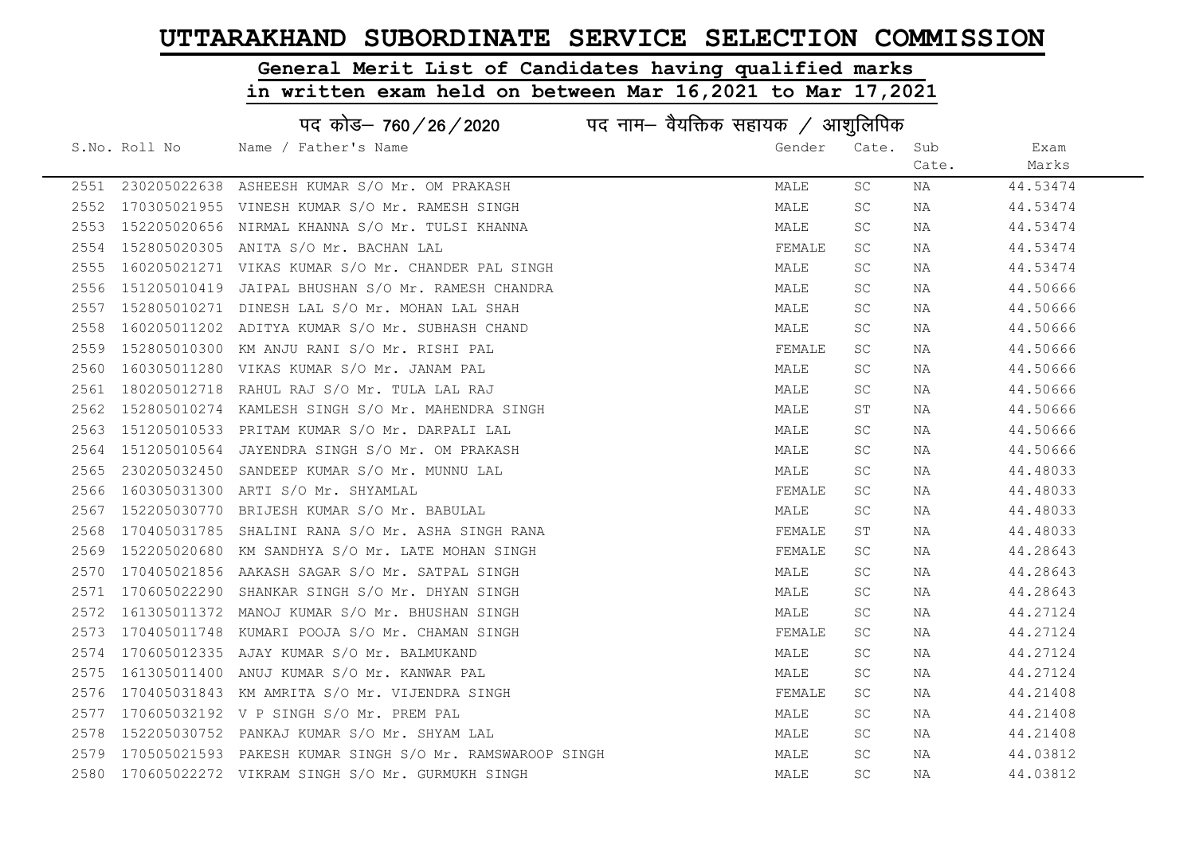# UTTARAKHAND SUBORDINATE SERVICE SELECTION COMMISSION

## General Merit List of Candidates having qualified marks in written exam held on between Mar 16,2021 to Mar 17,2021

### पद कोड– 760/26/2020 पद नाम– वैयक्तिक सहायक / आशुलिपिक

| S.No. | Roll No | Name / Father's Name | Gender | Cate. | Sub Cate. | Exam Marks |
|---|---|---|---|---|---|---|
| 2551 | 230205022638 | ASHEESH KUMAR S/O Mr. OM PRAKASH | MALE | SC | NA | 44.53474 |
| 2552 | 170305021955 | VINESH KUMAR S/O Mr. RAMESH SINGH | MALE | SC | NA | 44.53474 |
| 2553 | 152205020656 | NIRMAL KHANNA S/O Mr. TULSI KHANNA | MALE | SC | NA | 44.53474 |
| 2554 | 152805020305 | ANITA S/O Mr. BACHAN LAL | FEMALE | SC | NA | 44.53474 |
| 2555 | 160205021271 | VIKAS KUMAR S/O Mr. CHANDER PAL SINGH | MALE | SC | NA | 44.53474 |
| 2556 | 151205010419 | JAIPAL BHUSHAN S/O Mr. RAMESH CHANDRA | MALE | SC | NA | 44.50666 |
| 2557 | 152805010271 | DINESH LAL S/O Mr. MOHAN LAL SHAH | MALE | SC | NA | 44.50666 |
| 2558 | 160205011202 | ADITYA KUMAR S/O Mr. SUBHASH CHAND | MALE | SC | NA | 44.50666 |
| 2559 | 152805010300 | KM ANJU RANI S/O Mr. RISHI PAL | FEMALE | SC | NA | 44.50666 |
| 2560 | 160305011280 | VIKAS KUMAR S/O Mr. JANAM PAL | MALE | SC | NA | 44.50666 |
| 2561 | 180205012718 | RAHUL RAJ S/O Mr. TULA LAL RAJ | MALE | SC | NA | 44.50666 |
| 2562 | 152805010274 | KAMLESH SINGH S/O Mr. MAHENDRA SINGH | MALE | ST | NA | 44.50666 |
| 2563 | 151205010533 | PRITAM KUMAR S/O Mr. DARPALI LAL | MALE | SC | NA | 44.50666 |
| 2564 | 151205010564 | JAYENDRA SINGH S/O Mr. OM PRAKASH | MALE | SC | NA | 44.50666 |
| 2565 | 230205032450 | SANDEEP KUMAR S/O Mr. MUNNU LAL | MALE | SC | NA | 44.48033 |
| 2566 | 160305031300 | ARTI S/O Mr. SHYAMLAL | FEMALE | SC | NA | 44.48033 |
| 2567 | 152205030770 | BRIJESH KUMAR S/O Mr. BABULAL | MALE | SC | NA | 44.48033 |
| 2568 | 170405031785 | SHALINI RANA S/O Mr. ASHA SINGH RANA | FEMALE | ST | NA | 44.48033 |
| 2569 | 152205020680 | KM SANDHYA S/O Mr. LATE MOHAN SINGH | FEMALE | SC | NA | 44.28643 |
| 2570 | 170405021856 | AAKASH SAGAR S/O Mr. SATPAL SINGH | MALE | SC | NA | 44.28643 |
| 2571 | 170605022290 | SHANKAR SINGH S/O Mr. DHYAN SINGH | MALE | SC | NA | 44.28643 |
| 2572 | 161305011372 | MANOJ KUMAR S/O Mr. BHUSHAN SINGH | MALE | SC | NA | 44.27124 |
| 2573 | 170405011748 | KUMARI POOJA S/O Mr. CHAMAN SINGH | FEMALE | SC | NA | 44.27124 |
| 2574 | 170605012335 | AJAY KUMAR S/O Mr. BALMUKAND | MALE | SC | NA | 44.27124 |
| 2575 | 161305011400 | ANUJ KUMAR S/O Mr. KANWAR PAL | MALE | SC | NA | 44.27124 |
| 2576 | 170405031843 | KM AMRITA S/O Mr. VIJENDRA SINGH | FEMALE | SC | NA | 44.21408 |
| 2577 | 170605032192 | V P SINGH S/O Mr. PREM PAL | MALE | SC | NA | 44.21408 |
| 2578 | 152205030752 | PANKAJ KUMAR S/O Mr. SHYAM LAL | MALE | SC | NA | 44.21408 |
| 2579 | 170505021593 | PAKESH KUMAR SINGH S/O Mr. RAMSWAROOP SINGH | MALE | SC | NA | 44.03812 |
| 2580 | 170605022272 | VIKRAM SINGH S/O Mr. GURMUKH SINGH | MALE | SC | NA | 44.03812 |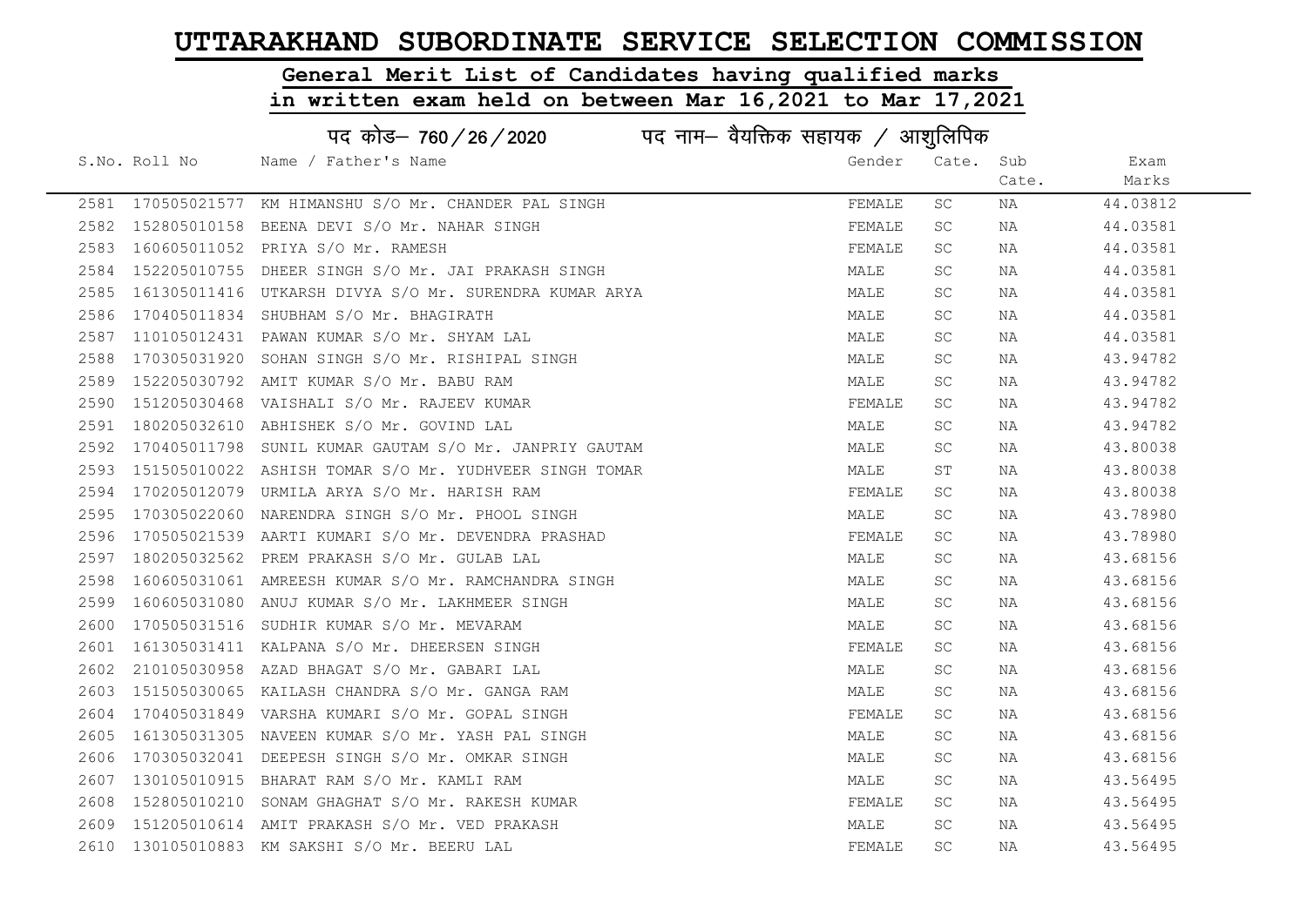# UTTARAKHAND SUBORDINATE SERVICE SELECTION COMMISSION

## General Merit List of Candidates having qualified marks in written exam held on between Mar 16,2021 to Mar 17,2021

### पद कोड– 760/26/2020 पद नाम– वैयक्तिक सहायक / आशुलिपिक

| S.No. | Roll No | Name / Father's Name | Gender | Cate. | Sub Cate. | Exam Marks |
|---|---|---|---|---|---|---|
| 2581 | 170505021577 | KM HIMANSHU S/O Mr. CHANDER PAL SINGH | FEMALE | SC | NA | 44.03812 |
| 2582 | 152805010158 | BEENA DEVI S/O Mr. NAHAR SINGH | FEMALE | SC | NA | 44.03581 |
| 2583 | 160605011052 | PRIYA S/O Mr. RAMESH | FEMALE | SC | NA | 44.03581 |
| 2584 | 152205010755 | DHEER SINGH S/O Mr. JAI PRAKASH SINGH | MALE | SC | NA | 44.03581 |
| 2585 | 161305011416 | UTKARSH DIVYA S/O Mr. SURENDRA KUMAR ARYA | MALE | SC | NA | 44.03581 |
| 2586 | 170405011834 | SHUBHAM S/O Mr. BHAGIRATH | MALE | SC | NA | 44.03581 |
| 2587 | 110105012431 | PAWAN KUMAR S/O Mr. SHYAM LAL | MALE | SC | NA | 44.03581 |
| 2588 | 170305031920 | SOHAN SINGH S/O Mr. RISHIPAL SINGH | MALE | SC | NA | 43.94782 |
| 2589 | 152205030792 | AMIT KUMAR S/O Mr. BABU RAM | MALE | SC | NA | 43.94782 |
| 2590 | 151205030468 | VAISHALI S/O Mr. RAJEEV KUMAR | FEMALE | SC | NA | 43.94782 |
| 2591 | 180205032610 | ABHISHEK S/O Mr. GOVIND LAL | MALE | SC | NA | 43.94782 |
| 2592 | 170405011798 | SUNIL KUMAR GAUTAM S/O Mr. JANPRIY GAUTAM | MALE | SC | NA | 43.80038 |
| 2593 | 151505010022 | ASHISH TOMAR S/O Mr. YUDHVEER SINGH TOMAR | MALE | ST | NA | 43.80038 |
| 2594 | 170205012079 | URMILA ARYA S/O Mr. HARISH RAM | FEMALE | SC | NA | 43.80038 |
| 2595 | 170305022060 | NARENDRA SINGH S/O Mr. PHOOL SINGH | MALE | SC | NA | 43.78980 |
| 2596 | 170505021539 | AARTI KUMARI S/O Mr. DEVENDRA PRASHAD | FEMALE | SC | NA | 43.78980 |
| 2597 | 180205032562 | PREM PRAKASH S/O Mr. GULAB LAL | MALE | SC | NA | 43.68156 |
| 2598 | 160605031061 | AMREESH KUMAR S/O Mr. RAMCHANDRA SINGH | MALE | SC | NA | 43.68156 |
| 2599 | 160605031080 | ANUJ KUMAR S/O Mr. LAKHMEER SINGH | MALE | SC | NA | 43.68156 |
| 2600 | 170505031516 | SUDHIR KUMAR S/O Mr. MEVARAM | MALE | SC | NA | 43.68156 |
| 2601 | 161305031411 | KALPANA S/O Mr. DHEERSEN SINGH | FEMALE | SC | NA | 43.68156 |
| 2602 | 210105030958 | AZAD BHAGAT S/O Mr. GABARI LAL | MALE | SC | NA | 43.68156 |
| 2603 | 151505030065 | KAILASH CHANDRA S/O Mr. GANGA RAM | MALE | SC | NA | 43.68156 |
| 2604 | 170405031849 | VARSHA KUMARI S/O Mr. GOPAL SINGH | FEMALE | SC | NA | 43.68156 |
| 2605 | 161305031305 | NAVEEN KUMAR S/O Mr. YASH PAL SINGH | MALE | SC | NA | 43.68156 |
| 2606 | 170305032041 | DEEPESH SINGH S/O Mr. OMKAR SINGH | MALE | SC | NA | 43.68156 |
| 2607 | 130105010915 | BHARAT RAM S/O Mr. KAMLI RAM | MALE | SC | NA | 43.56495 |
| 2608 | 152805010210 | SONAM GHAGHAT S/O Mr. RAKESH KUMAR | FEMALE | SC | NA | 43.56495 |
| 2609 | 151205010614 | AMIT PRAKASH S/O Mr. VED PRAKASH | MALE | SC | NA | 43.56495 |
| 2610 | 130105010883 | KM SAKSHI S/O Mr. BEERU LAL | FEMALE | SC | NA | 43.56495 |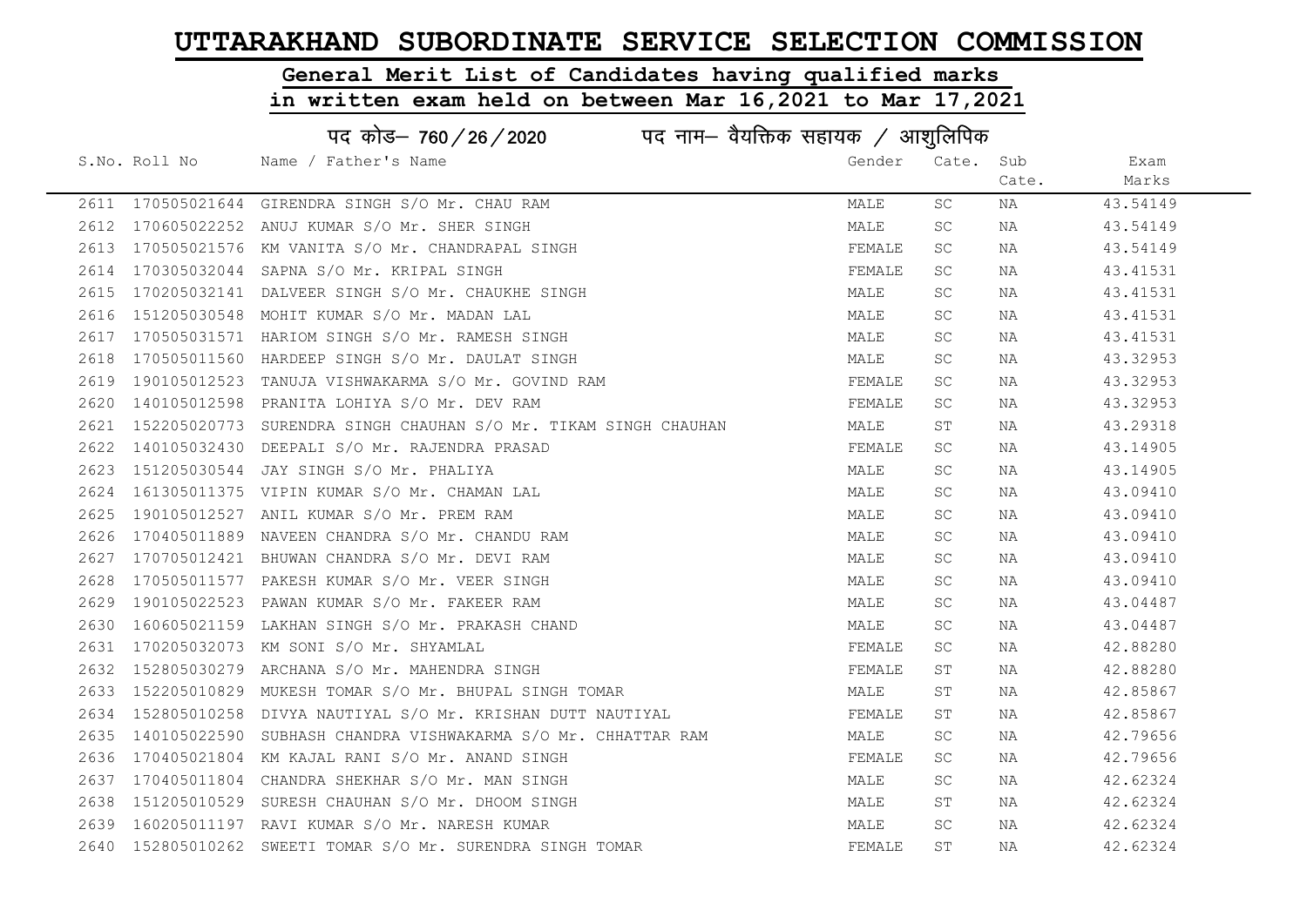# UTTARAKHAND SUBORDINATE SERVICE SELECTION COMMISSION

## General Merit List of Candidates having qualified marks in written exam held on between Mar 16,2021 to Mar 17,2021

### पद कोड– 760 / 26 / 2020 पद नाम– वैयक्तिक सहायक / आशुलिपिक

| S.No. | Roll No | Name / Father's Name | Gender | Cate. | Sub Cate. | Exam Marks |
|---|---|---|---|---|---|---|
| 2611 | 170505021644 | GIRENDRA SINGH S/O Mr. CHAU RAM | MALE | SC | NA | 43.54149 |
| 2612 | 170605022252 | ANUJ KUMAR S/O Mr. SHER SINGH | MALE | SC | NA | 43.54149 |
| 2613 | 170505021576 | KM VANITA S/O Mr. CHANDRAPAL SINGH | FEMALE | SC | NA | 43.54149 |
| 2614 | 170305032044 | SAPNA S/O Mr. KRIPAL SINGH | FEMALE | SC | NA | 43.41531 |
| 2615 | 170205032141 | DALVEER SINGH S/O Mr. CHAUKHE SINGH | MALE | SC | NA | 43.41531 |
| 2616 | 151205030548 | MOHIT KUMAR S/O Mr. MADAN LAL | MALE | SC | NA | 43.41531 |
| 2617 | 170505031571 | HARIOM SINGH S/O Mr. RAMESH SINGH | MALE | SC | NA | 43.41531 |
| 2618 | 170505011560 | HARDEEP SINGH S/O Mr. DAULAT SINGH | MALE | SC | NA | 43.32953 |
| 2619 | 190105012523 | TANUJA VISHWAKARMA S/O Mr. GOVIND RAM | FEMALE | SC | NA | 43.32953 |
| 2620 | 140105012598 | PRANITA LOHIYA S/O Mr. DEV RAM | FEMALE | SC | NA | 43.32953 |
| 2621 | 152205020773 | SURENDRA SINGH CHAUHAN S/O Mr. TIKAM SINGH CHAUHAN | MALE | ST | NA | 43.29318 |
| 2622 | 140105032430 | DEEPALI S/O Mr. RAJENDRA PRASAD | FEMALE | SC | NA | 43.14905 |
| 2623 | 151205030544 | JAY SINGH S/O Mr. PHALIYA | MALE | SC | NA | 43.14905 |
| 2624 | 161305011375 | VIPIN KUMAR S/O Mr. CHAMAN LAL | MALE | SC | NA | 43.09410 |
| 2625 | 190105012527 | ANIL KUMAR S/O Mr. PREM RAM | MALE | SC | NA | 43.09410 |
| 2626 | 170405011889 | NAVEEN CHANDRA S/O Mr. CHANDU RAM | MALE | SC | NA | 43.09410 |
| 2627 | 170705012421 | BHUWAN CHANDRA S/O Mr. DEVI RAM | MALE | SC | NA | 43.09410 |
| 2628 | 170505011577 | PAKESH KUMAR S/O Mr. VEER SINGH | MALE | SC | NA | 43.09410 |
| 2629 | 190105022523 | PAWAN KUMAR S/O Mr. FAKEER RAM | MALE | SC | NA | 43.04487 |
| 2630 | 160605021159 | LAKHAN SINGH S/O Mr. PRAKASH CHAND | MALE | SC | NA | 43.04487 |
| 2631 | 170205032073 | KM SONI S/O Mr. SHYAMLAL | FEMALE | SC | NA | 42.88280 |
| 2632 | 152805030279 | ARCHANA S/O Mr. MAHENDRA SINGH | FEMALE | ST | NA | 42.88280 |
| 2633 | 152205010829 | MUKESH TOMAR S/O Mr. BHUPAL SINGH TOMAR | MALE | ST | NA | 42.85867 |
| 2634 | 152805010258 | DIVYA NAUTIYAL S/O Mr. KRISHAN DUTT NAUTIYAL | FEMALE | ST | NA | 42.85867 |
| 2635 | 140105022590 | SUBHASH CHANDRA VISHWAKARMA S/O Mr. CHHATTAR RAM | MALE | SC | NA | 42.79656 |
| 2636 | 170405021804 | KM KAJAL RANI S/O Mr. ANAND SINGH | FEMALE | SC | NA | 42.79656 |
| 2637 | 170405011804 | CHANDRA SHEKHAR S/O Mr. MAN SINGH | MALE | SC | NA | 42.62324 |
| 2638 | 151205010529 | SURESH CHAUHAN S/O Mr. DHOOM SINGH | MALE | ST | NA | 42.62324 |
| 2639 | 160205011197 | RAVI KUMAR S/O Mr. NARESH KUMAR | MALE | SC | NA | 42.62324 |
| 2640 | 152805010262 | SWEETI TOMAR S/O Mr. SURENDRA SINGH TOMAR | FEMALE | ST | NA | 42.62324 |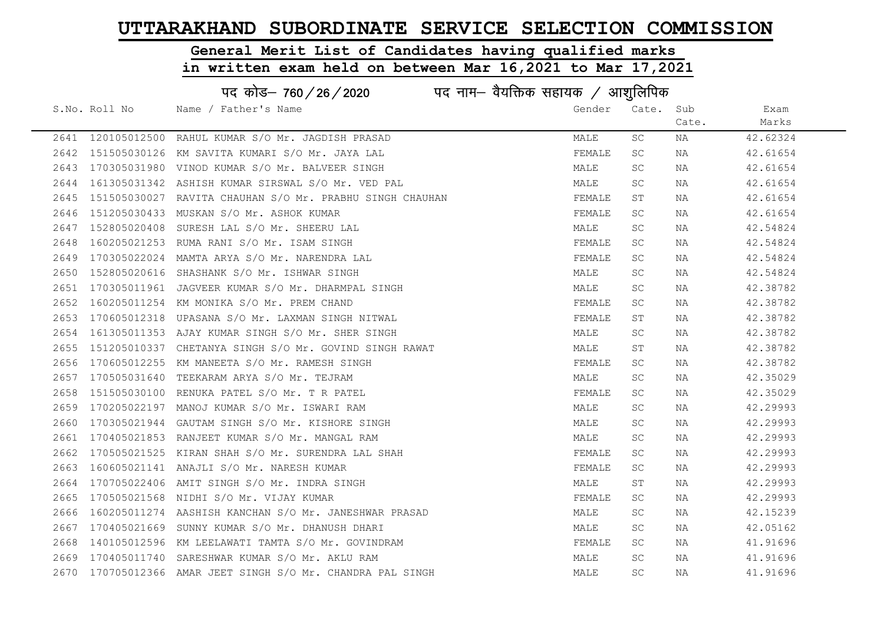# UTTARAKHAND SUBORDINATE SERVICE SELECTION COMMISSION

## General Merit List of Candidates having qualified marks in written exam held on between Mar 16,2021 to Mar 17,2021

### पद कोड– 760/26/2020 पद नाम– वैयक्तिक सहायक / आशुलिपिक

| S.No. | Roll No | Name / Father's Name | Gender | Cate. | Sub Cate. | Exam Marks |
|---|---|---|---|---|---|---|
| 2641 | 120105012500 | RAHUL KUMAR S/O Mr. JAGDISH PRASAD | MALE | SC | NA | 42.62324 |
| 2642 | 151505030126 | KM SAVITA KUMARI S/O Mr. JAYA LAL | FEMALE | SC | NA | 42.61654 |
| 2643 | 170305031980 | VINOD KUMAR S/O Mr. BALVEER SINGH | MALE | SC | NA | 42.61654 |
| 2644 | 161305031342 | ASHISH KUMAR SIRSWAL S/O Mr. VED PAL | MALE | SC | NA | 42.61654 |
| 2645 | 151505030027 | RAVITA CHAUHAN S/O Mr. PRABHU SINGH CHAUHAN | FEMALE | ST | NA | 42.61654 |
| 2646 | 151205030433 | MUSKAN S/O Mr. ASHOK KUMAR | FEMALE | SC | NA | 42.61654 |
| 2647 | 152805020408 | SURESH LAL S/O Mr. SHEERU LAL | MALE | SC | NA | 42.54824 |
| 2648 | 160205021253 | RUMA RANI S/O Mr. ISAM SINGH | FEMALE | SC | NA | 42.54824 |
| 2649 | 170305022024 | MAMTA ARYA S/O Mr. NARENDRA LAL | FEMALE | SC | NA | 42.54824 |
| 2650 | 152805020616 | SHASHANK S/O Mr. ISHWAR SINGH | MALE | SC | NA | 42.54824 |
| 2651 | 170305011961 | JAGVEER KUMAR S/O Mr. DHARMPAL SINGH | MALE | SC | NA | 42.38782 |
| 2652 | 160205011254 | KM MONIKA S/O Mr. PREM CHAND | FEMALE | SC | NA | 42.38782 |
| 2653 | 170605012318 | UPASANA S/O Mr. LAXMAN SINGH NITWAL | FEMALE | ST | NA | 42.38782 |
| 2654 | 161305011353 | AJAY KUMAR SINGH S/O Mr. SHER SINGH | MALE | SC | NA | 42.38782 |
| 2655 | 151205010337 | CHETANYA SINGH S/O Mr. GOVIND SINGH RAWAT | MALE | ST | NA | 42.38782 |
| 2656 | 170605012255 | KM MANEETA S/O Mr. RAMESH SINGH | FEMALE | SC | NA | 42.38782 |
| 2657 | 170505031640 | TEEKARAM ARYA S/O Mr. TEJRAM | MALE | SC | NA | 42.35029 |
| 2658 | 151505030100 | RENUKA PATEL S/O Mr. T R PATEL | FEMALE | SC | NA | 42.35029 |
| 2659 | 170205022197 | MANOJ KUMAR S/O Mr. ISWARI RAM | MALE | SC | NA | 42.29993 |
| 2660 | 170305021944 | GAUTAM SINGH S/O Mr. KISHORE SINGH | MALE | SC | NA | 42.29993 |
| 2661 | 170405021853 | RANJEET KUMAR S/O Mr. MANGAL RAM | MALE | SC | NA | 42.29993 |
| 2662 | 170505021525 | KIRAN SHAH S/O Mr. SURENDRA LAL SHAH | FEMALE | SC | NA | 42.29993 |
| 2663 | 160605021141 | ANAJLI S/O Mr. NARESH KUMAR | FEMALE | SC | NA | 42.29993 |
| 2664 | 170705022406 | AMIT SINGH S/O Mr. INDRA SINGH | MALE | ST | NA | 42.29993 |
| 2665 | 170505021568 | NIDHI S/O Mr. VIJAY KUMAR | FEMALE | SC | NA | 42.29993 |
| 2666 | 160205011274 | AASHISH KANCHAN S/O Mr. JANESHWAR PRASAD | MALE | SC | NA | 42.15239 |
| 2667 | 170405021669 | SUNNY KUMAR S/O Mr. DHANUSH DHARI | MALE | SC | NA | 42.05162 |
| 2668 | 140105012596 | KM LEELAWATI TAMTA S/O Mr. GOVINDRAM | FEMALE | SC | NA | 41.91696 |
| 2669 | 170405011740 | SARESHWAR KUMAR S/O Mr. AKLU RAM | MALE | SC | NA | 41.91696 |
| 2670 | 170705012366 | AMAR JEET SINGH S/O Mr. CHANDRA PAL SINGH | MALE | SC | NA | 41.91696 |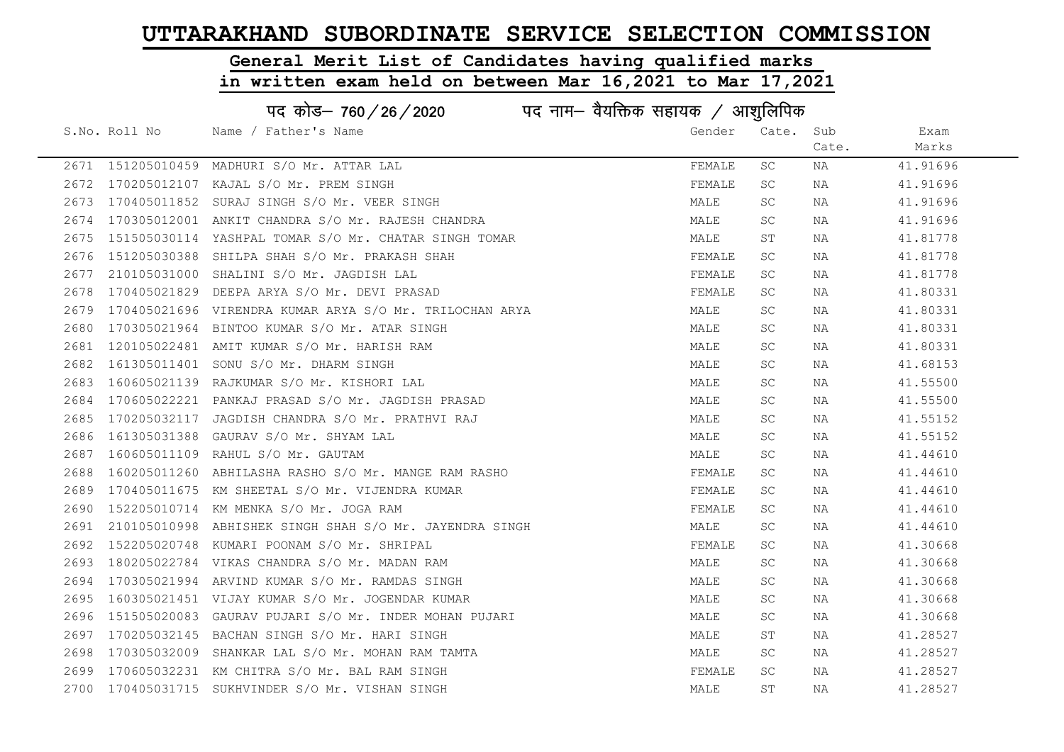# UTTARAKHAND SUBORDINATE SERVICE SELECTION COMMISSION

## General Merit List of Candidates having qualified marks in written exam held on between Mar 16,2021 to Mar 17,2021

### पद कोड– 760/26/2020 पद नाम– वैयक्तिक सहायक / आशुलिपिक

| S.No. | Roll No | Name / Father's Name | Gender | Cate. | Sub Cate. | Exam Marks |
|---|---|---|---|---|---|---|
| 2671 | 151205010459 | MADHURI S/O Mr. ATTAR LAL | FEMALE | SC | NA | 41.91696 |
| 2672 | 170205012107 | KAJAL S/O Mr. PREM SINGH | FEMALE | SC | NA | 41.91696 |
| 2673 | 170405011852 | SURAJ SINGH S/O Mr. VEER SINGH | MALE | SC | NA | 41.91696 |
| 2674 | 170305012001 | ANKIT CHANDRA S/O Mr. RAJESH CHANDRA | MALE | SC | NA | 41.91696 |
| 2675 | 151505030114 | YASHPAL TOMAR S/O Mr. CHATAR SINGH TOMAR | MALE | ST | NA | 41.81778 |
| 2676 | 151205030388 | SHILPA SHAH S/O Mr. PRAKASH SHAH | FEMALE | SC | NA | 41.81778 |
| 2677 | 210105031000 | SHALINI S/O Mr. JAGDISH LAL | FEMALE | SC | NA | 41.81778 |
| 2678 | 170405021829 | DEEPA ARYA S/O Mr. DEVI PRASAD | FEMALE | SC | NA | 41.80331 |
| 2679 | 170405021696 | VIRENDRA KUMAR ARYA S/O Mr. TRILOCHAN ARYA | MALE | SC | NA | 41.80331 |
| 2680 | 170305021964 | BINTOO KUMAR S/O Mr. ATAR SINGH | MALE | SC | NA | 41.80331 |
| 2681 | 120105022481 | AMIT KUMAR S/O Mr. HARISH RAM | MALE | SC | NA | 41.80331 |
| 2682 | 161305011401 | SONU S/O Mr. DHARM SINGH | MALE | SC | NA | 41.68153 |
| 2683 | 160605021139 | RAJKUMAR S/O Mr. KISHORI LAL | MALE | SC | NA | 41.55500 |
| 2684 | 170605022221 | PANKAJ PRASAD S/O Mr. JAGDISH PRASAD | MALE | SC | NA | 41.55500 |
| 2685 | 170205032117 | JAGDISH CHANDRA S/O Mr. PRATHVI RAJ | MALE | SC | NA | 41.55152 |
| 2686 | 161305031388 | GAURAV S/O Mr. SHYAM LAL | MALE | SC | NA | 41.55152 |
| 2687 | 160605011109 | RAHUL S/O Mr. GAUTAM | MALE | SC | NA | 41.44610 |
| 2688 | 160205011260 | ABHILASHA RASHO S/O Mr. MANGE RAM RASHO | FEMALE | SC | NA | 41.44610 |
| 2689 | 170405011675 | KM SHEETAL S/O Mr. VIJENDRA KUMAR | FEMALE | SC | NA | 41.44610 |
| 2690 | 152205010714 | KM MENKA S/O Mr. JOGA RAM | FEMALE | SC | NA | 41.44610 |
| 2691 | 210105010998 | ABHISHEK SINGH SHAH S/O Mr. JAYENDRA SINGH | MALE | SC | NA | 41.44610 |
| 2692 | 152205020748 | KUMARI POONAM S/O Mr. SHRIPAL | FEMALE | SC | NA | 41.30668 |
| 2693 | 180205022784 | VIKAS CHANDRA S/O Mr. MADAN RAM | MALE | SC | NA | 41.30668 |
| 2694 | 170305021994 | ARVIND KUMAR S/O Mr. RAMDAS SINGH | MALE | SC | NA | 41.30668 |
| 2695 | 160305021451 | VIJAY KUMAR S/O Mr. JOGENDAR KUMAR | MALE | SC | NA | 41.30668 |
| 2696 | 151505020083 | GAURAV PUJARI S/O Mr. INDER MOHAN PUJARI | MALE | SC | NA | 41.30668 |
| 2697 | 170205032145 | BACHAN SINGH S/O Mr. HARI SINGH | MALE | ST | NA | 41.28527 |
| 2698 | 170305032009 | SHANKAR LAL S/O Mr. MOHAN RAM TAMTA | MALE | SC | NA | 41.28527 |
| 2699 | 170605032231 | KM CHITRA S/O Mr. BAL RAM SINGH | FEMALE | SC | NA | 41.28527 |
| 2700 | 170405031715 | SUKHVINDER S/O Mr. VISHAN SINGH | MALE | ST | NA | 41.28527 |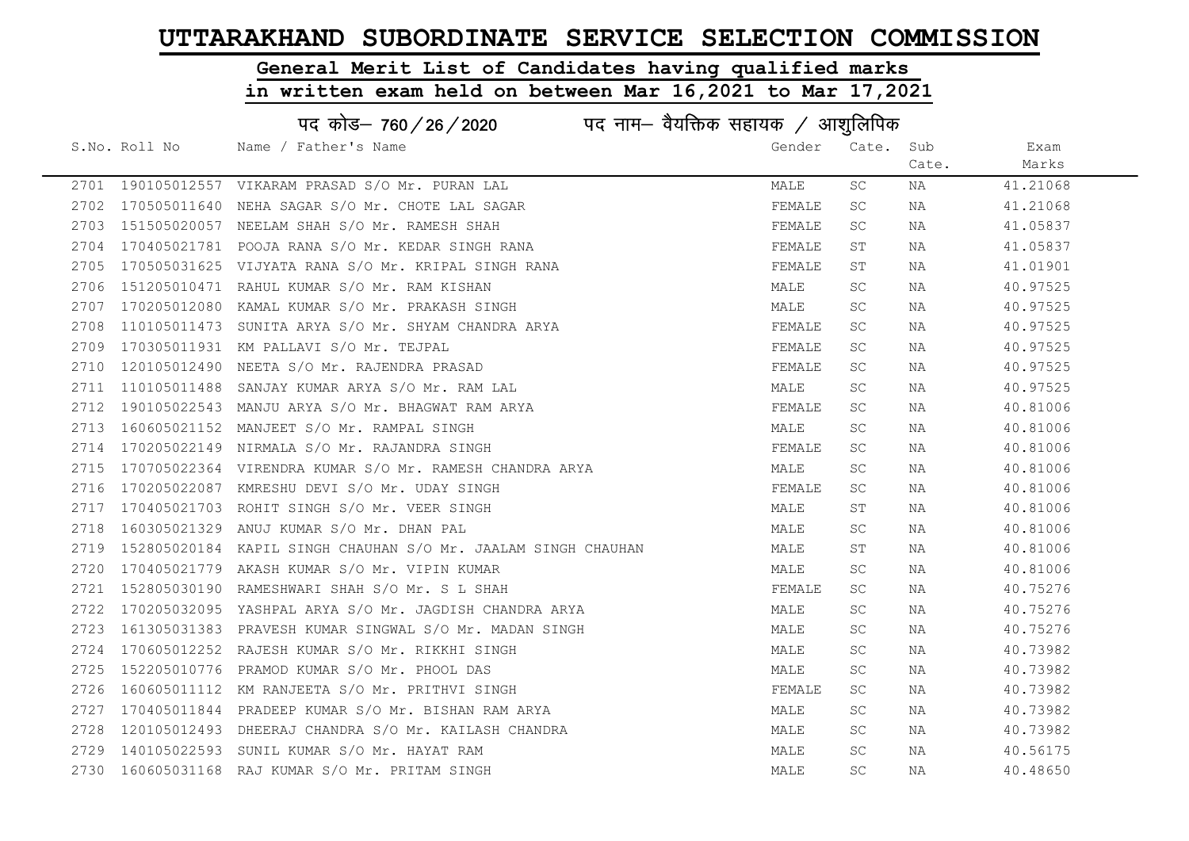# UTTARAKHAND SUBORDINATE SERVICE SELECTION COMMISSION

## General Merit List of Candidates having qualified marks in written exam held on between Mar 16,2021 to Mar 17,2021

पद कोड– 760 / 26 / 2020 पद नाम– वैयक्तिक सहायक / आशुलिपिक

| S.No. | Roll No | Name / Father's Name | Gender | Cate. | Sub Cate. | Exam Marks |
|---|---|---|---|---|---|---|
| 2701 | 190105012557 | VIKARAM PRASAD S/O Mr. PURAN LAL | MALE | SC | NA | 41.21068 |
| 2702 | 170505011640 | NEHA SAGAR S/O Mr. CHOTE LAL SAGAR | FEMALE | SC | NA | 41.21068 |
| 2703 | 151505020057 | NEELAM SHAH S/O Mr. RAMESH SHAH | FEMALE | SC | NA | 41.05837 |
| 2704 | 170405021781 | POOJA RANA S/O Mr. KEDAR SINGH RANA | FEMALE | ST | NA | 41.05837 |
| 2705 | 170505031625 | VIJYATA RANA S/O Mr. KRIPAL SINGH RANA | FEMALE | ST | NA | 41.01901 |
| 2706 | 151205010471 | RAHUL KUMAR S/O Mr. RAM KISHAN | MALE | SC | NA | 40.97525 |
| 2707 | 170205012080 | KAMAL KUMAR S/O Mr. PRAKASH SINGH | MALE | SC | NA | 40.97525 |
| 2708 | 110105011473 | SUNITA ARYA S/O Mr. SHYAM CHANDRA ARYA | FEMALE | SC | NA | 40.97525 |
| 2709 | 170305011931 | KM PALLAVI S/O Mr. TEJPAL | FEMALE | SC | NA | 40.97525 |
| 2710 | 120105012490 | NEETA S/O Mr. RAJENDRA PRASAD | FEMALE | SC | NA | 40.97525 |
| 2711 | 110105011488 | SANJAY KUMAR ARYA S/O Mr. RAM LAL | MALE | SC | NA | 40.97525 |
| 2712 | 190105022543 | MANJU ARYA S/O Mr. BHAGWAT RAM ARYA | FEMALE | SC | NA | 40.81006 |
| 2713 | 160605021152 | MANJEET S/O Mr. RAMPAL SINGH | MALE | SC | NA | 40.81006 |
| 2714 | 170205022149 | NIRMALA S/O Mr. RAJANDRA SINGH | FEMALE | SC | NA | 40.81006 |
| 2715 | 170705022364 | VIRENDRA KUMAR S/O Mr. RAMESH CHANDRA ARYA | MALE | SC | NA | 40.81006 |
| 2716 | 170205022087 | KMRESHU DEVI S/O Mr. UDAY SINGH | FEMALE | SC | NA | 40.81006 |
| 2717 | 170405021703 | ROHIT SINGH S/O Mr. VEER SINGH | MALE | ST | NA | 40.81006 |
| 2718 | 160305021329 | ANUJ KUMAR S/O Mr. DHAN PAL | MALE | SC | NA | 40.81006 |
| 2719 | 152805020184 | KAPIL SINGH CHAUHAN S/O Mr. JAALAM SINGH CHAUHAN | MALE | ST | NA | 40.81006 |
| 2720 | 170405021779 | AKASH KUMAR S/O Mr. VIPIN KUMAR | MALE | SC | NA | 40.81006 |
| 2721 | 152805030190 | RAMESHWARI SHAH S/O Mr. S L SHAH | FEMALE | SC | NA | 40.75276 |
| 2722 | 170205032095 | YASHPAL ARYA S/O Mr. JAGDISH CHANDRA ARYA | MALE | SC | NA | 40.75276 |
| 2723 | 161305031383 | PRAVESH KUMAR SINGWAL S/O Mr. MADAN SINGH | MALE | SC | NA | 40.75276 |
| 2724 | 170605012252 | RAJESH KUMAR S/O Mr. RIKKHI SINGH | MALE | SC | NA | 40.73982 |
| 2725 | 152205010776 | PRAMOD KUMAR S/O Mr. PHOOL DAS | MALE | SC | NA | 40.73982 |
| 2726 | 160605011112 | KM RANJEETA S/O Mr. PRITHVI SINGH | FEMALE | SC | NA | 40.73982 |
| 2727 | 170405011844 | PRADEEP KUMAR S/O Mr. BISHAN RAM ARYA | MALE | SC | NA | 40.73982 |
| 2728 | 120105012493 | DHEERAJ CHANDRA S/O Mr. KAILASH CHANDRA | MALE | SC | NA | 40.73982 |
| 2729 | 140105022593 | SUNIL KUMAR S/O Mr. HAYAT RAM | MALE | SC | NA | 40.56175 |
| 2730 | 160605031168 | RAJ KUMAR S/O Mr. PRITAM SINGH | MALE | SC | NA | 40.48650 |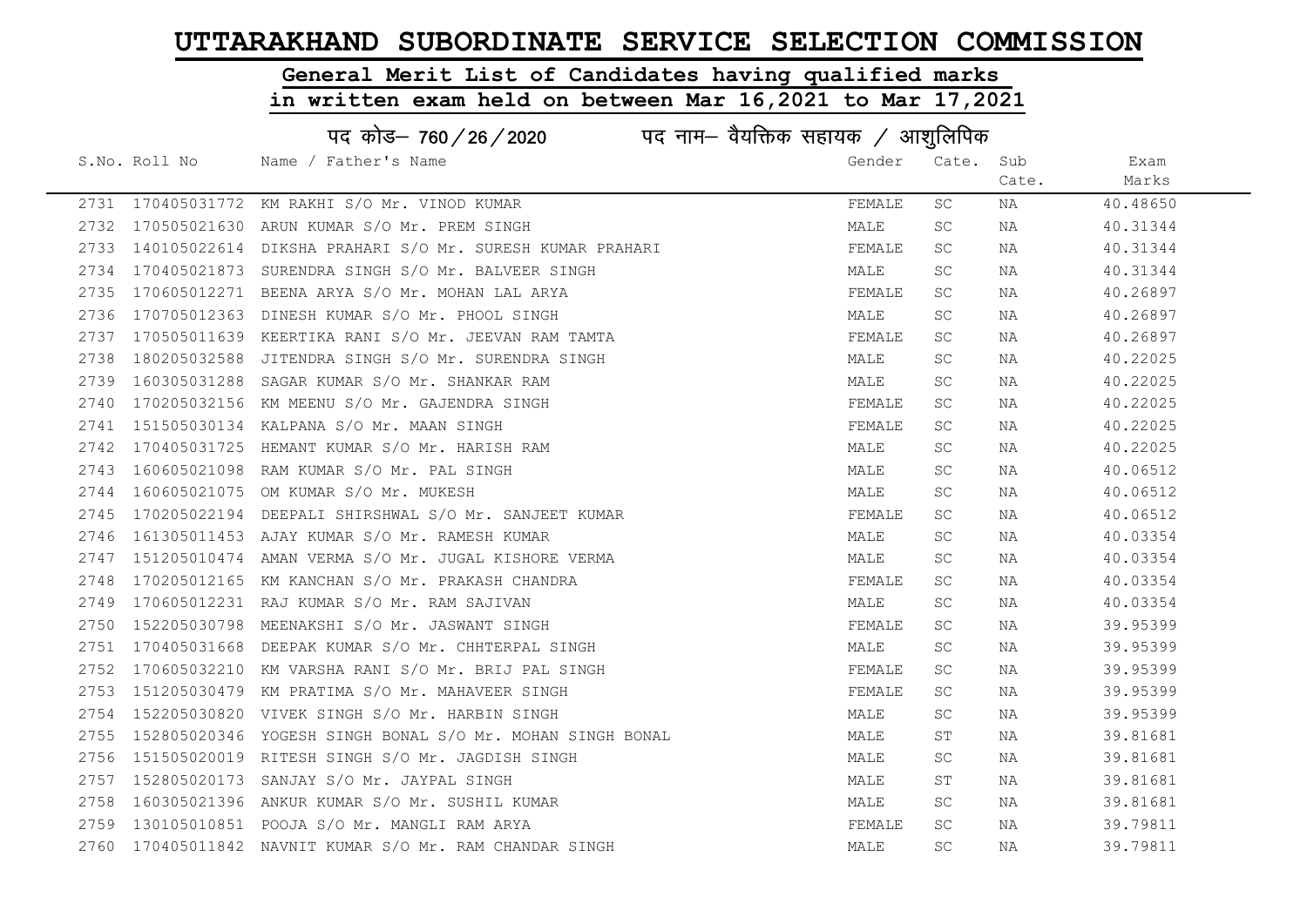# UTTARAKHAND SUBORDINATE SERVICE SELECTION COMMISSION

## General Merit List of Candidates having qualified marks in written exam held on between Mar 16,2021 to Mar 17,2021

### पद कोड– 760/26/2020 पद नाम– वैयक्तिक सहायक / आशुलिपिक

| S.No. | Roll No | Name / Father's Name | Gender | Cate. | Sub Cate. | Exam Marks |
|---|---|---|---|---|---|---|
| 2731 | 170405031772 | KM RAKHI S/O Mr. VINOD KUMAR | FEMALE | SC | NA | 40.48650 |
| 2732 | 170505021630 | ARUN KUMAR S/O Mr. PREM SINGH | MALE | SC | NA | 40.31344 |
| 2733 | 140105022614 | DIKSHA PRAHARI S/O Mr. SURESH KUMAR PRAHARI | FEMALE | SC | NA | 40.31344 |
| 2734 | 170405021873 | SURENDRA SINGH S/O Mr. BALVEER SINGH | MALE | SC | NA | 40.31344 |
| 2735 | 170605012271 | BEENA ARYA S/O Mr. MOHAN LAL ARYA | FEMALE | SC | NA | 40.26897 |
| 2736 | 170705012363 | DINESH KUMAR S/O Mr. PHOOL SINGH | MALE | SC | NA | 40.26897 |
| 2737 | 170505011639 | KEERTIKA RANI S/O Mr. JEEVAN RAM TAMTA | FEMALE | SC | NA | 40.26897 |
| 2738 | 180205032588 | JITENDRA SINGH S/O Mr. SURENDRA SINGH | MALE | SC | NA | 40.22025 |
| 2739 | 160305031288 | SAGAR KUMAR S/O Mr. SHANKAR RAM | MALE | SC | NA | 40.22025 |
| 2740 | 170205032156 | KM MEENU S/O Mr. GAJENDRA SINGH | FEMALE | SC | NA | 40.22025 |
| 2741 | 151505030134 | KALPANA S/O Mr. MAAN SINGH | FEMALE | SC | NA | 40.22025 |
| 2742 | 170405031725 | HEMANT KUMAR S/O Mr. HARISH RAM | MALE | SC | NA | 40.22025 |
| 2743 | 160605021098 | RAM KUMAR S/O Mr. PAL SINGH | MALE | SC | NA | 40.06512 |
| 2744 | 160605021075 | OM KUMAR S/O Mr. MUKESH | MALE | SC | NA | 40.06512 |
| 2745 | 170205022194 | DEEPALI SHIRSHWAL S/O Mr. SANJEET KUMAR | FEMALE | SC | NA | 40.06512 |
| 2746 | 161305011453 | AJAY KUMAR S/O Mr. RAMESH KUMAR | MALE | SC | NA | 40.03354 |
| 2747 | 151205010474 | AMAN VERMA S/O Mr. JUGAL KISHORE VERMA | MALE | SC | NA | 40.03354 |
| 2748 | 170205012165 | KM KANCHAN S/O Mr. PRAKASH CHANDRA | FEMALE | SC | NA | 40.03354 |
| 2749 | 170605012231 | RAJ KUMAR S/O Mr. RAM SAJIVAN | MALE | SC | NA | 40.03354 |
| 2750 | 152205030798 | MEENAKSHI S/O Mr. JASWANT SINGH | FEMALE | SC | NA | 39.95399 |
| 2751 | 170405031668 | DEEPAK KUMAR S/O Mr. CHHTERPAL SINGH | MALE | SC | NA | 39.95399 |
| 2752 | 170605032210 | KM VARSHA RANI S/O Mr. BRIJ PAL SINGH | FEMALE | SC | NA | 39.95399 |
| 2753 | 151205030479 | KM PRATIMA S/O Mr. MAHAVEER SINGH | FEMALE | SC | NA | 39.95399 |
| 2754 | 152205030820 | VIVEK SINGH S/O Mr. HARBIN SINGH | MALE | SC | NA | 39.95399 |
| 2755 | 152805020346 | YOGESH SINGH BONAL S/O Mr. MOHAN SINGH BONAL | MALE | ST | NA | 39.81681 |
| 2756 | 151505020019 | RITESH SINGH S/O Mr. JAGDISH SINGH | MALE | SC | NA | 39.81681 |
| 2757 | 152805020173 | SANJAY S/O Mr. JAYPAL SINGH | MALE | ST | NA | 39.81681 |
| 2758 | 160305021396 | ANKUR KUMAR S/O Mr. SUSHIL KUMAR | MALE | SC | NA | 39.81681 |
| 2759 | 130105010851 | POOJA S/O Mr. MANGLI RAM ARYA | FEMALE | SC | NA | 39.79811 |
| 2760 | 170405011842 | NAVNIT KUMAR S/O Mr. RAM CHANDAR SINGH | MALE | SC | NA | 39.79811 |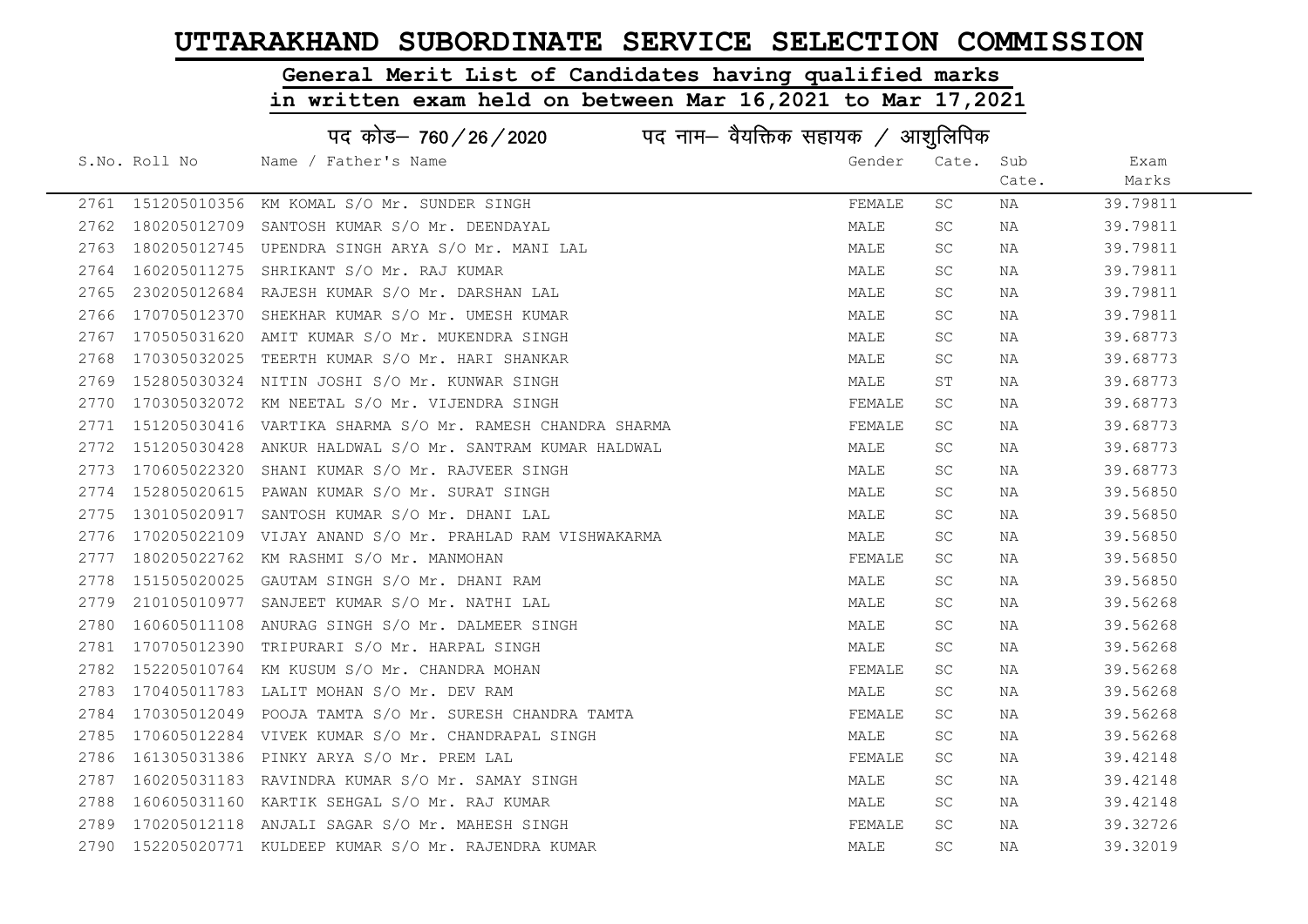# UTTARAKHAND SUBORDINATE SERVICE SELECTION COMMISSION

## General Merit List of Candidates having qualified marks in written exam held on between Mar 16,2021 to Mar 17,2021

### पद कोड– 760/26/2020 पद नाम– वैयक्तिक सहायक / आशुलिपिक

| S.No. | Roll No | Name / Father's Name | Gender | Cate. | Sub Cate. | Exam Marks |
|---|---|---|---|---|---|---|
| 2761 | 151205010356 | KM KOMAL S/O Mr. SUNDER SINGH | FEMALE | SC | NA | 39.79811 |
| 2762 | 180205012709 | SANTOSH KUMAR S/O Mr. DEENDAYAL | MALE | SC | NA | 39.79811 |
| 2763 | 180205012745 | UPENDRA SINGH ARYA S/O Mr. MANI LAL | MALE | SC | NA | 39.79811 |
| 2764 | 160205011275 | SHRIKANT S/O Mr. RAJ KUMAR | MALE | SC | NA | 39.79811 |
| 2765 | 230205012684 | RAJESH KUMAR S/O Mr. DARSHAN LAL | MALE | SC | NA | 39.79811 |
| 2766 | 170705012370 | SHEKHAR KUMAR S/O Mr. UMESH KUMAR | MALE | SC | NA | 39.79811 |
| 2767 | 170505031620 | AMIT KUMAR S/O Mr. MUKENDRA SINGH | MALE | SC | NA | 39.68773 |
| 2768 | 170305032025 | TEERTH KUMAR S/O Mr. HARI SHANKAR | MALE | SC | NA | 39.68773 |
| 2769 | 152805030324 | NITIN JOSHI S/O Mr. KUNWAR SINGH | MALE | ST | NA | 39.68773 |
| 2770 | 170305032072 | KM NEETAL S/O Mr. VIJENDRA SINGH | FEMALE | SC | NA | 39.68773 |
| 2771 | 151205030416 | VARTIKA SHARMA S/O Mr. RAMESH CHANDRA SHARMA | FEMALE | SC | NA | 39.68773 |
| 2772 | 151205030428 | ANKUR HALDWAL S/O Mr. SANTRAM KUMAR HALDWAL | MALE | SC | NA | 39.68773 |
| 2773 | 170605022320 | SHANI KUMAR S/O Mr. RAJVEER SINGH | MALE | SC | NA | 39.68773 |
| 2774 | 152805020615 | PAWAN KUMAR S/O Mr. SURAT SINGH | MALE | SC | NA | 39.56850 |
| 2775 | 130105020917 | SANTOSH KUMAR S/O Mr. DHANI LAL | MALE | SC | NA | 39.56850 |
| 2776 | 170205022109 | VIJAY ANAND S/O Mr. PRAHLAD RAM VISHWAKARMA | MALE | SC | NA | 39.56850 |
| 2777 | 180205022762 | KM RASHMI S/O Mr. MANMOHAN | FEMALE | SC | NA | 39.56850 |
| 2778 | 151505020025 | GAUTAM SINGH S/O Mr. DHANI RAM | MALE | SC | NA | 39.56850 |
| 2779 | 210105010977 | SANJEET KUMAR S/O Mr. NATHI LAL | MALE | SC | NA | 39.56268 |
| 2780 | 160605011108 | ANURAG SINGH S/O Mr. DALMEER SINGH | MALE | SC | NA | 39.56268 |
| 2781 | 170705012390 | TRIPURARI S/O Mr. HARPAL SINGH | MALE | SC | NA | 39.56268 |
| 2782 | 152205010764 | KM KUSUM S/O Mr. CHANDRA MOHAN | FEMALE | SC | NA | 39.56268 |
| 2783 | 170405011783 | LALIT MOHAN S/O Mr. DEV RAM | MALE | SC | NA | 39.56268 |
| 2784 | 170305012049 | POOJA TAMTA S/O Mr. SURESH CHANDRA TAMTA | FEMALE | SC | NA | 39.56268 |
| 2785 | 170605012284 | VIVEK KUMAR S/O Mr. CHANDRAPAL SINGH | MALE | SC | NA | 39.56268 |
| 2786 | 161305031386 | PINKY ARYA S/O Mr. PREM LAL | FEMALE | SC | NA | 39.42148 |
| 2787 | 160205031183 | RAVINDRA KUMAR S/O Mr. SAMAY SINGH | MALE | SC | NA | 39.42148 |
| 2788 | 160605031160 | KARTIK SEHGAL S/O Mr. RAJ KUMAR | MALE | SC | NA | 39.42148 |
| 2789 | 170205012118 | ANJALI SAGAR S/O Mr. MAHESH SINGH | FEMALE | SC | NA | 39.32726 |
| 2790 | 152205020771 | KULDEEP KUMAR S/O Mr. RAJENDRA KUMAR | MALE | SC | NA | 39.32019 |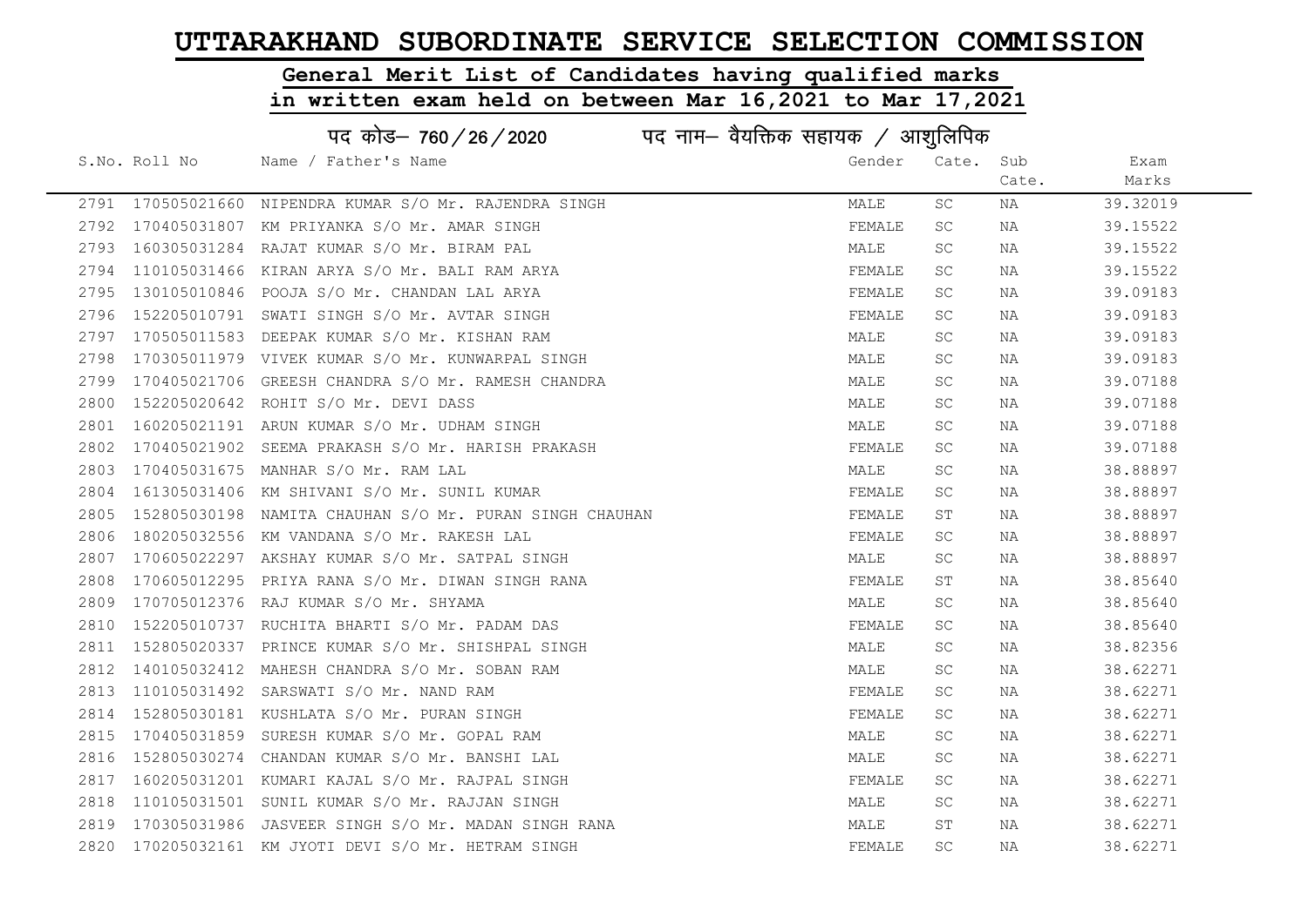# UTTARAKHAND SUBORDINATE SERVICE SELECTION COMMISSION

## General Merit List of Candidates having qualified marks in written exam held on between Mar 16,2021 to Mar 17,2021

### पद कोड– 760 / 26 / 2020 पद नाम– वैयक्तिक सहायक / आशुलिपिक

| S.No. | Roll No | Name / Father's Name | Gender | Cate. | Sub Cate. | Exam Marks |
|---|---|---|---|---|---|---|
| 2791 | 170505021660 | NIPENDRA KUMAR S/O Mr. RAJENDRA SINGH | MALE | SC | NA | 39.32019 |
| 2792 | 170405031807 | KM PRIYANKA S/O Mr. AMAR SINGH | FEMALE | SC | NA | 39.15522 |
| 2793 | 160305031284 | RAJAT KUMAR S/O Mr. BIRAM PAL | MALE | SC | NA | 39.15522 |
| 2794 | 110105031466 | KIRAN ARYA S/O Mr. BALI RAM ARYA | FEMALE | SC | NA | 39.15522 |
| 2795 | 130105010846 | POOJA S/O Mr. CHANDAN LAL ARYA | FEMALE | SC | NA | 39.09183 |
| 2796 | 152205010791 | SWATI SINGH S/O Mr. AVTAR SINGH | FEMALE | SC | NA | 39.09183 |
| 2797 | 170505011583 | DEEPAK KUMAR S/O Mr. KISHAN RAM | MALE | SC | NA | 39.09183 |
| 2798 | 170305011979 | VIVEK KUMAR S/O Mr. KUNWARPAL SINGH | MALE | SC | NA | 39.09183 |
| 2799 | 170405021706 | GREESH CHANDRA S/O Mr. RAMESH CHANDRA | MALE | SC | NA | 39.07188 |
| 2800 | 152205020642 | ROHIT S/O Mr. DEVI DASS | MALE | SC | NA | 39.07188 |
| 2801 | 160205021191 | ARUN KUMAR S/O Mr. UDHAM SINGH | MALE | SC | NA | 39.07188 |
| 2802 | 170405021902 | SEEMA PRAKASH S/O Mr. HARISH PRAKASH | FEMALE | SC | NA | 39.07188 |
| 2803 | 170405031675 | MANHAR S/O Mr. RAM LAL | MALE | SC | NA | 38.88897 |
| 2804 | 161305031406 | KM SHIVANI S/O Mr. SUNIL KUMAR | FEMALE | SC | NA | 38.88897 |
| 2805 | 152805030198 | NAMITA CHAUHAN S/O Mr. PURAN SINGH CHAUHAN | FEMALE | ST | NA | 38.88897 |
| 2806 | 180205032556 | KM VANDANA S/O Mr. RAKESH LAL | FEMALE | SC | NA | 38.88897 |
| 2807 | 170605022297 | AKSHAY KUMAR S/O Mr. SATPAL SINGH | MALE | SC | NA | 38.88897 |
| 2808 | 170605012295 | PRIYA RANA S/O Mr. DIWAN SINGH RANA | FEMALE | ST | NA | 38.85640 |
| 2809 | 170705012376 | RAJ KUMAR S/O Mr. SHYAMA | MALE | SC | NA | 38.85640 |
| 2810 | 152205010737 | RUCHITA BHARTI S/O Mr. PADAM DAS | FEMALE | SC | NA | 38.85640 |
| 2811 | 152805020337 | PRINCE KUMAR S/O Mr. SHISHPAL SINGH | MALE | SC | NA | 38.82356 |
| 2812 | 140105032412 | MAHESH CHANDRA S/O Mr. SOBAN RAM | MALE | SC | NA | 38.62271 |
| 2813 | 110105031492 | SARSWATI S/O Mr. NAND RAM | FEMALE | SC | NA | 38.62271 |
| 2814 | 152805030181 | KUSHLATA S/O Mr. PURAN SINGH | FEMALE | SC | NA | 38.62271 |
| 2815 | 170405031859 | SURESH KUMAR S/O Mr. GOPAL RAM | MALE | SC | NA | 38.62271 |
| 2816 | 152805030274 | CHANDAN KUMAR S/O Mr. BANSHI LAL | MALE | SC | NA | 38.62271 |
| 2817 | 160205031201 | KUMARI KAJAL S/O Mr. RAJPAL SINGH | FEMALE | SC | NA | 38.62271 |
| 2818 | 110105031501 | SUNIL KUMAR S/O Mr. RAJJAN SINGH | MALE | SC | NA | 38.62271 |
| 2819 | 170305031986 | JASVEER SINGH S/O Mr. MADAN SINGH RANA | MALE | ST | NA | 38.62271 |
| 2820 | 170205032161 | KM JYOTI DEVI S/O Mr. HETRAM SINGH | FEMALE | SC | NA | 38.62271 |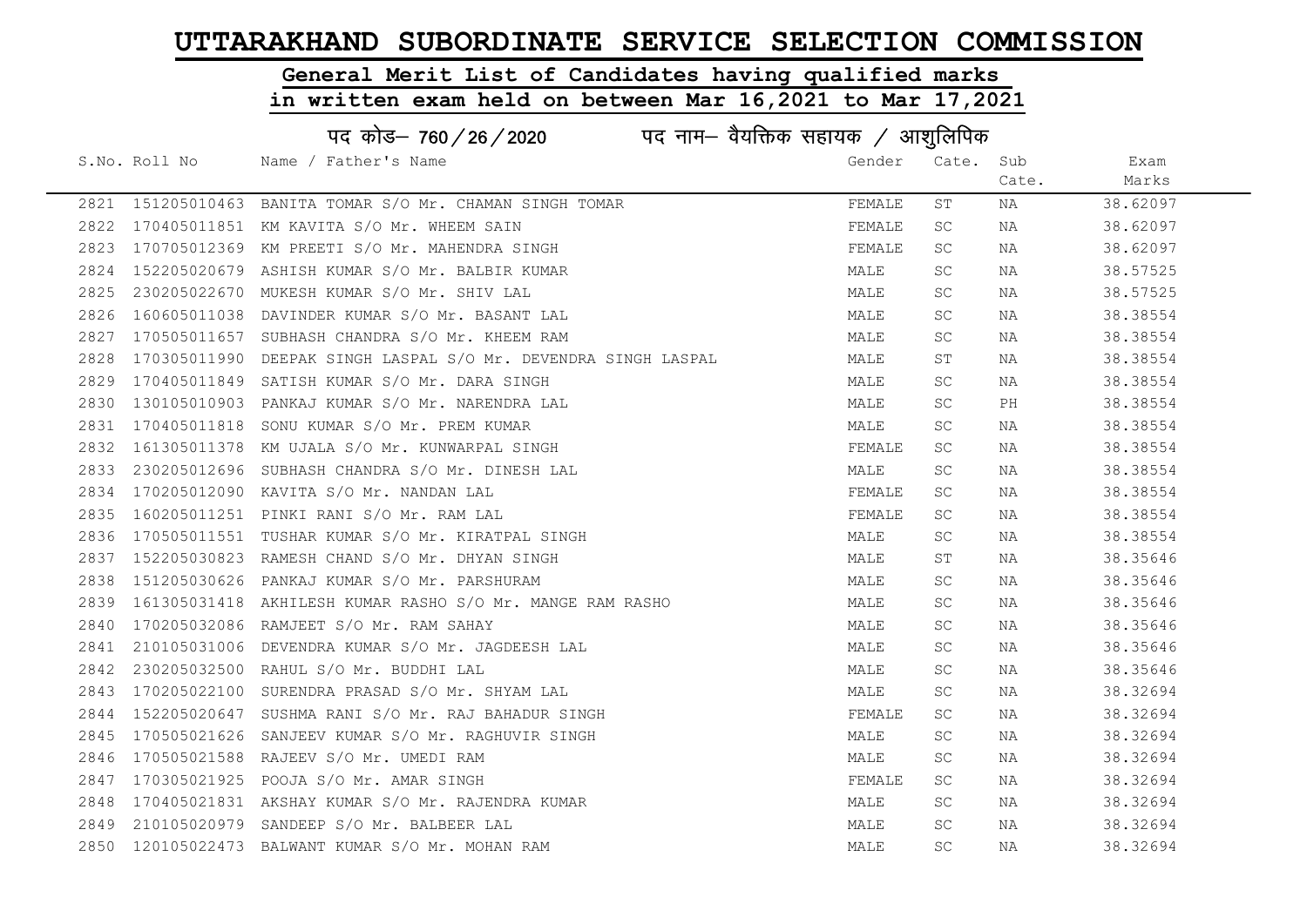# UTTARAKHAND SUBORDINATE SERVICE SELECTION COMMISSION

## General Merit List of Candidates having qualified marks in written exam held on between Mar 16,2021 to Mar 17,2021

### पद कोड– 760 / 26 / 2020 पद नाम– वैयक्तिक सहायक / आशुलिपिक

| S.No. | Roll No | Name / Father's Name | Gender | Cate. | Sub Cate. | Exam Marks |
|---|---|---|---|---|---|---|
| 2821 | 151205010463 | BANITA TOMAR S/O Mr. CHAMAN SINGH TOMAR | FEMALE | ST | NA | 38.62097 |
| 2822 | 170405011851 | KM KAVITA S/O Mr. WHEEM SAIN | FEMALE | SC | NA | 38.62097 |
| 2823 | 170705012369 | KM PREETI S/O Mr. MAHENDRA SINGH | FEMALE | SC | NA | 38.62097 |
| 2824 | 152205020679 | ASHISH KUMAR S/O Mr. BALBIR KUMAR | MALE | SC | NA | 38.57525 |
| 2825 | 230205022670 | MUKESH KUMAR S/O Mr. SHIV LAL | MALE | SC | NA | 38.57525 |
| 2826 | 160605011038 | DAVINDER KUMAR S/O Mr. BASANT LAL | MALE | SC | NA | 38.38554 |
| 2827 | 170505011657 | SUBHASH CHANDRA S/O Mr. KHEEM RAM | MALE | SC | NA | 38.38554 |
| 2828 | 170305011990 | DEEPAK SINGH LASPAL S/O Mr. DEVENDRA SINGH LASPAL | MALE | ST | NA | 38.38554 |
| 2829 | 170405011849 | SATISH KUMAR S/O Mr. DARA SINGH | MALE | SC | NA | 38.38554 |
| 2830 | 130105010903 | PANKAJ KUMAR S/O Mr. NARENDRA LAL | MALE | SC | PH | 38.38554 |
| 2831 | 170405011818 | SONU KUMAR S/O Mr. PREM KUMAR | MALE | SC | NA | 38.38554 |
| 2832 | 161305011378 | KM UJALA S/O Mr. KUNWARPAL SINGH | FEMALE | SC | NA | 38.38554 |
| 2833 | 230205012696 | SUBHASH CHANDRA S/O Mr. DINESH LAL | MALE | SC | NA | 38.38554 |
| 2834 | 170205012090 | KAVITA S/O Mr. NANDAN LAL | FEMALE | SC | NA | 38.38554 |
| 2835 | 160205011251 | PINKI RANI S/O Mr. RAM LAL | FEMALE | SC | NA | 38.38554 |
| 2836 | 170505011551 | TUSHAR KUMAR S/O Mr. KIRATPAL SINGH | MALE | SC | NA | 38.38554 |
| 2837 | 152205030823 | RAMESH CHAND S/O Mr. DHYAN SINGH | MALE | ST | NA | 38.35646 |
| 2838 | 151205030626 | PANKAJ KUMAR S/O Mr. PARSHURAM | MALE | SC | NA | 38.35646 |
| 2839 | 161305031418 | AKHILESH KUMAR RASHO S/O Mr. MANGE RAM RASHO | MALE | SC | NA | 38.35646 |
| 2840 | 170205032086 | RAMJEET S/O Mr. RAM SAHAY | MALE | SC | NA | 38.35646 |
| 2841 | 210105031006 | DEVENDRA KUMAR S/O Mr. JAGDEESH LAL | MALE | SC | NA | 38.35646 |
| 2842 | 230205032500 | RAHUL S/O Mr. BUDDHI LAL | MALE | SC | NA | 38.35646 |
| 2843 | 170205022100 | SURENDRA PRASAD S/O Mr. SHYAM LAL | MALE | SC | NA | 38.32694 |
| 2844 | 152205020647 | SUSHMA RANI S/O Mr. RAJ BAHADUR SINGH | FEMALE | SC | NA | 38.32694 |
| 2845 | 170505021626 | SANJEEV KUMAR S/O Mr. RAGHUVIR SINGH | MALE | SC | NA | 38.32694 |
| 2846 | 170505021588 | RAJEEV S/O Mr. UMEDI RAM | MALE | SC | NA | 38.32694 |
| 2847 | 170305021925 | POOJA S/O Mr. AMAR SINGH | FEMALE | SC | NA | 38.32694 |
| 2848 | 170405021831 | AKSHAY KUMAR S/O Mr. RAJENDRA KUMAR | MALE | SC | NA | 38.32694 |
| 2849 | 210105020979 | SANDEEP S/O Mr. BALBEER LAL | MALE | SC | NA | 38.32694 |
| 2850 | 120105022473 | BALWANT KUMAR S/O Mr. MOHAN RAM | MALE | SC | NA | 38.32694 |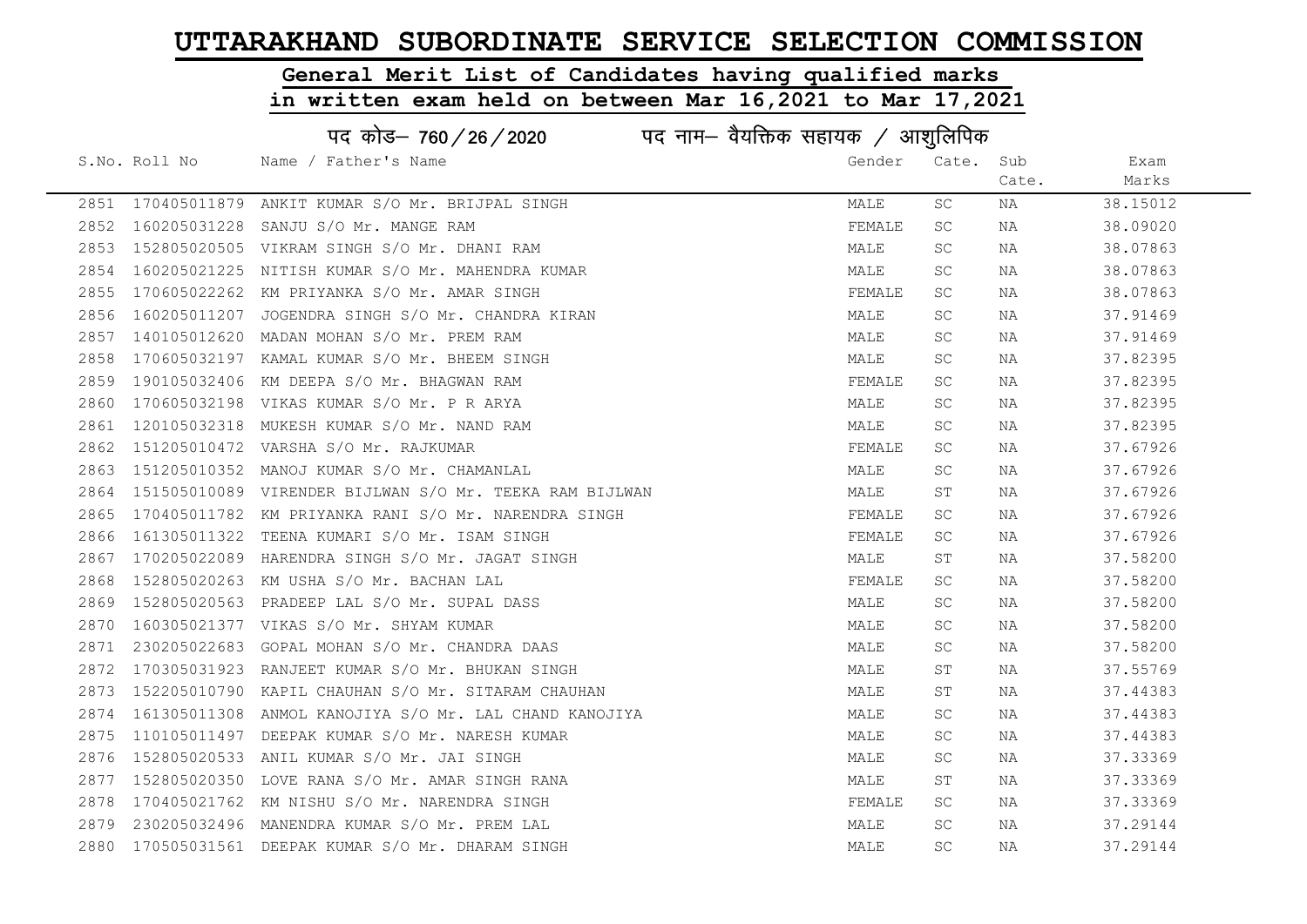# UTTARAKHAND SUBORDINATE SERVICE SELECTION COMMISSION

## General Merit List of Candidates having qualified marks in written exam held on between Mar 16,2021 to Mar 17,2021

### पद कोड– 760/26/2020 पद नाम– वैयक्तिक सहायक / आशुलिपिक

| S.No. | Roll No | Name / Father's Name | Gender | Cate. | Sub Cate. | Exam Marks |
|---|---|---|---|---|---|---|
| 2851 | 170405011879 | ANKIT KUMAR S/O Mr. BRIJPAL SINGH | MALE | SC | NA | 38.15012 |
| 2852 | 160205031228 | SANJU S/O Mr. MANGE RAM | FEMALE | SC | NA | 38.09020 |
| 2853 | 152805020505 | VIKRAM SINGH S/O Mr. DHANI RAM | MALE | SC | NA | 38.07863 |
| 2854 | 160205021225 | NITISH KUMAR S/O Mr. MAHENDRA KUMAR | MALE | SC | NA | 38.07863 |
| 2855 | 170605022262 | KM PRIYANKA S/O Mr. AMAR SINGH | FEMALE | SC | NA | 38.07863 |
| 2856 | 160205011207 | JOGENDRA SINGH S/O Mr. CHANDRA KIRAN | MALE | SC | NA | 37.91469 |
| 2857 | 140105012620 | MADAN MOHAN S/O Mr. PREM RAM | MALE | SC | NA | 37.91469 |
| 2858 | 170605032197 | KAMAL KUMAR S/O Mr. BHEEM SINGH | MALE | SC | NA | 37.82395 |
| 2859 | 190105032406 | KM DEEPA S/O Mr. BHAGWAN RAM | FEMALE | SC | NA | 37.82395 |
| 2860 | 170605032198 | VIKAS KUMAR S/O Mr. P R ARYA | MALE | SC | NA | 37.82395 |
| 2861 | 120105032318 | MUKESH KUMAR S/O Mr. NAND RAM | MALE | SC | NA | 37.82395 |
| 2862 | 151205010472 | VARSHA S/O Mr. RAJKUMAR | FEMALE | SC | NA | 37.67926 |
| 2863 | 151205010352 | MANOJ KUMAR S/O Mr. CHAMANLAL | MALE | SC | NA | 37.67926 |
| 2864 | 151505010089 | VIRENDER BIJLWAN S/O Mr. TEEKA RAM BIJLWAN | MALE | ST | NA | 37.67926 |
| 2865 | 170405011782 | KM PRIYANKA RANI S/O Mr. NARENDRA SINGH | FEMALE | SC | NA | 37.67926 |
| 2866 | 161305011322 | TEENA KUMARI S/O Mr. ISAM SINGH | FEMALE | SC | NA | 37.67926 |
| 2867 | 170205022089 | HARENDRA SINGH S/O Mr. JAGAT SINGH | MALE | ST | NA | 37.58200 |
| 2868 | 152805020263 | KM USHA S/O Mr. BACHAN LAL | FEMALE | SC | NA | 37.58200 |
| 2869 | 152805020563 | PRADEEP LAL S/O Mr. SUPAL DASS | MALE | SC | NA | 37.58200 |
| 2870 | 160305021377 | VIKAS S/O Mr. SHYAM KUMAR | MALE | SC | NA | 37.58200 |
| 2871 | 230205022683 | GOPAL MOHAN S/O Mr. CHANDRA DAAS | MALE | SC | NA | 37.58200 |
| 2872 | 170305031923 | RANJEET KUMAR S/O Mr. BHUKAN SINGH | MALE | ST | NA | 37.55769 |
| 2873 | 152205010790 | KAPIL CHAUHAN S/O Mr. SITARAM CHAUHAN | MALE | ST | NA | 37.44383 |
| 2874 | 161305011308 | ANMOL KANOJIYA S/O Mr. LAL CHAND KANOJIYA | MALE | SC | NA | 37.44383 |
| 2875 | 110105011497 | DEEPAK KUMAR S/O Mr. NARESH KUMAR | MALE | SC | NA | 37.44383 |
| 2876 | 152805020533 | ANIL KUMAR S/O Mr. JAI SINGH | MALE | SC | NA | 37.33369 |
| 2877 | 152805020350 | LOVE RANA S/O Mr. AMAR SINGH RANA | MALE | ST | NA | 37.33369 |
| 2878 | 170405021762 | KM NISHU S/O Mr. NARENDRA SINGH | FEMALE | SC | NA | 37.33369 |
| 2879 | 230205032496 | MANENDRA KUMAR S/O Mr. PREM LAL | MALE | SC | NA | 37.29144 |
| 2880 | 170505031561 | DEEPAK KUMAR S/O Mr. DHARAM SINGH | MALE | SC | NA | 37.29144 |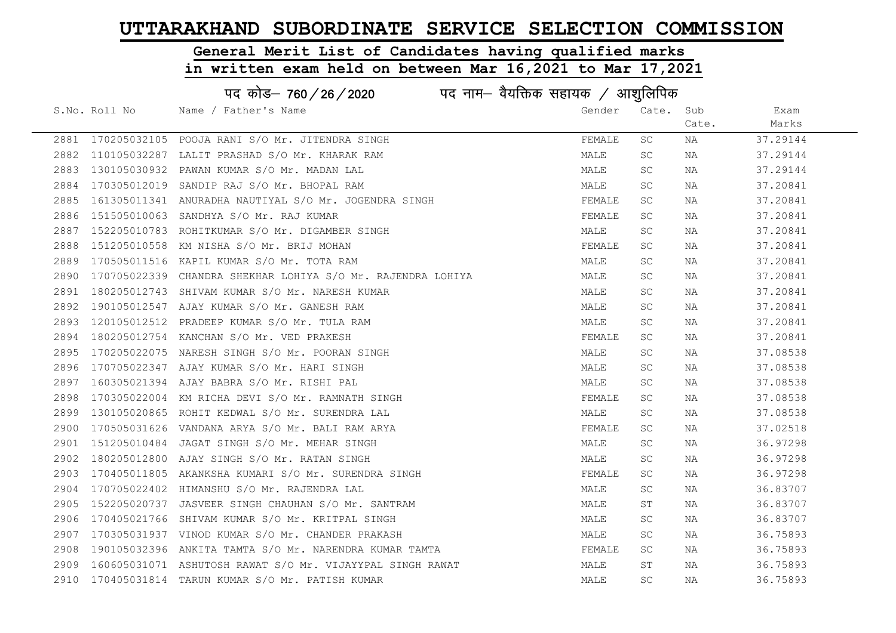# UTTARAKHAND SUBORDINATE SERVICE SELECTION COMMISSION

## General Merit List of Candidates having qualified marks in written exam held on between Mar 16,2021 to Mar 17,2021

### पद कोड– 760/26/2020 पद नाम– वैयक्तिक सहायक / आशुलिपिक

| S.No. | Roll No | Name / Father's Name | Gender | Cate. | Sub Cate. | Exam Marks |
|---|---|---|---|---|---|---|
| 2881 | 170205032105 | POOJA RANI S/O Mr. JITENDRA SINGH | FEMALE | SC | NA | 37.29144 |
| 2882 | 110105032287 | LALIT PRASHAD S/O Mr. KHARAK RAM | MALE | SC | NA | 37.29144 |
| 2883 | 130105030932 | PAWAN KUMAR S/O Mr. MADAN LAL | MALE | SC | NA | 37.29144 |
| 2884 | 170305012019 | SANDIP RAJ S/O Mr. BHOPAL RAM | MALE | SC | NA | 37.20841 |
| 2885 | 161305011341 | ANURADHA NAUTIYAL S/O Mr. JOGENDRA SINGH | FEMALE | SC | NA | 37.20841 |
| 2886 | 151505010063 | SANDHYA S/O Mr. RAJ KUMAR | FEMALE | SC | NA | 37.20841 |
| 2887 | 152205010783 | ROHITKUMAR S/O Mr. DIGAMBER SINGH | MALE | SC | NA | 37.20841 |
| 2888 | 151205010558 | KM NISHA S/O Mr. BRIJ MOHAN | FEMALE | SC | NA | 37.20841 |
| 2889 | 170505011516 | KAPIL KUMAR S/O Mr. TOTA RAM | MALE | SC | NA | 37.20841 |
| 2890 | 170705022339 | CHANDRA SHEKHAR LOHIYA S/O Mr. RAJENDRA LOHIYA | MALE | SC | NA | 37.20841 |
| 2891 | 180205012743 | SHIVAM KUMAR S/O Mr. NARESH KUMAR | MALE | SC | NA | 37.20841 |
| 2892 | 190105012547 | AJAY KUMAR S/O Mr. GANESH RAM | MALE | SC | NA | 37.20841 |
| 2893 | 120105012512 | PRADEEP KUMAR S/O Mr. TULA RAM | MALE | SC | NA | 37.20841 |
| 2894 | 180205012754 | KANCHAN S/O Mr. VED PRAKESH | FEMALE | SC | NA | 37.20841 |
| 2895 | 170205022075 | NARESH SINGH S/O Mr. POORAN SINGH | MALE | SC | NA | 37.08538 |
| 2896 | 170705022347 | AJAY KUMAR S/O Mr. HARI SINGH | MALE | SC | NA | 37.08538 |
| 2897 | 160305021394 | AJAY BABRA S/O Mr. RISHI PAL | MALE | SC | NA | 37.08538 |
| 2898 | 170305022004 | KM RICHA DEVI S/O Mr. RAMNATH SINGH | FEMALE | SC | NA | 37.08538 |
| 2899 | 130105020865 | ROHIT KEDWAL S/O Mr. SURENDRA LAL | MALE | SC | NA | 37.08538 |
| 2900 | 170505031626 | VANDANA ARYA S/O Mr. BALI RAM ARYA | FEMALE | SC | NA | 37.02518 |
| 2901 | 151205010484 | JAGAT SINGH S/O Mr. MEHAR SINGH | MALE | SC | NA | 36.97298 |
| 2902 | 180205012800 | AJAY SINGH S/O Mr. RATAN SINGH | MALE | SC | NA | 36.97298 |
| 2903 | 170405011805 | AKANKSHA KUMARI S/O Mr. SURENDRA SINGH | FEMALE | SC | NA | 36.97298 |
| 2904 | 170705022402 | HIMANSHU S/O Mr. RAJENDRA LAL | MALE | SC | NA | 36.83707 |
| 2905 | 152205020737 | JASVEER SINGH CHAUHAN S/O Mr. SANTRAM | MALE | ST | NA | 36.83707 |
| 2906 | 170405021766 | SHIVAM KUMAR S/O Mr. KRITPAL SINGH | MALE | SC | NA | 36.83707 |
| 2907 | 170305031937 | VINOD KUMAR S/O Mr. CHANDER PRAKASH | MALE | SC | NA | 36.75893 |
| 2908 | 190105032396 | ANKITA TAMTA S/O Mr. NARENDRA KUMAR TAMTA | FEMALE | SC | NA | 36.75893 |
| 2909 | 160605031071 | ASHUTOSH RAWAT S/O Mr. VIJAYYPAL SINGH RAWAT | MALE | ST | NA | 36.75893 |
| 2910 | 170405031814 | TARUN KUMAR S/O Mr. PATISH KUMAR | MALE | SC | NA | 36.75893 |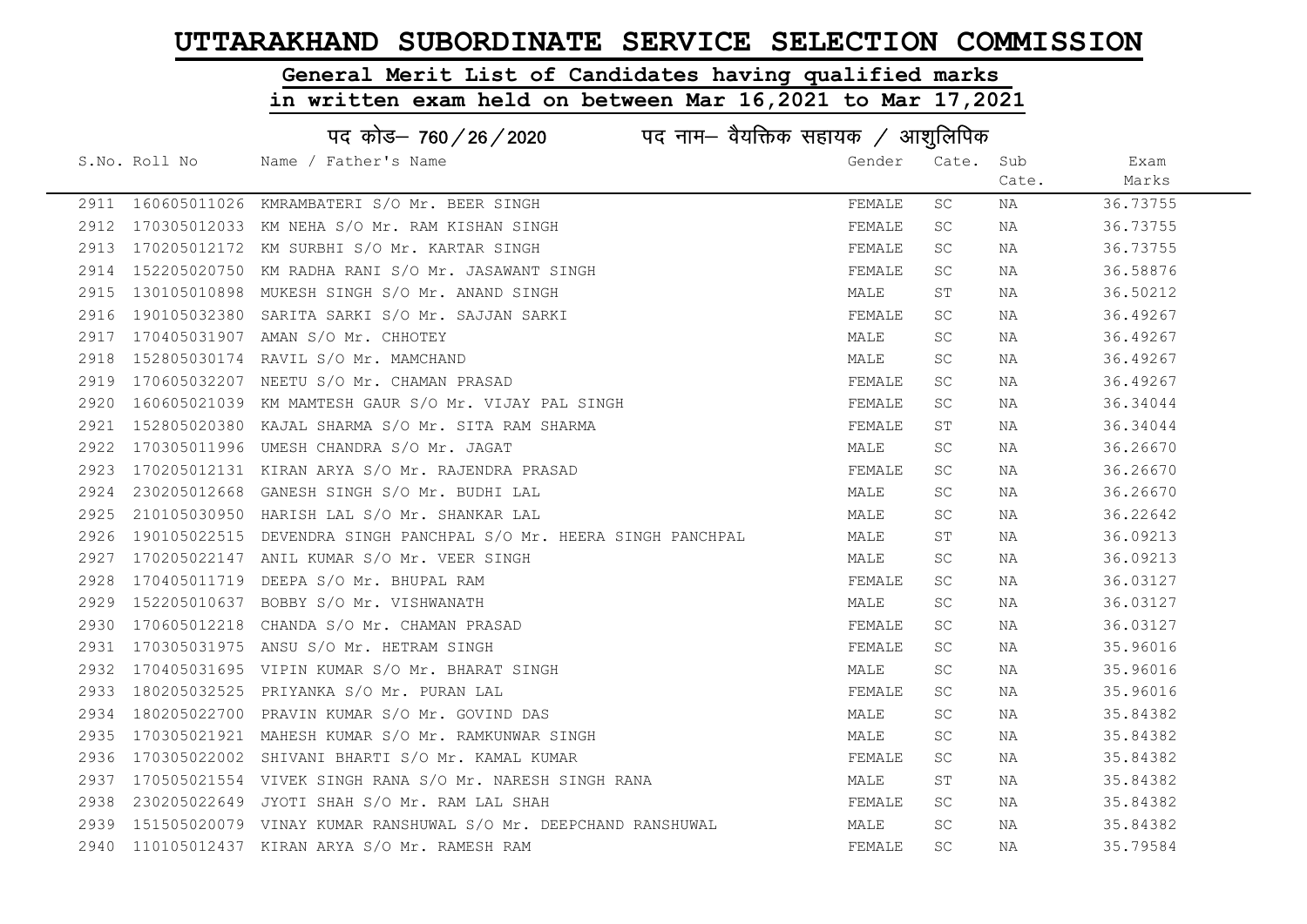# UTTARAKHAND SUBORDINATE SERVICE SELECTION COMMISSION

## General Merit List of Candidates having qualified marks in written exam held on between Mar 16,2021 to Mar 17,2021

### पद कोड– 760 / 26 / 2020 पद नाम– वैयक्तिक सहायक / आशुलिपिक

| S.No. | Roll No | Name / Father's Name | Gender | Cate. | Sub Cate. | Exam Marks |
|---|---|---|---|---|---|---|
| 2911 | 160605011026 | KMRAMBATERI S/O Mr. BEER SINGH | FEMALE | SC | NA | 36.73755 |
| 2912 | 170305012033 | KM NEHA S/O Mr. RAM KISHAN SINGH | FEMALE | SC | NA | 36.73755 |
| 2913 | 170205012172 | KM SURBHI S/O Mr. KARTAR SINGH | FEMALE | SC | NA | 36.73755 |
| 2914 | 152205020750 | KM RADHA RANI S/O Mr. JASAWANT SINGH | FEMALE | SC | NA | 36.58876 |
| 2915 | 130105010898 | MUKESH SINGH S/O Mr. ANAND SINGH | MALE | ST | NA | 36.50212 |
| 2916 | 190105032380 | SARITA SARKI S/O Mr. SAJJAN SARKI | FEMALE | SC | NA | 36.49267 |
| 2917 | 170405031907 | AMAN S/O Mr. CHHOTEY | MALE | SC | NA | 36.49267 |
| 2918 | 152805030174 | RAVIL S/O Mr. MAMCHAND | MALE | SC | NA | 36.49267 |
| 2919 | 170605032207 | NEETU S/O Mr. CHAMAN PRASAD | FEMALE | SC | NA | 36.49267 |
| 2920 | 160605021039 | KM MAMTESH GAUR S/O Mr. VIJAY PAL SINGH | FEMALE | SC | NA | 36.34044 |
| 2921 | 152805020380 | KAJAL SHARMA S/O Mr. SITA RAM SHARMA | FEMALE | ST | NA | 36.34044 |
| 2922 | 170305011996 | UMESH CHANDRA S/O Mr. JAGAT | MALE | SC | NA | 36.26670 |
| 2923 | 170205012131 | KIRAN ARYA S/O Mr. RAJENDRA PRASAD | FEMALE | SC | NA | 36.26670 |
| 2924 | 230205012668 | GANESH SINGH S/O Mr. BUDHI LAL | MALE | SC | NA | 36.26670 |
| 2925 | 210105030950 | HARISH LAL S/O Mr. SHANKAR LAL | MALE | SC | NA | 36.22642 |
| 2926 | 190105022515 | DEVENDRA SINGH PANCHPAL S/O Mr. HEERA SINGH PANCHPAL | MALE | ST | NA | 36.09213 |
| 2927 | 170205022147 | ANIL KUMAR S/O Mr. VEER SINGH | MALE | SC | NA | 36.09213 |
| 2928 | 170405011719 | DEEPA S/O Mr. BHUPAL RAM | FEMALE | SC | NA | 36.03127 |
| 2929 | 152205010637 | BOBBY S/O Mr. VISHWANATH | MALE | SC | NA | 36.03127 |
| 2930 | 170605012218 | CHANDA S/O Mr. CHAMAN PRASAD | FEMALE | SC | NA | 36.03127 |
| 2931 | 170305031975 | ANSU S/O Mr. HETRAM SINGH | FEMALE | SC | NA | 35.96016 |
| 2932 | 170405031695 | VIPIN KUMAR S/O Mr. BHARAT SINGH | MALE | SC | NA | 35.96016 |
| 2933 | 180205032525 | PRIYANKA S/O Mr. PURAN LAL | FEMALE | SC | NA | 35.96016 |
| 2934 | 180205022700 | PRAVIN KUMAR S/O Mr. GOVIND DAS | MALE | SC | NA | 35.84382 |
| 2935 | 170305021921 | MAHESH KUMAR S/O Mr. RAMKUNWAR SINGH | MALE | SC | NA | 35.84382 |
| 2936 | 170305022002 | SHIVANI BHARTI S/O Mr. KAMAL KUMAR | FEMALE | SC | NA | 35.84382 |
| 2937 | 170505021554 | VIVEK SINGH RANA S/O Mr. NARESH SINGH RANA | MALE | ST | NA | 35.84382 |
| 2938 | 230205022649 | JYOTI SHAH S/O Mr. RAM LAL SHAH | FEMALE | SC | NA | 35.84382 |
| 2939 | 151505020079 | VINAY KUMAR RANSHUWAL S/O Mr. DEEPCHAND RANSHUWAL | MALE | SC | NA | 35.84382 |
| 2940 | 110105012437 | KIRAN ARYA S/O Mr. RAMESH RAM | FEMALE | SC | NA | 35.79584 |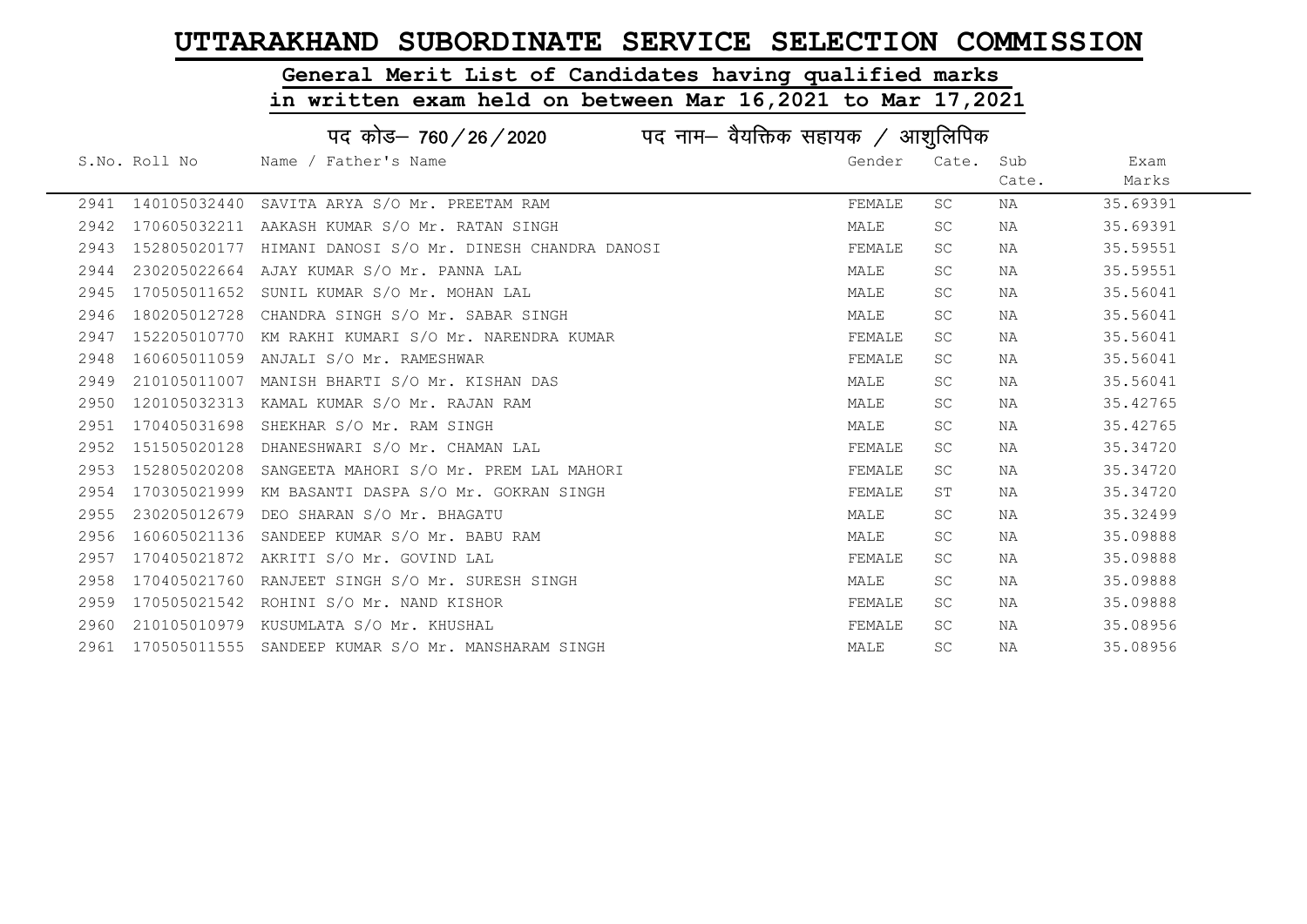# UTTARAKHAND SUBORDINATE SERVICE SELECTION COMMISSION

## General Merit List of Candidates having qualified marks in written exam held on between Mar 16,2021 to Mar 17,2021

### पद कोड– 760/26/2020 पद नाम– वैयक्तिक सहायक / आशुलिपिक

| S.No. | Roll No | Name / Father's Name | Gender | Cate. | Sub Cate. | Exam Marks |
|---|---|---|---|---|---|---|
| 2941 | 140105032440 | SAVITA ARYA S/O Mr. PREETAM RAM | FEMALE | SC | NA | 35.69391 |
| 2942 | 170605032211 | AAKASH KUMAR S/O Mr. RATAN SINGH | MALE | SC | NA | 35.69391 |
| 2943 | 152805020177 | HIMANI DANOSI S/O Mr. DINESH CHANDRA DANOSI | FEMALE | SC | NA | 35.59551 |
| 2944 | 230205022664 | AJAY KUMAR S/O Mr. PANNA LAL | MALE | SC | NA | 35.59551 |
| 2945 | 170505011652 | SUNIL KUMAR S/O Mr. MOHAN LAL | MALE | SC | NA | 35.56041 |
| 2946 | 180205012728 | CHANDRA SINGH S/O Mr. SABAR SINGH | MALE | SC | NA | 35.56041 |
| 2947 | 152205010770 | KM RAKHI KUMARI S/O Mr. NARENDRA KUMAR | FEMALE | SC | NA | 35.56041 |
| 2948 | 160605011059 | ANJALI S/O Mr. RAMESHWAR | FEMALE | SC | NA | 35.56041 |
| 2949 | 210105011007 | MANISH BHARTI S/O Mr. KISHAN DAS | MALE | SC | NA | 35.56041 |
| 2950 | 120105032313 | KAMAL KUMAR S/O Mr. RAJAN RAM | MALE | SC | NA | 35.42765 |
| 2951 | 170405031698 | SHEKHAR S/O Mr. RAM SINGH | MALE | SC | NA | 35.42765 |
| 2952 | 151505020128 | DHANESHWARI S/O Mr. CHAMAN LAL | FEMALE | SC | NA | 35.34720 |
| 2953 | 152805020208 | SANGEETA MAHORI S/O Mr. PREM LAL MAHORI | FEMALE | SC | NA | 35.34720 |
| 2954 | 170305021999 | KM BASANTI DASPA S/O Mr. GOKRAN SINGH | FEMALE | ST | NA | 35.34720 |
| 2955 | 230205012679 | DEO SHARAN S/O Mr. BHAGATU | MALE | SC | NA | 35.32499 |
| 2956 | 160605021136 | SANDEEP KUMAR S/O Mr. BABU RAM | MALE | SC | NA | 35.09888 |
| 2957 | 170405021872 | AKRITI S/O Mr. GOVIND LAL | FEMALE | SC | NA | 35.09888 |
| 2958 | 170405021760 | RANJEET SINGH S/O Mr. SURESH SINGH | MALE | SC | NA | 35.09888 |
| 2959 | 170505021542 | ROHINI S/O Mr. NAND KISHOR | FEMALE | SC | NA | 35.09888 |
| 2960 | 210105010979 | KUSUMLATA S/O Mr. KHUSHAL | FEMALE | SC | NA | 35.08956 |
| 2961 | 170505011555 | SANDEEP KUMAR S/O Mr. MANSHARAM SINGH | MALE | SC | NA | 35.08956 |